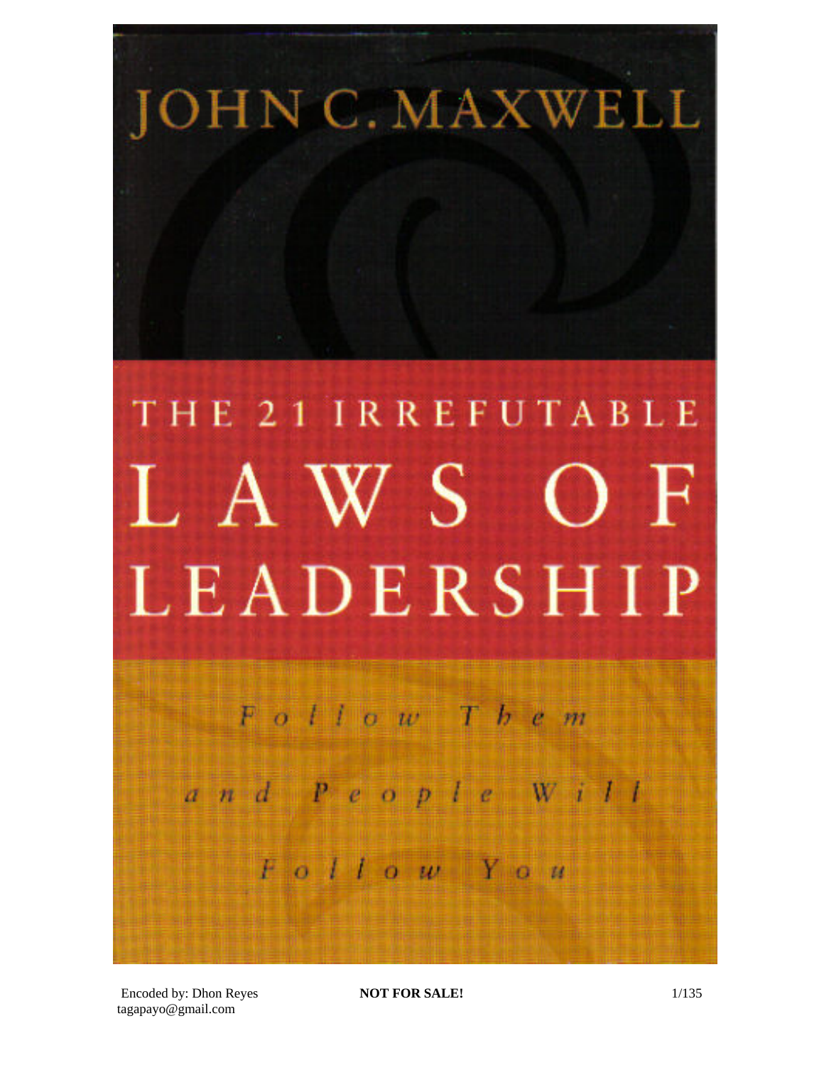JOHN C. MAXWELL

# THE 21 IRREFUTABLE LAWS OF LEADERSHIP

*Follow Them and People Will Follow You*

Encoded by: Dhon Reyes
tagapayo@gmail.com

**NOT FOR SALE!**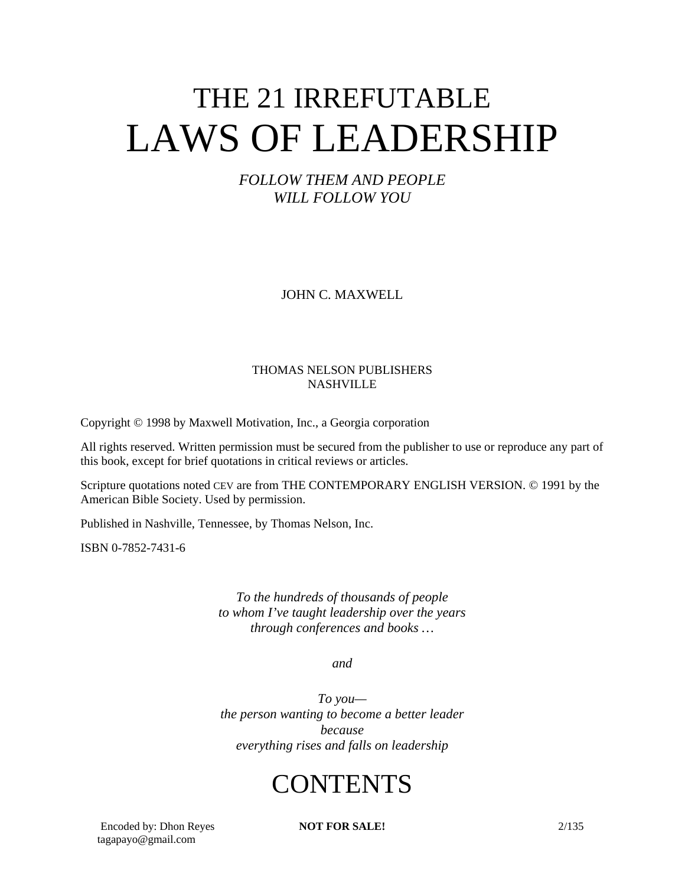# THE 21 IRREFUTABLE LAWS OF LEADERSHIP

*FOLLOW THEM AND PEOPLE WILL FOLLOW YOU*

JOHN C. MAXWELL

THOMAS NELSON PUBLISHERS
NASHVILLE

Copyright © 1998 by Maxwell Motivation, Inc., a Georgia corporation

All rights reserved. Written permission must be secured from the publisher to use or reproduce any part of this book, except for brief quotations in critical reviews or articles.

Scripture quotations noted CEV are from THE CONTEMPORARY ENGLISH VERSION. © 1991 by the American Bible Society. Used by permission.

Published in Nashville, Tennessee, by Thomas Nelson, Inc.

ISBN 0-7852-7431-6

*To the hundreds of thousands of people*
*to whom I've taught leadership over the years*
*through conferences and books …*

*and*

*To you—*
*the person wanting to become a better leader*
*because*
*everything rises and falls on leadership*

# CONTENTS

Encoded by: Dhon Reyes
tagapayo@gmail.com

**NOT FOR SALE!**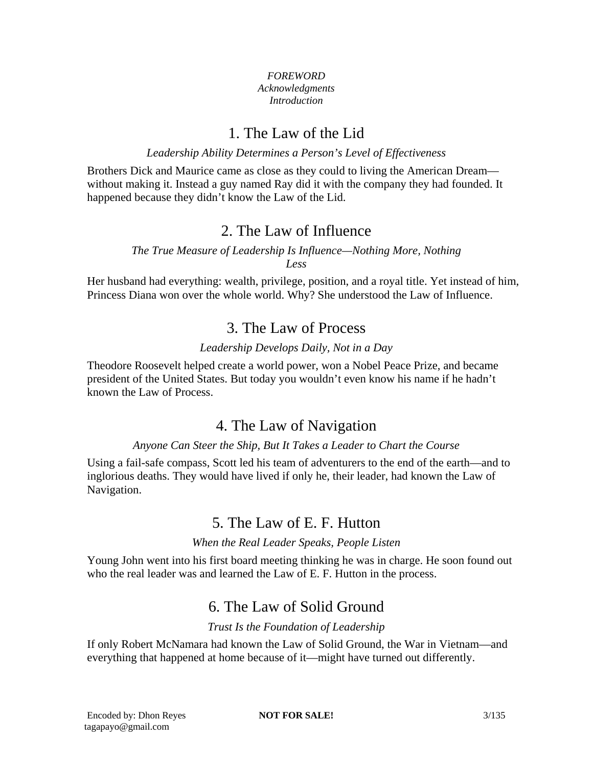*FOREWORD*
*Acknowledgments*
*Introduction*

## 1. The Law of the Lid

*Leadership Ability Determines a Person's Level of Effectiveness*

Brothers Dick and Maurice came as close as they could to living the American Dream—without making it. Instead a guy named Ray did it with the company they had founded. It happened because they didn't know the Law of the Lid.

## 2. The Law of Influence

*The True Measure of Leadership Is Influence—Nothing More, Nothing Less*

Her husband had everything: wealth, privilege, position, and a royal title. Yet instead of him, Princess Diana won over the whole world. Why? She understood the Law of Influence.

## 3. The Law of Process

*Leadership Develops Daily, Not in a Day*

Theodore Roosevelt helped create a world power, won a Nobel Peace Prize, and became president of the United States. But today you wouldn't even know his name if he hadn't known the Law of Process.

## 4. The Law of Navigation

*Anyone Can Steer the Ship, But It Takes a Leader to Chart the Course*

Using a fail-safe compass, Scott led his team of adventurers to the end of the earth—and to inglorious deaths. They would have lived if only he, their leader, had known the Law of Navigation.

## 5. The Law of E. F. Hutton

*When the Real Leader Speaks, People Listen*

Young John went into his first board meeting thinking he was in charge. He soon found out who the real leader was and learned the Law of E. F. Hutton in the process.

## 6. The Law of Solid Ground

*Trust Is the Foundation of Leadership*

If only Robert McNamara had known the Law of Solid Ground, the War in Vietnam—and everything that happened at home because of it—might have turned out differently.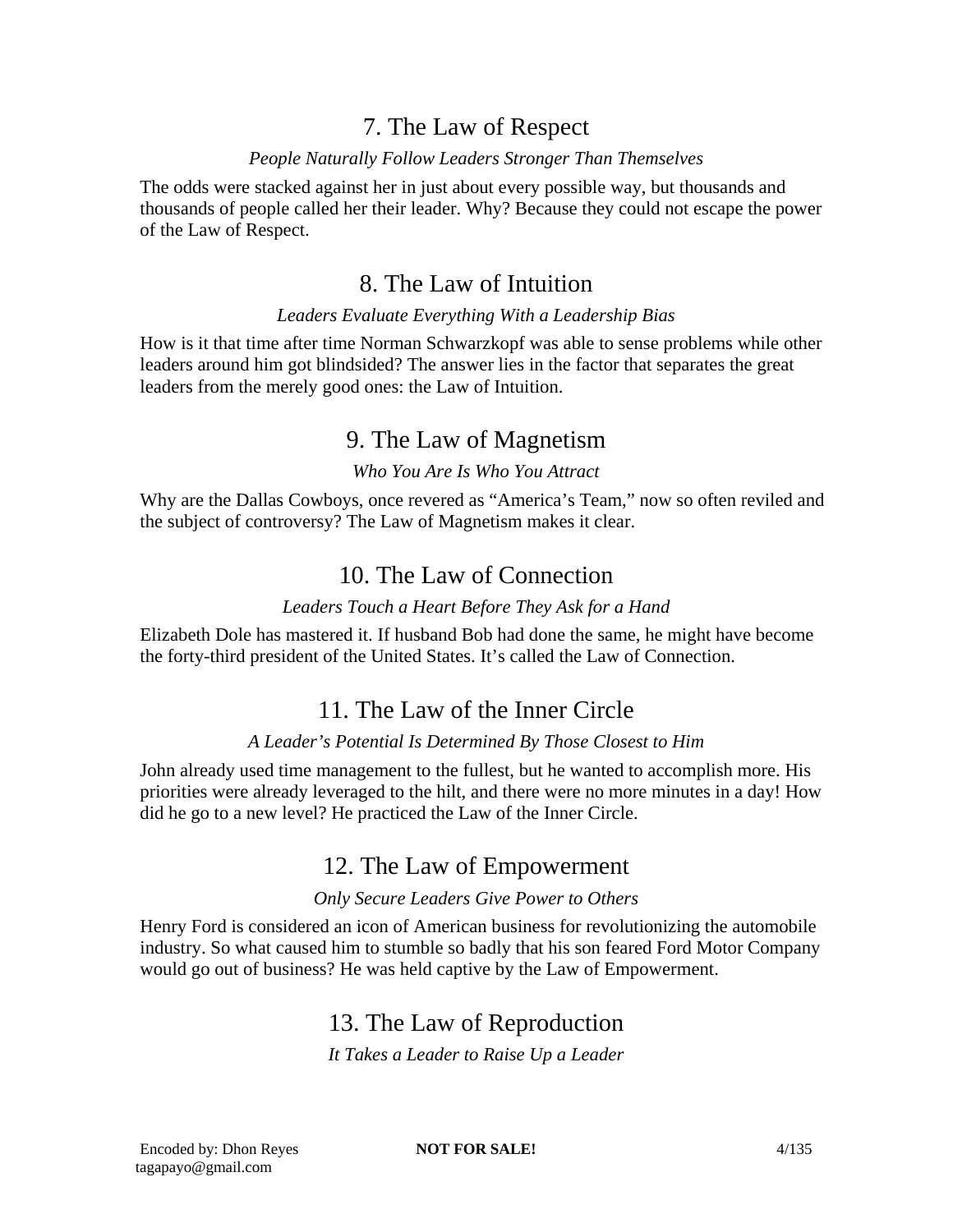## 7. The Law of Respect

*People Naturally Follow Leaders Stronger Than Themselves*

The odds were stacked against her in just about every possible way, but thousands and thousands of people called her their leader. Why? Because they could not escape the power of the Law of Respect.

## 8. The Law of Intuition

*Leaders Evaluate Everything With a Leadership Bias*

How is it that time after time Norman Schwarzkopf was able to sense problems while other leaders around him got blindsided? The answer lies in the factor that separates the great leaders from the merely good ones: the Law of Intuition.

## 9. The Law of Magnetism

*Who You Are Is Who You Attract*

Why are the Dallas Cowboys, once revered as "America's Team," now so often reviled and the subject of controversy? The Law of Magnetism makes it clear.

## 10. The Law of Connection

*Leaders Touch a Heart Before They Ask for a Hand*

Elizabeth Dole has mastered it. If husband Bob had done the same, he might have become the forty-third president of the United States. It's called the Law of Connection.

## 11. The Law of the Inner Circle

*A Leader's Potential Is Determined By Those Closest to Him*

John already used time management to the fullest, but he wanted to accomplish more. His priorities were already leveraged to the hilt, and there were no more minutes in a day! How did he go to a new level? He practiced the Law of the Inner Circle.

## 12. The Law of Empowerment

*Only Secure Leaders Give Power to Others*

Henry Ford is considered an icon of American business for revolutionizing the automobile industry. So what caused him to stumble so badly that his son feared Ford Motor Company would go out of business? He was held captive by the Law of Empowerment.

## 13. The Law of Reproduction

*It Takes a Leader to Raise Up a Leader*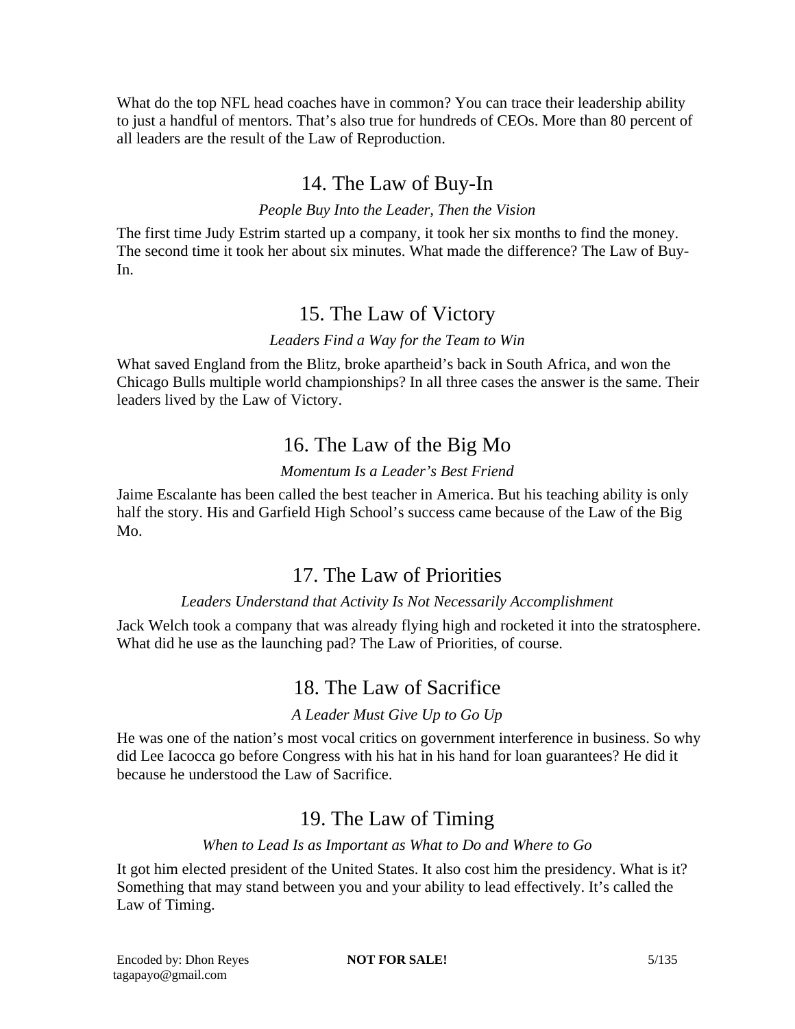What do the top NFL head coaches have in common? You can trace their leadership ability to just a handful of mentors. That's also true for hundreds of CEOs. More than 80 percent of all leaders are the result of the Law of Reproduction.

## 14. The Law of Buy-In

*People Buy Into the Leader, Then the Vision*

The first time Judy Estrim started up a company, it took her six months to find the money. The second time it took her about six minutes. What made the difference? The Law of Buy-In.

## 15. The Law of Victory

*Leaders Find a Way for the Team to Win*

What saved England from the Blitz, broke apartheid's back in South Africa, and won the Chicago Bulls multiple world championships? In all three cases the answer is the same. Their leaders lived by the Law of Victory.

## 16. The Law of the Big Mo

*Momentum Is a Leader's Best Friend*

Jaime Escalante has been called the best teacher in America. But his teaching ability is only half the story. His and Garfield High School's success came because of the Law of the Big Mo.

## 17. The Law of Priorities

*Leaders Understand that Activity Is Not Necessarily Accomplishment*

Jack Welch took a company that was already flying high and rocketed it into the stratosphere. What did he use as the launching pad? The Law of Priorities, of course.

## 18. The Law of Sacrifice

*A Leader Must Give Up to Go Up*

He was one of the nation's most vocal critics on government interference in business. So why did Lee Iacocca go before Congress with his hat in his hand for loan guarantees? He did it because he understood the Law of Sacrifice.

## 19. The Law of Timing

*When to Lead Is as Important as What to Do and Where to Go*

It got him elected president of the United States. It also cost him the presidency. What is it? Something that may stand between you and your ability to lead effectively. It's called the Law of Timing.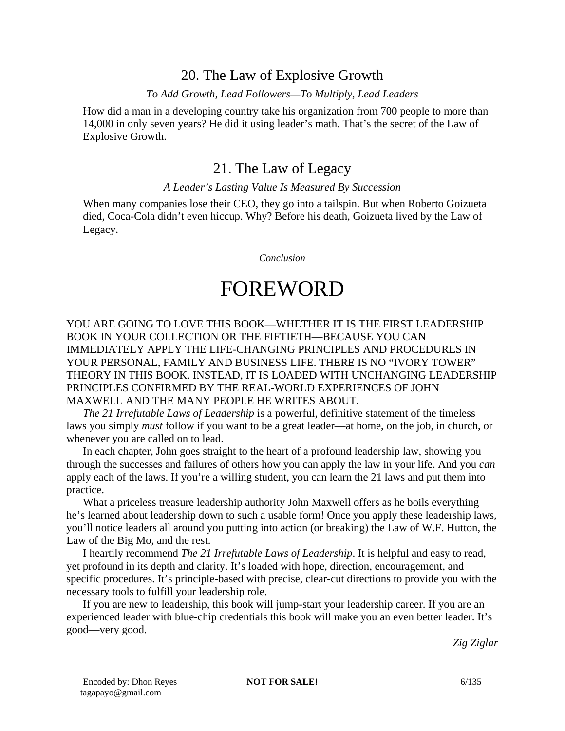## 20. The Law of Explosive Growth

*To Add Growth, Lead Followers—To Multiply, Lead Leaders*

How did a man in a developing country take his organization from 700 people to more than 14,000 in only seven years? He did it using leader's math. That's the secret of the Law of Explosive Growth.

## 21. The Law of Legacy

*A Leader's Lasting Value Is Measured By Succession*

When many companies lose their CEO, they go into a tailspin. But when Roberto Goizueta died, Coca-Cola didn't even hiccup. Why? Before his death, Goizueta lived by the Law of Legacy.

*Conclusion*

# FOREWORD

YOU ARE GOING TO LOVE THIS BOOK—WHETHER IT IS THE FIRST LEADERSHIP BOOK IN YOUR COLLECTION OR THE FIFTIETH—BECAUSE YOU CAN IMMEDIATELY APPLY THE LIFE-CHANGING PRINCIPLES AND PROCEDURES IN YOUR PERSONAL, FAMILY AND BUSINESS LIFE. THERE IS NO "IVORY TOWER" THEORY IN THIS BOOK. INSTEAD, IT IS LOADED WITH UNCHANGING LEADERSHIP PRINCIPLES CONFIRMED BY THE REAL-WORLD EXPERIENCES OF JOHN MAXWELL AND THE MANY PEOPLE HE WRITES ABOUT.

*The 21 Irrefutable Laws of Leadership* is a powerful, definitive statement of the timeless laws you simply *must* follow if you want to be a great leader—at home, on the job, in church, or whenever you are called on to lead.

In each chapter, John goes straight to the heart of a profound leadership law, showing you through the successes and failures of others how you can apply the law in your life. And you *can* apply each of the laws. If you're a willing student, you can learn the 21 laws and put them into practice.

What a priceless treasure leadership authority John Maxwell offers as he boils everything he's learned about leadership down to such a usable form! Once you apply these leadership laws, you'll notice leaders all around you putting into action (or breaking) the Law of W.F. Hutton, the Law of the Big Mo, and the rest.

I heartily recommend *The 21 Irrefutable Laws of Leadership*. It is helpful and easy to read, yet profound in its depth and clarity. It's loaded with hope, direction, encouragement, and specific procedures. It's principle-based with precise, clear-cut directions to provide you with the necessary tools to fulfill your leadership role.

If you are new to leadership, this book will jump-start your leadership career. If you are an experienced leader with blue-chip credentials this book will make you an even better leader. It's good—very good.

*Zig Ziglar*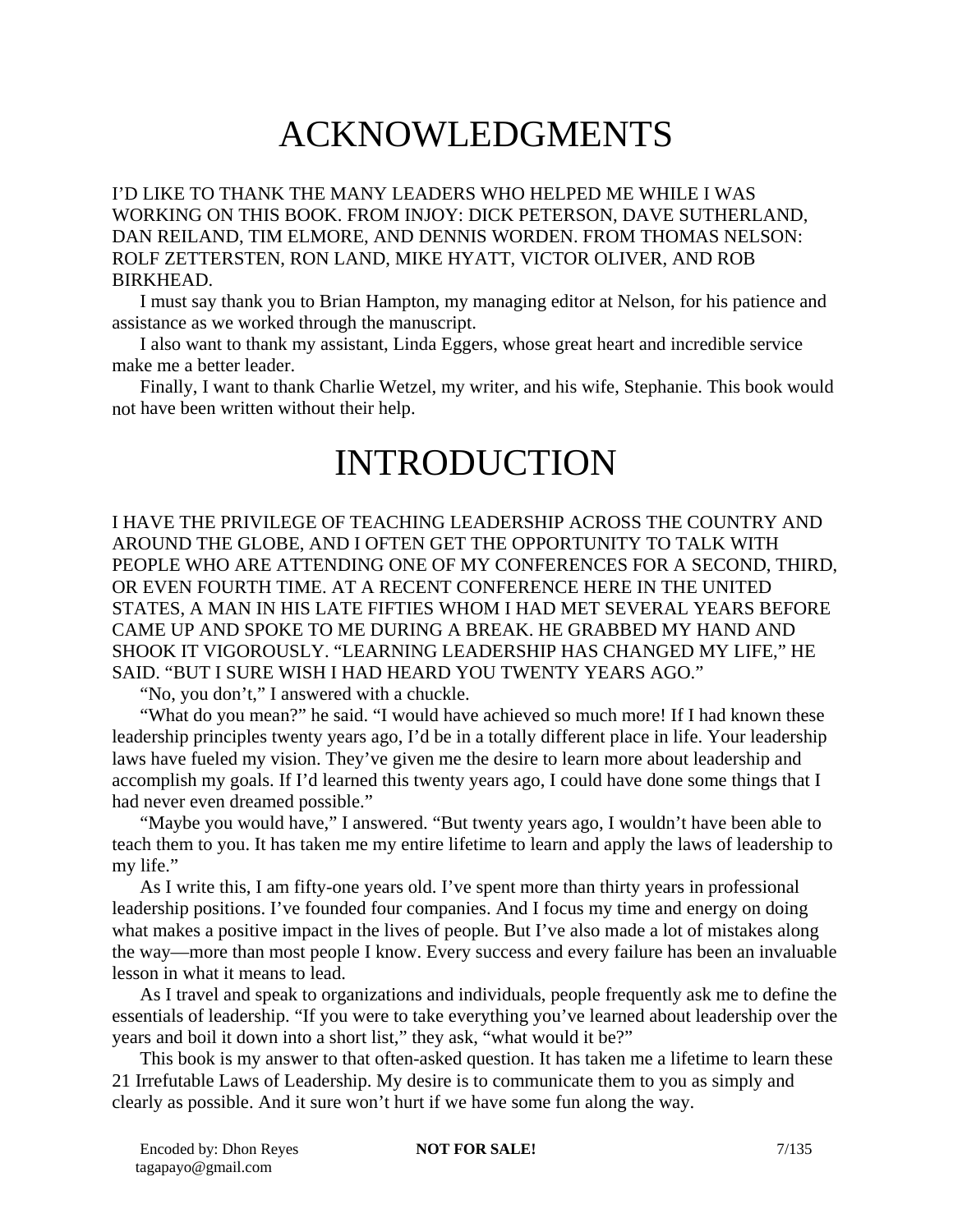# ACKNOWLEDGMENTS

I'D LIKE TO THANK THE MANY LEADERS WHO HELPED ME WHILE I WAS WORKING ON THIS BOOK. FROM INJOY: DICK PETERSON, DAVE SUTHERLAND, DAN REILAND, TIM ELMORE, AND DENNIS WORDEN. FROM THOMAS NELSON: ROLF ZETTERSTEN, RON LAND, MIKE HYATT, VICTOR OLIVER, AND ROB BIRKHEAD.

I must say thank you to Brian Hampton, my managing editor at Nelson, for his patience and assistance as we worked through the manuscript.

I also want to thank my assistant, Linda Eggers, whose great heart and incredible service make me a better leader.

Finally, I want to thank Charlie Wetzel, my writer, and his wife, Stephanie. This book would not have been written without their help.

# INTRODUCTION

I HAVE THE PRIVILEGE OF TEACHING LEADERSHIP ACROSS THE COUNTRY AND AROUND THE GLOBE, AND I OFTEN GET THE OPPORTUNITY TO TALK WITH PEOPLE WHO ARE ATTENDING ONE OF MY CONFERENCES FOR A SECOND, THIRD, OR EVEN FOURTH TIME. AT A RECENT CONFERENCE HERE IN THE UNITED STATES, A MAN IN HIS LATE FIFTIES WHOM I HAD MET SEVERAL YEARS BEFORE CAME UP AND SPOKE TO ME DURING A BREAK. HE GRABBED MY HAND AND SHOOK IT VIGOROUSLY. "LEARNING LEADERSHIP HAS CHANGED MY LIFE," HE SAID. "BUT I SURE WISH I HAD HEARD YOU TWENTY YEARS AGO."

"No, you don't," I answered with a chuckle.

"What do you mean?" he said. "I would have achieved so much more! If I had known these leadership principles twenty years ago, I'd be in a totally different place in life. Your leadership laws have fueled my vision. They've given me the desire to learn more about leadership and accomplish my goals. If I'd learned this twenty years ago, I could have done some things that I had never even dreamed possible."

"Maybe you would have," I answered. "But twenty years ago, I wouldn't have been able to teach them to you. It has taken me my entire lifetime to learn and apply the laws of leadership to my life."

As I write this, I am fifty-one years old. I've spent more than thirty years in professional leadership positions. I've founded four companies. And I focus my time and energy on doing what makes a positive impact in the lives of people. But I've also made a lot of mistakes along the way—more than most people I know. Every success and every failure has been an invaluable lesson in what it means to lead.

As I travel and speak to organizations and individuals, people frequently ask me to define the essentials of leadership. "If you were to take everything you've learned about leadership over the years and boil it down into a short list," they ask, "what would it be?"

This book is my answer to that often-asked question. It has taken me a lifetime to learn these 21 Irrefutable Laws of Leadership. My desire is to communicate them to you as simply and clearly as possible. And it sure won't hurt if we have some fun along the way.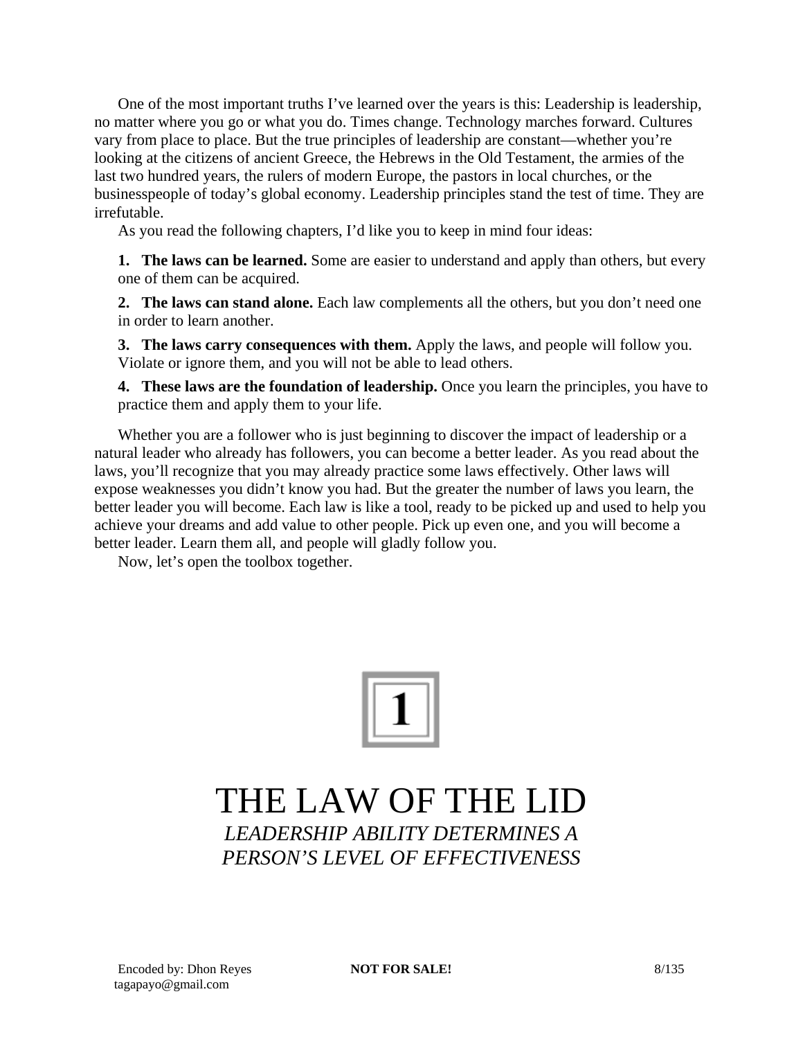One of the most important truths I've learned over the years is this: Leadership is leadership, no matter where you go or what you do. Times change. Technology marches forward. Cultures vary from place to place. But the true principles of leadership are constant—whether you're looking at the citizens of ancient Greece, the Hebrews in the Old Testament, the armies of the last two hundred years, the rulers of modern Europe, the pastors in local churches, or the businesspeople of today's global economy. Leadership principles stand the test of time. They are irrefutable.

As you read the following chapters, I'd like you to keep in mind four ideas:

1. **The laws can be learned.** Some are easier to understand and apply than others, but every one of them can be acquired.
2. **The laws can stand alone.** Each law complements all the others, but you don't need one in order to learn another.
3. **The laws carry consequences with them.** Apply the laws, and people will follow you. Violate or ignore them, and you will not be able to lead others.
4. **These laws are the foundation of leadership.** Once you learn the principles, you have to practice them and apply them to your life.

Whether you are a follower who is just beginning to discover the impact of leadership or a natural leader who already has followers, you can become a better leader. As you read about the laws, you'll recognize that you may already practice some laws effectively. Other laws will expose weaknesses you didn't know you had. But the greater the number of laws you learn, the better leader you will become. Each law is like a tool, ready to be picked up and used to help you achieve your dreams and add value to other people. Pick up even one, and you will become a better leader. Learn them all, and people will gladly follow you.

Now, let's open the toolbox together.

# 1

# THE LAW OF THE LID

*LEADERSHIP ABILITY DETERMINES A PERSON'S LEVEL OF EFFECTIVENESS*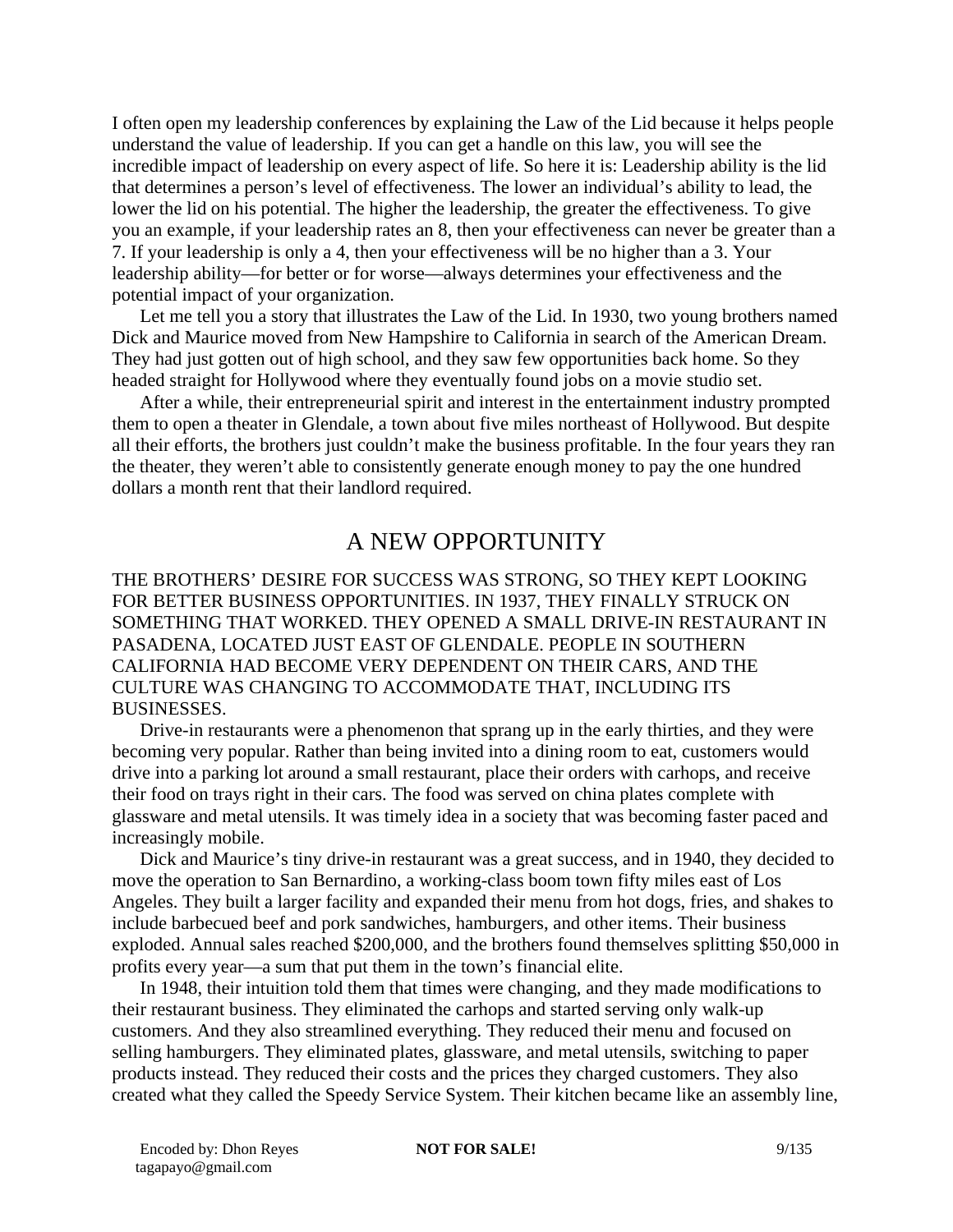I often open my leadership conferences by explaining the Law of the Lid because it helps people understand the value of leadership. If you can get a handle on this law, you will see the incredible impact of leadership on every aspect of life. So here it is: Leadership ability is the lid that determines a person's level of effectiveness. The lower an individual's ability to lead, the lower the lid on his potential. The higher the leadership, the greater the effectiveness. To give you an example, if your leadership rates an 8, then your effectiveness can never be greater than a 7. If your leadership is only a 4, then your effectiveness will be no higher than a 3. Your leadership ability—for better or for worse—always determines your effectiveness and the potential impact of your organization.

Let me tell you a story that illustrates the Law of the Lid. In 1930, two young brothers named Dick and Maurice moved from New Hampshire to California in search of the American Dream. They had just gotten out of high school, and they saw few opportunities back home. So they headed straight for Hollywood where they eventually found jobs on a movie studio set.

After a while, their entrepreneurial spirit and interest in the entertainment industry prompted them to open a theater in Glendale, a town about five miles northeast of Hollywood. But despite all their efforts, the brothers just couldn't make the business profitable. In the four years they ran the theater, they weren't able to consistently generate enough money to pay the one hundred dollars a month rent that their landlord required.

## A NEW OPPORTUNITY

THE BROTHERS' DESIRE FOR SUCCESS WAS STRONG, SO THEY KEPT LOOKING FOR BETTER BUSINESS OPPORTUNITIES. IN 1937, THEY FINALLY STRUCK ON SOMETHING THAT WORKED. THEY OPENED A SMALL DRIVE-IN RESTAURANT IN PASADENA, LOCATED JUST EAST OF GLENDALE. PEOPLE IN SOUTHERN CALIFORNIA HAD BECOME VERY DEPENDENT ON THEIR CARS, AND THE CULTURE WAS CHANGING TO ACCOMMODATE THAT, INCLUDING ITS BUSINESSES.

Drive-in restaurants were a phenomenon that sprang up in the early thirties, and they were becoming very popular. Rather than being invited into a dining room to eat, customers would drive into a parking lot around a small restaurant, place their orders with carhops, and receive their food on trays right in their cars. The food was served on china plates complete with glassware and metal utensils. It was timely idea in a society that was becoming faster paced and increasingly mobile.

Dick and Maurice's tiny drive-in restaurant was a great success, and in 1940, they decided to move the operation to San Bernardino, a working-class boom town fifty miles east of Los Angeles. They built a larger facility and expanded their menu from hot dogs, fries, and shakes to include barbecued beef and pork sandwiches, hamburgers, and other items. Their business exploded. Annual sales reached $200,000, and the brothers found themselves splitting $50,000 in profits every year—a sum that put them in the town's financial elite.

In 1948, their intuition told them that times were changing, and they made modifications to their restaurant business. They eliminated the carhops and started serving only walk-up customers. And they also streamlined everything. They reduced their menu and focused on selling hamburgers. They eliminated plates, glassware, and metal utensils, switching to paper products instead. They reduced their costs and the prices they charged customers. They also created what they called the Speedy Service System. Their kitchen became like an assembly line,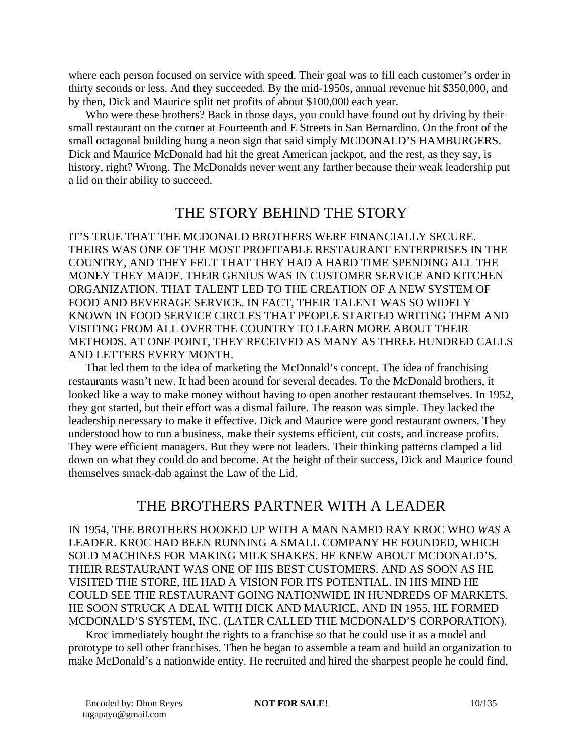where each person focused on service with speed. Their goal was to fill each customer's order in thirty seconds or less. And they succeeded. By the mid-1950s, annual revenue hit $350,000, and by then, Dick and Maurice split net profits of about $100,000 each year.

Who were these brothers? Back in those days, you could have found out by driving by their small restaurant on the corner at Fourteenth and E Streets in San Bernardino. On the front of the small octagonal building hung a neon sign that said simply MCDONALD'S HAMBURGERS. Dick and Maurice McDonald had hit the great American jackpot, and the rest, as they say, is history, right? Wrong. The McDonalds never went any farther because their weak leadership put a lid on their ability to succeed.

## THE STORY BEHIND THE STORY

IT'S TRUE THAT THE MCDONALD BROTHERS WERE FINANCIALLY SECURE. THEIRS WAS ONE OF THE MOST PROFITABLE RESTAURANT ENTERPRISES IN THE COUNTRY, AND THEY FELT THAT THEY HAD A HARD TIME SPENDING ALL THE MONEY THEY MADE. THEIR GENIUS WAS IN CUSTOMER SERVICE AND KITCHEN ORGANIZATION. THAT TALENT LED TO THE CREATION OF A NEW SYSTEM OF FOOD AND BEVERAGE SERVICE. IN FACT, THEIR TALENT WAS SO WIDELY KNOWN IN FOOD SERVICE CIRCLES THAT PEOPLE STARTED WRITING THEM AND VISITING FROM ALL OVER THE COUNTRY TO LEARN MORE ABOUT THEIR METHODS. AT ONE POINT, THEY RECEIVED AS MANY AS THREE HUNDRED CALLS AND LETTERS EVERY MONTH.

That led them to the idea of marketing the McDonald's concept. The idea of franchising restaurants wasn't new. It had been around for several decades. To the McDonald brothers, it looked like a way to make money without having to open another restaurant themselves. In 1952, they got started, but their effort was a dismal failure. The reason was simple. They lacked the leadership necessary to make it effective. Dick and Maurice were good restaurant owners. They understood how to run a business, make their systems efficient, cut costs, and increase profits. They were efficient managers. But they were not leaders. Their thinking patterns clamped a lid down on what they could do and become. At the height of their success, Dick and Maurice found themselves smack-dab against the Law of the Lid.

## THE BROTHERS PARTNER WITH A LEADER

IN 1954, THE BROTHERS HOOKED UP WITH A MAN NAMED RAY KROC WHO *WAS* A LEADER. KROC HAD BEEN RUNNING A SMALL COMPANY HE FOUNDED, WHICH SOLD MACHINES FOR MAKING MILK SHAKES. HE KNEW ABOUT MCDONALD'S. THEIR RESTAURANT WAS ONE OF HIS BEST CUSTOMERS. AND AS SOON AS HE VISITED THE STORE, HE HAD A VISION FOR ITS POTENTIAL. IN HIS MIND HE COULD SEE THE RESTAURANT GOING NATIONWIDE IN HUNDREDS OF MARKETS. HE SOON STRUCK A DEAL WITH DICK AND MAURICE, AND IN 1955, HE FORMED MCDONALD'S SYSTEM, INC. (LATER CALLED THE MCDONALD'S CORPORATION).

Kroc immediately bought the rights to a franchise so that he could use it as a model and prototype to sell other franchises. Then he began to assemble a team and build an organization to make McDonald's a nationwide entity. He recruited and hired the sharpest people he could find,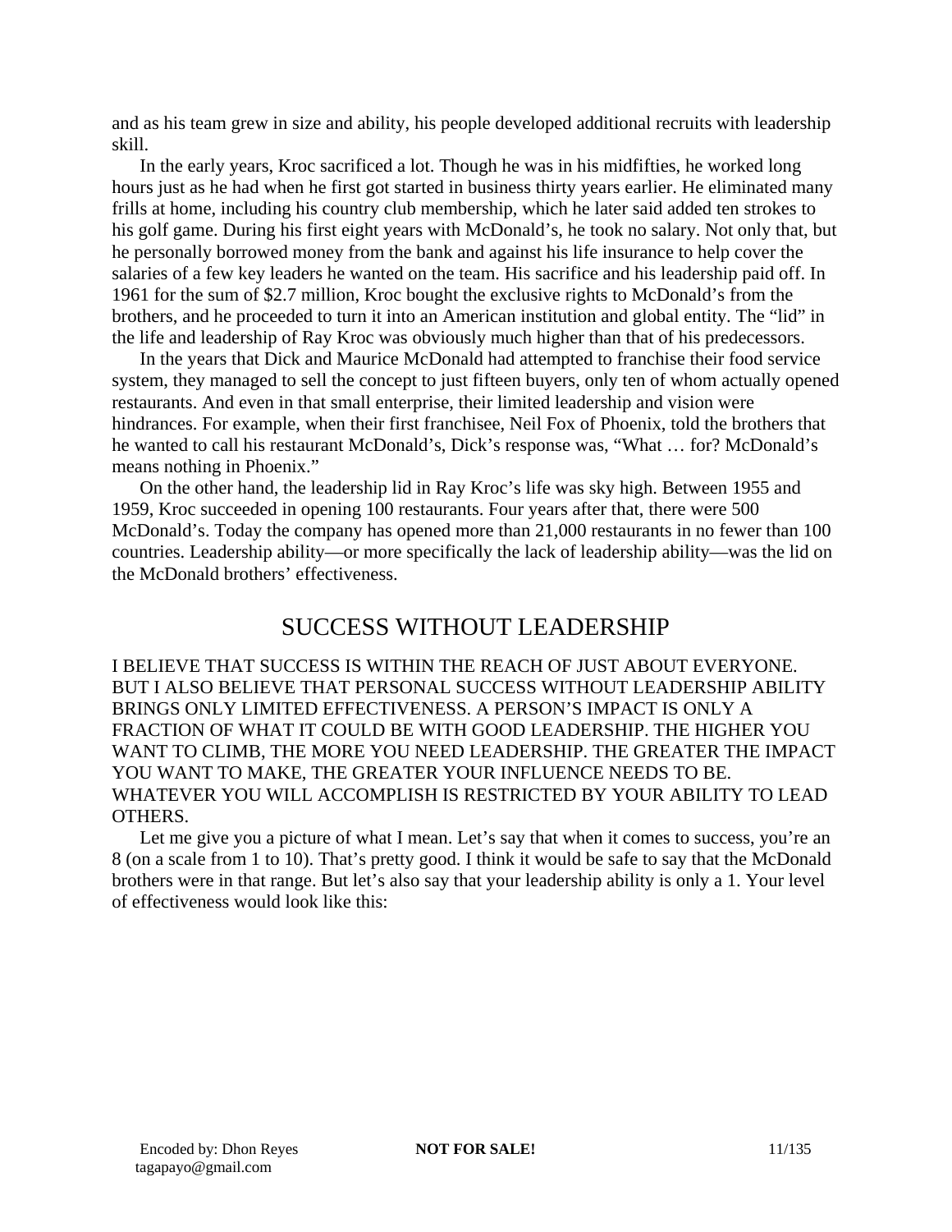and as his team grew in size and ability, his people developed additional recruits with leadership skill.

In the early years, Kroc sacrificed a lot. Though he was in his midfifties, he worked long hours just as he had when he first got started in business thirty years earlier. He eliminated many frills at home, including his country club membership, which he later said added ten strokes to his golf game. During his first eight years with McDonald's, he took no salary. Not only that, but he personally borrowed money from the bank and against his life insurance to help cover the salaries of a few key leaders he wanted on the team. His sacrifice and his leadership paid off. In 1961 for the sum of $2.7 million, Kroc bought the exclusive rights to McDonald's from the brothers, and he proceeded to turn it into an American institution and global entity. The "lid" in the life and leadership of Ray Kroc was obviously much higher than that of his predecessors.

In the years that Dick and Maurice McDonald had attempted to franchise their food service system, they managed to sell the concept to just fifteen buyers, only ten of whom actually opened restaurants. And even in that small enterprise, their limited leadership and vision were hindrances. For example, when their first franchisee, Neil Fox of Phoenix, told the brothers that he wanted to call his restaurant McDonald's, Dick's response was, "What … for? McDonald's means nothing in Phoenix."

On the other hand, the leadership lid in Ray Kroc's life was sky high. Between 1955 and 1959, Kroc succeeded in opening 100 restaurants. Four years after that, there were 500 McDonald's. Today the company has opened more than 21,000 restaurants in no fewer than 100 countries. Leadership ability—or more specifically the lack of leadership ability—was the lid on the McDonald brothers' effectiveness.

## SUCCESS WITHOUT LEADERSHIP

I BELIEVE THAT SUCCESS IS WITHIN THE REACH OF JUST ABOUT EVERYONE. BUT I ALSO BELIEVE THAT PERSONAL SUCCESS WITHOUT LEADERSHIP ABILITY BRINGS ONLY LIMITED EFFECTIVENESS. A PERSON'S IMPACT IS ONLY A FRACTION OF WHAT IT COULD BE WITH GOOD LEADERSHIP. THE HIGHER YOU WANT TO CLIMB, THE MORE YOU NEED LEADERSHIP. THE GREATER THE IMPACT YOU WANT TO MAKE, THE GREATER YOUR INFLUENCE NEEDS TO BE. WHATEVER YOU WILL ACCOMPLISH IS RESTRICTED BY YOUR ABILITY TO LEAD OTHERS.

Let me give you a picture of what I mean. Let's say that when it comes to success, you're an 8 (on a scale from 1 to 10). That's pretty good. I think it would be safe to say that the McDonald brothers were in that range. But let's also say that your leadership ability is only a 1. Your level of effectiveness would look like this: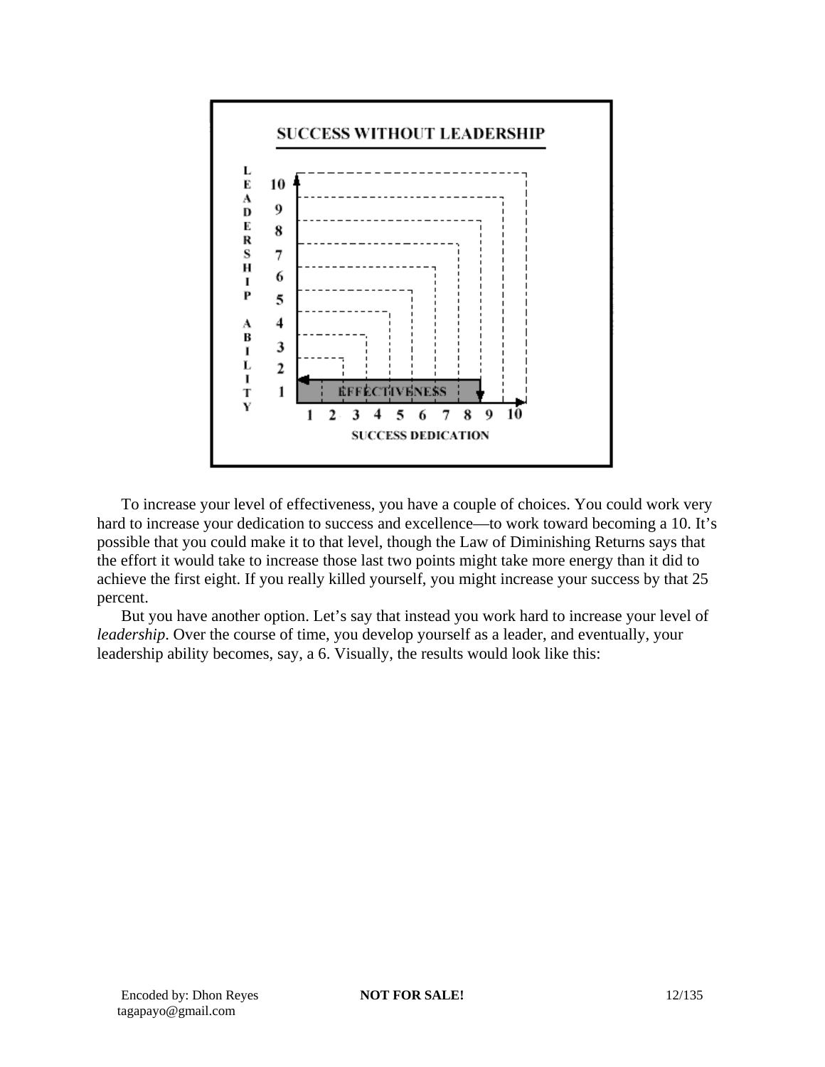**SUCCESS WITHOUT LEADERSHIP**

LEADERSHIP ABILITY

10
9
8
7
6
5
4
3
2
1

EFFECTIVENESS

1 2 3 4 5 6 7 8 9 10

SUCCESS DEDICATION

To increase your level of effectiveness, you have a couple of choices. You could work very hard to increase your dedication to success and excellence—to work toward becoming a 10. It's possible that you could make it to that level, though the Law of Diminishing Returns says that the effort it would take to increase those last two points might take more energy than it did to achieve the first eight. If you really killed yourself, you might increase your success by that 25 percent.

But you have another option. Let's say that instead you work hard to increase your level of *leadership*. Over the course of time, you develop yourself as a leader, and eventually, your leadership ability becomes, say, a 6. Visually, the results would look like this: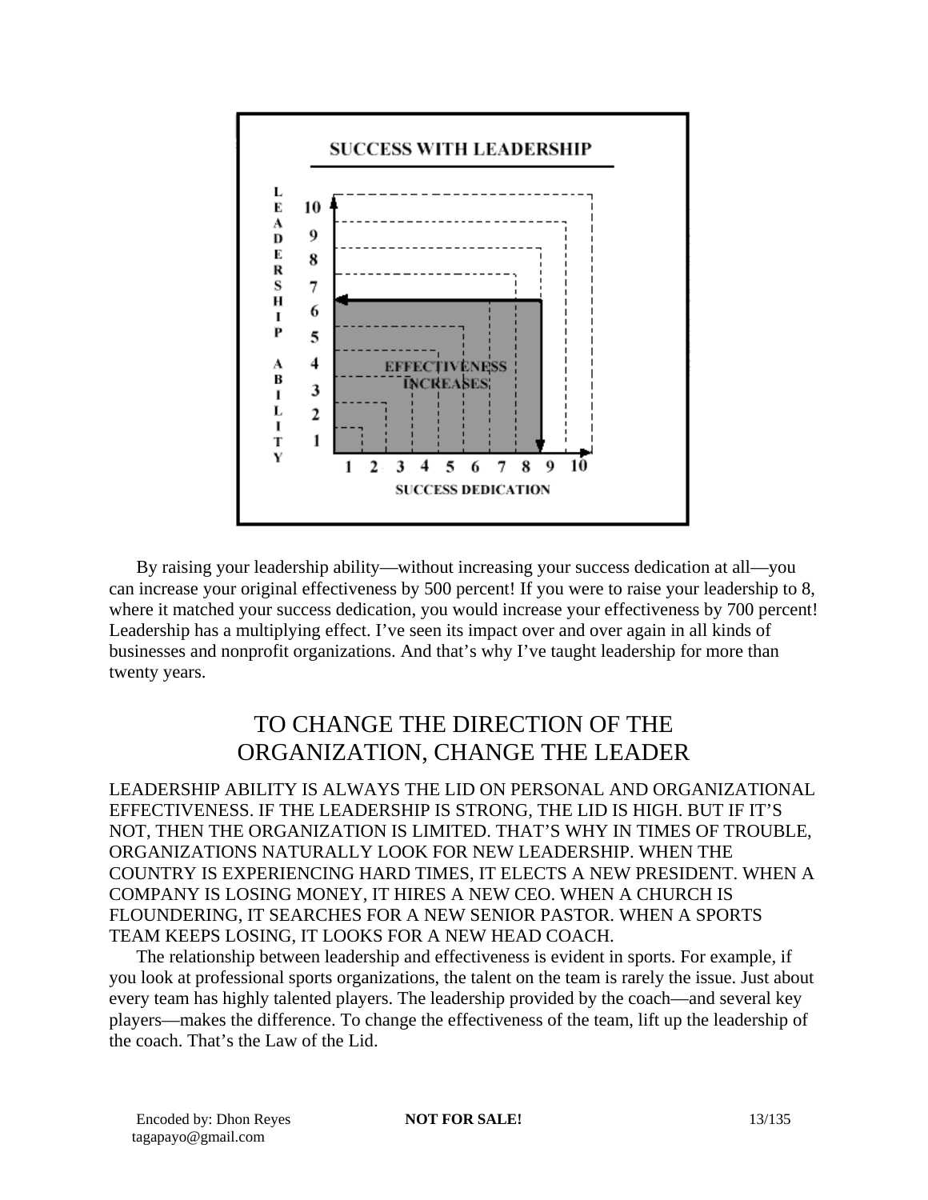By raising your leadership ability—without increasing your success dedication at all—you can increase your original effectiveness by 500 percent! If you were to raise your leadership to 8, where it matched your success dedication, you would increase your effectiveness by 700 percent! Leadership has a multiplying effect. I've seen its impact over and over again in all kinds of businesses and nonprofit organizations. And that's why I've taught leadership for more than twenty years.

## TO CHANGE THE DIRECTION OF THE ORGANIZATION, CHANGE THE LEADER

LEADERSHIP ABILITY IS ALWAYS THE LID ON PERSONAL AND ORGANIZATIONAL EFFECTIVENESS. IF THE LEADERSHIP IS STRONG, THE LID IS HIGH. BUT IF IT'S NOT, THEN THE ORGANIZATION IS LIMITED. THAT'S WHY IN TIMES OF TROUBLE, ORGANIZATIONS NATURALLY LOOK FOR NEW LEADERSHIP. WHEN THE COUNTRY IS EXPERIENCING HARD TIMES, IT ELECTS A NEW PRESIDENT. WHEN A COMPANY IS LOSING MONEY, IT HIRES A NEW CEO. WHEN A CHURCH IS FLOUNDERING, IT SEARCHES FOR A NEW SENIOR PASTOR. WHEN A SPORTS TEAM KEEPS LOSING, IT LOOKS FOR A NEW HEAD COACH.

The relationship between leadership and effectiveness is evident in sports. For example, if you look at professional sports organizations, the talent on the team is rarely the issue. Just about every team has highly talented players. The leadership provided by the coach—and several key players—makes the difference. To change the effectiveness of the team, lift up the leadership of the coach. That's the Law of the Lid.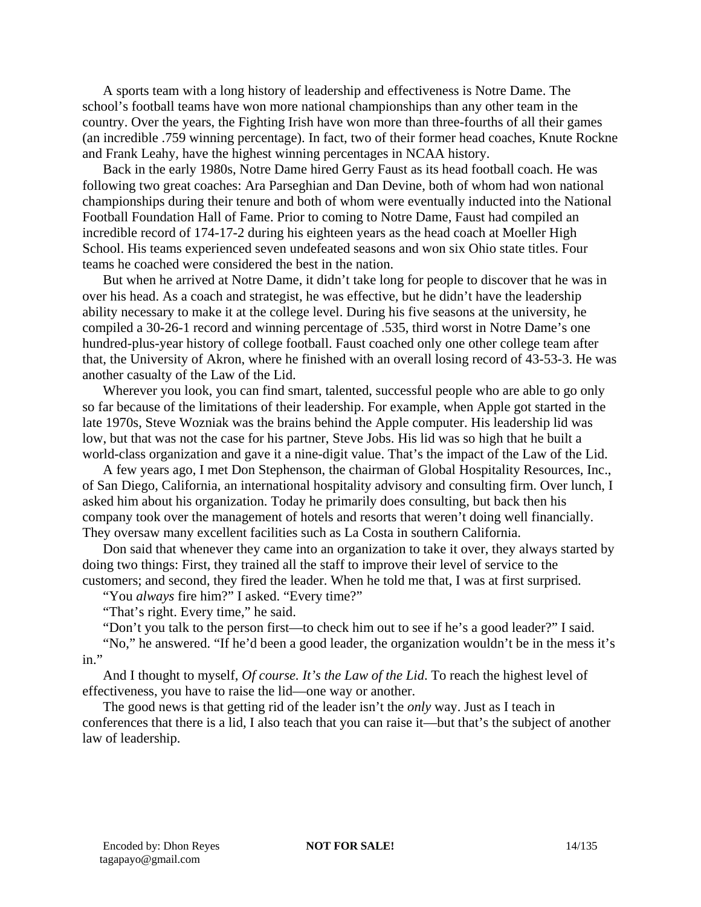A sports team with a long history of leadership and effectiveness is Notre Dame. The school's football teams have won more national championships than any other team in the country. Over the years, the Fighting Irish have won more than three-fourths of all their games (an incredible .759 winning percentage). In fact, two of their former head coaches, Knute Rockne and Frank Leahy, have the highest winning percentages in NCAA history.

Back in the early 1980s, Notre Dame hired Gerry Faust as its head football coach. He was following two great coaches: Ara Parseghian and Dan Devine, both of whom had won national championships during their tenure and both of whom were eventually inducted into the National Football Foundation Hall of Fame. Prior to coming to Notre Dame, Faust had compiled an incredible record of 174-17-2 during his eighteen years as the head coach at Moeller High School. His teams experienced seven undefeated seasons and won six Ohio state titles. Four teams he coached were considered the best in the nation.

But when he arrived at Notre Dame, it didn't take long for people to discover that he was in over his head. As a coach and strategist, he was effective, but he didn't have the leadership ability necessary to make it at the college level. During his five seasons at the university, he compiled a 30-26-1 record and winning percentage of .535, third worst in Notre Dame's one hundred-plus-year history of college football. Faust coached only one other college team after that, the University of Akron, where he finished with an overall losing record of 43-53-3. He was another casualty of the Law of the Lid.

Wherever you look, you can find smart, talented, successful people who are able to go only so far because of the limitations of their leadership. For example, when Apple got started in the late 1970s, Steve Wozniak was the brains behind the Apple computer. His leadership lid was low, but that was not the case for his partner, Steve Jobs. His lid was so high that he built a world-class organization and gave it a nine-digit value. That's the impact of the Law of the Lid.

A few years ago, I met Don Stephenson, the chairman of Global Hospitality Resources, Inc., of San Diego, California, an international hospitality advisory and consulting firm. Over lunch, I asked him about his organization. Today he primarily does consulting, but back then his company took over the management of hotels and resorts that weren't doing well financially. They oversaw many excellent facilities such as La Costa in southern California.

Don said that whenever they came into an organization to take it over, they always started by doing two things: First, they trained all the staff to improve their level of service to the customers; and second, they fired the leader. When he told me that, I was at first surprised.

"You *always* fire him?" I asked. "Every time?"

"That's right. Every time," he said.

"Don't you talk to the person first—to check him out to see if he's a good leader?" I said.

"No," he answered. "If he'd been a good leader, the organization wouldn't be in the mess it's in."

And I thought to myself, *Of course. It's the Law of the Lid.* To reach the highest level of effectiveness, you have to raise the lid—one way or another.

The good news is that getting rid of the leader isn't the *only* way. Just as I teach in conferences that there is a lid, I also teach that you can raise it—but that's the subject of another law of leadership.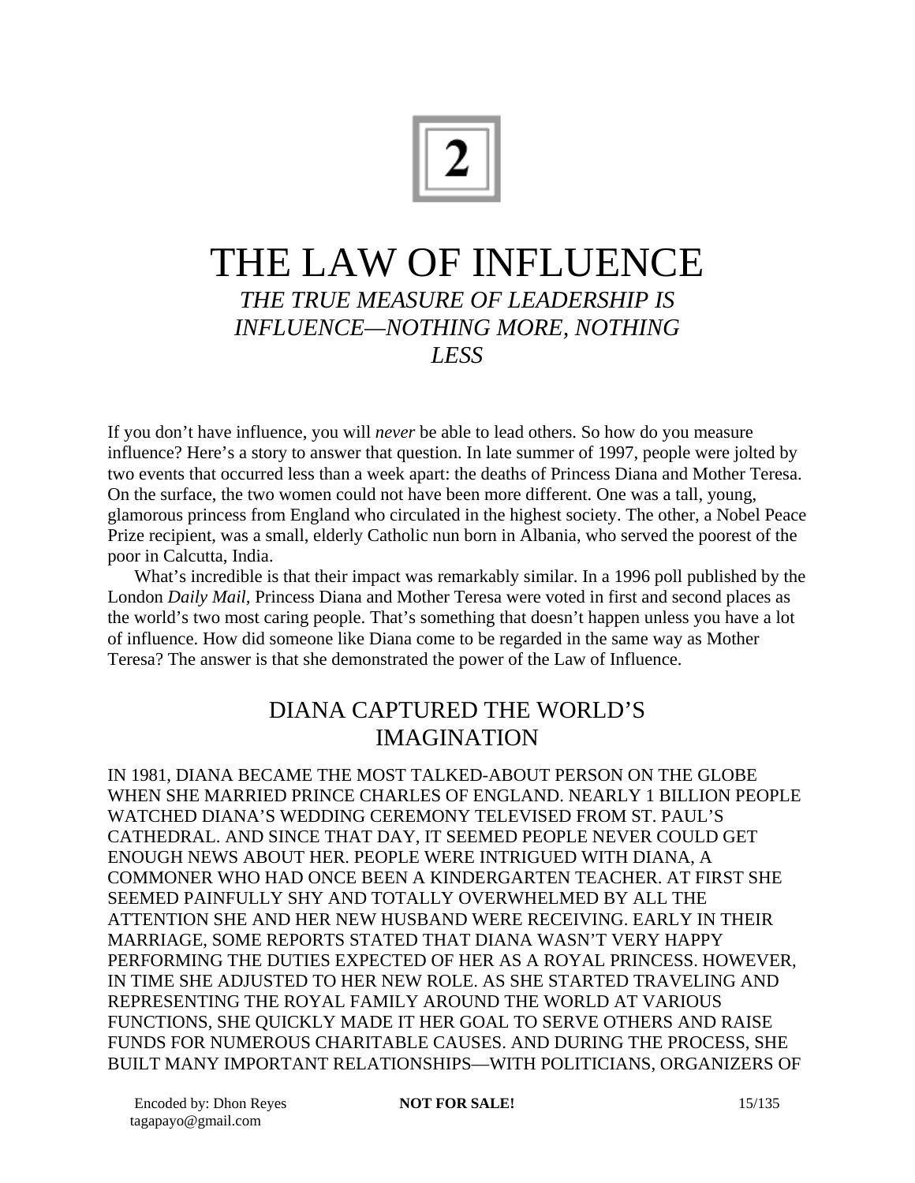# 2

# THE LAW OF INFLUENCE

*THE TRUE MEASURE OF LEADERSHIP IS INFLUENCE—NOTHING MORE, NOTHING LESS*

If you don't have influence, you will *never* be able to lead others. So how do you measure influence? Here's a story to answer that question. In late summer of 1997, people were jolted by two events that occurred less than a week apart: the deaths of Princess Diana and Mother Teresa. On the surface, the two women could not have been more different. One was a tall, young, glamorous princess from England who circulated in the highest society. The other, a Nobel Peace Prize recipient, was a small, elderly Catholic nun born in Albania, who served the poorest of the poor in Calcutta, India.

What's incredible is that their impact was remarkably similar. In a 1996 poll published by the London *Daily Mail,* Princess Diana and Mother Teresa were voted in first and second places as the world's two most caring people. That's something that doesn't happen unless you have a lot of influence. How did someone like Diana come to be regarded in the same way as Mother Teresa? The answer is that she demonstrated the power of the Law of Influence.

## DIANA CAPTURED THE WORLD'S IMAGINATION

IN 1981, DIANA BECAME THE MOST TALKED-ABOUT PERSON ON THE GLOBE WHEN SHE MARRIED PRINCE CHARLES OF ENGLAND. NEARLY 1 BILLION PEOPLE WATCHED DIANA'S WEDDING CEREMONY TELEVISED FROM ST. PAUL'S CATHEDRAL. AND SINCE THAT DAY, IT SEEMED PEOPLE NEVER COULD GET ENOUGH NEWS ABOUT HER. PEOPLE WERE INTRIGUED WITH DIANA, A COMMONER WHO HAD ONCE BEEN A KINDERGARTEN TEACHER. AT FIRST SHE SEEMED PAINFULLY SHY AND TOTALLY OVERWHELMED BY ALL THE ATTENTION SHE AND HER NEW HUSBAND WERE RECEIVING. EARLY IN THEIR MARRIAGE, SOME REPORTS STATED THAT DIANA WASN'T VERY HAPPY PERFORMING THE DUTIES EXPECTED OF HER AS A ROYAL PRINCESS. HOWEVER, IN TIME SHE ADJUSTED TO HER NEW ROLE. AS SHE STARTED TRAVELING AND REPRESENTING THE ROYAL FAMILY AROUND THE WORLD AT VARIOUS FUNCTIONS, SHE QUICKLY MADE IT HER GOAL TO SERVE OTHERS AND RAISE FUNDS FOR NUMEROUS CHARITABLE CAUSES. AND DURING THE PROCESS, SHE BUILT MANY IMPORTANT RELATIONSHIPS—WITH POLITICIANS, ORGANIZERS OF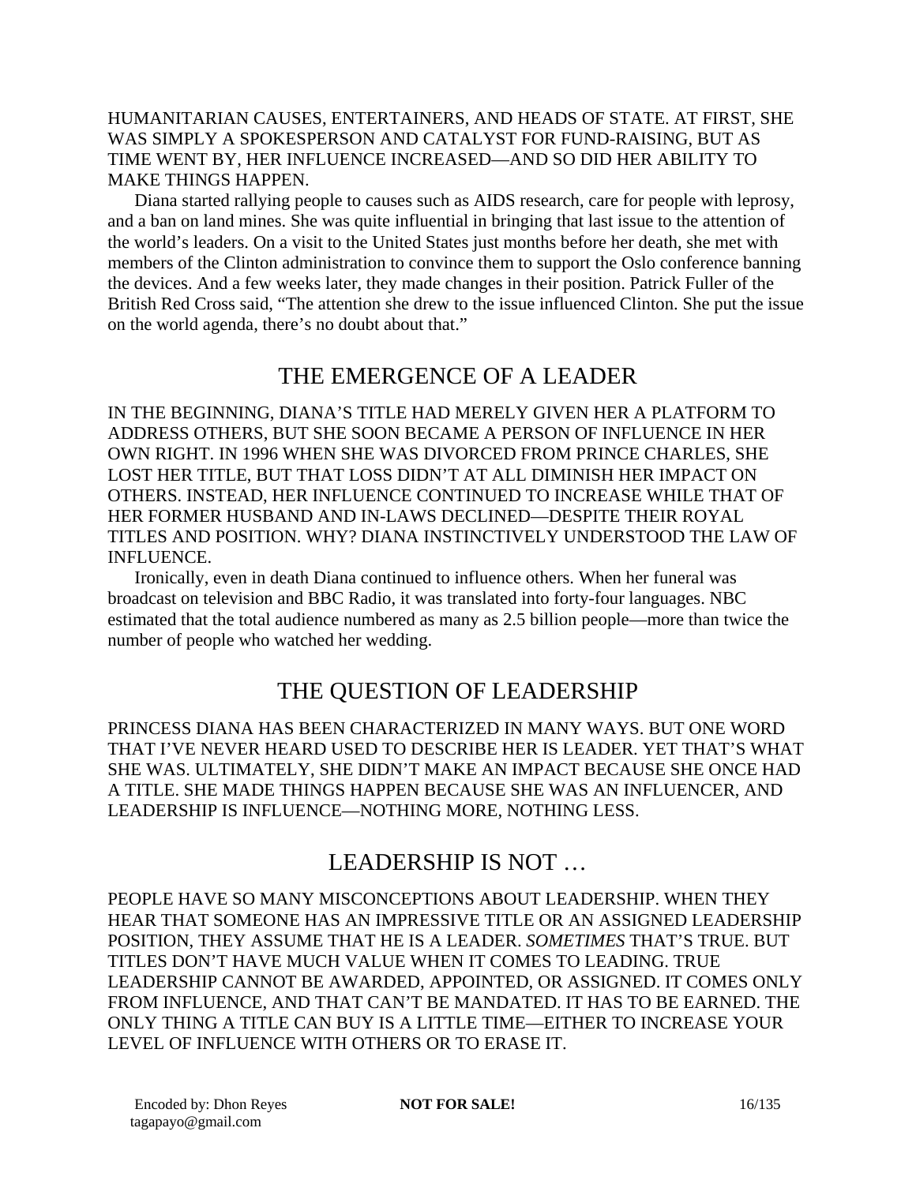HUMANITARIAN CAUSES, ENTERTAINERS, AND HEADS OF STATE. AT FIRST, SHE WAS SIMPLY A SPOKESPERSON AND CATALYST FOR FUND-RAISING, BUT AS TIME WENT BY, HER INFLUENCE INCREASED—AND SO DID HER ABILITY TO MAKE THINGS HAPPEN.

Diana started rallying people to causes such as AIDS research, care for people with leprosy, and a ban on land mines. She was quite influential in bringing that last issue to the attention of the world's leaders. On a visit to the United States just months before her death, she met with members of the Clinton administration to convince them to support the Oslo conference banning the devices. And a few weeks later, they made changes in their position. Patrick Fuller of the British Red Cross said, "The attention she drew to the issue influenced Clinton. She put the issue on the world agenda, there's no doubt about that."

## THE EMERGENCE OF A LEADER

IN THE BEGINNING, DIANA'S TITLE HAD MERELY GIVEN HER A PLATFORM TO ADDRESS OTHERS, BUT SHE SOON BECAME A PERSON OF INFLUENCE IN HER OWN RIGHT. IN 1996 WHEN SHE WAS DIVORCED FROM PRINCE CHARLES, SHE LOST HER TITLE, BUT THAT LOSS DIDN'T AT ALL DIMINISH HER IMPACT ON OTHERS. INSTEAD, HER INFLUENCE CONTINUED TO INCREASE WHILE THAT OF HER FORMER HUSBAND AND IN-LAWS DECLINED—DESPITE THEIR ROYAL TITLES AND POSITION. WHY? DIANA INSTINCTIVELY UNDERSTOOD THE LAW OF INFLUENCE.

Ironically, even in death Diana continued to influence others. When her funeral was broadcast on television and BBC Radio, it was translated into forty-four languages. NBC estimated that the total audience numbered as many as 2.5 billion people—more than twice the number of people who watched her wedding.

## THE QUESTION OF LEADERSHIP

PRINCESS DIANA HAS BEEN CHARACTERIZED IN MANY WAYS. BUT ONE WORD THAT I'VE NEVER HEARD USED TO DESCRIBE HER IS LEADER. YET THAT'S WHAT SHE WAS. ULTIMATELY, SHE DIDN'T MAKE AN IMPACT BECAUSE SHE ONCE HAD A TITLE. SHE MADE THINGS HAPPEN BECAUSE SHE WAS AN INFLUENCER, AND LEADERSHIP IS INFLUENCE—NOTHING MORE, NOTHING LESS.

## LEADERSHIP IS NOT …

PEOPLE HAVE SO MANY MISCONCEPTIONS ABOUT LEADERSHIP. WHEN THEY HEAR THAT SOMEONE HAS AN IMPRESSIVE TITLE OR AN ASSIGNED LEADERSHIP POSITION, THEY ASSUME THAT HE IS A LEADER. *SOMETIMES* THAT'S TRUE. BUT TITLES DON'T HAVE MUCH VALUE WHEN IT COMES TO LEADING. TRUE LEADERSHIP CANNOT BE AWARDED, APPOINTED, OR ASSIGNED. IT COMES ONLY FROM INFLUENCE, AND THAT CAN'T BE MANDATED. IT HAS TO BE EARNED. THE ONLY THING A TITLE CAN BUY IS A LITTLE TIME—EITHER TO INCREASE YOUR LEVEL OF INFLUENCE WITH OTHERS OR TO ERASE IT.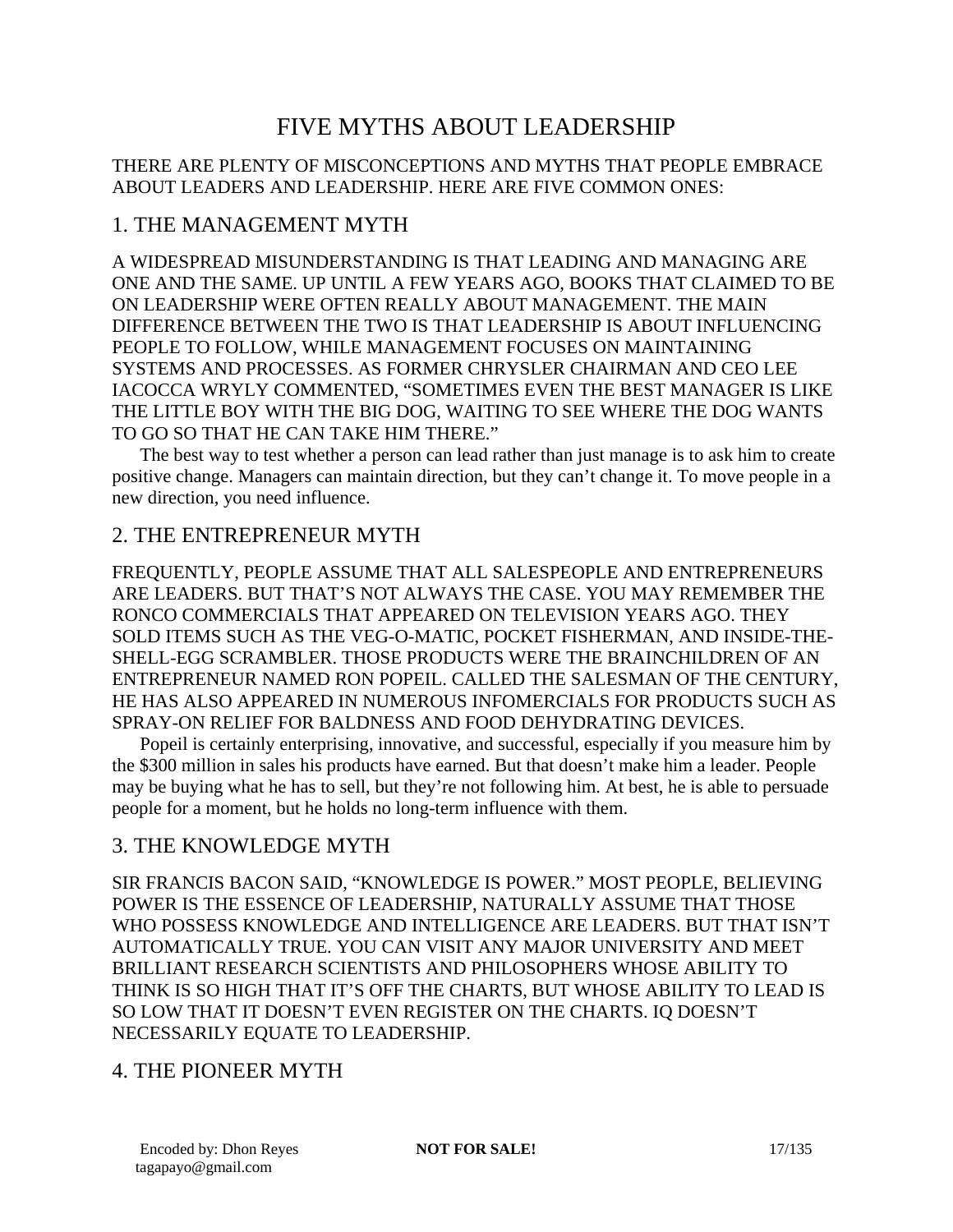# FIVE MYTHS ABOUT LEADERSHIP

THERE ARE PLENTY OF MISCONCEPTIONS AND MYTHS THAT PEOPLE EMBRACE ABOUT LEADERS AND LEADERSHIP. HERE ARE FIVE COMMON ONES:

## 1. THE MANAGEMENT MYTH

A WIDESPREAD MISUNDERSTANDING IS THAT LEADING AND MANAGING ARE ONE AND THE SAME. UP UNTIL A FEW YEARS AGO, BOOKS THAT CLAIMED TO BE ON LEADERSHIP WERE OFTEN REALLY ABOUT MANAGEMENT. THE MAIN DIFFERENCE BETWEEN THE TWO IS THAT LEADERSHIP IS ABOUT INFLUENCING PEOPLE TO FOLLOW, WHILE MANAGEMENT FOCUSES ON MAINTAINING SYSTEMS AND PROCESSES. AS FORMER CHRYSLER CHAIRMAN AND CEO LEE IACOCCA WRYLY COMMENTED, "SOMETIMES EVEN THE BEST MANAGER IS LIKE THE LITTLE BOY WITH THE BIG DOG, WAITING TO SEE WHERE THE DOG WANTS TO GO SO THAT HE CAN TAKE HIM THERE."

The best way to test whether a person can lead rather than just manage is to ask him to create positive change. Managers can maintain direction, but they can't change it. To move people in a new direction, you need influence.

## 2. THE ENTREPRENEUR MYTH

FREQUENTLY, PEOPLE ASSUME THAT ALL SALESPEOPLE AND ENTREPRENEURS ARE LEADERS. BUT THAT'S NOT ALWAYS THE CASE. YOU MAY REMEMBER THE RONCO COMMERCIALS THAT APPEARED ON TELEVISION YEARS AGO. THEY SOLD ITEMS SUCH AS THE VEG-O-MATIC, POCKET FISHERMAN, AND INSIDE-THE-SHELL-EGG SCRAMBLER. THOSE PRODUCTS WERE THE BRAINCHILDREN OF AN ENTREPRENEUR NAMED RON POPEIL. CALLED THE SALESMAN OF THE CENTURY, HE HAS ALSO APPEARED IN NUMEROUS INFOMERCIALS FOR PRODUCTS SUCH AS SPRAY-ON RELIEF FOR BALDNESS AND FOOD DEHYDRATING DEVICES.

Popeil is certainly enterprising, innovative, and successful, especially if you measure him by the $300 million in sales his products have earned. But that doesn't make him a leader. People may be buying what he has to sell, but they're not following him. At best, he is able to persuade people for a moment, but he holds no long-term influence with them.

## 3. THE KNOWLEDGE MYTH

SIR FRANCIS BACON SAID, "KNOWLEDGE IS POWER." MOST PEOPLE, BELIEVING POWER IS THE ESSENCE OF LEADERSHIP, NATURALLY ASSUME THAT THOSE WHO POSSESS KNOWLEDGE AND INTELLIGENCE ARE LEADERS. BUT THAT ISN'T AUTOMATICALLY TRUE. YOU CAN VISIT ANY MAJOR UNIVERSITY AND MEET BRILLIANT RESEARCH SCIENTISTS AND PHILOSOPHERS WHOSE ABILITY TO THINK IS SO HIGH THAT IT'S OFF THE CHARTS, BUT WHOSE ABILITY TO LEAD IS SO LOW THAT IT DOESN'T EVEN REGISTER ON THE CHARTS. IQ DOESN'T NECESSARILY EQUATE TO LEADERSHIP.

## 4. THE PIONEER MYTH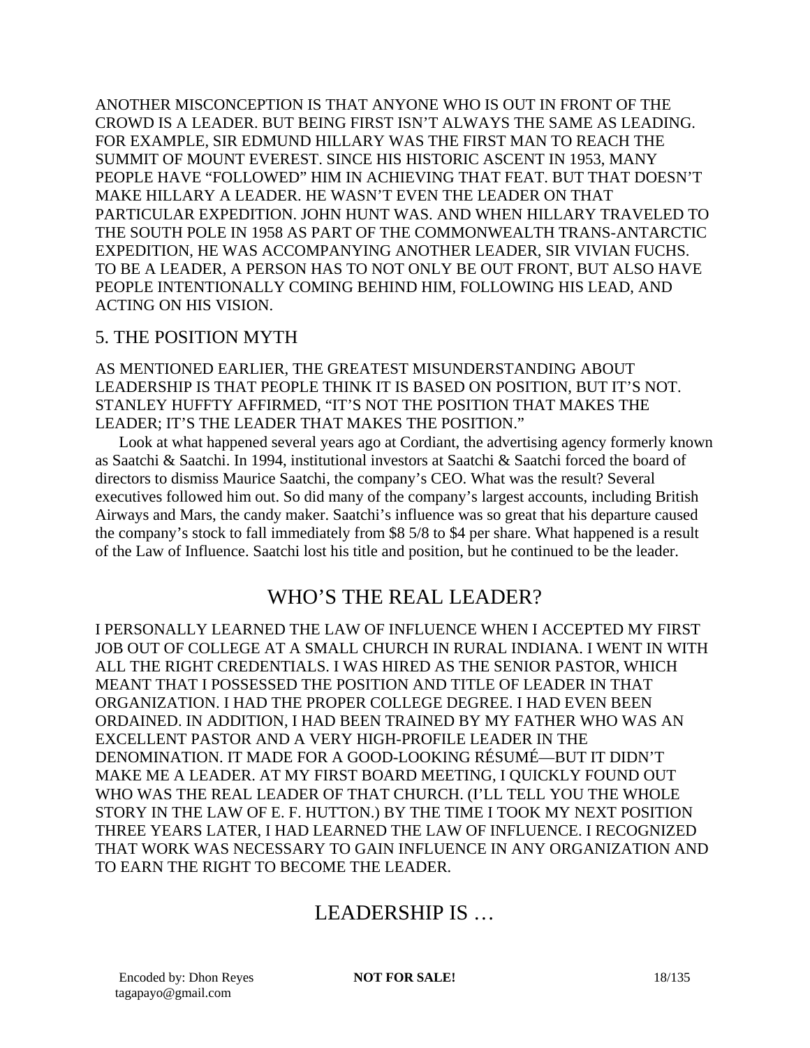ANOTHER MISCONCEPTION IS THAT ANYONE WHO IS OUT IN FRONT OF THE CROWD IS A LEADER. BUT BEING FIRST ISN'T ALWAYS THE SAME AS LEADING. FOR EXAMPLE, SIR EDMUND HILLARY WAS THE FIRST MAN TO REACH THE SUMMIT OF MOUNT EVEREST. SINCE HIS HISTORIC ASCENT IN 1953, MANY PEOPLE HAVE "FOLLOWED" HIM IN ACHIEVING THAT FEAT. BUT THAT DOESN'T MAKE HILLARY A LEADER. HE WASN'T EVEN THE LEADER ON THAT PARTICULAR EXPEDITION. JOHN HUNT WAS. AND WHEN HILLARY TRAVELED TO THE SOUTH POLE IN 1958 AS PART OF THE COMMONWEALTH TRANS-ANTARCTIC EXPEDITION, HE WAS ACCOMPANYING ANOTHER LEADER, SIR VIVIAN FUCHS. TO BE A LEADER, A PERSON HAS TO NOT ONLY BE OUT FRONT, BUT ALSO HAVE PEOPLE INTENTIONALLY COMING BEHIND HIM, FOLLOWING HIS LEAD, AND ACTING ON HIS VISION.

### 5. THE POSITION MYTH

AS MENTIONED EARLIER, THE GREATEST MISUNDERSTANDING ABOUT LEADERSHIP IS THAT PEOPLE THINK IT IS BASED ON POSITION, BUT IT'S NOT. STANLEY HUFFTY AFFIRMED, "IT'S NOT THE POSITION THAT MAKES THE LEADER; IT'S THE LEADER THAT MAKES THE POSITION."

Look at what happened several years ago at Cordiant, the advertising agency formerly known as Saatchi & Saatchi. In 1994, institutional investors at Saatchi & Saatchi forced the board of directors to dismiss Maurice Saatchi, the company's CEO. What was the result? Several executives followed him out. So did many of the company's largest accounts, including British Airways and Mars, the candy maker. Saatchi's influence was so great that his departure caused the company's stock to fall immediately from $8 5/8 to $4 per share. What happened is a result of the Law of Influence. Saatchi lost his title and position, but he continued to be the leader.

## WHO'S THE REAL LEADER?

I PERSONALLY LEARNED THE LAW OF INFLUENCE WHEN I ACCEPTED MY FIRST JOB OUT OF COLLEGE AT A SMALL CHURCH IN RURAL INDIANA. I WENT IN WITH ALL THE RIGHT CREDENTIALS. I WAS HIRED AS THE SENIOR PASTOR, WHICH MEANT THAT I POSSESSED THE POSITION AND TITLE OF LEADER IN THAT ORGANIZATION. I HAD THE PROPER COLLEGE DEGREE. I HAD EVEN BEEN ORDAINED. IN ADDITION, I HAD BEEN TRAINED BY MY FATHER WHO WAS AN EXCELLENT PASTOR AND A VERY HIGH-PROFILE LEADER IN THE DENOMINATION. IT MADE FOR A GOOD-LOOKING RÉSUMÉ—BUT IT DIDN'T MAKE ME A LEADER. AT MY FIRST BOARD MEETING, I QUICKLY FOUND OUT WHO WAS THE REAL LEADER OF THAT CHURCH. (I'LL TELL YOU THE WHOLE STORY IN THE LAW OF E. F. HUTTON.) BY THE TIME I TOOK MY NEXT POSITION THREE YEARS LATER, I HAD LEARNED THE LAW OF INFLUENCE. I RECOGNIZED THAT WORK WAS NECESSARY TO GAIN INFLUENCE IN ANY ORGANIZATION AND TO EARN THE RIGHT TO BECOME THE LEADER.

## LEADERSHIP IS …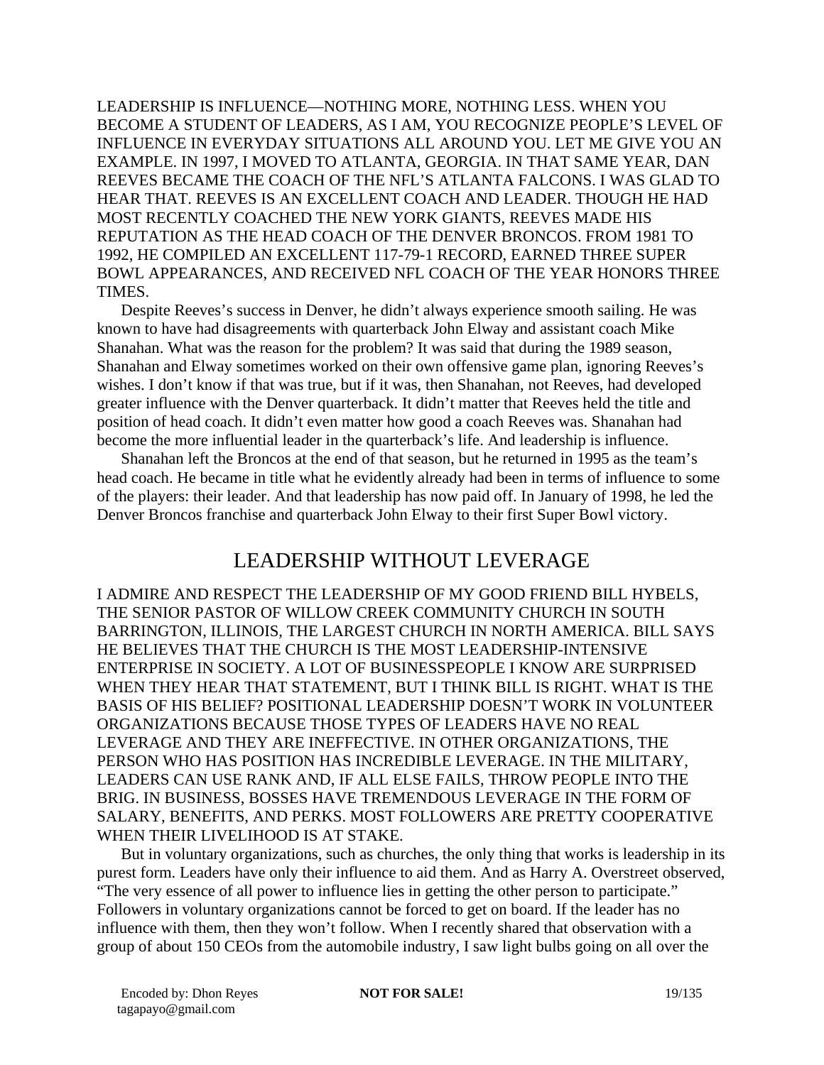LEADERSHIP IS INFLUENCE—NOTHING MORE, NOTHING LESS. WHEN YOU BECOME A STUDENT OF LEADERS, AS I AM, YOU RECOGNIZE PEOPLE'S LEVEL OF INFLUENCE IN EVERYDAY SITUATIONS ALL AROUND YOU. LET ME GIVE YOU AN EXAMPLE. IN 1997, I MOVED TO ATLANTA, GEORGIA. IN THAT SAME YEAR, DAN REEVES BECAME THE COACH OF THE NFL'S ATLANTA FALCONS. I WAS GLAD TO HEAR THAT. REEVES IS AN EXCELLENT COACH AND LEADER. THOUGH HE HAD MOST RECENTLY COACHED THE NEW YORK GIANTS, REEVES MADE HIS REPUTATION AS THE HEAD COACH OF THE DENVER BRONCOS. FROM 1981 TO 1992, HE COMPILED AN EXCELLENT 117-79-1 RECORD, EARNED THREE SUPER BOWL APPEARANCES, AND RECEIVED NFL COACH OF THE YEAR HONORS THREE TIMES.

Despite Reeves's success in Denver, he didn't always experience smooth sailing. He was known to have had disagreements with quarterback John Elway and assistant coach Mike Shanahan. What was the reason for the problem? It was said that during the 1989 season, Shanahan and Elway sometimes worked on their own offensive game plan, ignoring Reeves's wishes. I don't know if that was true, but if it was, then Shanahan, not Reeves, had developed greater influence with the Denver quarterback. It didn't matter that Reeves held the title and position of head coach. It didn't even matter how good a coach Reeves was. Shanahan had become the more influential leader in the quarterback's life. And leadership is influence.

Shanahan left the Broncos at the end of that season, but he returned in 1995 as the team's head coach. He became in title what he evidently already had been in terms of influence to some of the players: their leader. And that leadership has now paid off. In January of 1998, he led the Denver Broncos franchise and quarterback John Elway to their first Super Bowl victory.

## LEADERSHIP WITHOUT LEVERAGE

I ADMIRE AND RESPECT THE LEADERSHIP OF MY GOOD FRIEND BILL HYBELS, THE SENIOR PASTOR OF WILLOW CREEK COMMUNITY CHURCH IN SOUTH BARRINGTON, ILLINOIS, THE LARGEST CHURCH IN NORTH AMERICA. BILL SAYS HE BELIEVES THAT THE CHURCH IS THE MOST LEADERSHIP-INTENSIVE ENTERPRISE IN SOCIETY. A LOT OF BUSINESSPEOPLE I KNOW ARE SURPRISED WHEN THEY HEAR THAT STATEMENT, BUT I THINK BILL IS RIGHT. WHAT IS THE BASIS OF HIS BELIEF? POSITIONAL LEADERSHIP DOESN'T WORK IN VOLUNTEER ORGANIZATIONS BECAUSE THOSE TYPES OF LEADERS HAVE NO REAL LEVERAGE AND THEY ARE INEFFECTIVE. IN OTHER ORGANIZATIONS, THE PERSON WHO HAS POSITION HAS INCREDIBLE LEVERAGE. IN THE MILITARY, LEADERS CAN USE RANK AND, IF ALL ELSE FAILS, THROW PEOPLE INTO THE BRIG. IN BUSINESS, BOSSES HAVE TREMENDOUS LEVERAGE IN THE FORM OF SALARY, BENEFITS, AND PERKS. MOST FOLLOWERS ARE PRETTY COOPERATIVE WHEN THEIR LIVELIHOOD IS AT STAKE.

But in voluntary organizations, such as churches, the only thing that works is leadership in its purest form. Leaders have only their influence to aid them. And as Harry A. Overstreet observed, "The very essence of all power to influence lies in getting the other person to participate." Followers in voluntary organizations cannot be forced to get on board. If the leader has no influence with them, then they won't follow. When I recently shared that observation with a group of about 150 CEOs from the automobile industry, I saw light bulbs going on all over the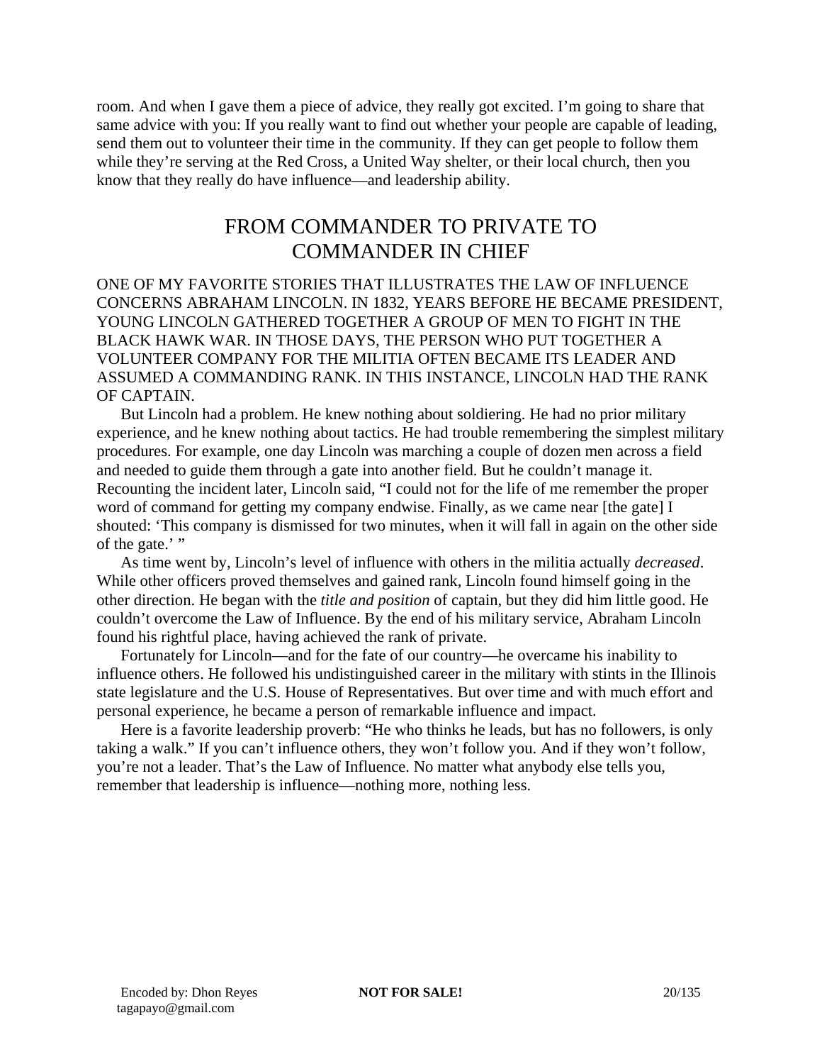room. And when I gave them a piece of advice, they really got excited. I'm going to share that same advice with you: If you really want to find out whether your people are capable of leading, send them out to volunteer their time in the community. If they can get people to follow them while they're serving at the Red Cross, a United Way shelter, or their local church, then you know that they really do have influence—and leadership ability.

## FROM COMMANDER TO PRIVATE TO COMMANDER IN CHIEF

ONE OF MY FAVORITE STORIES THAT ILLUSTRATES THE LAW OF INFLUENCE CONCERNS ABRAHAM LINCOLN. IN 1832, YEARS BEFORE HE BECAME PRESIDENT, YOUNG LINCOLN GATHERED TOGETHER A GROUP OF MEN TO FIGHT IN THE BLACK HAWK WAR. IN THOSE DAYS, THE PERSON WHO PUT TOGETHER A VOLUNTEER COMPANY FOR THE MILITIA OFTEN BECAME ITS LEADER AND ASSUMED A COMMANDING RANK. IN THIS INSTANCE, LINCOLN HAD THE RANK OF CAPTAIN.

But Lincoln had a problem. He knew nothing about soldiering. He had no prior military experience, and he knew nothing about tactics. He had trouble remembering the simplest military procedures. For example, one day Lincoln was marching a couple of dozen men across a field and needed to guide them through a gate into another field. But he couldn't manage it. Recounting the incident later, Lincoln said, "I could not for the life of me remember the proper word of command for getting my company endwise. Finally, as we came near [the gate] I shouted: 'This company is dismissed for two minutes, when it will fall in again on the other side of the gate.' "

As time went by, Lincoln's level of influence with others in the militia actually *decreased*. While other officers proved themselves and gained rank, Lincoln found himself going in the other direction. He began with the *title and position* of captain, but they did him little good. He couldn't overcome the Law of Influence. By the end of his military service, Abraham Lincoln found his rightful place, having achieved the rank of private.

Fortunately for Lincoln—and for the fate of our country—he overcame his inability to influence others. He followed his undistinguished career in the military with stints in the Illinois state legislature and the U.S. House of Representatives. But over time and with much effort and personal experience, he became a person of remarkable influence and impact.

Here is a favorite leadership proverb: "He who thinks he leads, but has no followers, is only taking a walk." If you can't influence others, they won't follow you. And if they won't follow, you're not a leader. That's the Law of Influence. No matter what anybody else tells you, remember that leadership is influence—nothing more, nothing less.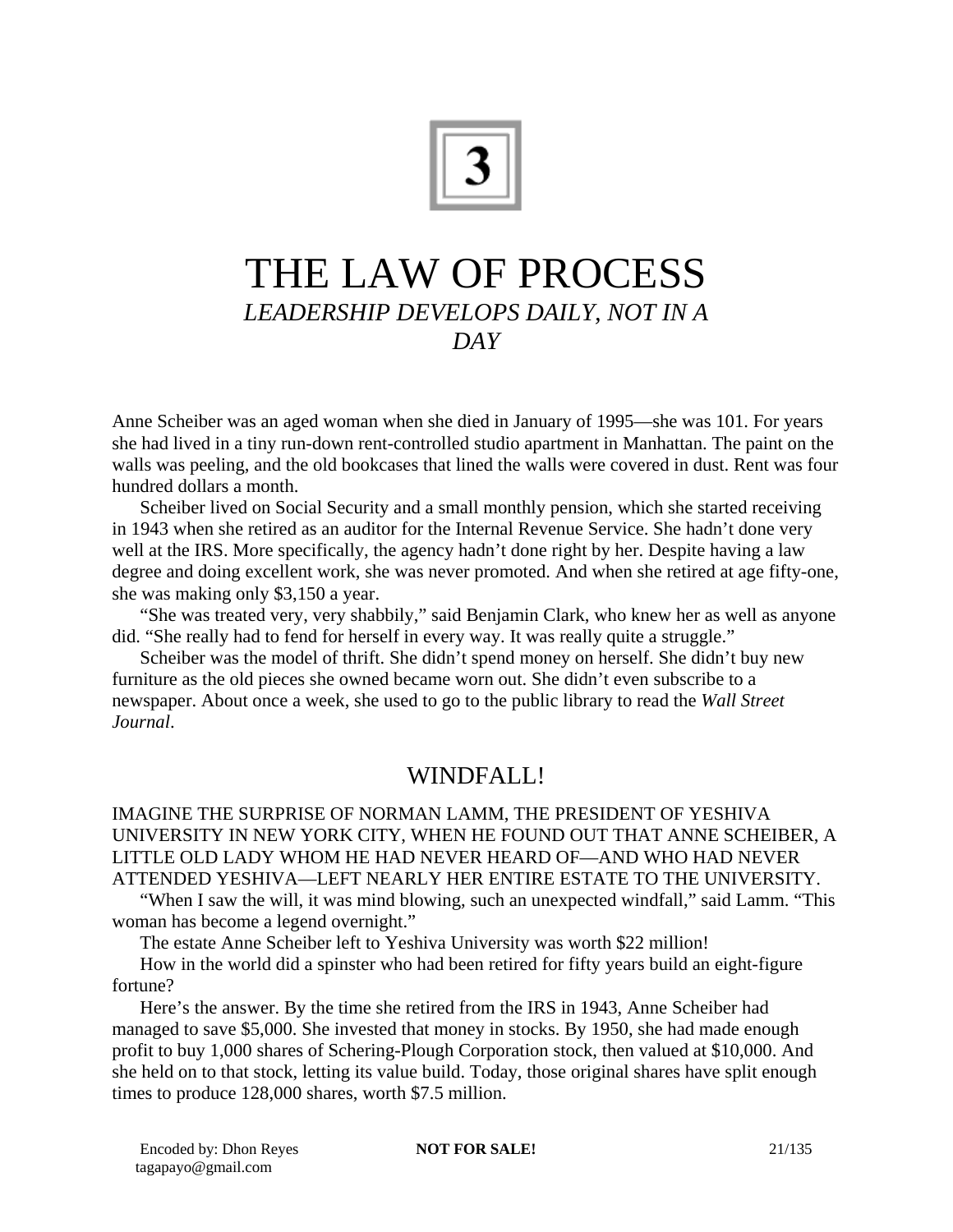# 3

# THE LAW OF PROCESS

*LEADERSHIP DEVELOPS DAILY, NOT IN A DAY*

Anne Scheiber was an aged woman when she died in January of 1995—she was 101. For years she had lived in a tiny run-down rent-controlled studio apartment in Manhattan. The paint on the walls was peeling, and the old bookcases that lined the walls were covered in dust. Rent was four hundred dollars a month.

Scheiber lived on Social Security and a small monthly pension, which she started receiving in 1943 when she retired as an auditor for the Internal Revenue Service. She hadn't done very well at the IRS. More specifically, the agency hadn't done right by her. Despite having a law degree and doing excellent work, she was never promoted. And when she retired at age fifty-one, she was making only $3,150 a year.

"She was treated very, very shabbily," said Benjamin Clark, who knew her as well as anyone did. "She really had to fend for herself in every way. It was really quite a struggle."

Scheiber was the model of thrift. She didn't spend money on herself. She didn't buy new furniture as the old pieces she owned became worn out. She didn't even subscribe to a newspaper. About once a week, she used to go to the public library to read the *Wall Street Journal*.

## WINDFALL!

IMAGINE THE SURPRISE OF NORMAN LAMM, THE PRESIDENT OF YESHIVA UNIVERSITY IN NEW YORK CITY, WHEN HE FOUND OUT THAT ANNE SCHEIBER, A LITTLE OLD LADY WHOM HE HAD NEVER HEARD OF—AND WHO HAD NEVER ATTENDED YESHIVA—LEFT NEARLY HER ENTIRE ESTATE TO THE UNIVERSITY.

"When I saw the will, it was mind blowing, such an unexpected windfall," said Lamm. "This woman has become a legend overnight."

The estate Anne Scheiber left to Yeshiva University was worth $22 million!

How in the world did a spinster who had been retired for fifty years build an eight-figure fortune?

Here's the answer. By the time she retired from the IRS in 1943, Anne Scheiber had managed to save $5,000. She invested that money in stocks. By 1950, she had made enough profit to buy 1,000 shares of Schering-Plough Corporation stock, then valued at $10,000. And she held on to that stock, letting its value build. Today, those original shares have split enough times to produce 128,000 shares, worth $7.5 million.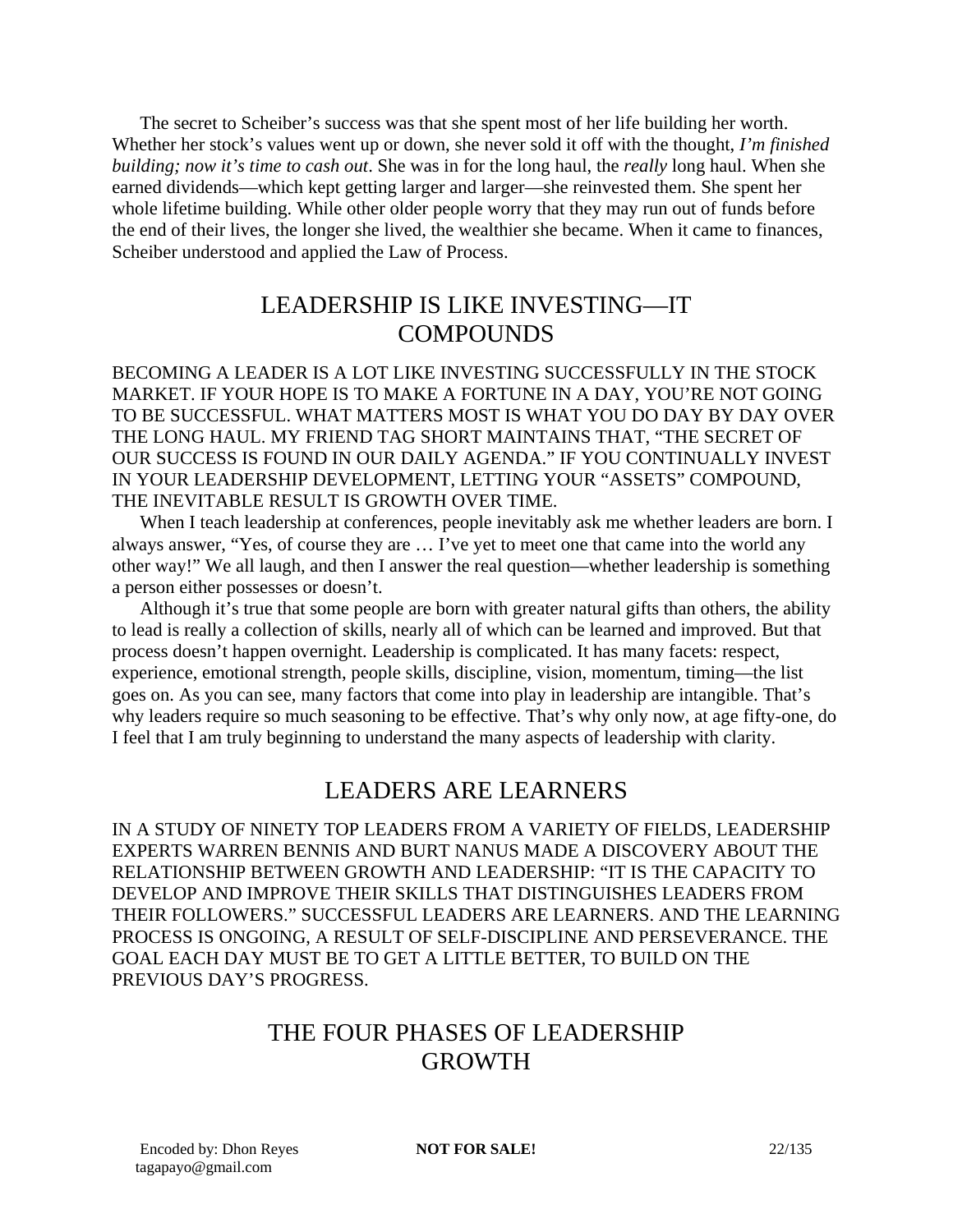The secret to Scheiber's success was that she spent most of her life building her worth. Whether her stock's values went up or down, she never sold it off with the thought, *I'm finished building; now it's time to cash out*. She was in for the long haul, the *really* long haul. When she earned dividends—which kept getting larger and larger—she reinvested them. She spent her whole lifetime building. While other older people worry that they may run out of funds before the end of their lives, the longer she lived, the wealthier she became. When it came to finances, Scheiber understood and applied the Law of Process.

## LEADERSHIP IS LIKE INVESTING—IT COMPOUNDS

BECOMING A LEADER IS A LOT LIKE INVESTING SUCCESSFULLY IN THE STOCK MARKET. IF YOUR HOPE IS TO MAKE A FORTUNE IN A DAY, YOU'RE NOT GOING TO BE SUCCESSFUL. WHAT MATTERS MOST IS WHAT YOU DO DAY BY DAY OVER THE LONG HAUL. MY FRIEND TAG SHORT MAINTAINS THAT, "THE SECRET OF OUR SUCCESS IS FOUND IN OUR DAILY AGENDA." IF YOU CONTINUALLY INVEST IN YOUR LEADERSHIP DEVELOPMENT, LETTING YOUR "ASSETS" COMPOUND, THE INEVITABLE RESULT IS GROWTH OVER TIME.

When I teach leadership at conferences, people inevitably ask me whether leaders are born. I always answer, "Yes, of course they are … I've yet to meet one that came into the world any other way!" We all laugh, and then I answer the real question—whether leadership is something a person either possesses or doesn't.

Although it's true that some people are born with greater natural gifts than others, the ability to lead is really a collection of skills, nearly all of which can be learned and improved. But that process doesn't happen overnight. Leadership is complicated. It has many facets: respect, experience, emotional strength, people skills, discipline, vision, momentum, timing—the list goes on. As you can see, many factors that come into play in leadership are intangible. That's why leaders require so much seasoning to be effective. That's why only now, at age fifty-one, do I feel that I am truly beginning to understand the many aspects of leadership with clarity.

## LEADERS ARE LEARNERS

IN A STUDY OF NINETY TOP LEADERS FROM A VARIETY OF FIELDS, LEADERSHIP EXPERTS WARREN BENNIS AND BURT NANUS MADE A DISCOVERY ABOUT THE RELATIONSHIP BETWEEN GROWTH AND LEADERSHIP: "IT IS THE CAPACITY TO DEVELOP AND IMPROVE THEIR SKILLS THAT DISTINGUISHES LEADERS FROM THEIR FOLLOWERS." SUCCESSFUL LEADERS ARE LEARNERS. AND THE LEARNING PROCESS IS ONGOING, A RESULT OF SELF-DISCIPLINE AND PERSEVERANCE. THE GOAL EACH DAY MUST BE TO GET A LITTLE BETTER, TO BUILD ON THE PREVIOUS DAY'S PROGRESS.

## THE FOUR PHASES OF LEADERSHIP GROWTH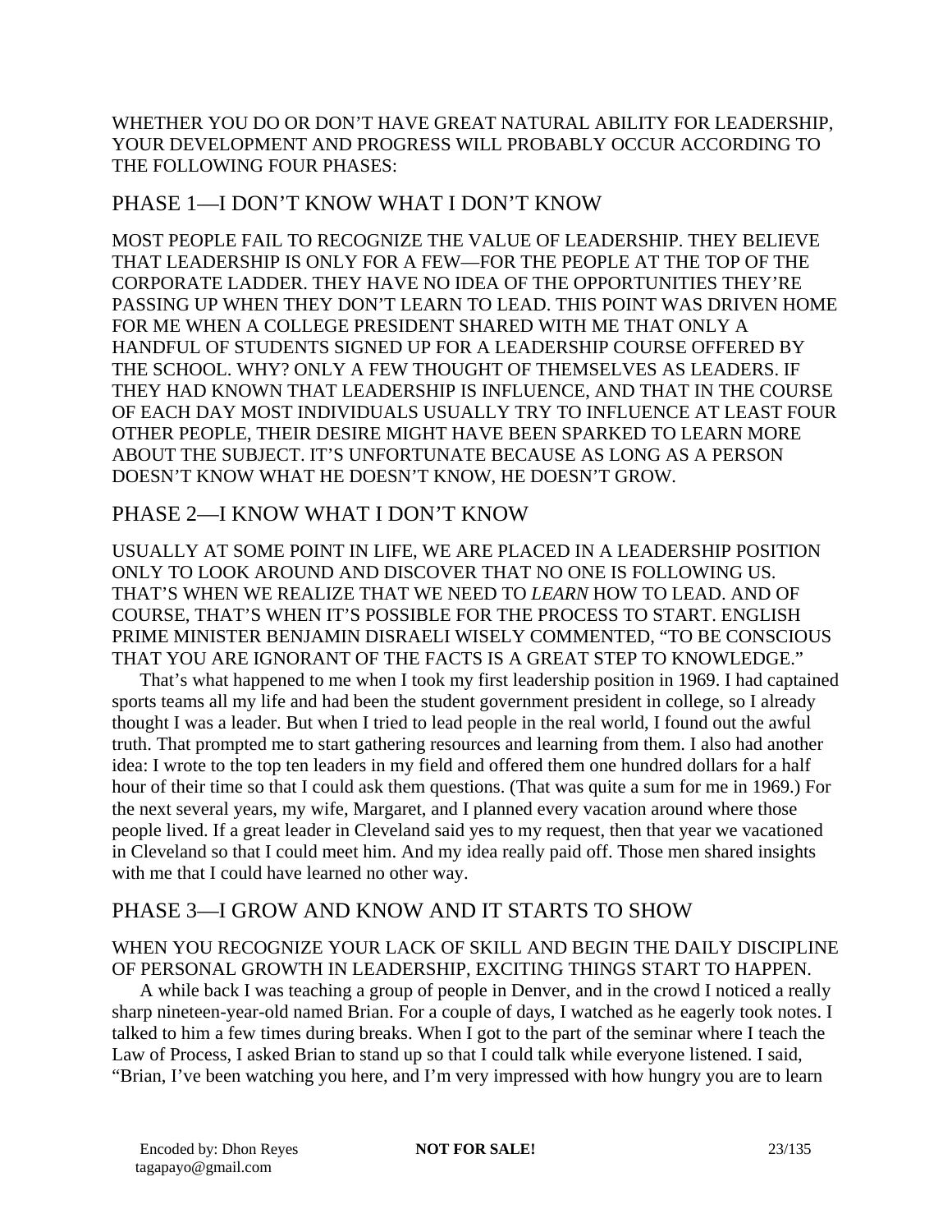WHETHER YOU DO OR DON'T HAVE GREAT NATURAL ABILITY FOR LEADERSHIP, YOUR DEVELOPMENT AND PROGRESS WILL PROBABLY OCCUR ACCORDING TO THE FOLLOWING FOUR PHASES:

## PHASE 1—I DON'T KNOW WHAT I DON'T KNOW

MOST PEOPLE FAIL TO RECOGNIZE THE VALUE OF LEADERSHIP. THEY BELIEVE THAT LEADERSHIP IS ONLY FOR A FEW—FOR THE PEOPLE AT THE TOP OF THE CORPORATE LADDER. THEY HAVE NO IDEA OF THE OPPORTUNITIES THEY'RE PASSING UP WHEN THEY DON'T LEARN TO LEAD. THIS POINT WAS DRIVEN HOME FOR ME WHEN A COLLEGE PRESIDENT SHARED WITH ME THAT ONLY A HANDFUL OF STUDENTS SIGNED UP FOR A LEADERSHIP COURSE OFFERED BY THE SCHOOL. WHY? ONLY A FEW THOUGHT OF THEMSELVES AS LEADERS. IF THEY HAD KNOWN THAT LEADERSHIP IS INFLUENCE, AND THAT IN THE COURSE OF EACH DAY MOST INDIVIDUALS USUALLY TRY TO INFLUENCE AT LEAST FOUR OTHER PEOPLE, THEIR DESIRE MIGHT HAVE BEEN SPARKED TO LEARN MORE ABOUT THE SUBJECT. IT'S UNFORTUNATE BECAUSE AS LONG AS A PERSON DOESN'T KNOW WHAT HE DOESN'T KNOW, HE DOESN'T GROW.

## PHASE 2—I KNOW WHAT I DON'T KNOW

USUALLY AT SOME POINT IN LIFE, WE ARE PLACED IN A LEADERSHIP POSITION ONLY TO LOOK AROUND AND DISCOVER THAT NO ONE IS FOLLOWING US. THAT'S WHEN WE REALIZE THAT WE NEED TO *LEARN* HOW TO LEAD. AND OF COURSE, THAT'S WHEN IT'S POSSIBLE FOR THE PROCESS TO START. ENGLISH PRIME MINISTER BENJAMIN DISRAELI WISELY COMMENTED, "TO BE CONSCIOUS THAT YOU ARE IGNORANT OF THE FACTS IS A GREAT STEP TO KNOWLEDGE."

That's what happened to me when I took my first leadership position in 1969. I had captained sports teams all my life and had been the student government president in college, so I already thought I was a leader. But when I tried to lead people in the real world, I found out the awful truth. That prompted me to start gathering resources and learning from them. I also had another idea: I wrote to the top ten leaders in my field and offered them one hundred dollars for a half hour of their time so that I could ask them questions. (That was quite a sum for me in 1969.) For the next several years, my wife, Margaret, and I planned every vacation around where those people lived. If a great leader in Cleveland said yes to my request, then that year we vacationed in Cleveland so that I could meet him. And my idea really paid off. Those men shared insights with me that I could have learned no other way.

## PHASE 3—I GROW AND KNOW AND IT STARTS TO SHOW

WHEN YOU RECOGNIZE YOUR LACK OF SKILL AND BEGIN THE DAILY DISCIPLINE OF PERSONAL GROWTH IN LEADERSHIP, EXCITING THINGS START TO HAPPEN.

A while back I was teaching a group of people in Denver, and in the crowd I noticed a really sharp nineteen-year-old named Brian. For a couple of days, I watched as he eagerly took notes. I talked to him a few times during breaks. When I got to the part of the seminar where I teach the Law of Process, I asked Brian to stand up so that I could talk while everyone listened. I said, "Brian, I've been watching you here, and I'm very impressed with how hungry you are to learn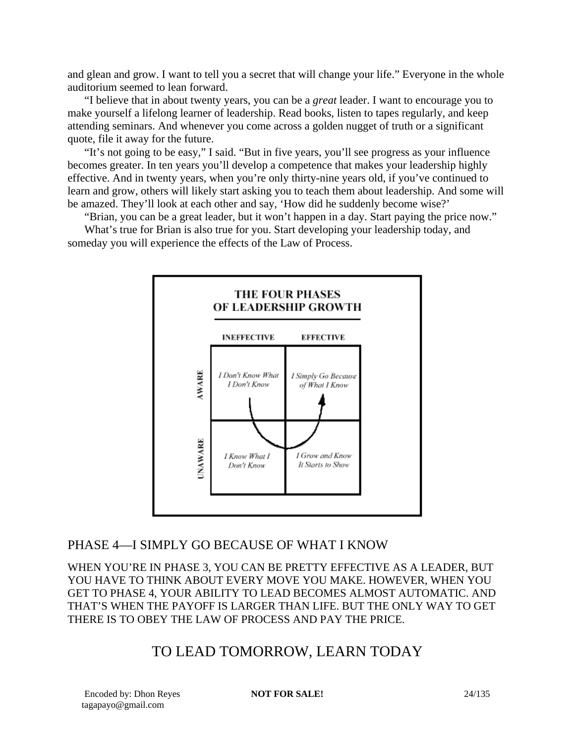and glean and grow. I want to tell you a secret that will change your life." Everyone in the whole auditorium seemed to lean forward.

"I believe that in about twenty years, you can be a *great* leader. I want to encourage you to make yourself a lifelong learner of leadership. Read books, listen to tapes regularly, and keep attending seminars. And whenever you come across a golden nugget of truth or a significant quote, file it away for the future.

"It's not going to be easy," I said. "But in five years, you'll see progress as your influence becomes greater. In ten years you'll develop a competence that makes your leadership highly effective. And in twenty years, when you're only thirty-nine years old, if you've continued to learn and grow, others will likely start asking you to teach them about leadership. And some will be amazed. They'll look at each other and say, 'How did he suddenly become wise?'

"Brian, you can be a great leader, but it won't happen in a day. Start paying the price now."

What's true for Brian is also true for you. Start developing your leadership today, and someday you will experience the effects of the Law of Process.

**THE FOUR PHASES OF LEADERSHIP GROWTH**

| | INEFFECTIVE | EFFECTIVE |
|---|---|---|
| AWARE | *I Don't Know What I Don't Know* | *I Simply Go Because of What I Know* |
| UNAWARE | *I Know What I Don't Know* | *I Grow and Know It Starts to Show* |

## PHASE 4—I SIMPLY GO BECAUSE OF WHAT I KNOW

WHEN YOU'RE IN PHASE 3, YOU CAN BE PRETTY EFFECTIVE AS A LEADER, BUT YOU HAVE TO THINK ABOUT EVERY MOVE YOU MAKE. HOWEVER, WHEN YOU GET TO PHASE 4, YOUR ABILITY TO LEAD BECOMES ALMOST AUTOMATIC. AND THAT'S WHEN THE PAYOFF IS LARGER THAN LIFE. BUT THE ONLY WAY TO GET THERE IS TO OBEY THE LAW OF PROCESS AND PAY THE PRICE.

# TO LEAD TOMORROW, LEARN TODAY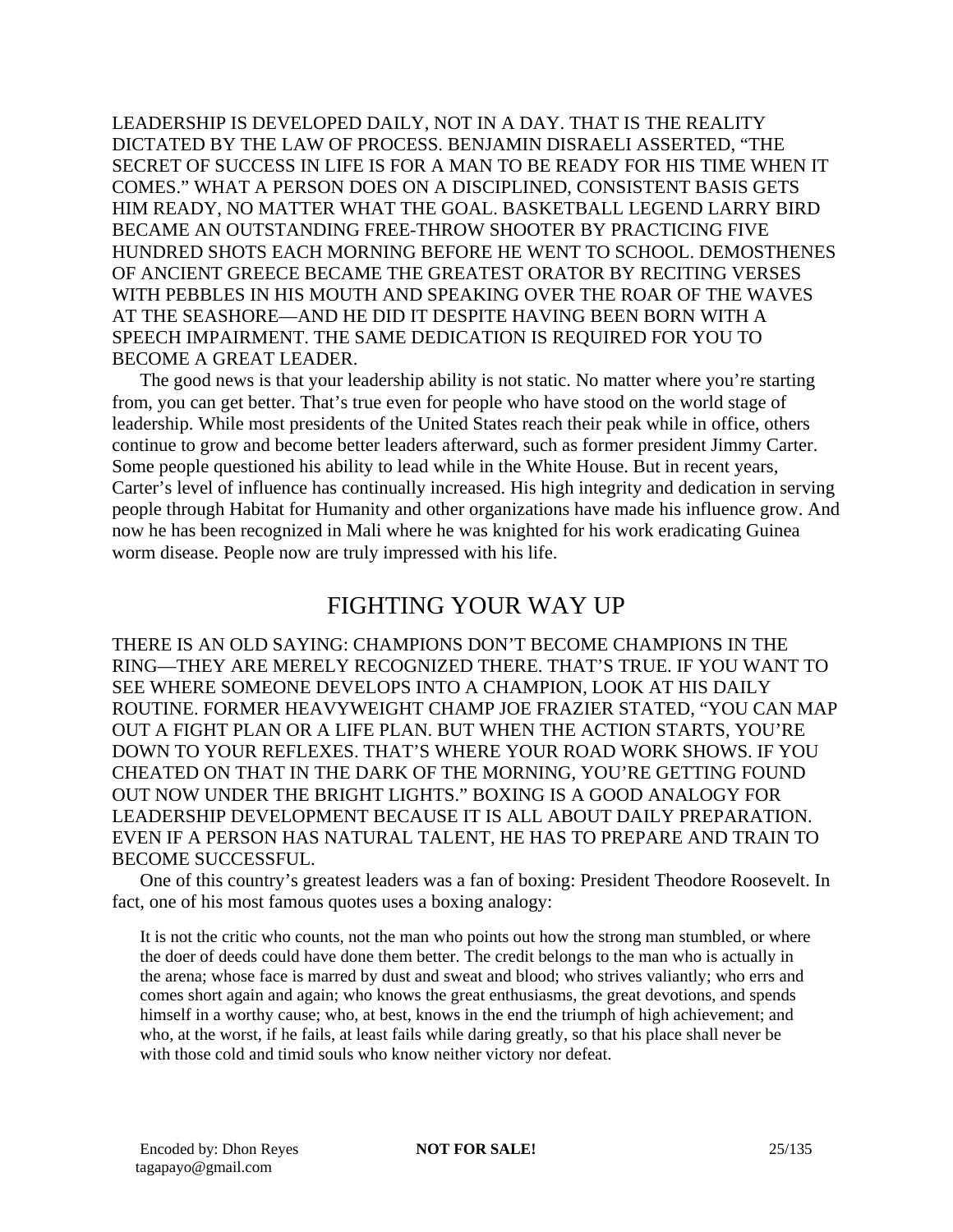LEADERSHIP IS DEVELOPED DAILY, NOT IN A DAY. THAT IS THE REALITY DICTATED BY THE LAW OF PROCESS. BENJAMIN DISRAELI ASSERTED, "THE SECRET OF SUCCESS IN LIFE IS FOR A MAN TO BE READY FOR HIS TIME WHEN IT COMES." WHAT A PERSON DOES ON A DISCIPLINED, CONSISTENT BASIS GETS HIM READY, NO MATTER WHAT THE GOAL. BASKETBALL LEGEND LARRY BIRD BECAME AN OUTSTANDING FREE-THROW SHOOTER BY PRACTICING FIVE HUNDRED SHOTS EACH MORNING BEFORE HE WENT TO SCHOOL. DEMOSTHENES OF ANCIENT GREECE BECAME THE GREATEST ORATOR BY RECITING VERSES WITH PEBBLES IN HIS MOUTH AND SPEAKING OVER THE ROAR OF THE WAVES AT THE SEASHORE—AND HE DID IT DESPITE HAVING BEEN BORN WITH A SPEECH IMPAIRMENT. THE SAME DEDICATION IS REQUIRED FOR YOU TO BECOME A GREAT LEADER.

The good news is that your leadership ability is not static. No matter where you're starting from, you can get better. That's true even for people who have stood on the world stage of leadership. While most presidents of the United States reach their peak while in office, others continue to grow and become better leaders afterward, such as former president Jimmy Carter. Some people questioned his ability to lead while in the White House. But in recent years, Carter's level of influence has continually increased. His high integrity and dedication in serving people through Habitat for Humanity and other organizations have made his influence grow. And now he has been recognized in Mali where he was knighted for his work eradicating Guinea worm disease. People now are truly impressed with his life.

## FIGHTING YOUR WAY UP

THERE IS AN OLD SAYING: CHAMPIONS DON'T BECOME CHAMPIONS IN THE RING—THEY ARE MERELY RECOGNIZED THERE. THAT'S TRUE. IF YOU WANT TO SEE WHERE SOMEONE DEVELOPS INTO A CHAMPION, LOOK AT HIS DAILY ROUTINE. FORMER HEAVYWEIGHT CHAMP JOE FRAZIER STATED, "YOU CAN MAP OUT A FIGHT PLAN OR A LIFE PLAN. BUT WHEN THE ACTION STARTS, YOU'RE DOWN TO YOUR REFLEXES. THAT'S WHERE YOUR ROAD WORK SHOWS. IF YOU CHEATED ON THAT IN THE DARK OF THE MORNING, YOU'RE GETTING FOUND OUT NOW UNDER THE BRIGHT LIGHTS." BOXING IS A GOOD ANALOGY FOR LEADERSHIP DEVELOPMENT BECAUSE IT IS ALL ABOUT DAILY PREPARATION. EVEN IF A PERSON HAS NATURAL TALENT, HE HAS TO PREPARE AND TRAIN TO BECOME SUCCESSFUL.

One of this country's greatest leaders was a fan of boxing: President Theodore Roosevelt. In fact, one of his most famous quotes uses a boxing analogy:

> It is not the critic who counts, not the man who points out how the strong man stumbled, or where the doer of deeds could have done them better. The credit belongs to the man who is actually in the arena; whose face is marred by dust and sweat and blood; who strives valiantly; who errs and comes short again and again; who knows the great enthusiasms, the great devotions, and spends himself in a worthy cause; who, at best, knows in the end the triumph of high achievement; and who, at the worst, if he fails, at least fails while daring greatly, so that his place shall never be with those cold and timid souls who know neither victory nor defeat.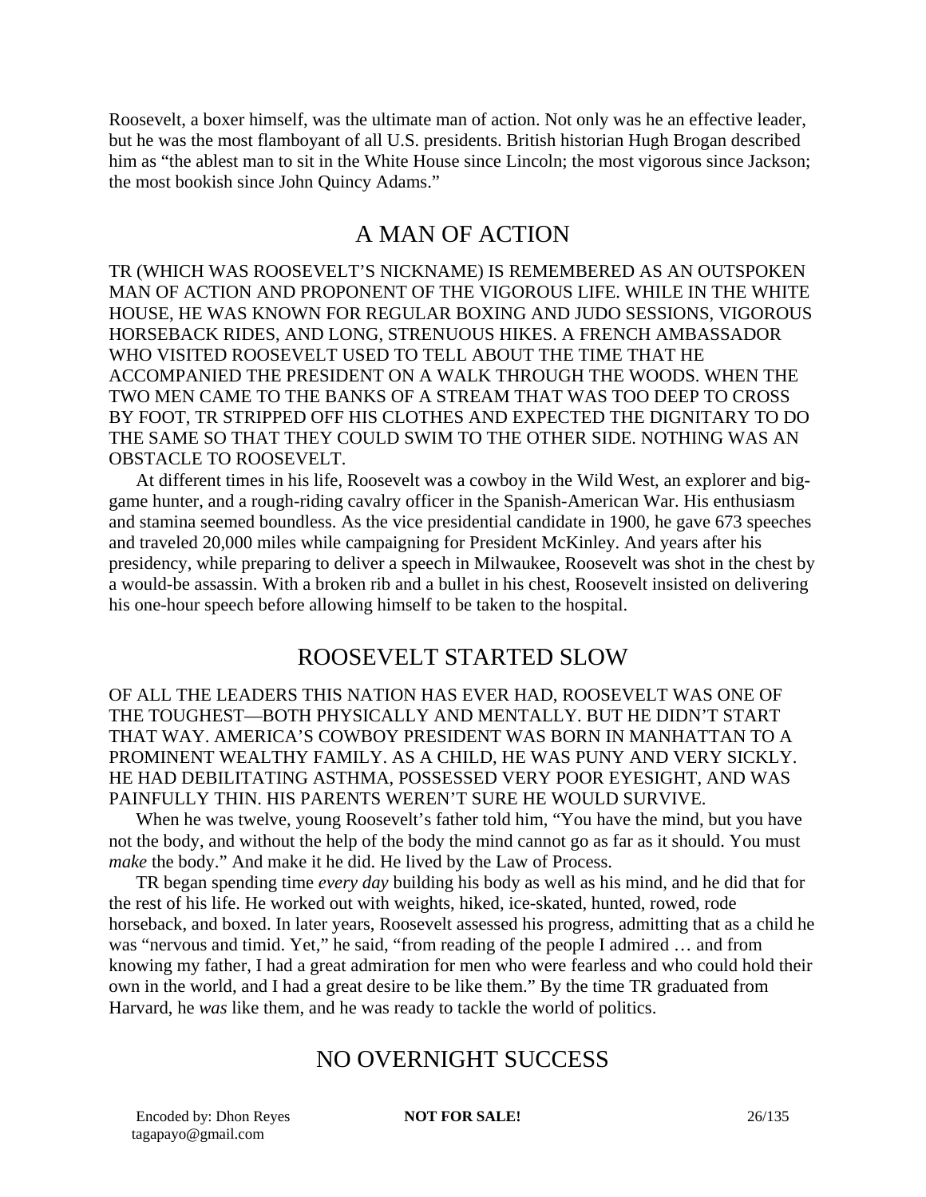Roosevelt, a boxer himself, was the ultimate man of action. Not only was he an effective leader, but he was the most flamboyant of all U.S. presidents. British historian Hugh Brogan described him as "the ablest man to sit in the White House since Lincoln; the most vigorous since Jackson; the most bookish since John Quincy Adams."

## A MAN OF ACTION

TR (WHICH WAS ROOSEVELT'S NICKNAME) IS REMEMBERED AS AN OUTSPOKEN MAN OF ACTION AND PROPONENT OF THE VIGOROUS LIFE. WHILE IN THE WHITE HOUSE, HE WAS KNOWN FOR REGULAR BOXING AND JUDO SESSIONS, VIGOROUS HORSEBACK RIDES, AND LONG, STRENUOUS HIKES. A FRENCH AMBASSADOR WHO VISITED ROOSEVELT USED TO TELL ABOUT THE TIME THAT HE ACCOMPANIED THE PRESIDENT ON A WALK THROUGH THE WOODS. WHEN THE TWO MEN CAME TO THE BANKS OF A STREAM THAT WAS TOO DEEP TO CROSS BY FOOT, TR STRIPPED OFF HIS CLOTHES AND EXPECTED THE DIGNITARY TO DO THE SAME SO THAT THEY COULD SWIM TO THE OTHER SIDE. NOTHING WAS AN OBSTACLE TO ROOSEVELT.

At different times in his life, Roosevelt was a cowboy in the Wild West, an explorer and big-game hunter, and a rough-riding cavalry officer in the Spanish-American War. His enthusiasm and stamina seemed boundless. As the vice presidential candidate in 1900, he gave 673 speeches and traveled 20,000 miles while campaigning for President McKinley. And years after his presidency, while preparing to deliver a speech in Milwaukee, Roosevelt was shot in the chest by a would-be assassin. With a broken rib and a bullet in his chest, Roosevelt insisted on delivering his one-hour speech before allowing himself to be taken to the hospital.

## ROOSEVELT STARTED SLOW

OF ALL THE LEADERS THIS NATION HAS EVER HAD, ROOSEVELT WAS ONE OF THE TOUGHEST—BOTH PHYSICALLY AND MENTALLY. BUT HE DIDN'T START THAT WAY. AMERICA'S COWBOY PRESIDENT WAS BORN IN MANHATTAN TO A PROMINENT WEALTHY FAMILY. AS A CHILD, HE WAS PUNY AND VERY SICKLY. HE HAD DEBILITATING ASTHMA, POSSESSED VERY POOR EYESIGHT, AND WAS PAINFULLY THIN. HIS PARENTS WEREN'T SURE HE WOULD SURVIVE.

When he was twelve, young Roosevelt's father told him, "You have the mind, but you have not the body, and without the help of the body the mind cannot go as far as it should. You must *make* the body." And make it he did. He lived by the Law of Process.

TR began spending time *every day* building his body as well as his mind, and he did that for the rest of his life. He worked out with weights, hiked, ice-skated, hunted, rowed, rode horseback, and boxed. In later years, Roosevelt assessed his progress, admitting that as a child he was "nervous and timid. Yet," he said, "from reading of the people I admired … and from knowing my father, I had a great admiration for men who were fearless and who could hold their own in the world, and I had a great desire to be like them." By the time TR graduated from Harvard, he *was* like them, and he was ready to tackle the world of politics.

## NO OVERNIGHT SUCCESS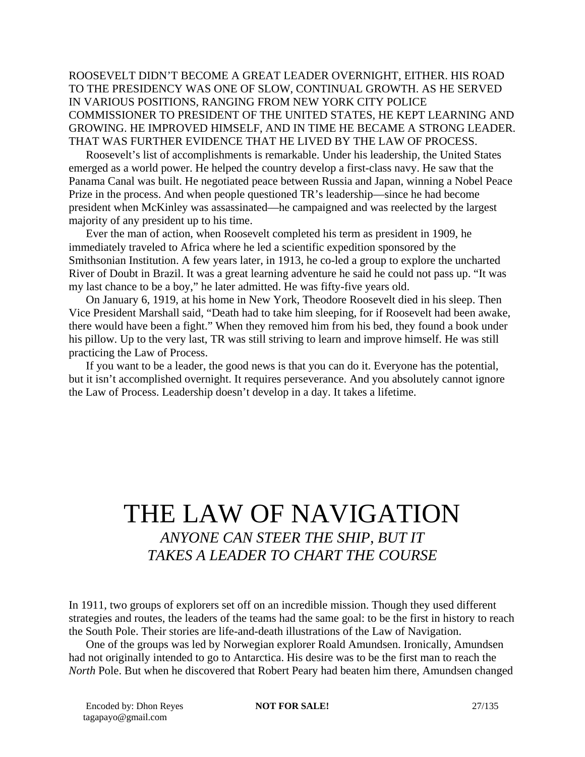ROOSEVELT DIDN'T BECOME A GREAT LEADER OVERNIGHT, EITHER. HIS ROAD TO THE PRESIDENCY WAS ONE OF SLOW, CONTINUAL GROWTH. AS HE SERVED IN VARIOUS POSITIONS, RANGING FROM NEW YORK CITY POLICE COMMISSIONER TO PRESIDENT OF THE UNITED STATES, HE KEPT LEARNING AND GROWING. HE IMPROVED HIMSELF, AND IN TIME HE BECAME A STRONG LEADER. THAT WAS FURTHER EVIDENCE THAT HE LIVED BY THE LAW OF PROCESS.

Roosevelt's list of accomplishments is remarkable. Under his leadership, the United States emerged as a world power. He helped the country develop a first-class navy. He saw that the Panama Canal was built. He negotiated peace between Russia and Japan, winning a Nobel Peace Prize in the process. And when people questioned TR's leadership—since he had become president when McKinley was assassinated—he campaigned and was reelected by the largest majority of any president up to his time.

Ever the man of action, when Roosevelt completed his term as president in 1909, he immediately traveled to Africa where he led a scientific expedition sponsored by the Smithsonian Institution. A few years later, in 1913, he co-led a group to explore the uncharted River of Doubt in Brazil. It was a great learning adventure he said he could not pass up. "It was my last chance to be a boy," he later admitted. He was fifty-five years old.

On January 6, 1919, at his home in New York, Theodore Roosevelt died in his sleep. Then Vice President Marshall said, "Death had to take him sleeping, for if Roosevelt had been awake, there would have been a fight." When they removed him from his bed, they found a book under his pillow. Up to the very last, TR was still striving to learn and improve himself. He was still practicing the Law of Process.

If you want to be a leader, the good news is that you can do it. Everyone has the potential, but it isn't accomplished overnight. It requires perseverance. And you absolutely cannot ignore the Law of Process. Leadership doesn't develop in a day. It takes a lifetime.

# THE LAW OF NAVIGATION

*ANYONE CAN STEER THE SHIP, BUT IT TAKES A LEADER TO CHART THE COURSE*

In 1911, two groups of explorers set off on an incredible mission. Though they used different strategies and routes, the leaders of the teams had the same goal: to be the first in history to reach the South Pole. Their stories are life-and-death illustrations of the Law of Navigation.

One of the groups was led by Norwegian explorer Roald Amundsen. Ironically, Amundsen had not originally intended to go to Antarctica. His desire was to be the first man to reach the *North* Pole. But when he discovered that Robert Peary had beaten him there, Amundsen changed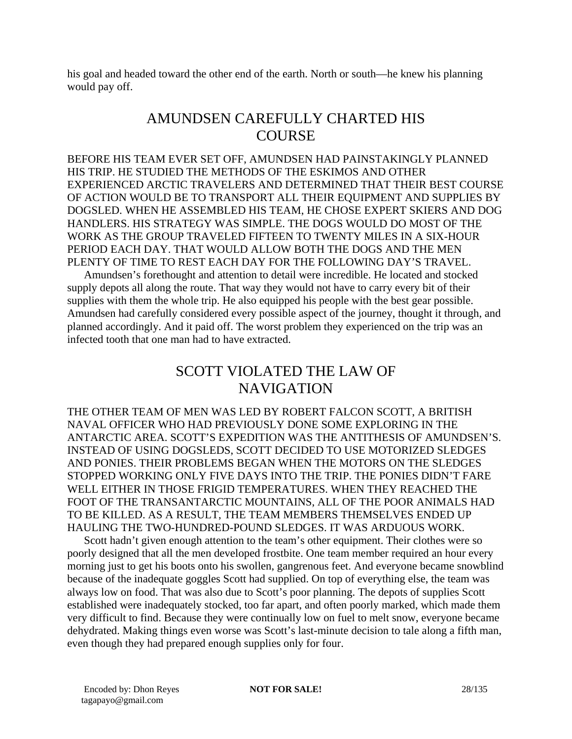his goal and headed toward the other end of the earth. North or south—he knew his planning would pay off.

## AMUNDSEN CAREFULLY CHARTED HIS COURSE

BEFORE HIS TEAM EVER SET OFF, AMUNDSEN HAD PAINSTAKINGLY PLANNED HIS TRIP. HE STUDIED THE METHODS OF THE ESKIMOS AND OTHER EXPERIENCED ARCTIC TRAVELERS AND DETERMINED THAT THEIR BEST COURSE OF ACTION WOULD BE TO TRANSPORT ALL THEIR EQUIPMENT AND SUPPLIES BY DOGSLED. WHEN HE ASSEMBLED HIS TEAM, HE CHOSE EXPERT SKIERS AND DOG HANDLERS. HIS STRATEGY WAS SIMPLE. THE DOGS WOULD DO MOST OF THE WORK AS THE GROUP TRAVELED FIFTEEN TO TWENTY MILES IN A SIX-HOUR PERIOD EACH DAY. THAT WOULD ALLOW BOTH THE DOGS AND THE MEN PLENTY OF TIME TO REST EACH DAY FOR THE FOLLOWING DAY'S TRAVEL.

Amundsen's forethought and attention to detail were incredible. He located and stocked supply depots all along the route. That way they would not have to carry every bit of their supplies with them the whole trip. He also equipped his people with the best gear possible. Amundsen had carefully considered every possible aspect of the journey, thought it through, and planned accordingly. And it paid off. The worst problem they experienced on the trip was an infected tooth that one man had to have extracted.

## SCOTT VIOLATED THE LAW OF NAVIGATION

THE OTHER TEAM OF MEN WAS LED BY ROBERT FALCON SCOTT, A BRITISH NAVAL OFFICER WHO HAD PREVIOUSLY DONE SOME EXPLORING IN THE ANTARCTIC AREA. SCOTT'S EXPEDITION WAS THE ANTITHESIS OF AMUNDSEN'S. INSTEAD OF USING DOGSLEDS, SCOTT DECIDED TO USE MOTORIZED SLEDGES AND PONIES. THEIR PROBLEMS BEGAN WHEN THE MOTORS ON THE SLEDGES STOPPED WORKING ONLY FIVE DAYS INTO THE TRIP. THE PONIES DIDN'T FARE WELL EITHER IN THOSE FRIGID TEMPERATURES. WHEN THEY REACHED THE FOOT OF THE TRANSANTARCTIC MOUNTAINS, ALL OF THE POOR ANIMALS HAD TO BE KILLED. AS A RESULT, THE TEAM MEMBERS THEMSELVES ENDED UP HAULING THE TWO-HUNDRED-POUND SLEDGES. IT WAS ARDUOUS WORK.

Scott hadn't given enough attention to the team's other equipment. Their clothes were so poorly designed that all the men developed frostbite. One team member required an hour every morning just to get his boots onto his swollen, gangrenous feet. And everyone became snowblind because of the inadequate goggles Scott had supplied. On top of everything else, the team was always low on food. That was also due to Scott's poor planning. The depots of supplies Scott established were inadequately stocked, too far apart, and often poorly marked, which made them very difficult to find. Because they were continually low on fuel to melt snow, everyone became dehydrated. Making things even worse was Scott's last-minute decision to tale along a fifth man, even though they had prepared enough supplies only for four.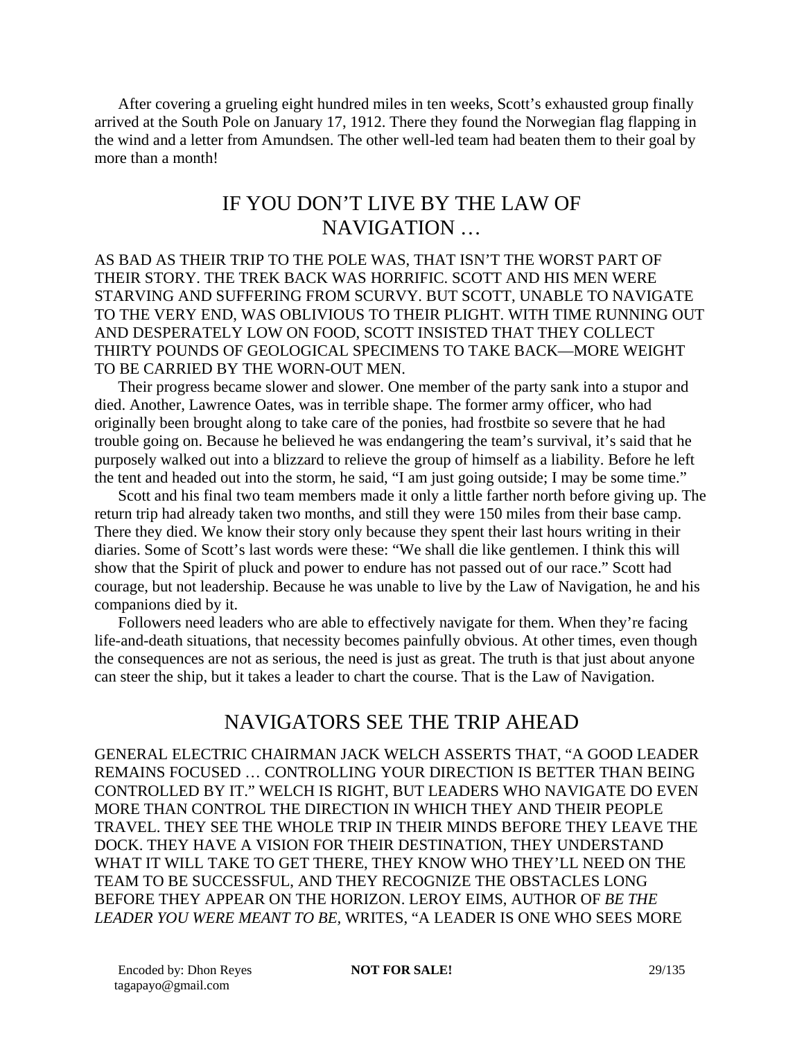After covering a grueling eight hundred miles in ten weeks, Scott's exhausted group finally arrived at the South Pole on January 17, 1912. There they found the Norwegian flag flapping in the wind and a letter from Amundsen. The other well-led team had beaten them to their goal by more than a month!

## IF YOU DON'T LIVE BY THE LAW OF NAVIGATION …

AS BAD AS THEIR TRIP TO THE POLE WAS, THAT ISN'T THE WORST PART OF THEIR STORY. THE TREK BACK WAS HORRIFIC. SCOTT AND HIS MEN WERE STARVING AND SUFFERING FROM SCURVY. BUT SCOTT, UNABLE TO NAVIGATE TO THE VERY END, WAS OBLIVIOUS TO THEIR PLIGHT. WITH TIME RUNNING OUT AND DESPERATELY LOW ON FOOD, SCOTT INSISTED THAT THEY COLLECT THIRTY POUNDS OF GEOLOGICAL SPECIMENS TO TAKE BACK—MORE WEIGHT TO BE CARRIED BY THE WORN-OUT MEN.

Their progress became slower and slower. One member of the party sank into a stupor and died. Another, Lawrence Oates, was in terrible shape. The former army officer, who had originally been brought along to take care of the ponies, had frostbite so severe that he had trouble going on. Because he believed he was endangering the team's survival, it's said that he purposely walked out into a blizzard to relieve the group of himself as a liability. Before he left the tent and headed out into the storm, he said, "I am just going outside; I may be some time."

Scott and his final two team members made it only a little farther north before giving up. The return trip had already taken two months, and still they were 150 miles from their base camp. There they died. We know their story only because they spent their last hours writing in their diaries. Some of Scott's last words were these: "We shall die like gentlemen. I think this will show that the Spirit of pluck and power to endure has not passed out of our race." Scott had courage, but not leadership. Because he was unable to live by the Law of Navigation, he and his companions died by it.

Followers need leaders who are able to effectively navigate for them. When they're facing life-and-death situations, that necessity becomes painfully obvious. At other times, even though the consequences are not as serious, the need is just as great. The truth is that just about anyone can steer the ship, but it takes a leader to chart the course. That is the Law of Navigation.

## NAVIGATORS SEE THE TRIP AHEAD

GENERAL ELECTRIC CHAIRMAN JACK WELCH ASSERTS THAT, "A GOOD LEADER REMAINS FOCUSED … CONTROLLING YOUR DIRECTION IS BETTER THAN BEING CONTROLLED BY IT." WELCH IS RIGHT, BUT LEADERS WHO NAVIGATE DO EVEN MORE THAN CONTROL THE DIRECTION IN WHICH THEY AND THEIR PEOPLE TRAVEL. THEY SEE THE WHOLE TRIP IN THEIR MINDS BEFORE THEY LEAVE THE DOCK. THEY HAVE A VISION FOR THEIR DESTINATION, THEY UNDERSTAND WHAT IT WILL TAKE TO GET THERE, THEY KNOW WHO THEY'LL NEED ON THE TEAM TO BE SUCCESSFUL, AND THEY RECOGNIZE THE OBSTACLES LONG BEFORE THEY APPEAR ON THE HORIZON. LEROY EIMS, AUTHOR OF *BE THE LEADER YOU WERE MEANT TO BE*, WRITES, "A LEADER IS ONE WHO SEES MORE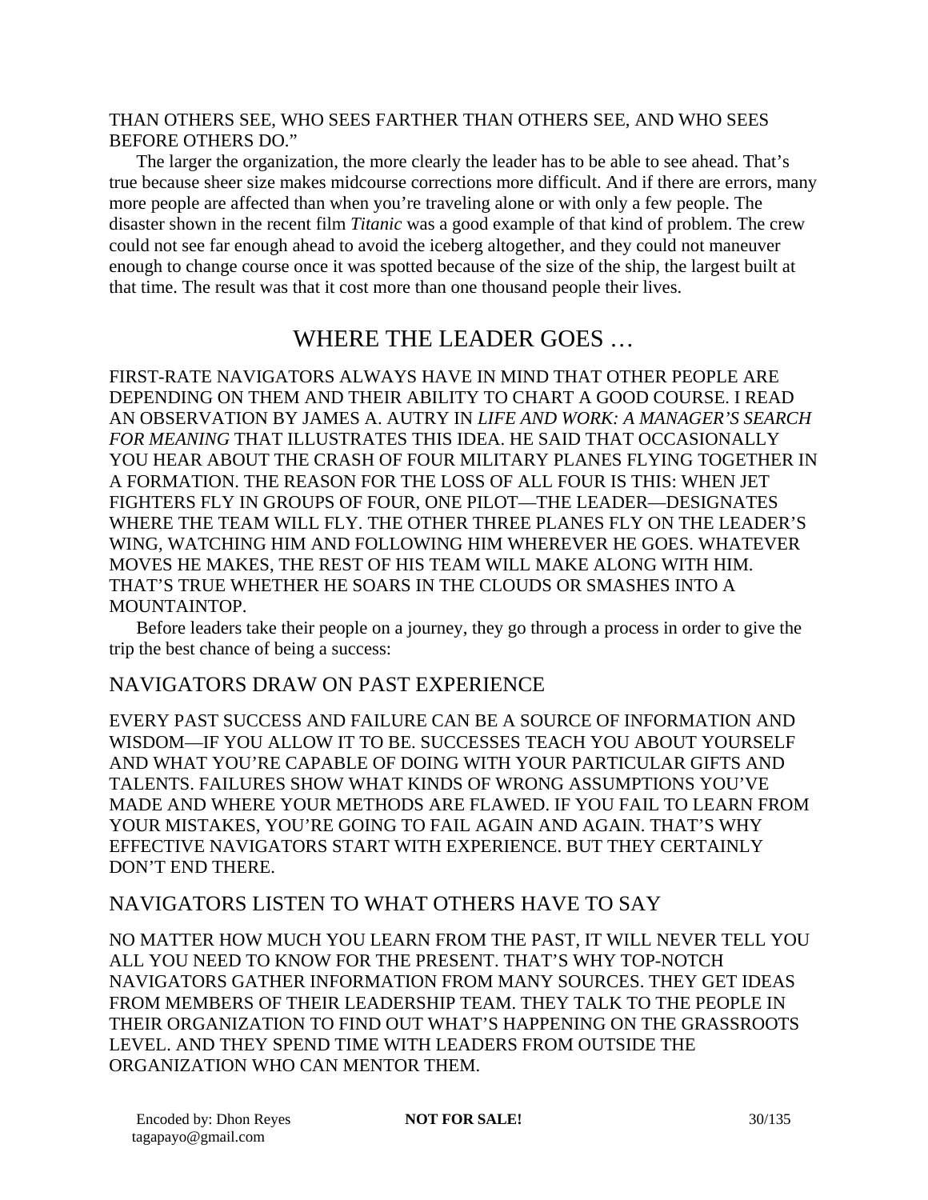THAN OTHERS SEE, WHO SEES FARTHER THAN OTHERS SEE, AND WHO SEES BEFORE OTHERS DO."

The larger the organization, the more clearly the leader has to be able to see ahead. That's true because sheer size makes midcourse corrections more difficult. And if there are errors, many more people are affected than when you're traveling alone or with only a few people. The disaster shown in the recent film *Titanic* was a good example of that kind of problem. The crew could not see far enough ahead to avoid the iceberg altogether, and they could not maneuver enough to change course once it was spotted because of the size of the ship, the largest built at that time. The result was that it cost more than one thousand people their lives.

## WHERE THE LEADER GOES …

FIRST-RATE NAVIGATORS ALWAYS HAVE IN MIND THAT OTHER PEOPLE ARE DEPENDING ON THEM AND THEIR ABILITY TO CHART A GOOD COURSE. I READ AN OBSERVATION BY JAMES A. AUTRY IN *LIFE AND WORK: A MANAGER'S SEARCH FOR MEANING* THAT ILLUSTRATES THIS IDEA. HE SAID THAT OCCASIONALLY YOU HEAR ABOUT THE CRASH OF FOUR MILITARY PLANES FLYING TOGETHER IN A FORMATION. THE REASON FOR THE LOSS OF ALL FOUR IS THIS: WHEN JET FIGHTERS FLY IN GROUPS OF FOUR, ONE PILOT—THE LEADER—DESIGNATES WHERE THE TEAM WILL FLY. THE OTHER THREE PLANES FLY ON THE LEADER'S WING, WATCHING HIM AND FOLLOWING HIM WHEREVER HE GOES. WHATEVER MOVES HE MAKES, THE REST OF HIS TEAM WILL MAKE ALONG WITH HIM. THAT'S TRUE WHETHER HE SOARS IN THE CLOUDS OR SMASHES INTO A MOUNTAINTOP.

Before leaders take their people on a journey, they go through a process in order to give the trip the best chance of being a success:

### NAVIGATORS DRAW ON PAST EXPERIENCE

EVERY PAST SUCCESS AND FAILURE CAN BE A SOURCE OF INFORMATION AND WISDOM—IF YOU ALLOW IT TO BE. SUCCESSES TEACH YOU ABOUT YOURSELF AND WHAT YOU'RE CAPABLE OF DOING WITH YOUR PARTICULAR GIFTS AND TALENTS. FAILURES SHOW WHAT KINDS OF WRONG ASSUMPTIONS YOU'VE MADE AND WHERE YOUR METHODS ARE FLAWED. IF YOU FAIL TO LEARN FROM YOUR MISTAKES, YOU'RE GOING TO FAIL AGAIN AND AGAIN. THAT'S WHY EFFECTIVE NAVIGATORS START WITH EXPERIENCE. BUT THEY CERTAINLY DON'T END THERE.

### NAVIGATORS LISTEN TO WHAT OTHERS HAVE TO SAY

NO MATTER HOW MUCH YOU LEARN FROM THE PAST, IT WILL NEVER TELL YOU ALL YOU NEED TO KNOW FOR THE PRESENT. THAT'S WHY TOP-NOTCH NAVIGATORS GATHER INFORMATION FROM MANY SOURCES. THEY GET IDEAS FROM MEMBERS OF THEIR LEADERSHIP TEAM. THEY TALK TO THE PEOPLE IN THEIR ORGANIZATION TO FIND OUT WHAT'S HAPPENING ON THE GRASSROOTS LEVEL. AND THEY SPEND TIME WITH LEADERS FROM OUTSIDE THE ORGANIZATION WHO CAN MENTOR THEM.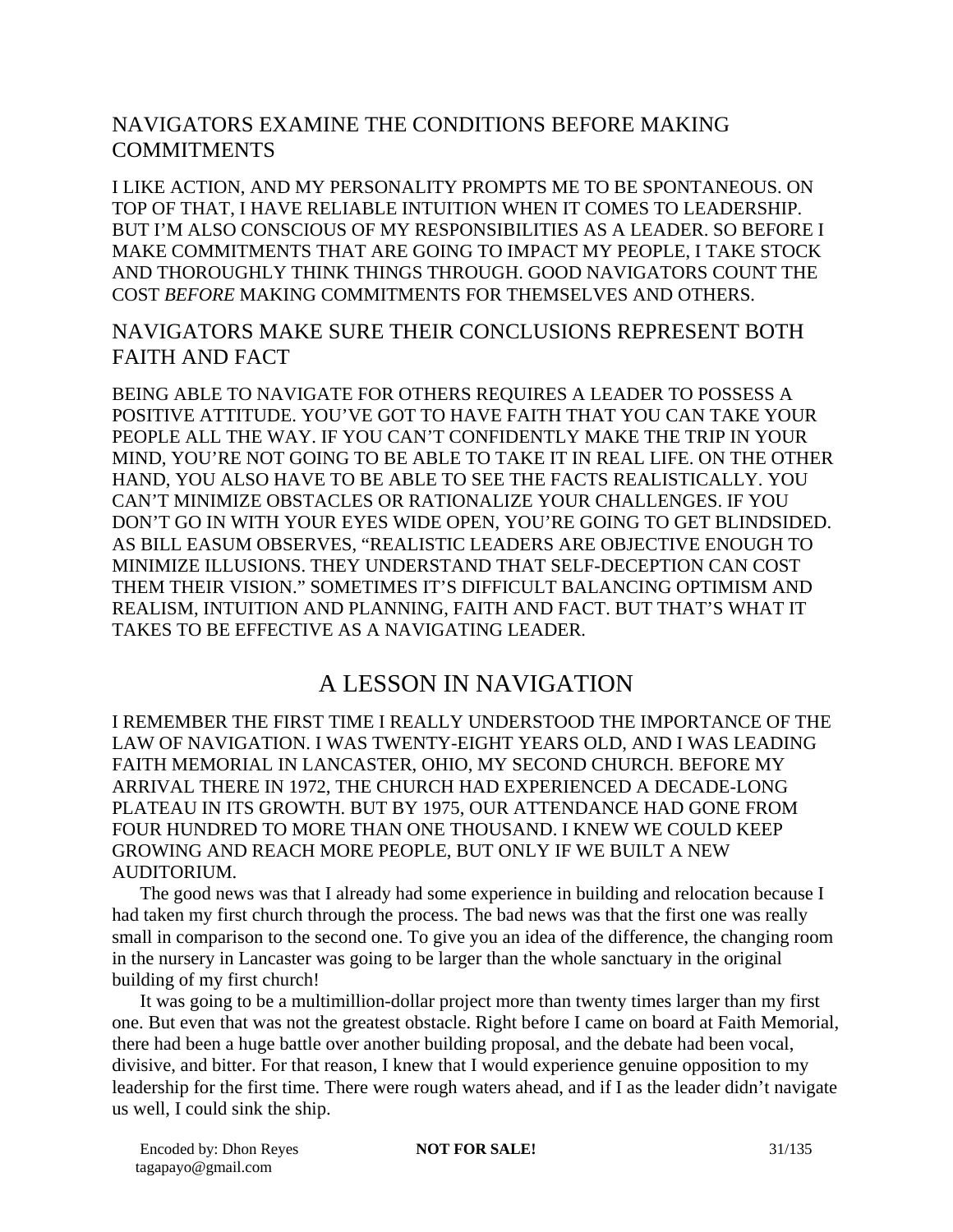### NAVIGATORS EXAMINE THE CONDITIONS BEFORE MAKING COMMITMENTS

I LIKE ACTION, AND MY PERSONALITY PROMPTS ME TO BE SPONTANEOUS. ON TOP OF THAT, I HAVE RELIABLE INTUITION WHEN IT COMES TO LEADERSHIP. BUT I'M ALSO CONSCIOUS OF MY RESPONSIBILITIES AS A LEADER. SO BEFORE I MAKE COMMITMENTS THAT ARE GOING TO IMPACT MY PEOPLE, I TAKE STOCK AND THOROUGHLY THINK THINGS THROUGH. GOOD NAVIGATORS COUNT THE COST *BEFORE* MAKING COMMITMENTS FOR THEMSELVES AND OTHERS.

### NAVIGATORS MAKE SURE THEIR CONCLUSIONS REPRESENT BOTH FAITH AND FACT

BEING ABLE TO NAVIGATE FOR OTHERS REQUIRES A LEADER TO POSSESS A POSITIVE ATTITUDE. YOU'VE GOT TO HAVE FAITH THAT YOU CAN TAKE YOUR PEOPLE ALL THE WAY. IF YOU CAN'T CONFIDENTLY MAKE THE TRIP IN YOUR MIND, YOU'RE NOT GOING TO BE ABLE TO TAKE IT IN REAL LIFE. ON THE OTHER HAND, YOU ALSO HAVE TO BE ABLE TO SEE THE FACTS REALISTICALLY. YOU CAN'T MINIMIZE OBSTACLES OR RATIONALIZE YOUR CHALLENGES. IF YOU DON'T GO IN WITH YOUR EYES WIDE OPEN, YOU'RE GOING TO GET BLINDSIDED. AS BILL EASUM OBSERVES, "REALISTIC LEADERS ARE OBJECTIVE ENOUGH TO MINIMIZE ILLUSIONS. THEY UNDERSTAND THAT SELF-DECEPTION CAN COST THEM THEIR VISION." SOMETIMES IT'S DIFFICULT BALANCING OPTIMISM AND REALISM, INTUITION AND PLANNING, FAITH AND FACT. BUT THAT'S WHAT IT TAKES TO BE EFFECTIVE AS A NAVIGATING LEADER.

## A LESSON IN NAVIGATION

I REMEMBER THE FIRST TIME I REALLY UNDERSTOOD THE IMPORTANCE OF THE LAW OF NAVIGATION. I WAS TWENTY-EIGHT YEARS OLD, AND I WAS LEADING FAITH MEMORIAL IN LANCASTER, OHIO, MY SECOND CHURCH. BEFORE MY ARRIVAL THERE IN 1972, THE CHURCH HAD EXPERIENCED A DECADE-LONG PLATEAU IN ITS GROWTH. BUT BY 1975, OUR ATTENDANCE HAD GONE FROM FOUR HUNDRED TO MORE THAN ONE THOUSAND. I KNEW WE COULD KEEP GROWING AND REACH MORE PEOPLE, BUT ONLY IF WE BUILT A NEW AUDITORIUM.

The good news was that I already had some experience in building and relocation because I had taken my first church through the process. The bad news was that the first one was really small in comparison to the second one. To give you an idea of the difference, the changing room in the nursery in Lancaster was going to be larger than the whole sanctuary in the original building of my first church!

It was going to be a multimillion-dollar project more than twenty times larger than my first one. But even that was not the greatest obstacle. Right before I came on board at Faith Memorial, there had been a huge battle over another building proposal, and the debate had been vocal, divisive, and bitter. For that reason, I knew that I would experience genuine opposition to my leadership for the first time. There were rough waters ahead, and if I as the leader didn't navigate us well, I could sink the ship.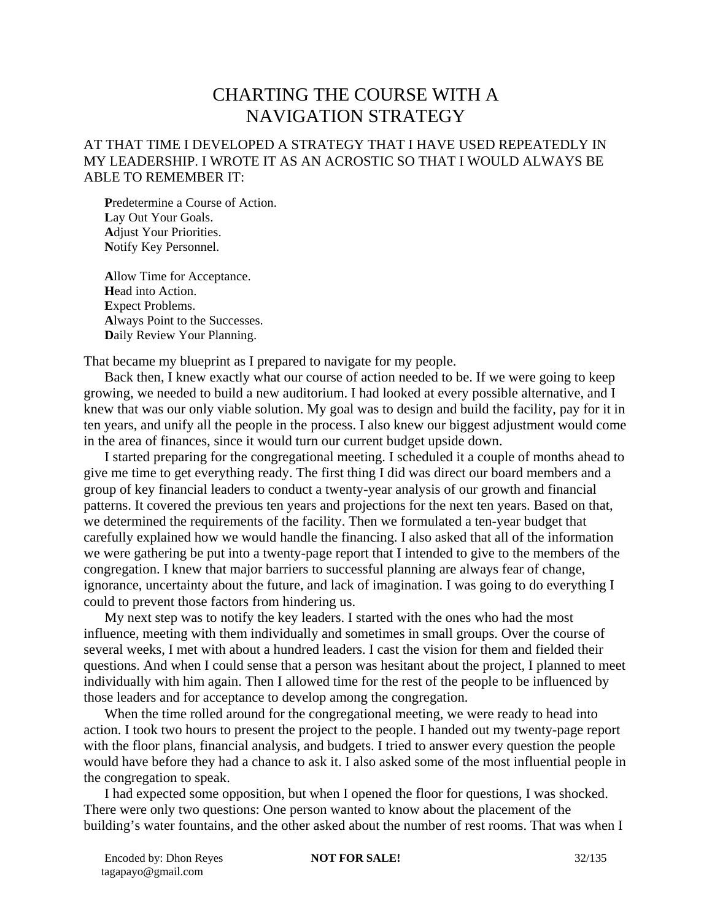# CHARTING THE COURSE WITH A NAVIGATION STRATEGY

AT THAT TIME I DEVELOPED A STRATEGY THAT I HAVE USED REPEATEDLY IN MY LEADERSHIP. I WROTE IT AS AN ACROSTIC SO THAT I WOULD ALWAYS BE ABLE TO REMEMBER IT:

**P**redetermine a Course of Action.
**L**ay Out Your Goals.
**A**djust Your Priorities.
**N**otify Key Personnel.

**A**llow Time for Acceptance.
**H**ead into Action.
**E**xpect Problems.
**A**lways Point to the Successes.
**D**aily Review Your Planning.

That became my blueprint as I prepared to navigate for my people.

Back then, I knew exactly what our course of action needed to be. If we were going to keep growing, we needed to build a new auditorium. I had looked at every possible alternative, and I knew that was our only viable solution. My goal was to design and build the facility, pay for it in ten years, and unify all the people in the process. I also knew our biggest adjustment would come in the area of finances, since it would turn our current budget upside down.

I started preparing for the congregational meeting. I scheduled it a couple of months ahead to give me time to get everything ready. The first thing I did was direct our board members and a group of key financial leaders to conduct a twenty-year analysis of our growth and financial patterns. It covered the previous ten years and projections for the next ten years. Based on that, we determined the requirements of the facility. Then we formulated a ten-year budget that carefully explained how we would handle the financing. I also asked that all of the information we were gathering be put into a twenty-page report that I intended to give to the members of the congregation. I knew that major barriers to successful planning are always fear of change, ignorance, uncertainty about the future, and lack of imagination. I was going to do everything I could to prevent those factors from hindering us.

My next step was to notify the key leaders. I started with the ones who had the most influence, meeting with them individually and sometimes in small groups. Over the course of several weeks, I met with about a hundred leaders. I cast the vision for them and fielded their questions. And when I could sense that a person was hesitant about the project, I planned to meet individually with him again. Then I allowed time for the rest of the people to be influenced by those leaders and for acceptance to develop among the congregation.

When the time rolled around for the congregational meeting, we were ready to head into action. I took two hours to present the project to the people. I handed out my twenty-page report with the floor plans, financial analysis, and budgets. I tried to answer every question the people would have before they had a chance to ask it. I also asked some of the most influential people in the congregation to speak.

I had expected some opposition, but when I opened the floor for questions, I was shocked. There were only two questions: One person wanted to know about the placement of the building's water fountains, and the other asked about the number of rest rooms. That was when I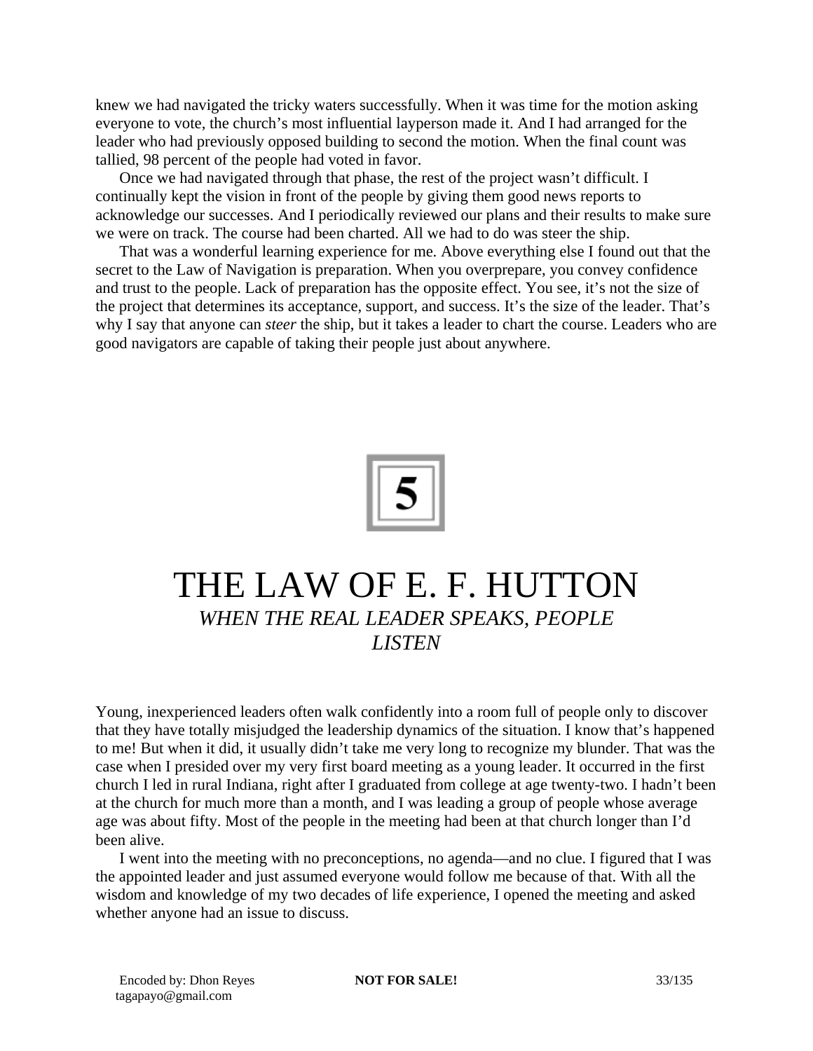knew we had navigated the tricky waters successfully. When it was time for the motion asking everyone to vote, the church's most influential layperson made it. And I had arranged for the leader who had previously opposed building to second the motion. When the final count was tallied, 98 percent of the people had voted in favor.

Once we had navigated through that phase, the rest of the project wasn't difficult. I continually kept the vision in front of the people by giving them good news reports to acknowledge our successes. And I periodically reviewed our plans and their results to make sure we were on track. The course had been charted. All we had to do was steer the ship.

That was a wonderful learning experience for me. Above everything else I found out that the secret to the Law of Navigation is preparation. When you overprepare, you convey confidence and trust to the people. Lack of preparation has the opposite effect. You see, it's not the size of the project that determines its acceptance, support, and success. It's the size of the leader. That's why I say that anyone can *steer* the ship, but it takes a leader to chart the course. Leaders who are good navigators are capable of taking their people just about anywhere.

**5**

# THE LAW OF E. F. HUTTON

## *WHEN THE REAL LEADER SPEAKS, PEOPLE LISTEN*

Young, inexperienced leaders often walk confidently into a room full of people only to discover that they have totally misjudged the leadership dynamics of the situation. I know that's happened to me! But when it did, it usually didn't take me very long to recognize my blunder. That was the case when I presided over my very first board meeting as a young leader. It occurred in the first church I led in rural Indiana, right after I graduated from college at age twenty-two. I hadn't been at the church for much more than a month, and I was leading a group of people whose average age was about fifty. Most of the people in the meeting had been at that church longer than I'd been alive.

I went into the meeting with no preconceptions, no agenda—and no clue. I figured that I was the appointed leader and just assumed everyone would follow me because of that. With all the wisdom and knowledge of my two decades of life experience, I opened the meeting and asked whether anyone had an issue to discuss.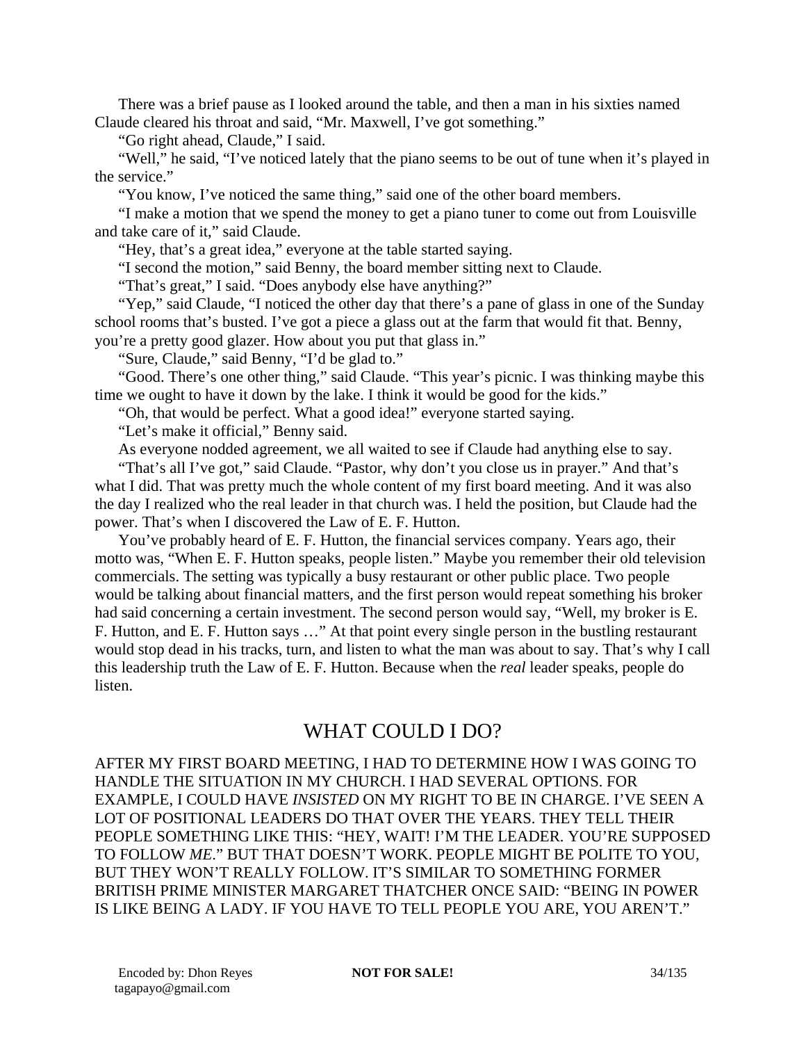There was a brief pause as I looked around the table, and then a man in his sixties named Claude cleared his throat and said, "Mr. Maxwell, I've got something."

"Go right ahead, Claude," I said.

"Well," he said, "I've noticed lately that the piano seems to be out of tune when it's played in the service."

"You know, I've noticed the same thing," said one of the other board members.

"I make a motion that we spend the money to get a piano tuner to come out from Louisville and take care of it," said Claude.

"Hey, that's a great idea," everyone at the table started saying.

"I second the motion," said Benny, the board member sitting next to Claude.

"That's great," I said. "Does anybody else have anything?"

"Yep," said Claude, "I noticed the other day that there's a pane of glass in one of the Sunday school rooms that's busted. I've got a piece a glass out at the farm that would fit that. Benny, you're a pretty good glazer. How about you put that glass in."

"Sure, Claude," said Benny, "I'd be glad to."

"Good. There's one other thing," said Claude. "This year's picnic. I was thinking maybe this time we ought to have it down by the lake. I think it would be good for the kids."

"Oh, that would be perfect. What a good idea!" everyone started saying.

"Let's make it official," Benny said.

As everyone nodded agreement, we all waited to see if Claude had anything else to say.

"That's all I've got," said Claude. "Pastor, why don't you close us in prayer." And that's what I did. That was pretty much the whole content of my first board meeting. And it was also the day I realized who the real leader in that church was. I held the position, but Claude had the power. That's when I discovered the Law of E. F. Hutton.

You've probably heard of E. F. Hutton, the financial services company. Years ago, their motto was, "When E. F. Hutton speaks, people listen." Maybe you remember their old television commercials. The setting was typically a busy restaurant or other public place. Two people would be talking about financial matters, and the first person would repeat something his broker had said concerning a certain investment. The second person would say, "Well, my broker is E. F. Hutton, and E. F. Hutton says …" At that point every single person in the bustling restaurant would stop dead in his tracks, turn, and listen to what the man was about to say. That's why I call this leadership truth the Law of E. F. Hutton. Because when the *real* leader speaks, people do listen.

## WHAT COULD I DO?

AFTER MY FIRST BOARD MEETING, I HAD TO DETERMINE HOW I WAS GOING TO HANDLE THE SITUATION IN MY CHURCH. I HAD SEVERAL OPTIONS. FOR EXAMPLE, I COULD HAVE *INSISTED* ON MY RIGHT TO BE IN CHARGE. I'VE SEEN A LOT OF POSITIONAL LEADERS DO THAT OVER THE YEARS. THEY TELL THEIR PEOPLE SOMETHING LIKE THIS: "HEY, WAIT! I'M THE LEADER. YOU'RE SUPPOSED TO FOLLOW *ME*." BUT THAT DOESN'T WORK. PEOPLE MIGHT BE POLITE TO YOU, BUT THEY WON'T REALLY FOLLOW. IT'S SIMILAR TO SOMETHING FORMER BRITISH PRIME MINISTER MARGARET THATCHER ONCE SAID: "BEING IN POWER IS LIKE BEING A LADY. IF YOU HAVE TO TELL PEOPLE YOU ARE, YOU AREN'T."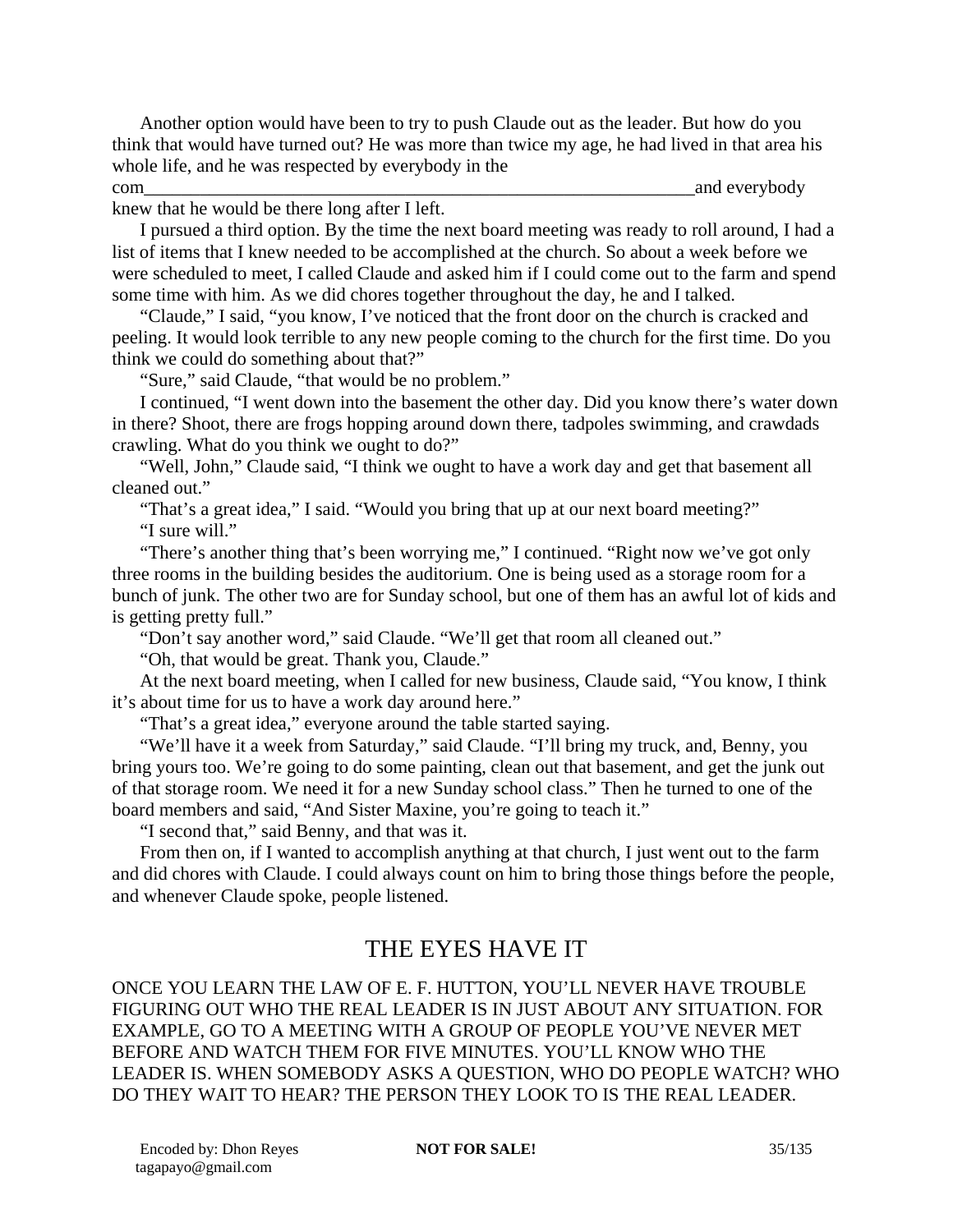Another option would have been to try to push Claude out as the leader. But how do you think that would have turned out? He was more than twice my age, he had lived in that area his whole life, and he was respected by everybody in the com_______________________________________________________________and everybody knew that he would be there long after I left.

I pursued a third option. By the time the next board meeting was ready to roll around, I had a list of items that I knew needed to be accomplished at the church. So about a week before we were scheduled to meet, I called Claude and asked him if I could come out to the farm and spend some time with him. As we did chores together throughout the day, he and I talked.

"Claude," I said, "you know, I've noticed that the front door on the church is cracked and peeling. It would look terrible to any new people coming to the church for the first time. Do you think we could do something about that?"

"Sure," said Claude, "that would be no problem."

I continued, "I went down into the basement the other day. Did you know there's water down in there? Shoot, there are frogs hopping around down there, tadpoles swimming, and crawdads crawling. What do you think we ought to do?"

"Well, John," Claude said, "I think we ought to have a work day and get that basement all cleaned out."

"That's a great idea," I said. "Would you bring that up at our next board meeting?"

"I sure will."

"There's another thing that's been worrying me," I continued. "Right now we've got only three rooms in the building besides the auditorium. One is being used as a storage room for a bunch of junk. The other two are for Sunday school, but one of them has an awful lot of kids and is getting pretty full."

"Don't say another word," said Claude. "We'll get that room all cleaned out."

"Oh, that would be great. Thank you, Claude."

At the next board meeting, when I called for new business, Claude said, "You know, I think it's about time for us to have a work day around here."

"That's a great idea," everyone around the table started saying.

"We'll have it a week from Saturday," said Claude. "I'll bring my truck, and, Benny, you bring yours too. We're going to do some painting, clean out that basement, and get the junk out of that storage room. We need it for a new Sunday school class." Then he turned to one of the board members and said, "And Sister Maxine, you're going to teach it."

"I second that," said Benny, and that was it.

From then on, if I wanted to accomplish anything at that church, I just went out to the farm and did chores with Claude. I could always count on him to bring those things before the people, and whenever Claude spoke, people listened.

## THE EYES HAVE IT

ONCE YOU LEARN THE LAW OF E. F. HUTTON, YOU'LL NEVER HAVE TROUBLE FIGURING OUT WHO THE REAL LEADER IS IN JUST ABOUT ANY SITUATION. FOR EXAMPLE, GO TO A MEETING WITH A GROUP OF PEOPLE YOU'VE NEVER MET BEFORE AND WATCH THEM FOR FIVE MINUTES. YOU'LL KNOW WHO THE LEADER IS. WHEN SOMEBODY ASKS A QUESTION, WHO DO PEOPLE WATCH? WHO DO THEY WAIT TO HEAR? THE PERSON THEY LOOK TO IS THE REAL LEADER.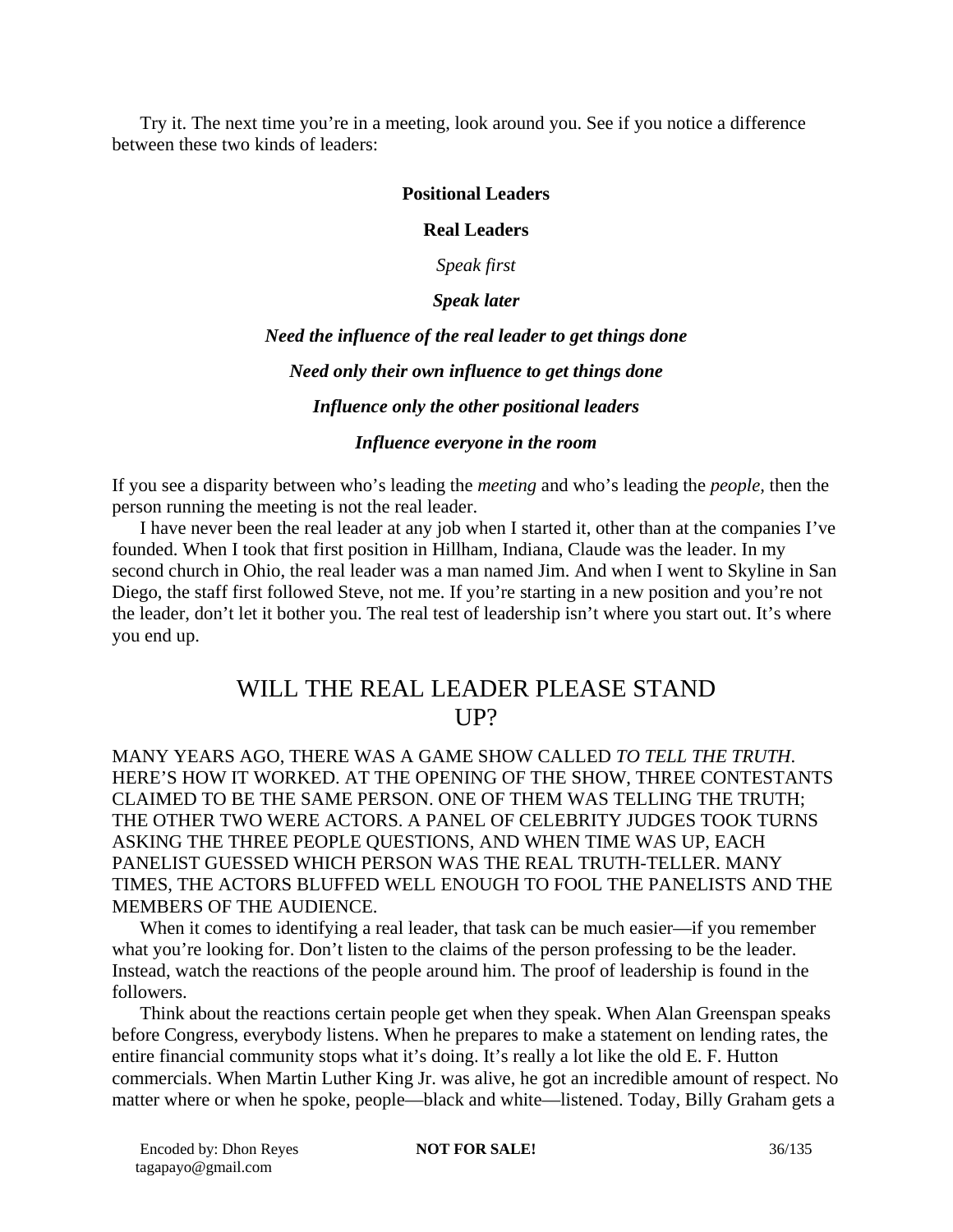Try it. The next time you're in a meeting, look around you. See if you notice a difference between these two kinds of leaders:

| **Positional Leaders** | **Real Leaders** |
| --- | --- |
| *Speak first* | ***Speak later*** |
| ***Need the influence of the real leader to get things done*** | ***Need only their own influence to get things done*** |
| ***Influence only the other positional leaders*** | ***Influence everyone in the room*** |

If you see a disparity between who's leading the *meeting* and who's leading the *people*, then the person running the meeting is not the real leader.

I have never been the real leader at any job when I started it, other than at the companies I've founded. When I took that first position in Hillham, Indiana, Claude was the leader. In my second church in Ohio, the real leader was a man named Jim. And when I went to Skyline in San Diego, the staff first followed Steve, not me. If you're starting in a new position and you're not the leader, don't let it bother you. The real test of leadership isn't where you start out. It's where you end up.

## WILL THE REAL LEADER PLEASE STAND UP?

MANY YEARS AGO, THERE WAS A GAME SHOW CALLED *TO TELL THE TRUTH*. HERE'S HOW IT WORKED. AT THE OPENING OF THE SHOW, THREE CONTESTANTS CLAIMED TO BE THE SAME PERSON. ONE OF THEM WAS TELLING THE TRUTH; THE OTHER TWO WERE ACTORS. A PANEL OF CELEBRITY JUDGES TOOK TURNS ASKING THE THREE PEOPLE QUESTIONS, AND WHEN TIME WAS UP, EACH PANELIST GUESSED WHICH PERSON WAS THE REAL TRUTH-TELLER. MANY TIMES, THE ACTORS BLUFFED WELL ENOUGH TO FOOL THE PANELISTS AND THE MEMBERS OF THE AUDIENCE.

When it comes to identifying a real leader, that task can be much easier—if you remember what you're looking for. Don't listen to the claims of the person professing to be the leader. Instead, watch the reactions of the people around him. The proof of leadership is found in the followers.

Think about the reactions certain people get when they speak. When Alan Greenspan speaks before Congress, everybody listens. When he prepares to make a statement on lending rates, the entire financial community stops what it's doing. It's really a lot like the old E. F. Hutton commercials. When Martin Luther King Jr. was alive, he got an incredible amount of respect. No matter where or when he spoke, people—black and white—listened. Today, Billy Graham gets a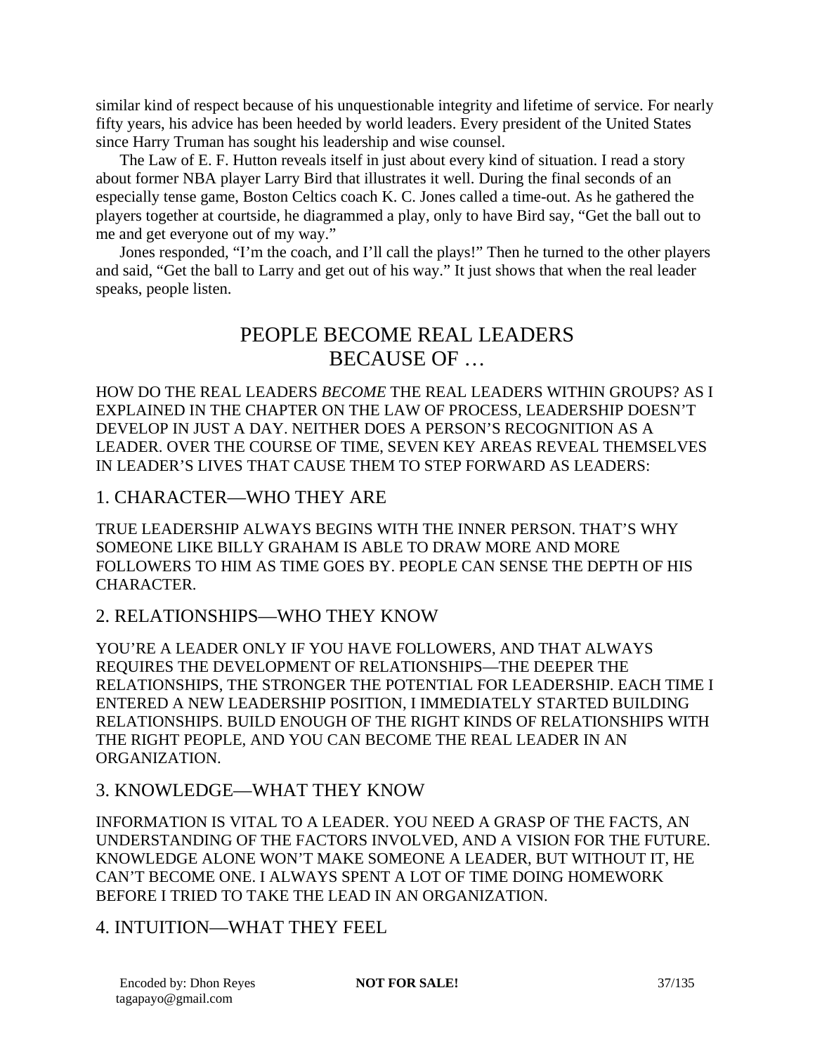similar kind of respect because of his unquestionable integrity and lifetime of service. For nearly fifty years, his advice has been heeded by world leaders. Every president of the United States since Harry Truman has sought his leadership and wise counsel.

The Law of E. F. Hutton reveals itself in just about every kind of situation. I read a story about former NBA player Larry Bird that illustrates it well. During the final seconds of an especially tense game, Boston Celtics coach K. C. Jones called a time-out. As he gathered the players together at courtside, he diagrammed a play, only to have Bird say, "Get the ball out to me and get everyone out of my way."

Jones responded, "I'm the coach, and I'll call the plays!" Then he turned to the other players and said, "Get the ball to Larry and get out of his way." It just shows that when the real leader speaks, people listen.

## PEOPLE BECOME REAL LEADERS BECAUSE OF …

HOW DO THE REAL LEADERS *BECOME* THE REAL LEADERS WITHIN GROUPS? AS I EXPLAINED IN THE CHAPTER ON THE LAW OF PROCESS, LEADERSHIP DOESN'T DEVELOP IN JUST A DAY. NEITHER DOES A PERSON'S RECOGNITION AS A LEADER. OVER THE COURSE OF TIME, SEVEN KEY AREAS REVEAL THEMSELVES IN LEADER'S LIVES THAT CAUSE THEM TO STEP FORWARD AS LEADERS:

### 1. CHARACTER—WHO THEY ARE

TRUE LEADERSHIP ALWAYS BEGINS WITH THE INNER PERSON. THAT'S WHY SOMEONE LIKE BILLY GRAHAM IS ABLE TO DRAW MORE AND MORE FOLLOWERS TO HIM AS TIME GOES BY. PEOPLE CAN SENSE THE DEPTH OF HIS CHARACTER.

### 2. RELATIONSHIPS—WHO THEY KNOW

YOU'RE A LEADER ONLY IF YOU HAVE FOLLOWERS, AND THAT ALWAYS REQUIRES THE DEVELOPMENT OF RELATIONSHIPS—THE DEEPER THE RELATIONSHIPS, THE STRONGER THE POTENTIAL FOR LEADERSHIP. EACH TIME I ENTERED A NEW LEADERSHIP POSITION, I IMMEDIATELY STARTED BUILDING RELATIONSHIPS. BUILD ENOUGH OF THE RIGHT KINDS OF RELATIONSHIPS WITH THE RIGHT PEOPLE, AND YOU CAN BECOME THE REAL LEADER IN AN ORGANIZATION.

### 3. KNOWLEDGE—WHAT THEY KNOW

INFORMATION IS VITAL TO A LEADER. YOU NEED A GRASP OF THE FACTS, AN UNDERSTANDING OF THE FACTORS INVOLVED, AND A VISION FOR THE FUTURE. KNOWLEDGE ALONE WON'T MAKE SOMEONE A LEADER, BUT WITHOUT IT, HE CAN'T BECOME ONE. I ALWAYS SPENT A LOT OF TIME DOING HOMEWORK BEFORE I TRIED TO TAKE THE LEAD IN AN ORGANIZATION.

### 4. INTUITION—WHAT THEY FEEL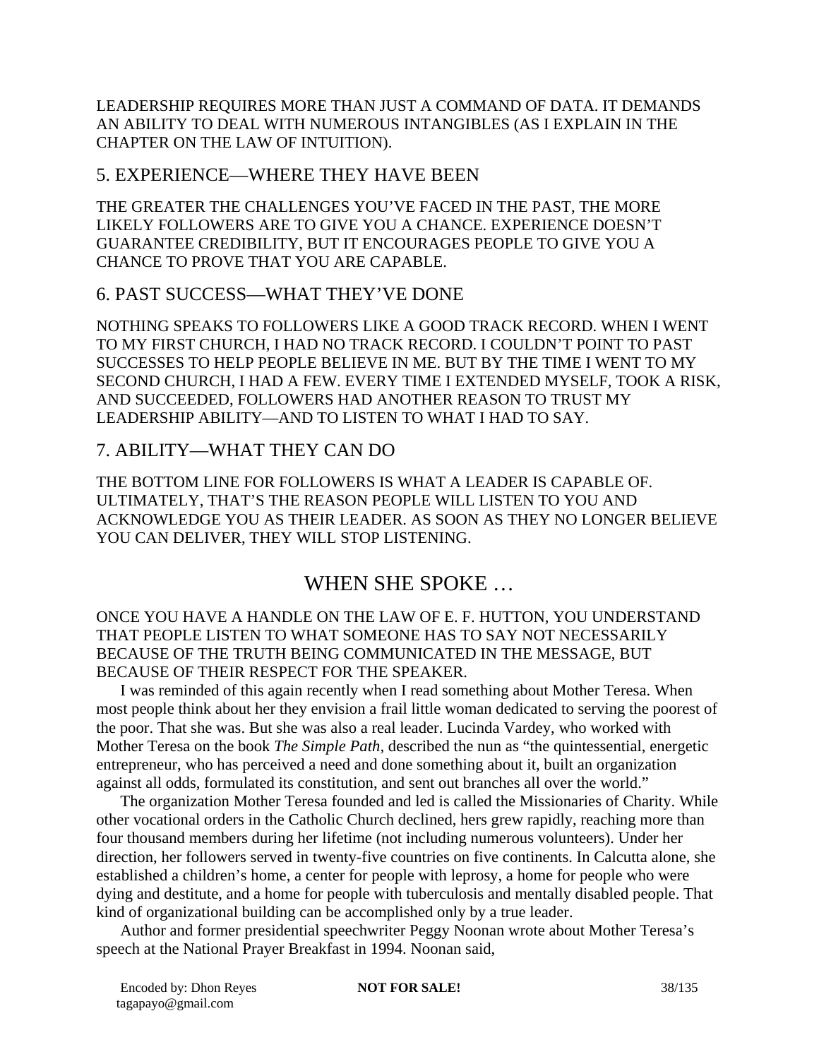LEADERSHIP REQUIRES MORE THAN JUST A COMMAND OF DATA. IT DEMANDS AN ABILITY TO DEAL WITH NUMEROUS INTANGIBLES (AS I EXPLAIN IN THE CHAPTER ON THE LAW OF INTUITION).

### 5. EXPERIENCE—WHERE THEY HAVE BEEN

THE GREATER THE CHALLENGES YOU'VE FACED IN THE PAST, THE MORE LIKELY FOLLOWERS ARE TO GIVE YOU A CHANCE. EXPERIENCE DOESN'T GUARANTEE CREDIBILITY, BUT IT ENCOURAGES PEOPLE TO GIVE YOU A CHANCE TO PROVE THAT YOU ARE CAPABLE.

### 6. PAST SUCCESS—WHAT THEY'VE DONE

NOTHING SPEAKS TO FOLLOWERS LIKE A GOOD TRACK RECORD. WHEN I WENT TO MY FIRST CHURCH, I HAD NO TRACK RECORD. I COULDN'T POINT TO PAST SUCCESSES TO HELP PEOPLE BELIEVE IN ME. BUT BY THE TIME I WENT TO MY SECOND CHURCH, I HAD A FEW. EVERY TIME I EXTENDED MYSELF, TOOK A RISK, AND SUCCEEDED, FOLLOWERS HAD ANOTHER REASON TO TRUST MY LEADERSHIP ABILITY—AND TO LISTEN TO WHAT I HAD TO SAY.

### 7. ABILITY—WHAT THEY CAN DO

THE BOTTOM LINE FOR FOLLOWERS IS WHAT A LEADER IS CAPABLE OF. ULTIMATELY, THAT'S THE REASON PEOPLE WILL LISTEN TO YOU AND ACKNOWLEDGE YOU AS THEIR LEADER. AS SOON AS THEY NO LONGER BELIEVE YOU CAN DELIVER, THEY WILL STOP LISTENING.

## WHEN SHE SPOKE …

ONCE YOU HAVE A HANDLE ON THE LAW OF E. F. HUTTON, YOU UNDERSTAND THAT PEOPLE LISTEN TO WHAT SOMEONE HAS TO SAY NOT NECESSARILY BECAUSE OF THE TRUTH BEING COMMUNICATED IN THE MESSAGE, BUT BECAUSE OF THEIR RESPECT FOR THE SPEAKER.

I was reminded of this again recently when I read something about Mother Teresa. When most people think about her they envision a frail little woman dedicated to serving the poorest of the poor. That she was. But she was also a real leader. Lucinda Vardey, who worked with Mother Teresa on the book *The Simple Path,* described the nun as "the quintessential, energetic entrepreneur, who has perceived a need and done something about it, built an organization against all odds, formulated its constitution, and sent out branches all over the world."

The organization Mother Teresa founded and led is called the Missionaries of Charity. While other vocational orders in the Catholic Church declined, hers grew rapidly, reaching more than four thousand members during her lifetime (not including numerous volunteers). Under her direction, her followers served in twenty-five countries on five continents. In Calcutta alone, she established a children's home, a center for people with leprosy, a home for people who were dying and destitute, and a home for people with tuberculosis and mentally disabled people. That kind of organizational building can be accomplished only by a true leader.

Author and former presidential speechwriter Peggy Noonan wrote about Mother Teresa's speech at the National Prayer Breakfast in 1994. Noonan said,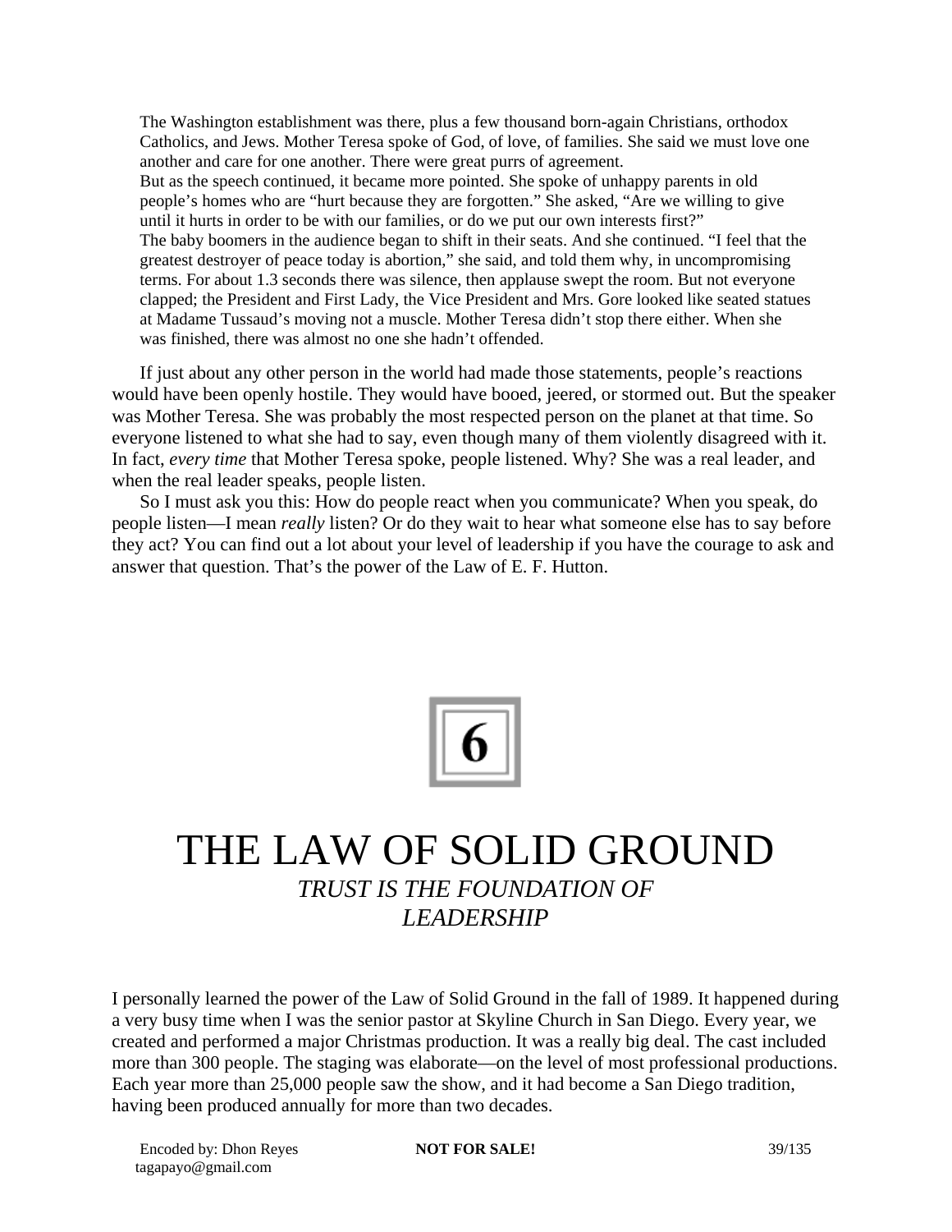> The Washington establishment was there, plus a few thousand born-again Christians, orthodox Catholics, and Jews. Mother Teresa spoke of God, of love, of families. She said we must love one another and care for one another. There were great purrs of agreement.
>
> But as the speech continued, it became more pointed. She spoke of unhappy parents in old people's homes who are "hurt because they are forgotten." She asked, "Are we willing to give until it hurts in order to be with our families, or do we put our own interests first?"
>
> The baby boomers in the audience began to shift in their seats. And she continued. "I feel that the greatest destroyer of peace today is abortion," she said, and told them why, in uncompromising terms. For about 1.3 seconds there was silence, then applause swept the room. But not everyone clapped; the President and First Lady, the Vice President and Mrs. Gore looked like seated statues at Madame Tussaud's moving not a muscle. Mother Teresa didn't stop there either. When she was finished, there was almost no one she hadn't offended.

If just about any other person in the world had made those statements, people's reactions would have been openly hostile. They would have booed, jeered, or stormed out. But the speaker was Mother Teresa. She was probably the most respected person on the planet at that time. So everyone listened to what she had to say, even though many of them violently disagreed with it. In fact, *every time* that Mother Teresa spoke, people listened. Why? She was a real leader, and when the real leader speaks, people listen.

So I must ask you this: How do people react when you communicate? When you speak, do people listen—I mean *really* listen? Or do they wait to hear what someone else has to say before they act? You can find out a lot about your level of leadership if you have the courage to ask and answer that question. That's the power of the Law of E. F. Hutton.

# 6

# THE LAW OF SOLID GROUND

## *TRUST IS THE FOUNDATION OF LEADERSHIP*

I personally learned the power of the Law of Solid Ground in the fall of 1989. It happened during a very busy time when I was the senior pastor at Skyline Church in San Diego. Every year, we created and performed a major Christmas production. It was a really big deal. The cast included more than 300 people. The staging was elaborate—on the level of most professional productions. Each year more than 25,000 people saw the show, and it had become a San Diego tradition, having been produced annually for more than two decades.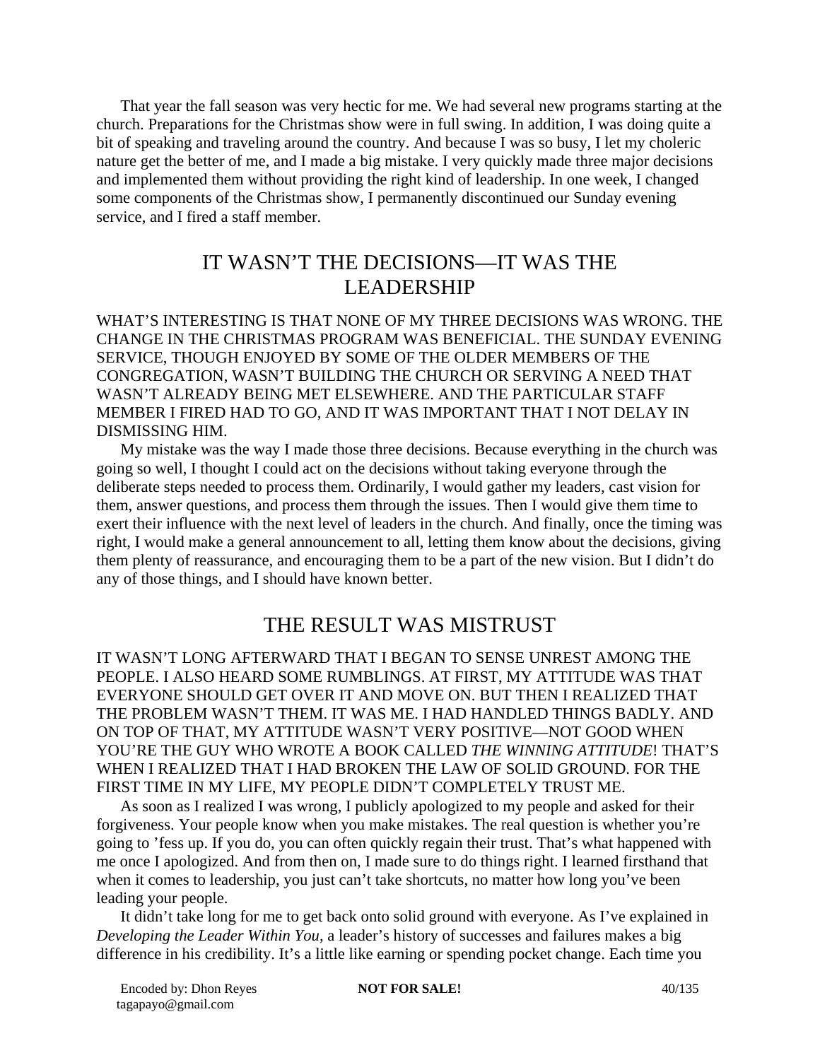That year the fall season was very hectic for me. We had several new programs starting at the church. Preparations for the Christmas show were in full swing. In addition, I was doing quite a bit of speaking and traveling around the country. And because I was so busy, I let my choleric nature get the better of me, and I made a big mistake. I very quickly made three major decisions and implemented them without providing the right kind of leadership. In one week, I changed some components of the Christmas show, I permanently discontinued our Sunday evening service, and I fired a staff member.

## IT WASN'T THE DECISIONS—IT WAS THE LEADERSHIP

WHAT'S INTERESTING IS THAT NONE OF MY THREE DECISIONS WAS WRONG. THE CHANGE IN THE CHRISTMAS PROGRAM WAS BENEFICIAL. THE SUNDAY EVENING SERVICE, THOUGH ENJOYED BY SOME OF THE OLDER MEMBERS OF THE CONGREGATION, WASN'T BUILDING THE CHURCH OR SERVING A NEED THAT WASN'T ALREADY BEING MET ELSEWHERE. AND THE PARTICULAR STAFF MEMBER I FIRED HAD TO GO, AND IT WAS IMPORTANT THAT I NOT DELAY IN DISMISSING HIM.

My mistake was the way I made those three decisions. Because everything in the church was going so well, I thought I could act on the decisions without taking everyone through the deliberate steps needed to process them. Ordinarily, I would gather my leaders, cast vision for them, answer questions, and process them through the issues. Then I would give them time to exert their influence with the next level of leaders in the church. And finally, once the timing was right, I would make a general announcement to all, letting them know about the decisions, giving them plenty of reassurance, and encouraging them to be a part of the new vision. But I didn't do any of those things, and I should have known better.

## THE RESULT WAS MISTRUST

IT WASN'T LONG AFTERWARD THAT I BEGAN TO SENSE UNREST AMONG THE PEOPLE. I ALSO HEARD SOME RUMBLINGS. AT FIRST, MY ATTITUDE WAS THAT EVERYONE SHOULD GET OVER IT AND MOVE ON. BUT THEN I REALIZED THAT THE PROBLEM WASN'T THEM. IT WAS ME. I HAD HANDLED THINGS BADLY. AND ON TOP OF THAT, MY ATTITUDE WASN'T VERY POSITIVE—NOT GOOD WHEN YOU'RE THE GUY WHO WROTE A BOOK CALLED *THE WINNING ATTITUDE*! THAT'S WHEN I REALIZED THAT I HAD BROKEN THE LAW OF SOLID GROUND. FOR THE FIRST TIME IN MY LIFE, MY PEOPLE DIDN'T COMPLETELY TRUST ME.

As soon as I realized I was wrong, I publicly apologized to my people and asked for their forgiveness. Your people know when you make mistakes. The real question is whether you're going to 'fess up. If you do, you can often quickly regain their trust. That's what happened with me once I apologized. And from then on, I made sure to do things right. I learned firsthand that when it comes to leadership, you just can't take shortcuts, no matter how long you've been leading your people.

It didn't take long for me to get back onto solid ground with everyone. As I've explained in *Developing the Leader Within You*, a leader's history of successes and failures makes a big difference in his credibility. It's a little like earning or spending pocket change. Each time you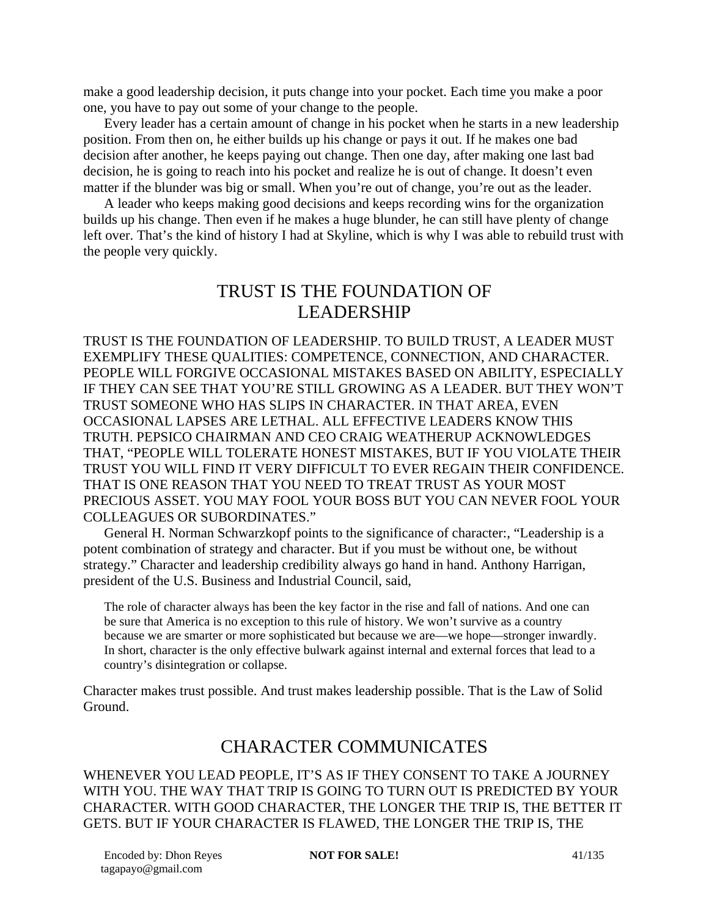make a good leadership decision, it puts change into your pocket. Each time you make a poor one, you have to pay out some of your change to the people.

Every leader has a certain amount of change in his pocket when he starts in a new leadership position. From then on, he either builds up his change or pays it out. If he makes one bad decision after another, he keeps paying out change. Then one day, after making one last bad decision, he is going to reach into his pocket and realize he is out of change. It doesn't even matter if the blunder was big or small. When you're out of change, you're out as the leader.

A leader who keeps making good decisions and keeps recording wins for the organization builds up his change. Then even if he makes a huge blunder, he can still have plenty of change left over. That's the kind of history I had at Skyline, which is why I was able to rebuild trust with the people very quickly.

## TRUST IS THE FOUNDATION OF LEADERSHIP

TRUST IS THE FOUNDATION OF LEADERSHIP. TO BUILD TRUST, A LEADER MUST EXEMPLIFY THESE QUALITIES: COMPETENCE, CONNECTION, AND CHARACTER. PEOPLE WILL FORGIVE OCCASIONAL MISTAKES BASED ON ABILITY, ESPECIALLY IF THEY CAN SEE THAT YOU'RE STILL GROWING AS A LEADER. BUT THEY WON'T TRUST SOMEONE WHO HAS SLIPS IN CHARACTER. IN THAT AREA, EVEN OCCASIONAL LAPSES ARE LETHAL. ALL EFFECTIVE LEADERS KNOW THIS TRUTH. PEPSICO CHAIRMAN AND CEO CRAIG WEATHERUP ACKNOWLEDGES THAT, "PEOPLE WILL TOLERATE HONEST MISTAKES, BUT IF YOU VIOLATE THEIR TRUST YOU WILL FIND IT VERY DIFFICULT TO EVER REGAIN THEIR CONFIDENCE. THAT IS ONE REASON THAT YOU NEED TO TREAT TRUST AS YOUR MOST PRECIOUS ASSET. YOU MAY FOOL YOUR BOSS BUT YOU CAN NEVER FOOL YOUR COLLEAGUES OR SUBORDINATES."

General H. Norman Schwarzkopf points to the significance of character:, "Leadership is a potent combination of strategy and character. But if you must be without one, be without strategy." Character and leadership credibility always go hand in hand. Anthony Harrigan, president of the U.S. Business and Industrial Council, said,

> The role of character always has been the key factor in the rise and fall of nations. And one can be sure that America is no exception to this rule of history. We won't survive as a country because we are smarter or more sophisticated but because we are—we hope—stronger inwardly. In short, character is the only effective bulwark against internal and external forces that lead to a country's disintegration or collapse.

Character makes trust possible. And trust makes leadership possible. That is the Law of Solid Ground.

## CHARACTER COMMUNICATES

WHENEVER YOU LEAD PEOPLE, IT'S AS IF THEY CONSENT TO TAKE A JOURNEY WITH YOU. THE WAY THAT TRIP IS GOING TO TURN OUT IS PREDICTED BY YOUR CHARACTER. WITH GOOD CHARACTER, THE LONGER THE TRIP IS, THE BETTER IT GETS. BUT IF YOUR CHARACTER IS FLAWED, THE LONGER THE TRIP IS, THE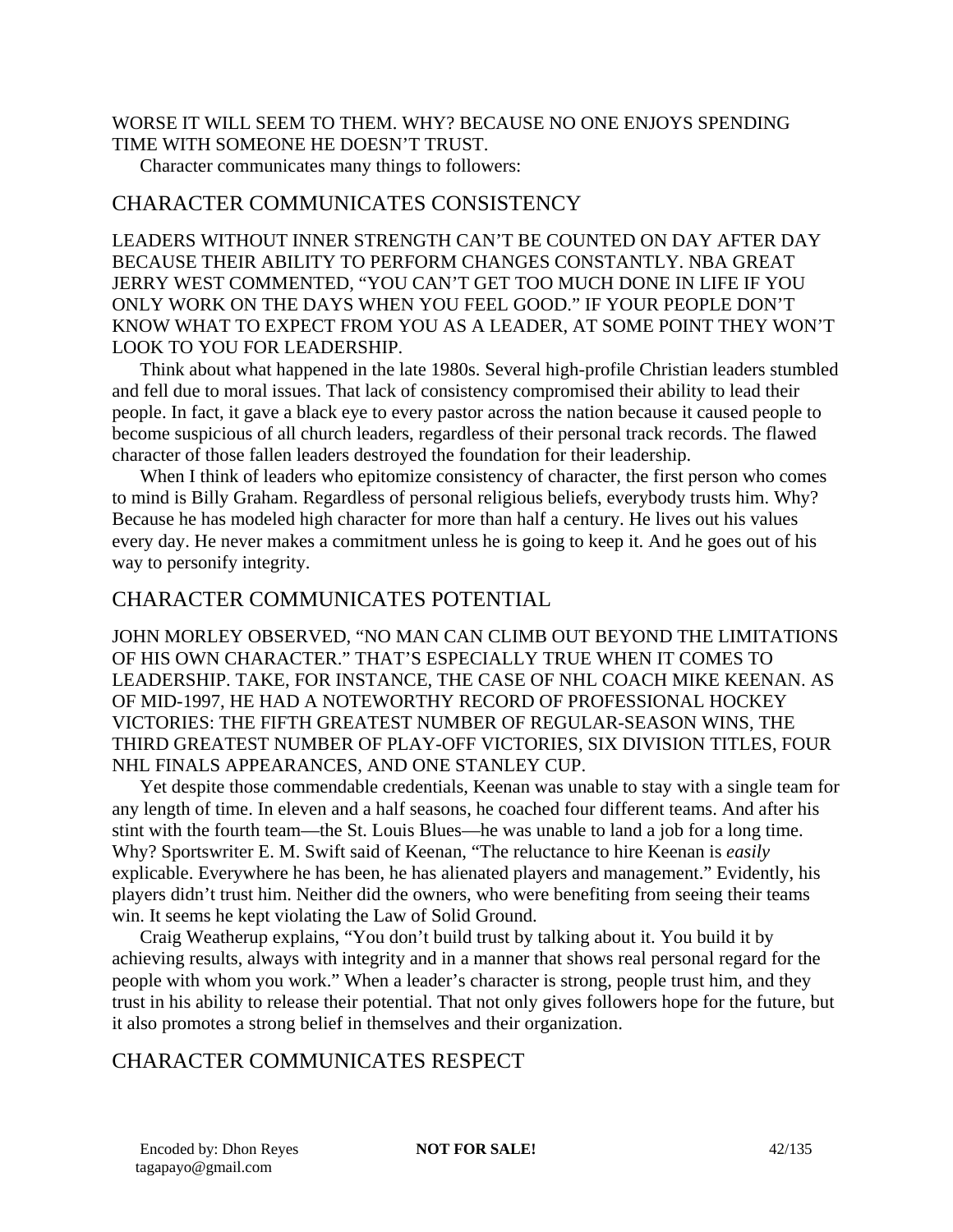WORSE IT WILL SEEM TO THEM. WHY? BECAUSE NO ONE ENJOYS SPENDING TIME WITH SOMEONE HE DOESN'T TRUST.

Character communicates many things to followers:

## CHARACTER COMMUNICATES CONSISTENCY

LEADERS WITHOUT INNER STRENGTH CAN'T BE COUNTED ON DAY AFTER DAY BECAUSE THEIR ABILITY TO PERFORM CHANGES CONSTANTLY. NBA GREAT JERRY WEST COMMENTED, "YOU CAN'T GET TOO MUCH DONE IN LIFE IF YOU ONLY WORK ON THE DAYS WHEN YOU FEEL GOOD." IF YOUR PEOPLE DON'T KNOW WHAT TO EXPECT FROM YOU AS A LEADER, AT SOME POINT THEY WON'T LOOK TO YOU FOR LEADERSHIP.

Think about what happened in the late 1980s. Several high-profile Christian leaders stumbled and fell due to moral issues. That lack of consistency compromised their ability to lead their people. In fact, it gave a black eye to every pastor across the nation because it caused people to become suspicious of all church leaders, regardless of their personal track records. The flawed character of those fallen leaders destroyed the foundation for their leadership.

When I think of leaders who epitomize consistency of character, the first person who comes to mind is Billy Graham. Regardless of personal religious beliefs, everybody trusts him. Why? Because he has modeled high character for more than half a century. He lives out his values every day. He never makes a commitment unless he is going to keep it. And he goes out of his way to personify integrity.

## CHARACTER COMMUNICATES POTENTIAL

JOHN MORLEY OBSERVED, "NO MAN CAN CLIMB OUT BEYOND THE LIMITATIONS OF HIS OWN CHARACTER." THAT'S ESPECIALLY TRUE WHEN IT COMES TO LEADERSHIP. TAKE, FOR INSTANCE, THE CASE OF NHL COACH MIKE KEENAN. AS OF MID-1997, HE HAD A NOTEWORTHY RECORD OF PROFESSIONAL HOCKEY VICTORIES: THE FIFTH GREATEST NUMBER OF REGULAR-SEASON WINS, THE THIRD GREATEST NUMBER OF PLAY-OFF VICTORIES, SIX DIVISION TITLES, FOUR NHL FINALS APPEARANCES, AND ONE STANLEY CUP.

Yet despite those commendable credentials, Keenan was unable to stay with a single team for any length of time. In eleven and a half seasons, he coached four different teams. And after his stint with the fourth team—the St. Louis Blues—he was unable to land a job for a long time. Why? Sportswriter E. M. Swift said of Keenan, "The reluctance to hire Keenan is *easily* explicable. Everywhere he has been, he has alienated players and management." Evidently, his players didn't trust him. Neither did the owners, who were benefiting from seeing their teams win. It seems he kept violating the Law of Solid Ground.

Craig Weatherup explains, "You don't build trust by talking about it. You build it by achieving results, always with integrity and in a manner that shows real personal regard for the people with whom you work." When a leader's character is strong, people trust him, and they trust in his ability to release their potential. That not only gives followers hope for the future, but it also promotes a strong belief in themselves and their organization.

## CHARACTER COMMUNICATES RESPECT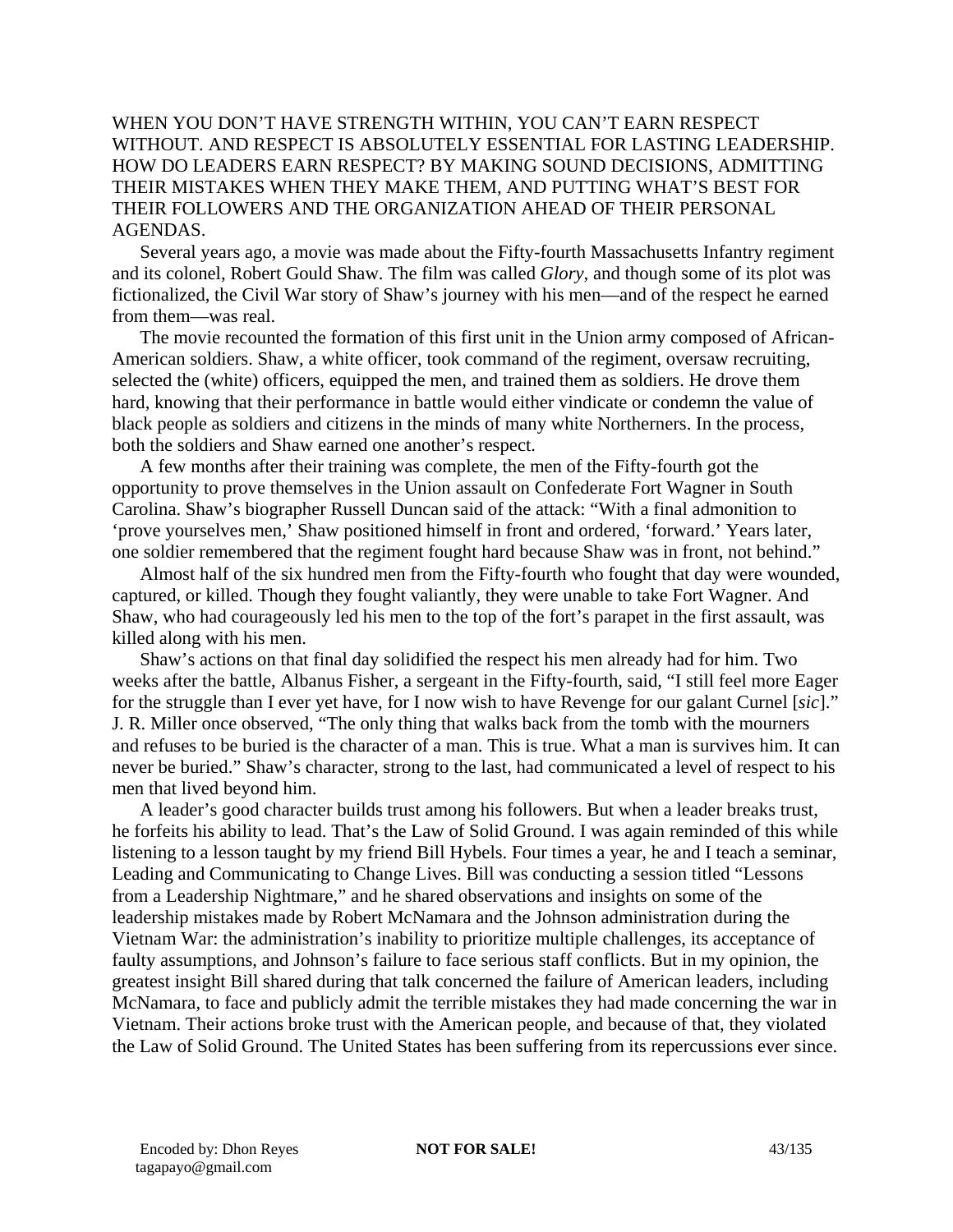WHEN YOU DON'T HAVE STRENGTH WITHIN, YOU CAN'T EARN RESPECT WITHOUT. AND RESPECT IS ABSOLUTELY ESSENTIAL FOR LASTING LEADERSHIP. HOW DO LEADERS EARN RESPECT? BY MAKING SOUND DECISIONS, ADMITTING THEIR MISTAKES WHEN THEY MAKE THEM, AND PUTTING WHAT'S BEST FOR THEIR FOLLOWERS AND THE ORGANIZATION AHEAD OF THEIR PERSONAL AGENDAS.

Several years ago, a movie was made about the Fifty-fourth Massachusetts Infantry regiment and its colonel, Robert Gould Shaw. The film was called *Glory*, and though some of its plot was fictionalized, the Civil War story of Shaw's journey with his men—and of the respect he earned from them—was real.

The movie recounted the formation of this first unit in the Union army composed of African-American soldiers. Shaw, a white officer, took command of the regiment, oversaw recruiting, selected the (white) officers, equipped the men, and trained them as soldiers. He drove them hard, knowing that their performance in battle would either vindicate or condemn the value of black people as soldiers and citizens in the minds of many white Northerners. In the process, both the soldiers and Shaw earned one another's respect.

A few months after their training was complete, the men of the Fifty-fourth got the opportunity to prove themselves in the Union assault on Confederate Fort Wagner in South Carolina. Shaw's biographer Russell Duncan said of the attack: "With a final admonition to 'prove yourselves men,' Shaw positioned himself in front and ordered, 'forward.' Years later, one soldier remembered that the regiment fought hard because Shaw was in front, not behind."

Almost half of the six hundred men from the Fifty-fourth who fought that day were wounded, captured, or killed. Though they fought valiantly, they were unable to take Fort Wagner. And Shaw, who had courageously led his men to the top of the fort's parapet in the first assault, was killed along with his men.

Shaw's actions on that final day solidified the respect his men already had for him. Two weeks after the battle, Albanus Fisher, a sergeant in the Fifty-fourth, said, "I still feel more Eager for the struggle than I ever yet have, for I now wish to have Revenge for our galant Curnel [*sic*]." J. R. Miller once observed, "The only thing that walks back from the tomb with the mourners and refuses to be buried is the character of a man. This is true. What a man is survives him. It can never be buried." Shaw's character, strong to the last, had communicated a level of respect to his men that lived beyond him.

A leader's good character builds trust among his followers. But when a leader breaks trust, he forfeits his ability to lead. That's the Law of Solid Ground. I was again reminded of this while listening to a lesson taught by my friend Bill Hybels. Four times a year, he and I teach a seminar, Leading and Communicating to Change Lives. Bill was conducting a session titled "Lessons from a Leadership Nightmare," and he shared observations and insights on some of the leadership mistakes made by Robert McNamara and the Johnson administration during the Vietnam War: the administration's inability to prioritize multiple challenges, its acceptance of faulty assumptions, and Johnson's failure to face serious staff conflicts. But in my opinion, the greatest insight Bill shared during that talk concerned the failure of American leaders, including McNamara, to face and publicly admit the terrible mistakes they had made concerning the war in Vietnam. Their actions broke trust with the American people, and because of that, they violated the Law of Solid Ground. The United States has been suffering from its repercussions ever since.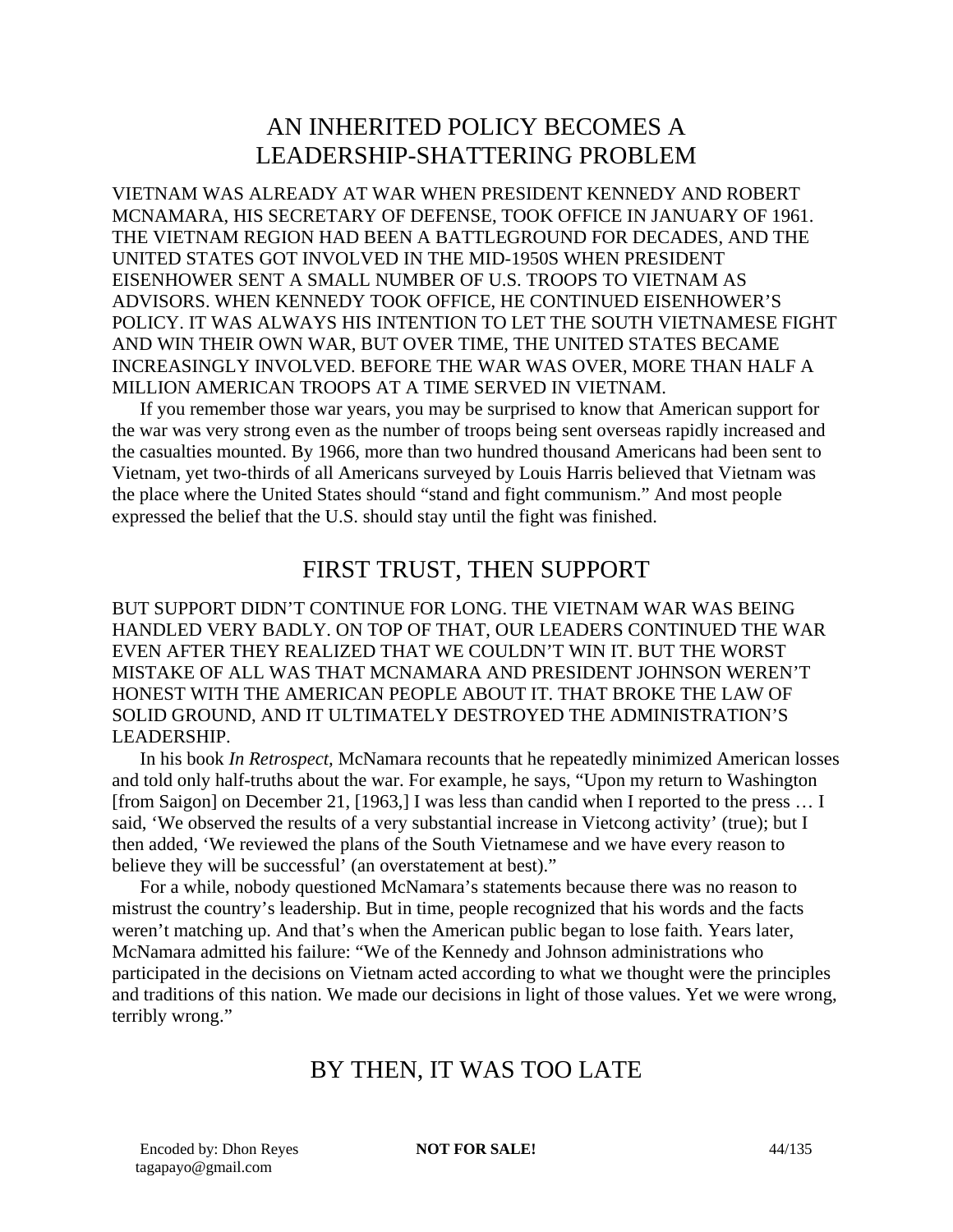## AN INHERITED POLICY BECOMES A LEADERSHIP-SHATTERING PROBLEM

VIETNAM WAS ALREADY AT WAR WHEN PRESIDENT KENNEDY AND ROBERT MCNAMARA, HIS SECRETARY OF DEFENSE, TOOK OFFICE IN JANUARY OF 1961. THE VIETNAM REGION HAD BEEN A BATTLEGROUND FOR DECADES, AND THE UNITED STATES GOT INVOLVED IN THE MID-1950S WHEN PRESIDENT EISENHOWER SENT A SMALL NUMBER OF U.S. TROOPS TO VIETNAM AS ADVISORS. WHEN KENNEDY TOOK OFFICE, HE CONTINUED EISENHOWER'S POLICY. IT WAS ALWAYS HIS INTENTION TO LET THE SOUTH VIETNAMESE FIGHT AND WIN THEIR OWN WAR, BUT OVER TIME, THE UNITED STATES BECAME INCREASINGLY INVOLVED. BEFORE THE WAR WAS OVER, MORE THAN HALF A MILLION AMERICAN TROOPS AT A TIME SERVED IN VIETNAM.

If you remember those war years, you may be surprised to know that American support for the war was very strong even as the number of troops being sent overseas rapidly increased and the casualties mounted. By 1966, more than two hundred thousand Americans had been sent to Vietnam, yet two-thirds of all Americans surveyed by Louis Harris believed that Vietnam was the place where the United States should "stand and fight communism." And most people expressed the belief that the U.S. should stay until the fight was finished.

## FIRST TRUST, THEN SUPPORT

BUT SUPPORT DIDN'T CONTINUE FOR LONG. THE VIETNAM WAR WAS BEING HANDLED VERY BADLY. ON TOP OF THAT, OUR LEADERS CONTINUED THE WAR EVEN AFTER THEY REALIZED THAT WE COULDN'T WIN IT. BUT THE WORST MISTAKE OF ALL WAS THAT MCNAMARA AND PRESIDENT JOHNSON WEREN'T HONEST WITH THE AMERICAN PEOPLE ABOUT IT. THAT BROKE THE LAW OF SOLID GROUND, AND IT ULTIMATELY DESTROYED THE ADMINISTRATION'S LEADERSHIP.

In his book *In Retrospect,* McNamara recounts that he repeatedly minimized American losses and told only half-truths about the war. For example, he says, "Upon my return to Washington [from Saigon] on December 21, [1963,] I was less than candid when I reported to the press … I said, 'We observed the results of a very substantial increase in Vietcong activity' (true); but I then added, 'We reviewed the plans of the South Vietnamese and we have every reason to believe they will be successful' (an overstatement at best)."

For a while, nobody questioned McNamara's statements because there was no reason to mistrust the country's leadership. But in time, people recognized that his words and the facts weren't matching up. And that's when the American public began to lose faith. Years later, McNamara admitted his failure: "We of the Kennedy and Johnson administrations who participated in the decisions on Vietnam acted according to what we thought were the principles and traditions of this nation. We made our decisions in light of those values. Yet we were wrong, terribly wrong."

## BY THEN, IT WAS TOO LATE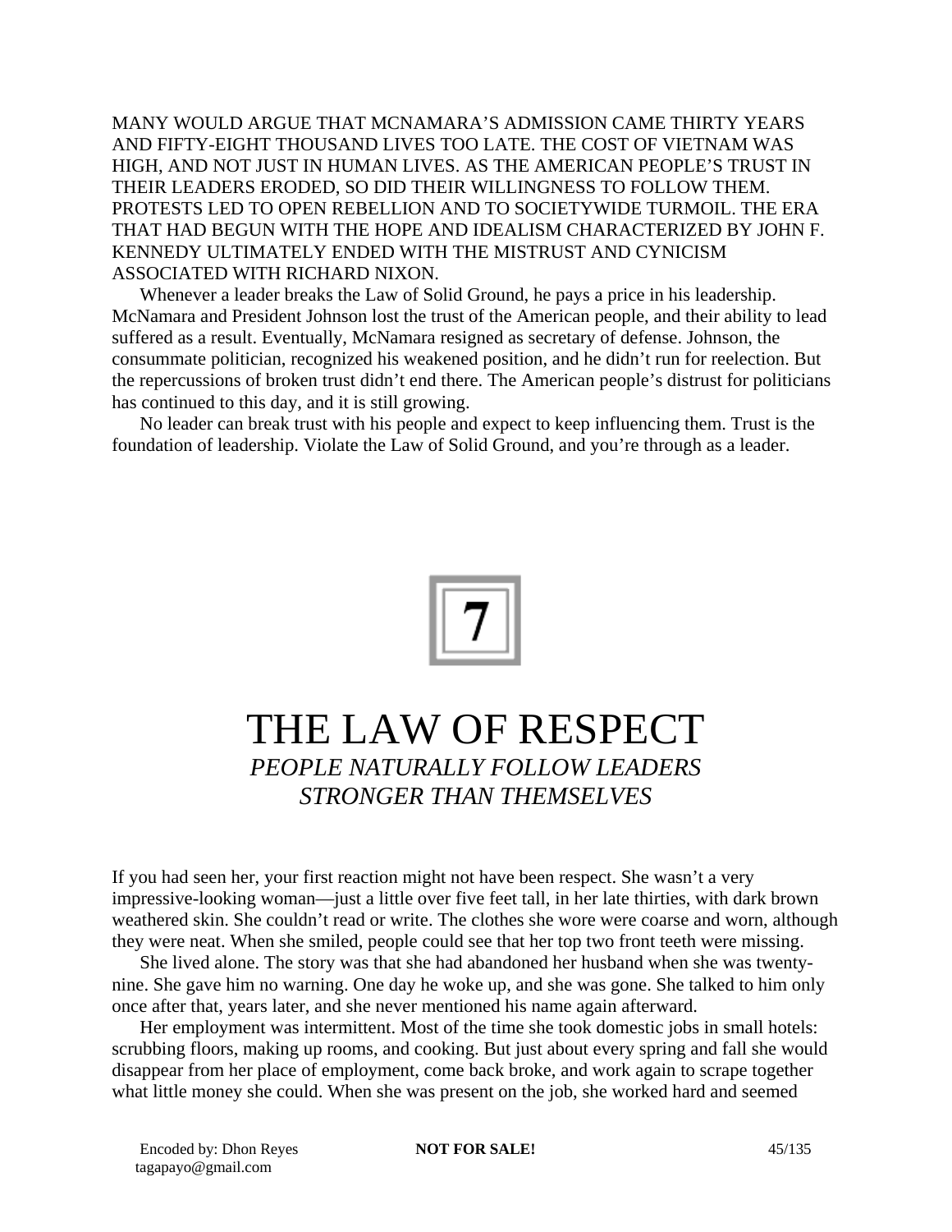MANY WOULD ARGUE THAT MCNAMARA'S ADMISSION CAME THIRTY YEARS AND FIFTY-EIGHT THOUSAND LIVES TOO LATE. THE COST OF VIETNAM WAS HIGH, AND NOT JUST IN HUMAN LIVES. AS THE AMERICAN PEOPLE'S TRUST IN THEIR LEADERS ERODED, SO DID THEIR WILLINGNESS TO FOLLOW THEM. PROTESTS LED TO OPEN REBELLION AND TO SOCIETYWIDE TURMOIL. THE ERA THAT HAD BEGUN WITH THE HOPE AND IDEALISM CHARACTERIZED BY JOHN F. KENNEDY ULTIMATELY ENDED WITH THE MISTRUST AND CYNICISM ASSOCIATED WITH RICHARD NIXON.

Whenever a leader breaks the Law of Solid Ground, he pays a price in his leadership. McNamara and President Johnson lost the trust of the American people, and their ability to lead suffered as a result. Eventually, McNamara resigned as secretary of defense. Johnson, the consummate politician, recognized his weakened position, and he didn't run for reelection. But the repercussions of broken trust didn't end there. The American people's distrust for politicians has continued to this day, and it is still growing.

No leader can break trust with his people and expect to keep influencing them. Trust is the foundation of leadership. Violate the Law of Solid Ground, and you're through as a leader.

# 7

# THE LAW OF RESPECT

*PEOPLE NATURALLY FOLLOW LEADERS STRONGER THAN THEMSELVES*

If you had seen her, your first reaction might not have been respect. She wasn't a very impressive-looking woman—just a little over five feet tall, in her late thirties, with dark brown weathered skin. She couldn't read or write. The clothes she wore were coarse and worn, although they were neat. When she smiled, people could see that her top two front teeth were missing.

She lived alone. The story was that she had abandoned her husband when she was twenty-nine. She gave him no warning. One day he woke up, and she was gone. She talked to him only once after that, years later, and she never mentioned his name again afterward.

Her employment was intermittent. Most of the time she took domestic jobs in small hotels: scrubbing floors, making up rooms, and cooking. But just about every spring and fall she would disappear from her place of employment, come back broke, and work again to scrape together what little money she could. When she was present on the job, she worked hard and seemed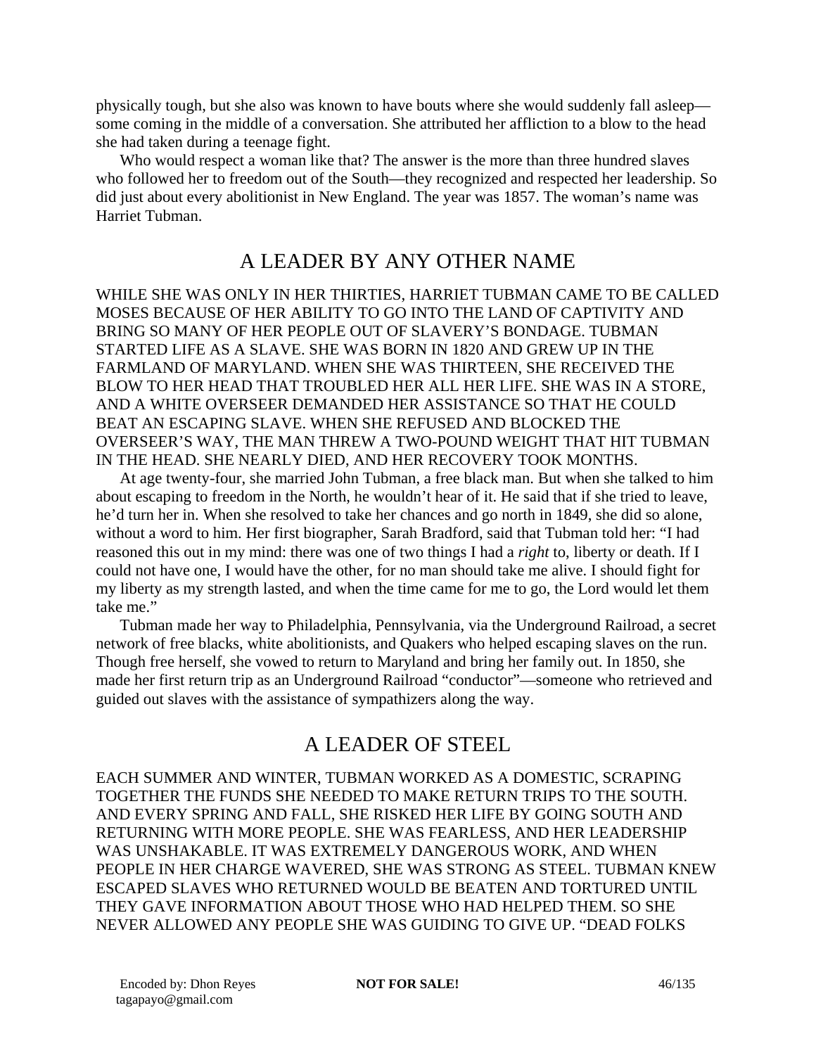physically tough, but she also was known to have bouts where she would suddenly fall asleep—some coming in the middle of a conversation. She attributed her affliction to a blow to the head she had taken during a teenage fight.

Who would respect a woman like that? The answer is the more than three hundred slaves who followed her to freedom out of the South—they recognized and respected her leadership. So did just about every abolitionist in New England. The year was 1857. The woman's name was Harriet Tubman.

## A LEADER BY ANY OTHER NAME

WHILE SHE WAS ONLY IN HER THIRTIES, HARRIET TUBMAN CAME TO BE CALLED MOSES BECAUSE OF HER ABILITY TO GO INTO THE LAND OF CAPTIVITY AND BRING SO MANY OF HER PEOPLE OUT OF SLAVERY'S BONDAGE. TUBMAN STARTED LIFE AS A SLAVE. SHE WAS BORN IN 1820 AND GREW UP IN THE FARMLAND OF MARYLAND. WHEN SHE WAS THIRTEEN, SHE RECEIVED THE BLOW TO HER HEAD THAT TROUBLED HER ALL HER LIFE. SHE WAS IN A STORE, AND A WHITE OVERSEER DEMANDED HER ASSISTANCE SO THAT HE COULD BEAT AN ESCAPING SLAVE. WHEN SHE REFUSED AND BLOCKED THE OVERSEER'S WAY, THE MAN THREW A TWO-POUND WEIGHT THAT HIT TUBMAN IN THE HEAD. SHE NEARLY DIED, AND HER RECOVERY TOOK MONTHS.

At age twenty-four, she married John Tubman, a free black man. But when she talked to him about escaping to freedom in the North, he wouldn't hear of it. He said that if she tried to leave, he'd turn her in. When she resolved to take her chances and go north in 1849, she did so alone, without a word to him. Her first biographer, Sarah Bradford, said that Tubman told her: "I had reasoned this out in my mind: there was one of two things I had a *right* to, liberty or death. If I could not have one, I would have the other, for no man should take me alive. I should fight for my liberty as my strength lasted, and when the time came for me to go, the Lord would let them take me."

Tubman made her way to Philadelphia, Pennsylvania, via the Underground Railroad, a secret network of free blacks, white abolitionists, and Quakers who helped escaping slaves on the run. Though free herself, she vowed to return to Maryland and bring her family out. In 1850, she made her first return trip as an Underground Railroad "conductor"—someone who retrieved and guided out slaves with the assistance of sympathizers along the way.

## A LEADER OF STEEL

EACH SUMMER AND WINTER, TUBMAN WORKED AS A DOMESTIC, SCRAPING TOGETHER THE FUNDS SHE NEEDED TO MAKE RETURN TRIPS TO THE SOUTH. AND EVERY SPRING AND FALL, SHE RISKED HER LIFE BY GOING SOUTH AND RETURNING WITH MORE PEOPLE. SHE WAS FEARLESS, AND HER LEADERSHIP WAS UNSHAKABLE. IT WAS EXTREMELY DANGEROUS WORK, AND WHEN PEOPLE IN HER CHARGE WAVERED, SHE WAS STRONG AS STEEL. TUBMAN KNEW ESCAPED SLAVES WHO RETURNED WOULD BE BEATEN AND TORTURED UNTIL THEY GAVE INFORMATION ABOUT THOSE WHO HAD HELPED THEM. SO SHE NEVER ALLOWED ANY PEOPLE SHE WAS GUIDING TO GIVE UP. "DEAD FOLKS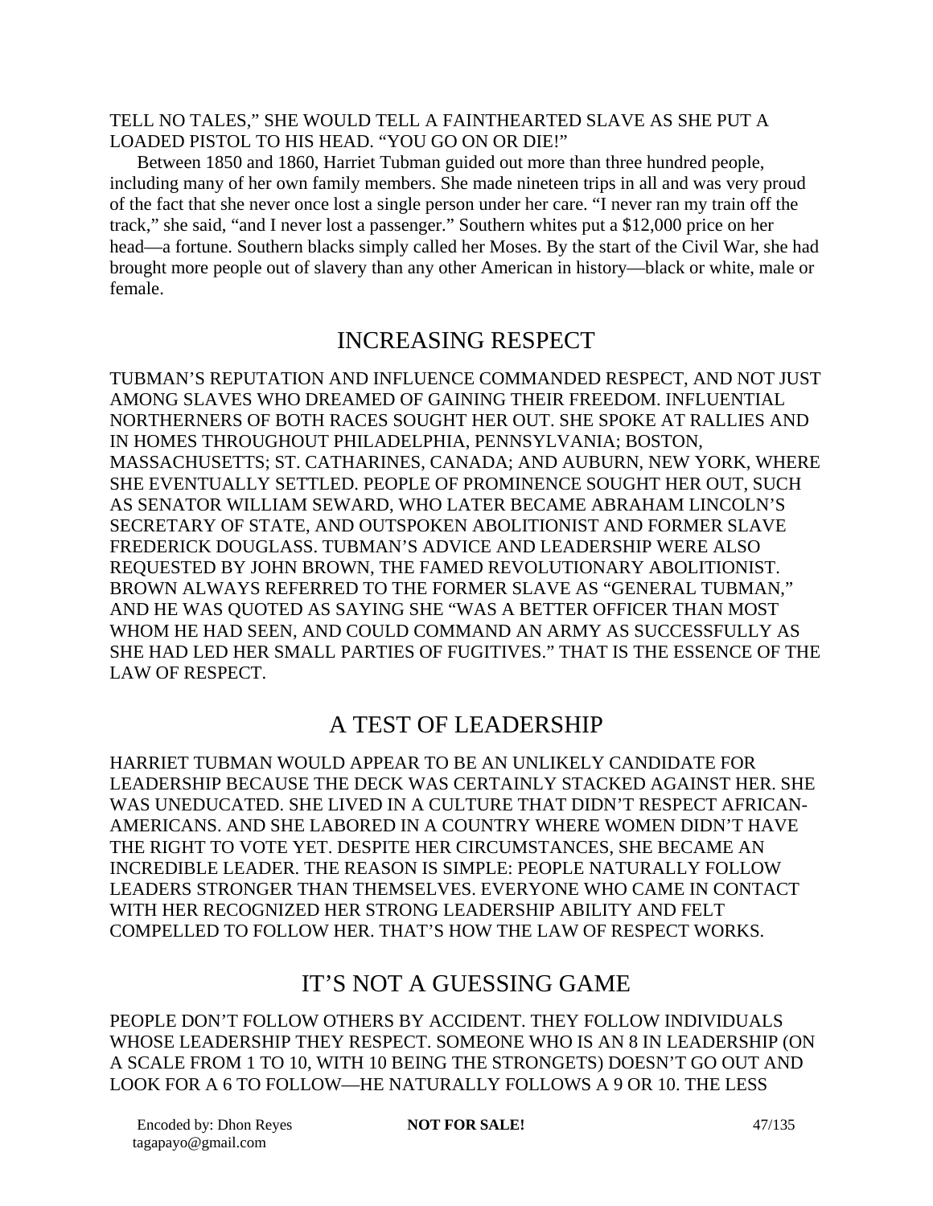TELL NO TALES," SHE WOULD TELL A FAINTHEARTED SLAVE AS SHE PUT A LOADED PISTOL TO HIS HEAD. "YOU GO ON OR DIE!"

Between 1850 and 1860, Harriet Tubman guided out more than three hundred people, including many of her own family members. She made nineteen trips in all and was very proud of the fact that she never once lost a single person under her care. "I never ran my train off the track," she said, "and I never lost a passenger." Southern whites put a $12,000 price on her head—a fortune. Southern blacks simply called her Moses. By the start of the Civil War, she had brought more people out of slavery than any other American in history—black or white, male or female.

## INCREASING RESPECT

TUBMAN'S REPUTATION AND INFLUENCE COMMANDED RESPECT, AND NOT JUST AMONG SLAVES WHO DREAMED OF GAINING THEIR FREEDOM. INFLUENTIAL NORTHERNERS OF BOTH RACES SOUGHT HER OUT. SHE SPOKE AT RALLIES AND IN HOMES THROUGHOUT PHILADELPHIA, PENNSYLVANIA; BOSTON, MASSACHUSETTS; ST. CATHARINES, CANADA; AND AUBURN, NEW YORK, WHERE SHE EVENTUALLY SETTLED. PEOPLE OF PROMINENCE SOUGHT HER OUT, SUCH AS SENATOR WILLIAM SEWARD, WHO LATER BECAME ABRAHAM LINCOLN'S SECRETARY OF STATE, AND OUTSPOKEN ABOLITIONIST AND FORMER SLAVE FREDERICK DOUGLASS. TUBMAN'S ADVICE AND LEADERSHIP WERE ALSO REQUESTED BY JOHN BROWN, THE FAMED REVOLUTIONARY ABOLITIONIST. BROWN ALWAYS REFERRED TO THE FORMER SLAVE AS "GENERAL TUBMAN," AND HE WAS QUOTED AS SAYING SHE "WAS A BETTER OFFICER THAN MOST WHOM HE HAD SEEN, AND COULD COMMAND AN ARMY AS SUCCESSFULLY AS SHE HAD LED HER SMALL PARTIES OF FUGITIVES." THAT IS THE ESSENCE OF THE LAW OF RESPECT.

## A TEST OF LEADERSHIP

HARRIET TUBMAN WOULD APPEAR TO BE AN UNLIKELY CANDIDATE FOR LEADERSHIP BECAUSE THE DECK WAS CERTAINLY STACKED AGAINST HER. SHE WAS UNEDUCATED. SHE LIVED IN A CULTURE THAT DIDN'T RESPECT AFRICAN-AMERICANS. AND SHE LABORED IN A COUNTRY WHERE WOMEN DIDN'T HAVE THE RIGHT TO VOTE YET. DESPITE HER CIRCUMSTANCES, SHE BECAME AN INCREDIBLE LEADER. THE REASON IS SIMPLE: PEOPLE NATURALLY FOLLOW LEADERS STRONGER THAN THEMSELVES. EVERYONE WHO CAME IN CONTACT WITH HER RECOGNIZED HER STRONG LEADERSHIP ABILITY AND FELT COMPELLED TO FOLLOW HER. THAT'S HOW THE LAW OF RESPECT WORKS.

## IT'S NOT A GUESSING GAME

PEOPLE DON'T FOLLOW OTHERS BY ACCIDENT. THEY FOLLOW INDIVIDUALS WHOSE LEADERSHIP THEY RESPECT. SOMEONE WHO IS AN 8 IN LEADERSHIP (ON A SCALE FROM 1 TO 10, WITH 10 BEING THE STRONGETS) DOESN'T GO OUT AND LOOK FOR A 6 TO FOLLOW—HE NATURALLY FOLLOWS A 9 OR 10. THE LESS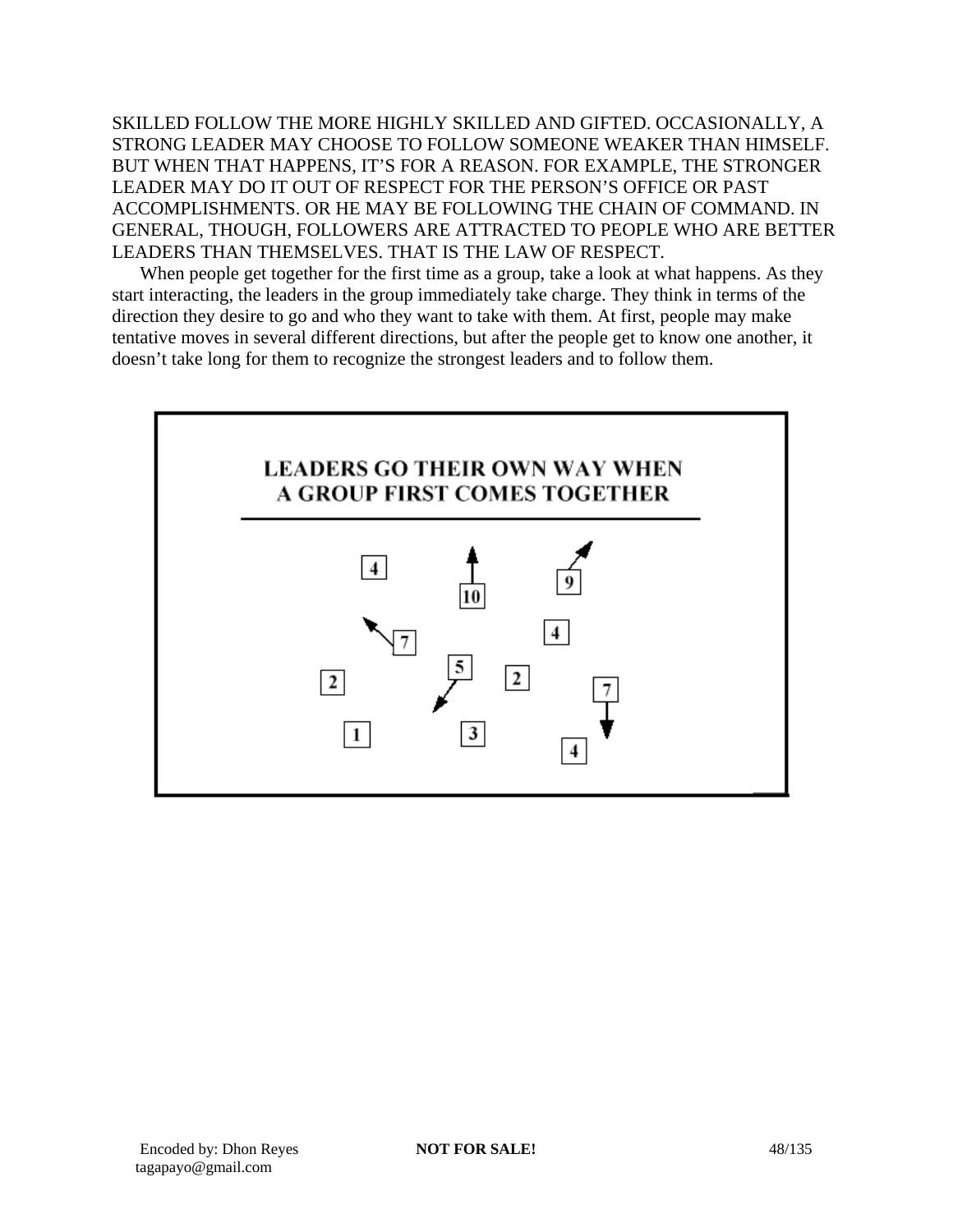SKILLED FOLLOW THE MORE HIGHLY SKILLED AND GIFTED. OCCASIONALLY, A STRONG LEADER MAY CHOOSE TO FOLLOW SOMEONE WEAKER THAN HIMSELF. BUT WHEN THAT HAPPENS, IT'S FOR A REASON. FOR EXAMPLE, THE STRONGER LEADER MAY DO IT OUT OF RESPECT FOR THE PERSON'S OFFICE OR PAST ACCOMPLISHMENTS. OR HE MAY BE FOLLOWING THE CHAIN OF COMMAND. IN GENERAL, THOUGH, FOLLOWERS ARE ATTRACTED TO PEOPLE WHO ARE BETTER LEADERS THAN THEMSELVES. THAT IS THE LAW OF RESPECT.

When people get together for the first time as a group, take a look at what happens. As they start interacting, the leaders in the group immediately take charge. They think in terms of the direction they desire to go and who they want to take with them. At first, people may make tentative moves in several different directions, but after the people get to know one another, it doesn't take long for them to recognize the strongest leaders and to follow them.

**LEADERS GO THEIR OWN WAY WHEN A GROUP FIRST COMES TOGETHER**

4 10 9 7 4 5 2 2 7 1 3 4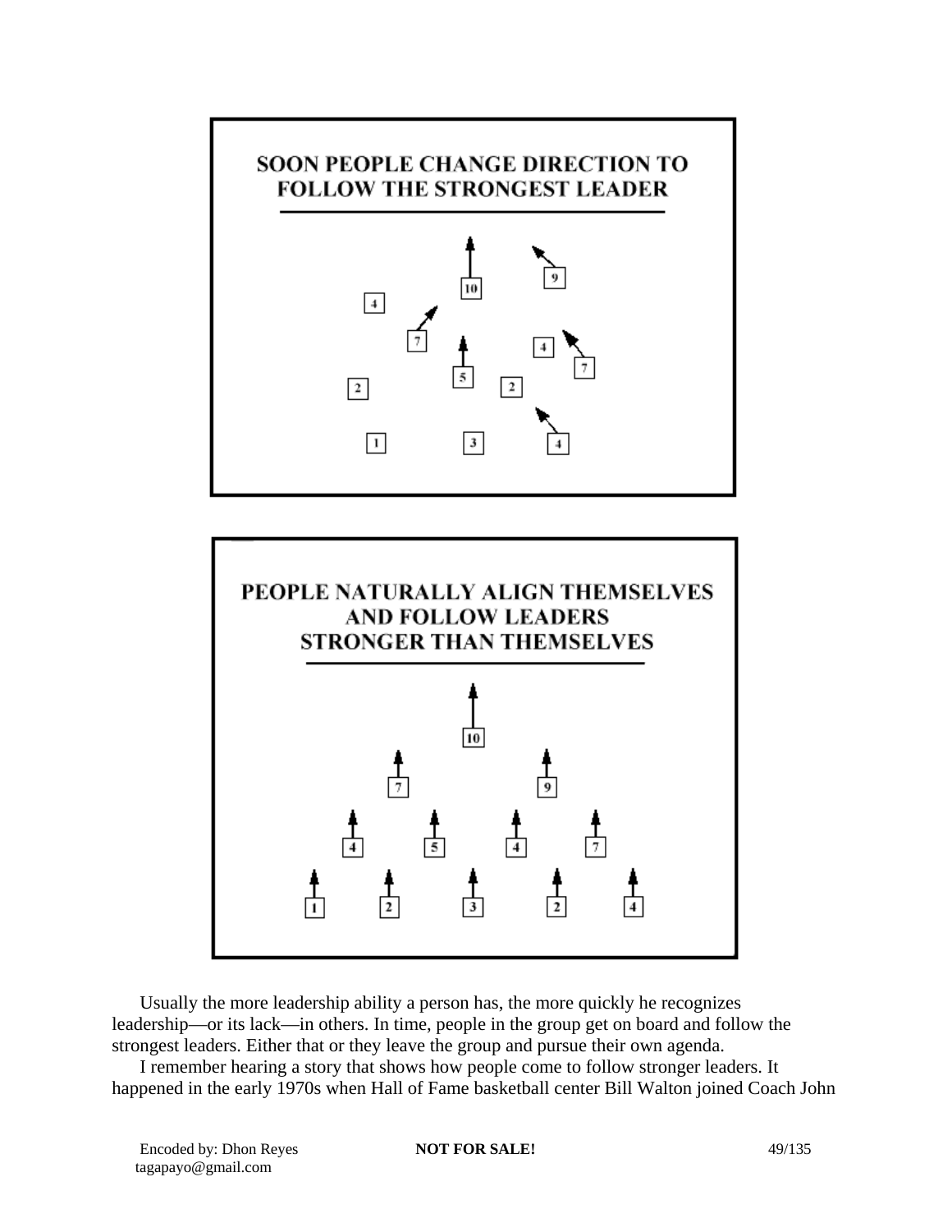**SOON PEOPLE CHANGE DIRECTION TO FOLLOW THE STRONGEST LEADER**

**PEOPLE NATURALLY ALIGN THEMSELVES AND FOLLOW LEADERS STRONGER THAN THEMSELVES**

Usually the more leadership ability a person has, the more quickly he recognizes leadership—or its lack—in others. In time, people in the group get on board and follow the strongest leaders. Either that or they leave the group and pursue their own agenda.

I remember hearing a story that shows how people come to follow stronger leaders. It happened in the early 1970s when Hall of Fame basketball center Bill Walton joined Coach John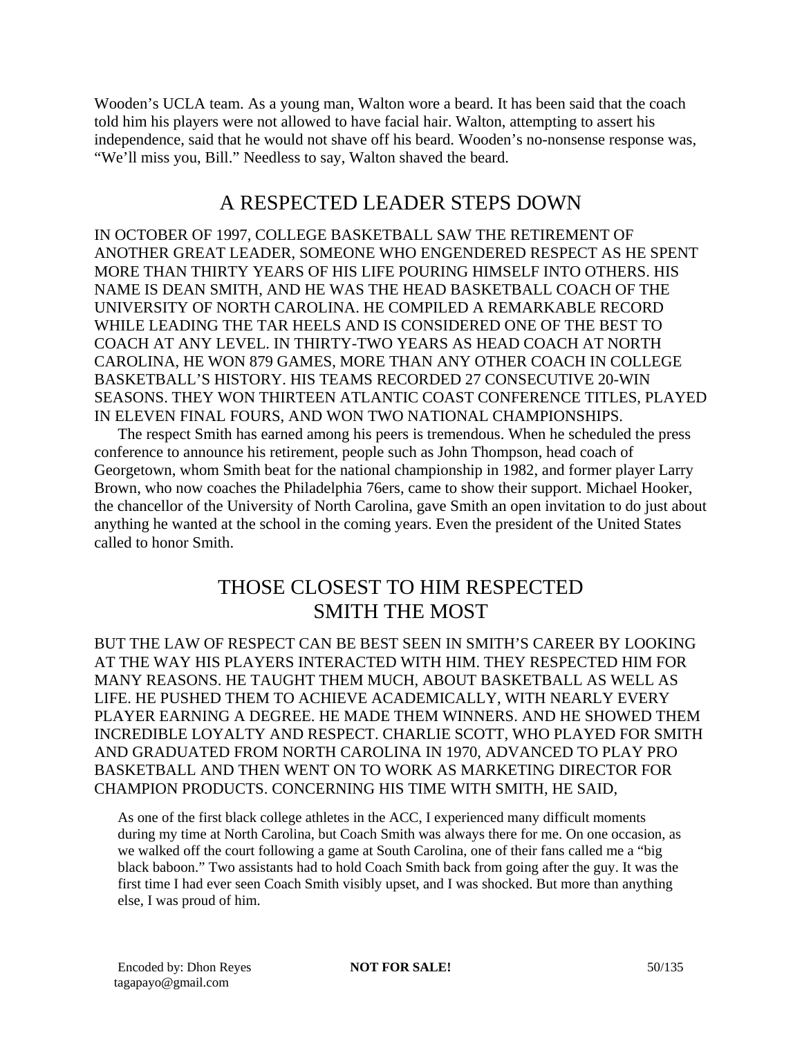Wooden's UCLA team. As a young man, Walton wore a beard. It has been said that the coach told him his players were not allowed to have facial hair. Walton, attempting to assert his independence, said that he would not shave off his beard. Wooden's no-nonsense response was, "We'll miss you, Bill." Needless to say, Walton shaved the beard.

## A RESPECTED LEADER STEPS DOWN

IN OCTOBER OF 1997, COLLEGE BASKETBALL SAW THE RETIREMENT OF ANOTHER GREAT LEADER, SOMEONE WHO ENGENDERED RESPECT AS HE SPENT MORE THAN THIRTY YEARS OF HIS LIFE POURING HIMSELF INTO OTHERS. HIS NAME IS DEAN SMITH, AND HE WAS THE HEAD BASKETBALL COACH OF THE UNIVERSITY OF NORTH CAROLINA. HE COMPILED A REMARKABLE RECORD WHILE LEADING THE TAR HEELS AND IS CONSIDERED ONE OF THE BEST TO COACH AT ANY LEVEL. IN THIRTY-TWO YEARS AS HEAD COACH AT NORTH CAROLINA, HE WON 879 GAMES, MORE THAN ANY OTHER COACH IN COLLEGE BASKETBALL'S HISTORY. HIS TEAMS RECORDED 27 CONSECUTIVE 20-WIN SEASONS. THEY WON THIRTEEN ATLANTIC COAST CONFERENCE TITLES, PLAYED IN ELEVEN FINAL FOURS, AND WON TWO NATIONAL CHAMPIONSHIPS.

The respect Smith has earned among his peers is tremendous. When he scheduled the press conference to announce his retirement, people such as John Thompson, head coach of Georgetown, whom Smith beat for the national championship in 1982, and former player Larry Brown, who now coaches the Philadelphia 76ers, came to show their support. Michael Hooker, the chancellor of the University of North Carolina, gave Smith an open invitation to do just about anything he wanted at the school in the coming years. Even the president of the United States called to honor Smith.

## THOSE CLOSEST TO HIM RESPECTED SMITH THE MOST

BUT THE LAW OF RESPECT CAN BE BEST SEEN IN SMITH'S CAREER BY LOOKING AT THE WAY HIS PLAYERS INTERACTED WITH HIM. THEY RESPECTED HIM FOR MANY REASONS. HE TAUGHT THEM MUCH, ABOUT BASKETBALL AS WELL AS LIFE. HE PUSHED THEM TO ACHIEVE ACADEMICALLY, WITH NEARLY EVERY PLAYER EARNING A DEGREE. HE MADE THEM WINNERS. AND HE SHOWED THEM INCREDIBLE LOYALTY AND RESPECT. CHARLIE SCOTT, WHO PLAYED FOR SMITH AND GRADUATED FROM NORTH CAROLINA IN 1970, ADVANCED TO PLAY PRO BASKETBALL AND THEN WENT ON TO WORK AS MARKETING DIRECTOR FOR CHAMPION PRODUCTS. CONCERNING HIS TIME WITH SMITH, HE SAID,

> As one of the first black college athletes in the ACC, I experienced many difficult moments during my time at North Carolina, but Coach Smith was always there for me. On one occasion, as we walked off the court following a game at South Carolina, one of their fans called me a "big black baboon." Two assistants had to hold Coach Smith back from going after the guy. It was the first time I had ever seen Coach Smith visibly upset, and I was shocked. But more than anything else, I was proud of him.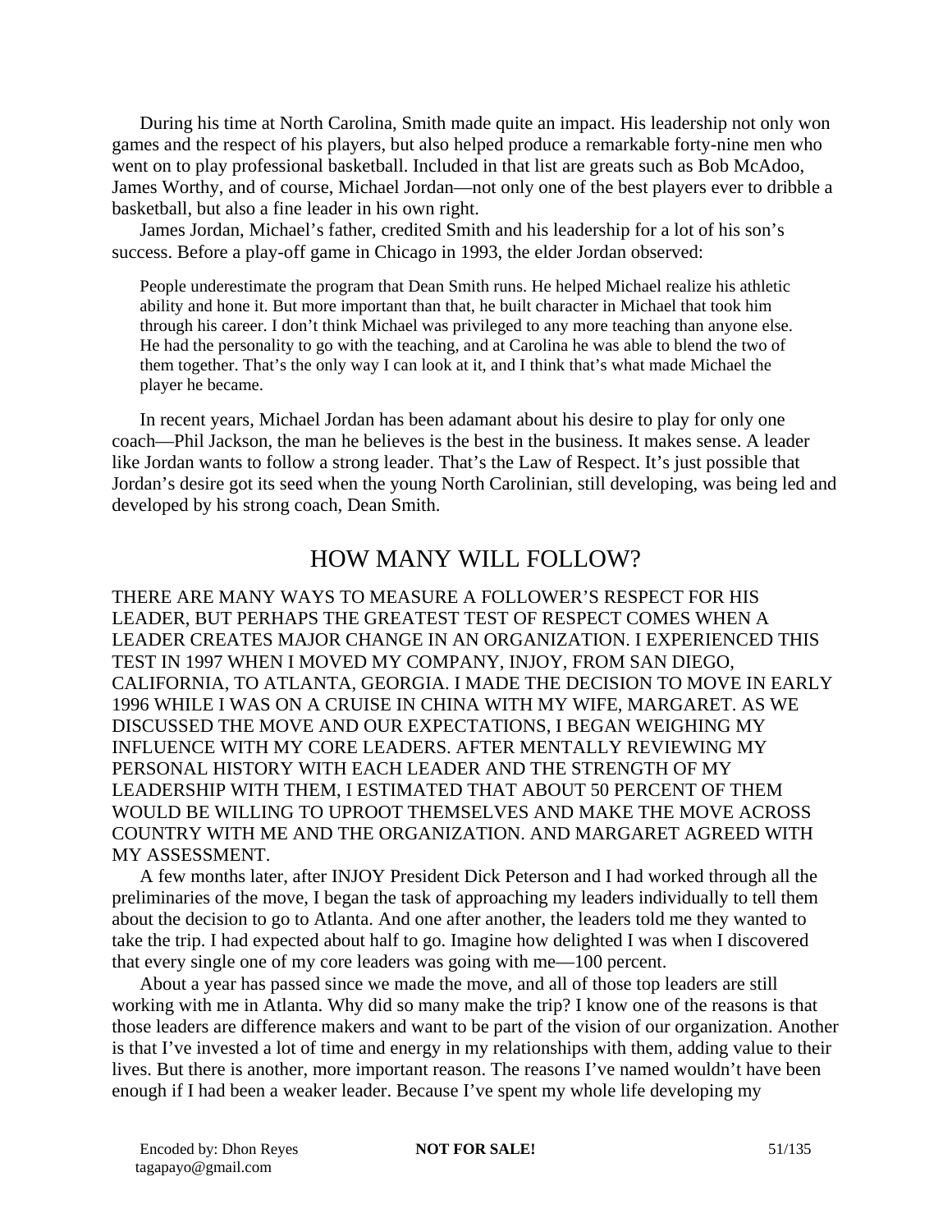During his time at North Carolina, Smith made quite an impact. His leadership not only won games and the respect of his players, but also helped produce a remarkable forty-nine men who went on to play professional basketball. Included in that list are greats such as Bob McAdoo, James Worthy, and of course, Michael Jordan—not only one of the best players ever to dribble a basketball, but also a fine leader in his own right.

James Jordan, Michael's father, credited Smith and his leadership for a lot of his son's success. Before a play-off game in Chicago in 1993, the elder Jordan observed:

> People underestimate the program that Dean Smith runs. He helped Michael realize his athletic ability and hone it. But more important than that, he built character in Michael that took him through his career. I don't think Michael was privileged to any more teaching than anyone else. He had the personality to go with the teaching, and at Carolina he was able to blend the two of them together. That's the only way I can look at it, and I think that's what made Michael the player he became.

In recent years, Michael Jordan has been adamant about his desire to play for only one coach—Phil Jackson, the man he believes is the best in the business. It makes sense. A leader like Jordan wants to follow a strong leader. That's the Law of Respect. It's just possible that Jordan's desire got its seed when the young North Carolinian, still developing, was being led and developed by his strong coach, Dean Smith.

## HOW MANY WILL FOLLOW?

THERE ARE MANY WAYS TO MEASURE A FOLLOWER'S RESPECT FOR HIS LEADER, BUT PERHAPS THE GREATEST TEST OF RESPECT COMES WHEN A LEADER CREATES MAJOR CHANGE IN AN ORGANIZATION. I EXPERIENCED THIS TEST IN 1997 WHEN I MOVED MY COMPANY, INJOY, FROM SAN DIEGO, CALIFORNIA, TO ATLANTA, GEORGIA. I MADE THE DECISION TO MOVE IN EARLY 1996 WHILE I WAS ON A CRUISE IN CHINA WITH MY WIFE, MARGARET. AS WE DISCUSSED THE MOVE AND OUR EXPECTATIONS, I BEGAN WEIGHING MY INFLUENCE WITH MY CORE LEADERS. AFTER MENTALLY REVIEWING MY PERSONAL HISTORY WITH EACH LEADER AND THE STRENGTH OF MY LEADERSHIP WITH THEM, I ESTIMATED THAT ABOUT 50 PERCENT OF THEM WOULD BE WILLING TO UPROOT THEMSELVES AND MAKE THE MOVE ACROSS COUNTRY WITH ME AND THE ORGANIZATION. AND MARGARET AGREED WITH MY ASSESSMENT.

A few months later, after INJOY President Dick Peterson and I had worked through all the preliminaries of the move, I began the task of approaching my leaders individually to tell them about the decision to go to Atlanta. And one after another, the leaders told me they wanted to take the trip. I had expected about half to go. Imagine how delighted I was when I discovered that every single one of my core leaders was going with me—100 percent.

About a year has passed since we made the move, and all of those top leaders are still working with me in Atlanta. Why did so many make the trip? I know one of the reasons is that those leaders are difference makers and want to be part of the vision of our organization. Another is that I've invested a lot of time and energy in my relationships with them, adding value to their lives. But there is another, more important reason. The reasons I've named wouldn't have been enough if I had been a weaker leader. Because I've spent my whole life developing my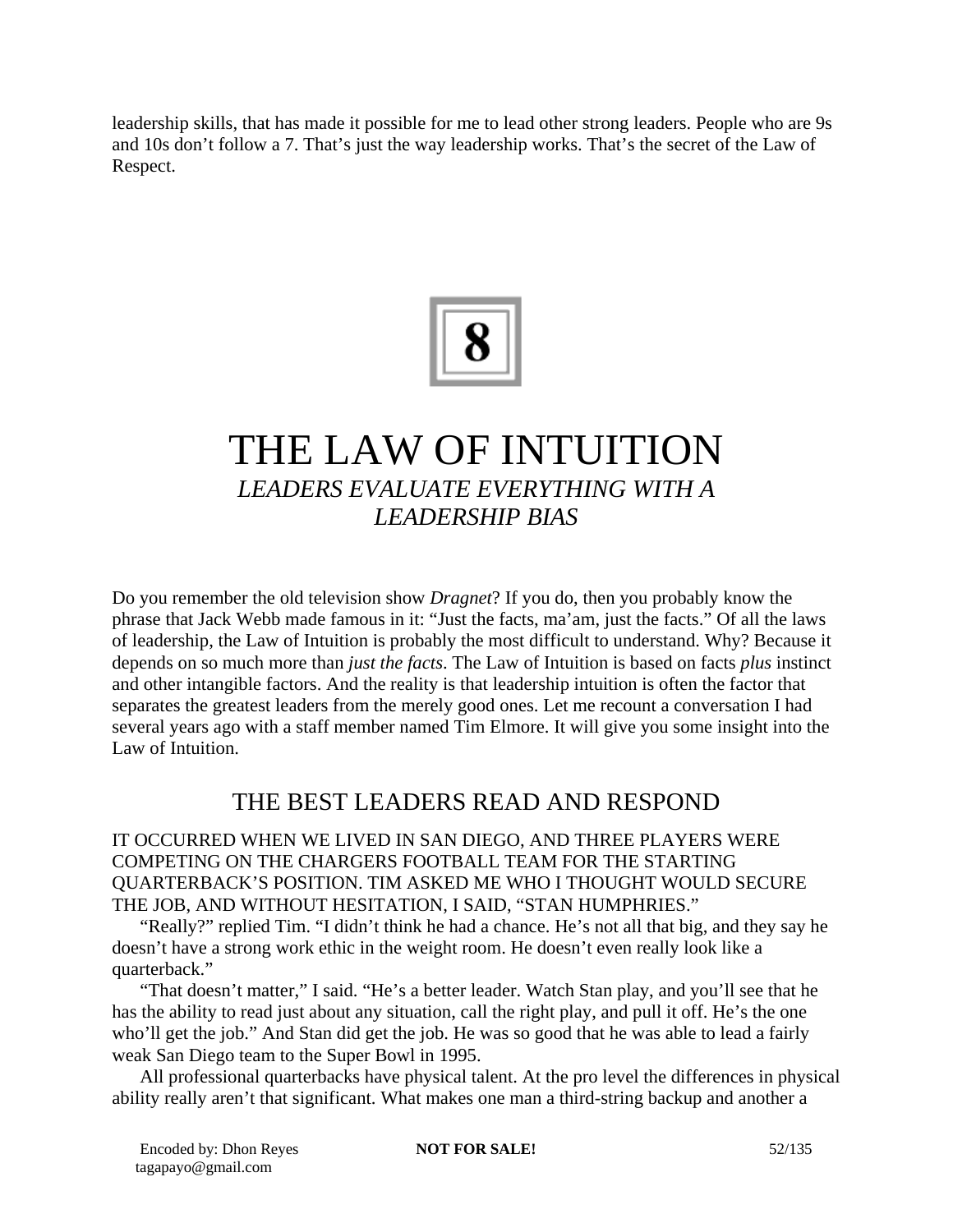leadership skills, that has made it possible for me to lead other strong leaders. People who are 9s and 10s don't follow a 7. That's just the way leadership works. That's the secret of the Law of Respect.

# 8

# THE LAW OF INTUITION

*LEADERS EVALUATE EVERYTHING WITH A LEADERSHIP BIAS*

Do you remember the old television show *Dragnet*? If you do, then you probably know the phrase that Jack Webb made famous in it: "Just the facts, ma'am, just the facts." Of all the laws of leadership, the Law of Intuition is probably the most difficult to understand. Why? Because it depends on so much more than *just the facts*. The Law of Intuition is based on facts *plus* instinct and other intangible factors. And the reality is that leadership intuition is often the factor that separates the greatest leaders from the merely good ones. Let me recount a conversation I had several years ago with a staff member named Tim Elmore. It will give you some insight into the Law of Intuition.

## THE BEST LEADERS READ AND RESPOND

IT OCCURRED WHEN WE LIVED IN SAN DIEGO, AND THREE PLAYERS WERE COMPETING ON THE CHARGERS FOOTBALL TEAM FOR THE STARTING QUARTERBACK'S POSITION. TIM ASKED ME WHO I THOUGHT WOULD SECURE THE JOB, AND WITHOUT HESITATION, I SAID, "STAN HUMPHRIES."

"Really?" replied Tim. "I didn't think he had a chance. He's not all that big, and they say he doesn't have a strong work ethic in the weight room. He doesn't even really look like a quarterback."

"That doesn't matter," I said. "He's a better leader. Watch Stan play, and you'll see that he has the ability to read just about any situation, call the right play, and pull it off. He's the one who'll get the job." And Stan did get the job. He was so good that he was able to lead a fairly weak San Diego team to the Super Bowl in 1995.

All professional quarterbacks have physical talent. At the pro level the differences in physical ability really aren't that significant. What makes one man a third-string backup and another a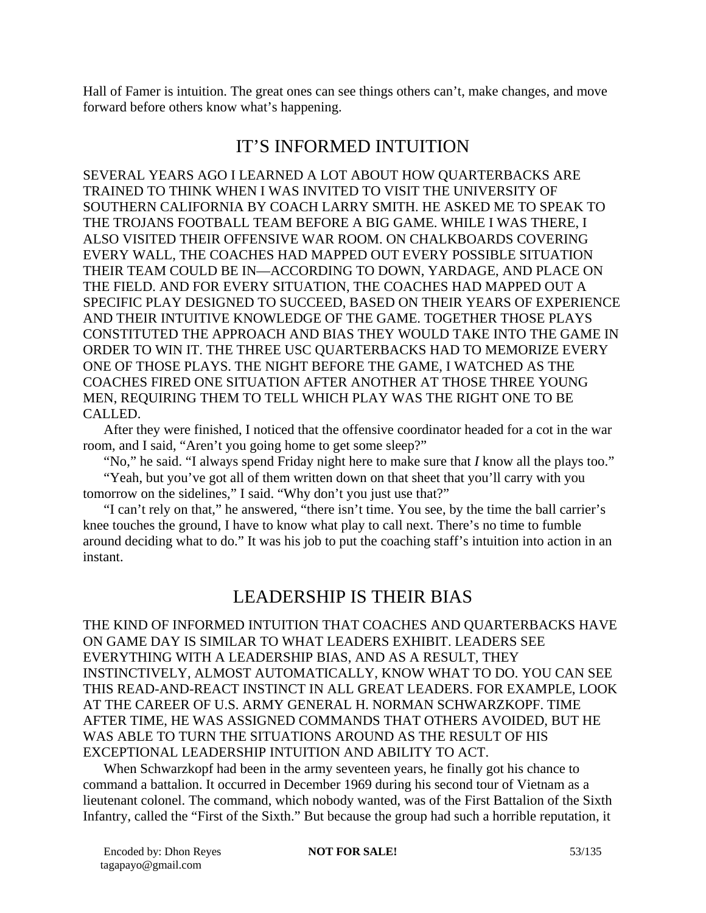Hall of Famer is intuition. The great ones can see things others can't, make changes, and move forward before others know what's happening.

## IT'S INFORMED INTUITION

SEVERAL YEARS AGO I LEARNED A LOT ABOUT HOW QUARTERBACKS ARE TRAINED TO THINK WHEN I WAS INVITED TO VISIT THE UNIVERSITY OF SOUTHERN CALIFORNIA BY COACH LARRY SMITH. HE ASKED ME TO SPEAK TO THE TROJANS FOOTBALL TEAM BEFORE A BIG GAME. WHILE I WAS THERE, I ALSO VISITED THEIR OFFENSIVE WAR ROOM. ON CHALKBOARDS COVERING EVERY WALL, THE COACHES HAD MAPPED OUT EVERY POSSIBLE SITUATION THEIR TEAM COULD BE IN—ACCORDING TO DOWN, YARDAGE, AND PLACE ON THE FIELD. AND FOR EVERY SITUATION, THE COACHES HAD MAPPED OUT A SPECIFIC PLAY DESIGNED TO SUCCEED, BASED ON THEIR YEARS OF EXPERIENCE AND THEIR INTUITIVE KNOWLEDGE OF THE GAME. TOGETHER THOSE PLAYS CONSTITUTED THE APPROACH AND BIAS THEY WOULD TAKE INTO THE GAME IN ORDER TO WIN IT. THE THREE USC QUARTERBACKS HAD TO MEMORIZE EVERY ONE OF THOSE PLAYS. THE NIGHT BEFORE THE GAME, I WATCHED AS THE COACHES FIRED ONE SITUATION AFTER ANOTHER AT THOSE THREE YOUNG MEN, REQUIRING THEM TO TELL WHICH PLAY WAS THE RIGHT ONE TO BE CALLED.

After they were finished, I noticed that the offensive coordinator headed for a cot in the war room, and I said, "Aren't you going home to get some sleep?"

"No," he said. "I always spend Friday night here to make sure that *I* know all the plays too."

"Yeah, but you've got all of them written down on that sheet that you'll carry with you tomorrow on the sidelines," I said. "Why don't you just use that?"

"I can't rely on that," he answered, "there isn't time. You see, by the time the ball carrier's knee touches the ground, I have to know what play to call next. There's no time to fumble around deciding what to do." It was his job to put the coaching staff's intuition into action in an instant.

## LEADERSHIP IS THEIR BIAS

THE KIND OF INFORMED INTUITION THAT COACHES AND QUARTERBACKS HAVE ON GAME DAY IS SIMILAR TO WHAT LEADERS EXHIBIT. LEADERS SEE EVERYTHING WITH A LEADERSHIP BIAS, AND AS A RESULT, THEY INSTINCTIVELY, ALMOST AUTOMATICALLY, KNOW WHAT TO DO. YOU CAN SEE THIS READ-AND-REACT INSTINCT IN ALL GREAT LEADERS. FOR EXAMPLE, LOOK AT THE CAREER OF U.S. ARMY GENERAL H. NORMAN SCHWARZKOPF. TIME AFTER TIME, HE WAS ASSIGNED COMMANDS THAT OTHERS AVOIDED, BUT HE WAS ABLE TO TURN THE SITUATIONS AROUND AS THE RESULT OF HIS EXCEPTIONAL LEADERSHIP INTUITION AND ABILITY TO ACT.

When Schwarzkopf had been in the army seventeen years, he finally got his chance to command a battalion. It occurred in December 1969 during his second tour of Vietnam as a lieutenant colonel. The command, which nobody wanted, was of the First Battalion of the Sixth Infantry, called the "First of the Sixth." But because the group had such a horrible reputation, it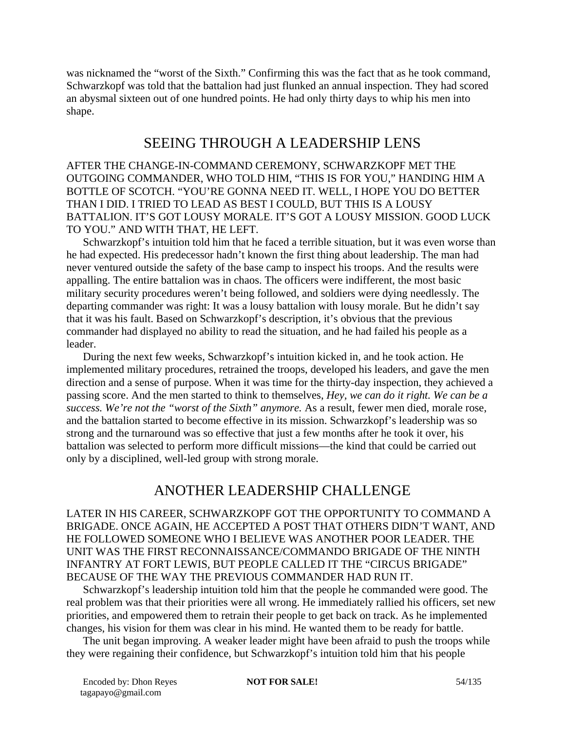was nicknamed the "worst of the Sixth." Confirming this was the fact that as he took command, Schwarzkopf was told that the battalion had just flunked an annual inspection. They had scored an abysmal sixteen out of one hundred points. He had only thirty days to whip his men into shape.

## SEEING THROUGH A LEADERSHIP LENS

AFTER THE CHANGE-IN-COMMAND CEREMONY, SCHWARZKOPF MET THE OUTGOING COMMANDER, WHO TOLD HIM, "THIS IS FOR YOU," HANDING HIM A BOTTLE OF SCOTCH. "YOU'RE GONNA NEED IT. WELL, I HOPE YOU DO BETTER THAN I DID. I TRIED TO LEAD AS BEST I COULD, BUT THIS IS A LOUSY BATTALION. IT'S GOT LOUSY MORALE. IT'S GOT A LOUSY MISSION. GOOD LUCK TO YOU." AND WITH THAT, HE LEFT.

Schwarzkopf's intuition told him that he faced a terrible situation, but it was even worse than he had expected. His predecessor hadn't known the first thing about leadership. The man had never ventured outside the safety of the base camp to inspect his troops. And the results were appalling. The entire battalion was in chaos. The officers were indifferent, the most basic military security procedures weren't being followed, and soldiers were dying needlessly. The departing commander was right: It was a lousy battalion with lousy morale. But he didn't say that it was his fault. Based on Schwarzkopf's description, it's obvious that the previous commander had displayed no ability to read the situation, and he had failed his people as a leader.

During the next few weeks, Schwarzkopf's intuition kicked in, and he took action. He implemented military procedures, retrained the troops, developed his leaders, and gave the men direction and a sense of purpose. When it was time for the thirty-day inspection, they achieved a passing score. And the men started to think to themselves, *Hey, we can do it right. We can be a success. We're not the "worst of the Sixth" anymore.* As a result, fewer men died, morale rose, and the battalion started to become effective in its mission. Schwarzkopf's leadership was so strong and the turnaround was so effective that just a few months after he took it over, his battalion was selected to perform more difficult missions—the kind that could be carried out only by a disciplined, well-led group with strong morale.

## ANOTHER LEADERSHIP CHALLENGE

LATER IN HIS CAREER, SCHWARZKOPF GOT THE OPPORTUNITY TO COMMAND A BRIGADE. ONCE AGAIN, HE ACCEPTED A POST THAT OTHERS DIDN'T WANT, AND HE FOLLOWED SOMEONE WHO I BELIEVE WAS ANOTHER POOR LEADER. THE UNIT WAS THE FIRST RECONNAISSANCE/COMMANDO BRIGADE OF THE NINTH INFANTRY AT FORT LEWIS, BUT PEOPLE CALLED IT THE "CIRCUS BRIGADE" BECAUSE OF THE WAY THE PREVIOUS COMMANDER HAD RUN IT.

Schwarzkopf's leadership intuition told him that the people he commanded were good. The real problem was that their priorities were all wrong. He immediately rallied his officers, set new priorities, and empowered them to retrain their people to get back on track. As he implemented changes, his vision for them was clear in his mind. He wanted them to be ready for battle.

The unit began improving. A weaker leader might have been afraid to push the troops while they were regaining their confidence, but Schwarzkopf's intuition told him that his people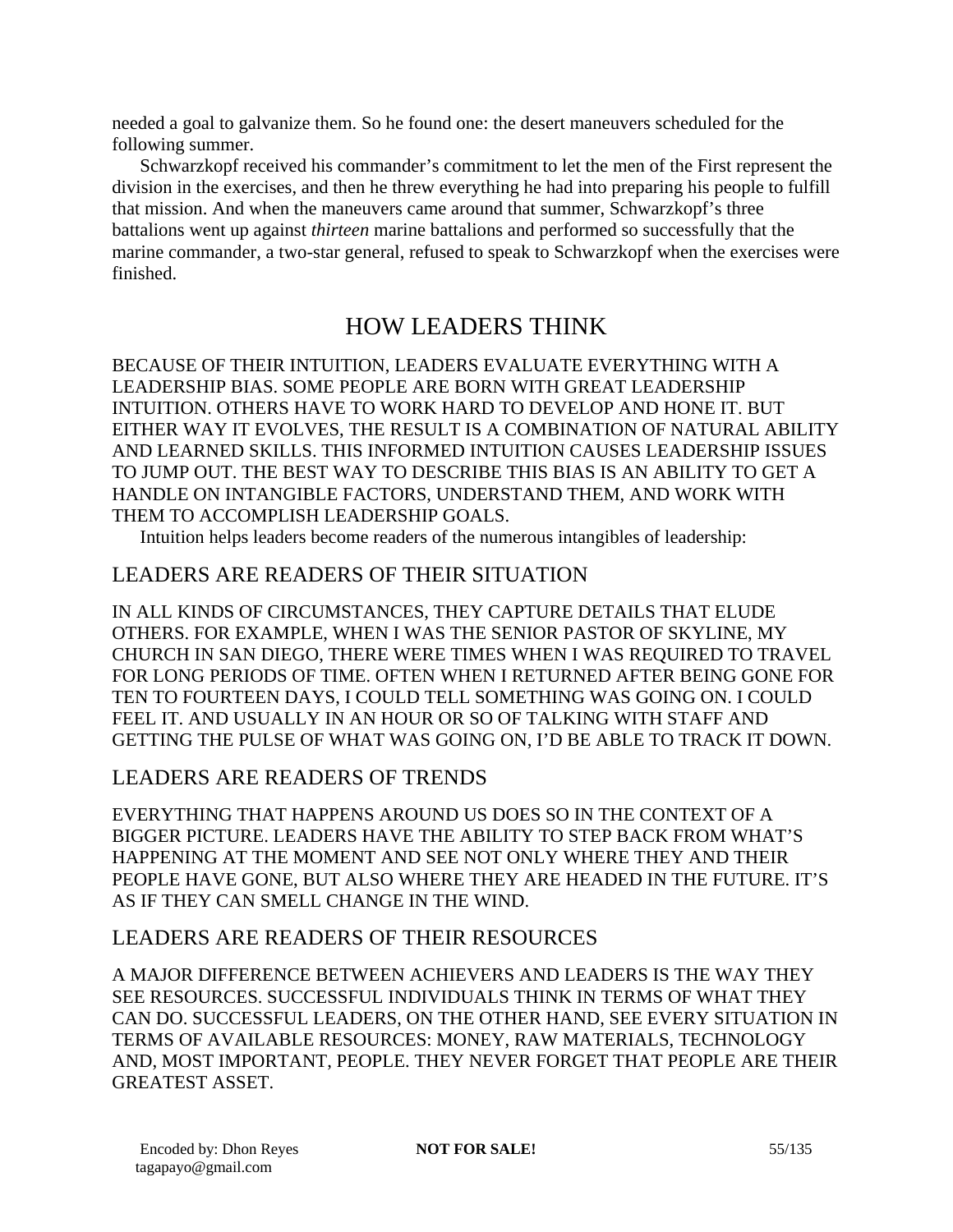needed a goal to galvanize them. So he found one: the desert maneuvers scheduled for the following summer.

Schwarzkopf received his commander's commitment to let the men of the First represent the division in the exercises, and then he threw everything he had into preparing his people to fulfill that mission. And when the maneuvers came around that summer, Schwarzkopf's three battalions went up against *thirteen* marine battalions and performed so successfully that the marine commander, a two-star general, refused to speak to Schwarzkopf when the exercises were finished.

## HOW LEADERS THINK

BECAUSE OF THEIR INTUITION, LEADERS EVALUATE EVERYTHING WITH A LEADERSHIP BIAS. SOME PEOPLE ARE BORN WITH GREAT LEADERSHIP INTUITION. OTHERS HAVE TO WORK HARD TO DEVELOP AND HONE IT. BUT EITHER WAY IT EVOLVES, THE RESULT IS A COMBINATION OF NATURAL ABILITY AND LEARNED SKILLS. THIS INFORMED INTUITION CAUSES LEADERSHIP ISSUES TO JUMP OUT. THE BEST WAY TO DESCRIBE THIS BIAS IS AN ABILITY TO GET A HANDLE ON INTANGIBLE FACTORS, UNDERSTAND THEM, AND WORK WITH THEM TO ACCOMPLISH LEADERSHIP GOALS.

Intuition helps leaders become readers of the numerous intangibles of leadership:

### LEADERS ARE READERS OF THEIR SITUATION

IN ALL KINDS OF CIRCUMSTANCES, THEY CAPTURE DETAILS THAT ELUDE OTHERS. FOR EXAMPLE, WHEN I WAS THE SENIOR PASTOR OF SKYLINE, MY CHURCH IN SAN DIEGO, THERE WERE TIMES WHEN I WAS REQUIRED TO TRAVEL FOR LONG PERIODS OF TIME. OFTEN WHEN I RETURNED AFTER BEING GONE FOR TEN TO FOURTEEN DAYS, I COULD TELL SOMETHING WAS GOING ON. I COULD FEEL IT. AND USUALLY IN AN HOUR OR SO OF TALKING WITH STAFF AND GETTING THE PULSE OF WHAT WAS GOING ON, I'D BE ABLE TO TRACK IT DOWN.

### LEADERS ARE READERS OF TRENDS

EVERYTHING THAT HAPPENS AROUND US DOES SO IN THE CONTEXT OF A BIGGER PICTURE. LEADERS HAVE THE ABILITY TO STEP BACK FROM WHAT'S HAPPENING AT THE MOMENT AND SEE NOT ONLY WHERE THEY AND THEIR PEOPLE HAVE GONE, BUT ALSO WHERE THEY ARE HEADED IN THE FUTURE. IT'S AS IF THEY CAN SMELL CHANGE IN THE WIND.

### LEADERS ARE READERS OF THEIR RESOURCES

A MAJOR DIFFERENCE BETWEEN ACHIEVERS AND LEADERS IS THE WAY THEY SEE RESOURCES. SUCCESSFUL INDIVIDUALS THINK IN TERMS OF WHAT THEY CAN DO. SUCCESSFUL LEADERS, ON THE OTHER HAND, SEE EVERY SITUATION IN TERMS OF AVAILABLE RESOURCES: MONEY, RAW MATERIALS, TECHNOLOGY AND, MOST IMPORTANT, PEOPLE. THEY NEVER FORGET THAT PEOPLE ARE THEIR GREATEST ASSET.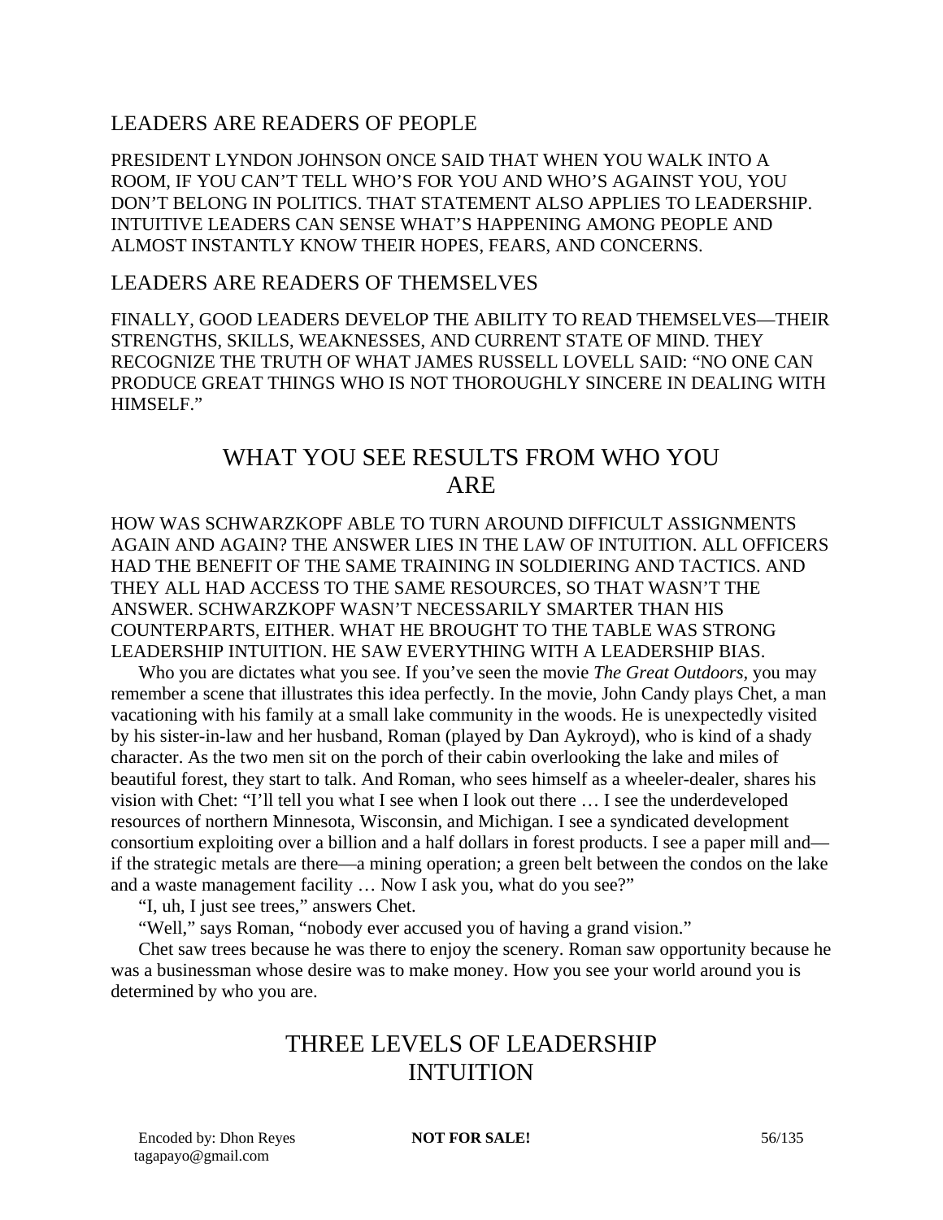### LEADERS ARE READERS OF PEOPLE

PRESIDENT LYNDON JOHNSON ONCE SAID THAT WHEN YOU WALK INTO A ROOM, IF YOU CAN'T TELL WHO'S FOR YOU AND WHO'S AGAINST YOU, YOU DON'T BELONG IN POLITICS. THAT STATEMENT ALSO APPLIES TO LEADERSHIP. INTUITIVE LEADERS CAN SENSE WHAT'S HAPPENING AMONG PEOPLE AND ALMOST INSTANTLY KNOW THEIR HOPES, FEARS, AND CONCERNS.

### LEADERS ARE READERS OF THEMSELVES

FINALLY, GOOD LEADERS DEVELOP THE ABILITY TO READ THEMSELVES—THEIR STRENGTHS, SKILLS, WEAKNESSES, AND CURRENT STATE OF MIND. THEY RECOGNIZE THE TRUTH OF WHAT JAMES RUSSELL LOVELL SAID: "NO ONE CAN PRODUCE GREAT THINGS WHO IS NOT THOROUGHLY SINCERE IN DEALING WITH HIMSELF."

## WHAT YOU SEE RESULTS FROM WHO YOU ARE

HOW WAS SCHWARZKOPF ABLE TO TURN AROUND DIFFICULT ASSIGNMENTS AGAIN AND AGAIN? THE ANSWER LIES IN THE LAW OF INTUITION. ALL OFFICERS HAD THE BENEFIT OF THE SAME TRAINING IN SOLDIERING AND TACTICS. AND THEY ALL HAD ACCESS TO THE SAME RESOURCES, SO THAT WASN'T THE ANSWER. SCHWARZKOPF WASN'T NECESSARILY SMARTER THAN HIS COUNTERPARTS, EITHER. WHAT HE BROUGHT TO THE TABLE WAS STRONG LEADERSHIP INTUITION. HE SAW EVERYTHING WITH A LEADERSHIP BIAS.

Who you are dictates what you see. If you've seen the movie *The Great Outdoors*, you may remember a scene that illustrates this idea perfectly. In the movie, John Candy plays Chet, a man vacationing with his family at a small lake community in the woods. He is unexpectedly visited by his sister-in-law and her husband, Roman (played by Dan Aykroyd), who is kind of a shady character. As the two men sit on the porch of their cabin overlooking the lake and miles of beautiful forest, they start to talk. And Roman, who sees himself as a wheeler-dealer, shares his vision with Chet: "I'll tell you what I see when I look out there … I see the underdeveloped resources of northern Minnesota, Wisconsin, and Michigan. I see a syndicated development consortium exploiting over a billion and a half dollars in forest products. I see a paper mill and—if the strategic metals are there—a mining operation; a green belt between the condos on the lake and a waste management facility … Now I ask you, what do you see?"

"I, uh, I just see trees," answers Chet.

"Well," says Roman, "nobody ever accused you of having a grand vision."

Chet saw trees because he was there to enjoy the scenery. Roman saw opportunity because he was a businessman whose desire was to make money. How you see your world around you is determined by who you are.

## THREE LEVELS OF LEADERSHIP INTUITION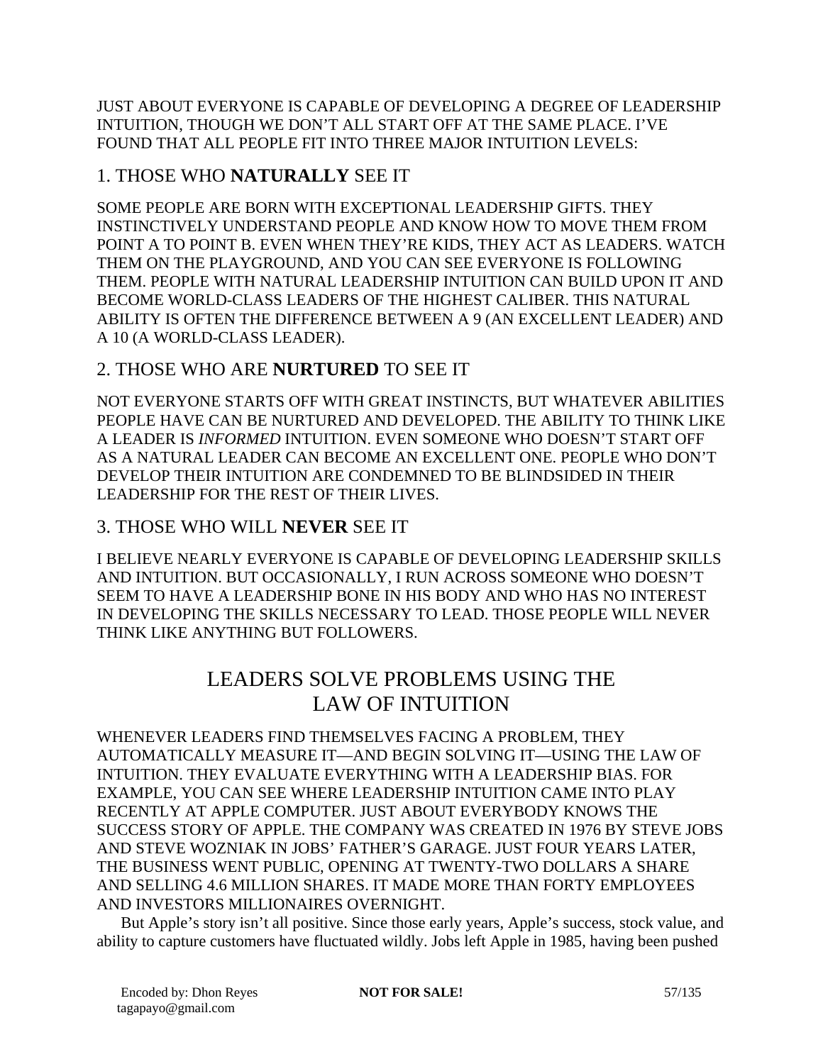JUST ABOUT EVERYONE IS CAPABLE OF DEVELOPING A DEGREE OF LEADERSHIP INTUITION, THOUGH WE DON'T ALL START OFF AT THE SAME PLACE. I'VE FOUND THAT ALL PEOPLE FIT INTO THREE MAJOR INTUITION LEVELS:

### 1. THOSE WHO **NATURALLY** SEE IT

SOME PEOPLE ARE BORN WITH EXCEPTIONAL LEADERSHIP GIFTS. THEY INSTINCTIVELY UNDERSTAND PEOPLE AND KNOW HOW TO MOVE THEM FROM POINT A TO POINT B. EVEN WHEN THEY'RE KIDS, THEY ACT AS LEADERS. WATCH THEM ON THE PLAYGROUND, AND YOU CAN SEE EVERYONE IS FOLLOWING THEM. PEOPLE WITH NATURAL LEADERSHIP INTUITION CAN BUILD UPON IT AND BECOME WORLD-CLASS LEADERS OF THE HIGHEST CALIBER. THIS NATURAL ABILITY IS OFTEN THE DIFFERENCE BETWEEN A 9 (AN EXCELLENT LEADER) AND A 10 (A WORLD-CLASS LEADER).

### 2. THOSE WHO ARE **NURTURED** TO SEE IT

NOT EVERYONE STARTS OFF WITH GREAT INSTINCTS, BUT WHATEVER ABILITIES PEOPLE HAVE CAN BE NURTURED AND DEVELOPED. THE ABILITY TO THINK LIKE A LEADER IS *INFORMED* INTUITION. EVEN SOMEONE WHO DOESN'T START OFF AS A NATURAL LEADER CAN BECOME AN EXCELLENT ONE. PEOPLE WHO DON'T DEVELOP THEIR INTUITION ARE CONDEMNED TO BE BLINDSIDED IN THEIR LEADERSHIP FOR THE REST OF THEIR LIVES.

### 3. THOSE WHO WILL **NEVER** SEE IT

I BELIEVE NEARLY EVERYONE IS CAPABLE OF DEVELOPING LEADERSHIP SKILLS AND INTUITION. BUT OCCASIONALLY, I RUN ACROSS SOMEONE WHO DOESN'T SEEM TO HAVE A LEADERSHIP BONE IN HIS BODY AND WHO HAS NO INTEREST IN DEVELOPING THE SKILLS NECESSARY TO LEAD. THOSE PEOPLE WILL NEVER THINK LIKE ANYTHING BUT FOLLOWERS.

## LEADERS SOLVE PROBLEMS USING THE LAW OF INTUITION

WHENEVER LEADERS FIND THEMSELVES FACING A PROBLEM, THEY AUTOMATICALLY MEASURE IT—AND BEGIN SOLVING IT—USING THE LAW OF INTUITION. THEY EVALUATE EVERYTHING WITH A LEADERSHIP BIAS. FOR EXAMPLE, YOU CAN SEE WHERE LEADERSHIP INTUITION CAME INTO PLAY RECENTLY AT APPLE COMPUTER. JUST ABOUT EVERYBODY KNOWS THE SUCCESS STORY OF APPLE. THE COMPANY WAS CREATED IN 1976 BY STEVE JOBS AND STEVE WOZNIAK IN JOBS' FATHER'S GARAGE. JUST FOUR YEARS LATER, THE BUSINESS WENT PUBLIC, OPENING AT TWENTY-TWO DOLLARS A SHARE AND SELLING 4.6 MILLION SHARES. IT MADE MORE THAN FORTY EMPLOYEES AND INVESTORS MILLIONAIRES OVERNIGHT.

But Apple's story isn't all positive. Since those early years, Apple's success, stock value, and ability to capture customers have fluctuated wildly. Jobs left Apple in 1985, having been pushed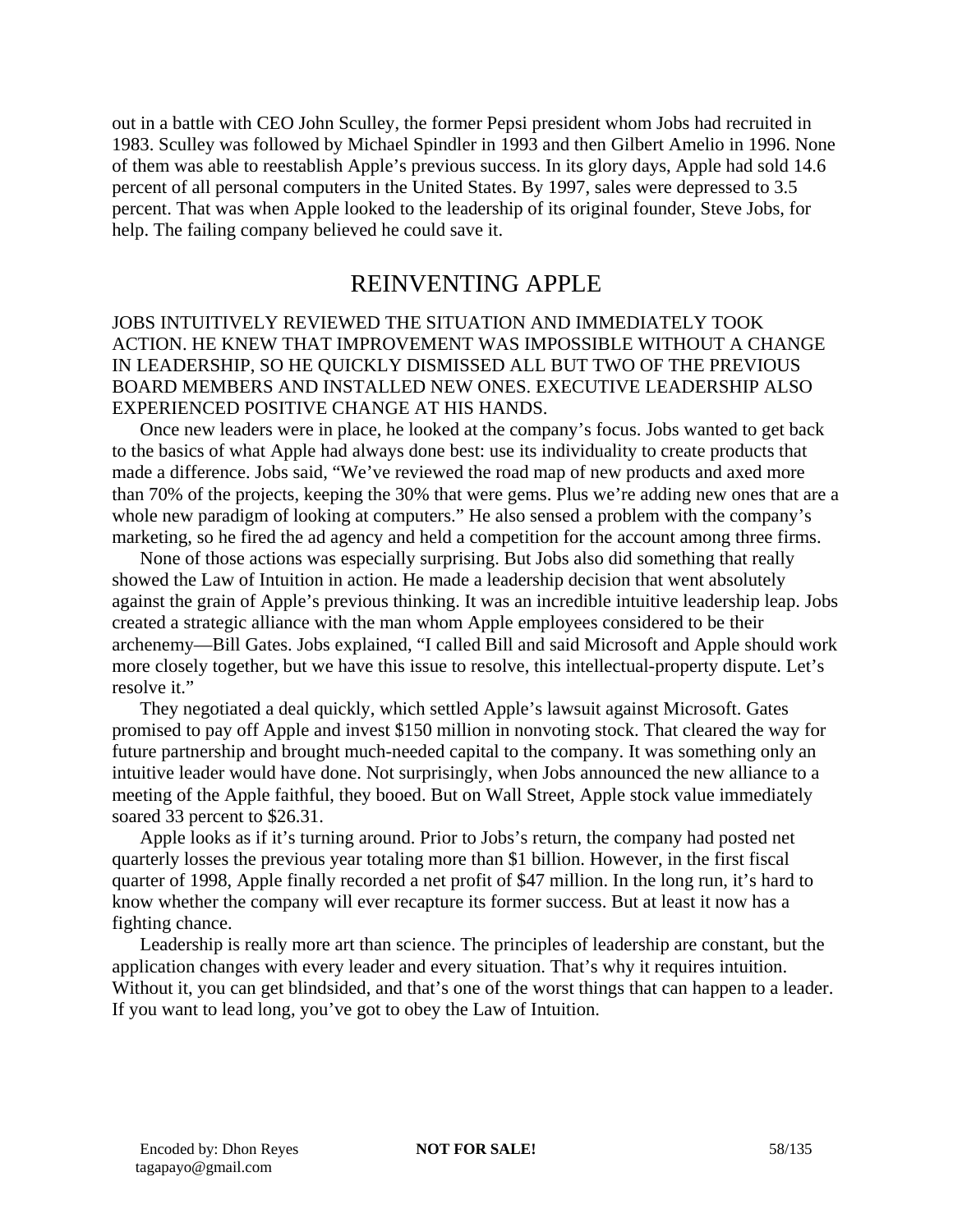out in a battle with CEO John Sculley, the former Pepsi president whom Jobs had recruited in 1983. Sculley was followed by Michael Spindler in 1993 and then Gilbert Amelio in 1996. None of them was able to reestablish Apple's previous success. In its glory days, Apple had sold 14.6 percent of all personal computers in the United States. By 1997, sales were depressed to 3.5 percent. That was when Apple looked to the leadership of its original founder, Steve Jobs, for help. The failing company believed he could save it.

## REINVENTING APPLE

JOBS INTUITIVELY REVIEWED THE SITUATION AND IMMEDIATELY TOOK ACTION. HE KNEW THAT IMPROVEMENT WAS IMPOSSIBLE WITHOUT A CHANGE IN LEADERSHIP, SO HE QUICKLY DISMISSED ALL BUT TWO OF THE PREVIOUS BOARD MEMBERS AND INSTALLED NEW ONES. EXECUTIVE LEADERSHIP ALSO EXPERIENCED POSITIVE CHANGE AT HIS HANDS.

Once new leaders were in place, he looked at the company's focus. Jobs wanted to get back to the basics of what Apple had always done best: use its individuality to create products that made a difference. Jobs said, "We've reviewed the road map of new products and axed more than 70% of the projects, keeping the 30% that were gems. Plus we're adding new ones that are a whole new paradigm of looking at computers." He also sensed a problem with the company's marketing, so he fired the ad agency and held a competition for the account among three firms.

None of those actions was especially surprising. But Jobs also did something that really showed the Law of Intuition in action. He made a leadership decision that went absolutely against the grain of Apple's previous thinking. It was an incredible intuitive leadership leap. Jobs created a strategic alliance with the man whom Apple employees considered to be their archenemy—Bill Gates. Jobs explained, "I called Bill and said Microsoft and Apple should work more closely together, but we have this issue to resolve, this intellectual-property dispute. Let's resolve it."

They negotiated a deal quickly, which settled Apple's lawsuit against Microsoft. Gates promised to pay off Apple and invest $150 million in nonvoting stock. That cleared the way for future partnership and brought much-needed capital to the company. It was something only an intuitive leader would have done. Not surprisingly, when Jobs announced the new alliance to a meeting of the Apple faithful, they booed. But on Wall Street, Apple stock value immediately soared 33 percent to $26.31.

Apple looks as if it's turning around. Prior to Jobs's return, the company had posted net quarterly losses the previous year totaling more than $1 billion. However, in the first fiscal quarter of 1998, Apple finally recorded a net profit of $47 million. In the long run, it's hard to know whether the company will ever recapture its former success. But at least it now has a fighting chance.

Leadership is really more art than science. The principles of leadership are constant, but the application changes with every leader and every situation. That's why it requires intuition. Without it, you can get blindsided, and that's one of the worst things that can happen to a leader. If you want to lead long, you've got to obey the Law of Intuition.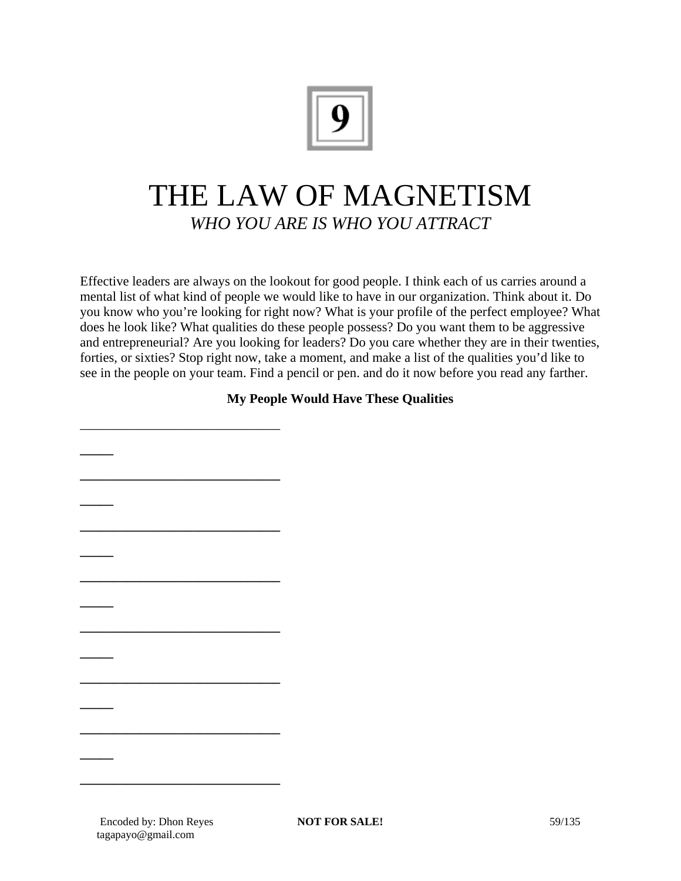# 9

# THE LAW OF MAGNETISM

*WHO YOU ARE IS WHO YOU ATTRACT*

Effective leaders are always on the lookout for good people. I think each of us carries around a mental list of what kind of people we would like to have in our organization. Think about it. Do you know who you're looking for right now? What is your profile of the perfect employee? What does he look like? What qualities do these people possess? Do you want them to be aggressive and entrepreneurial? Are you looking for leaders? Do you care whether they are in their twenties, forties, or sixties? Stop right now, take a moment, and make a list of the qualities you'd like to see in the people on your team. Find a pencil or pen. and do it now before you read any farther.

**My People Would Have These Qualities**

______________________________

______________________________

______________________________

______________________________

______________________________

______________________________

______________________________

______________________________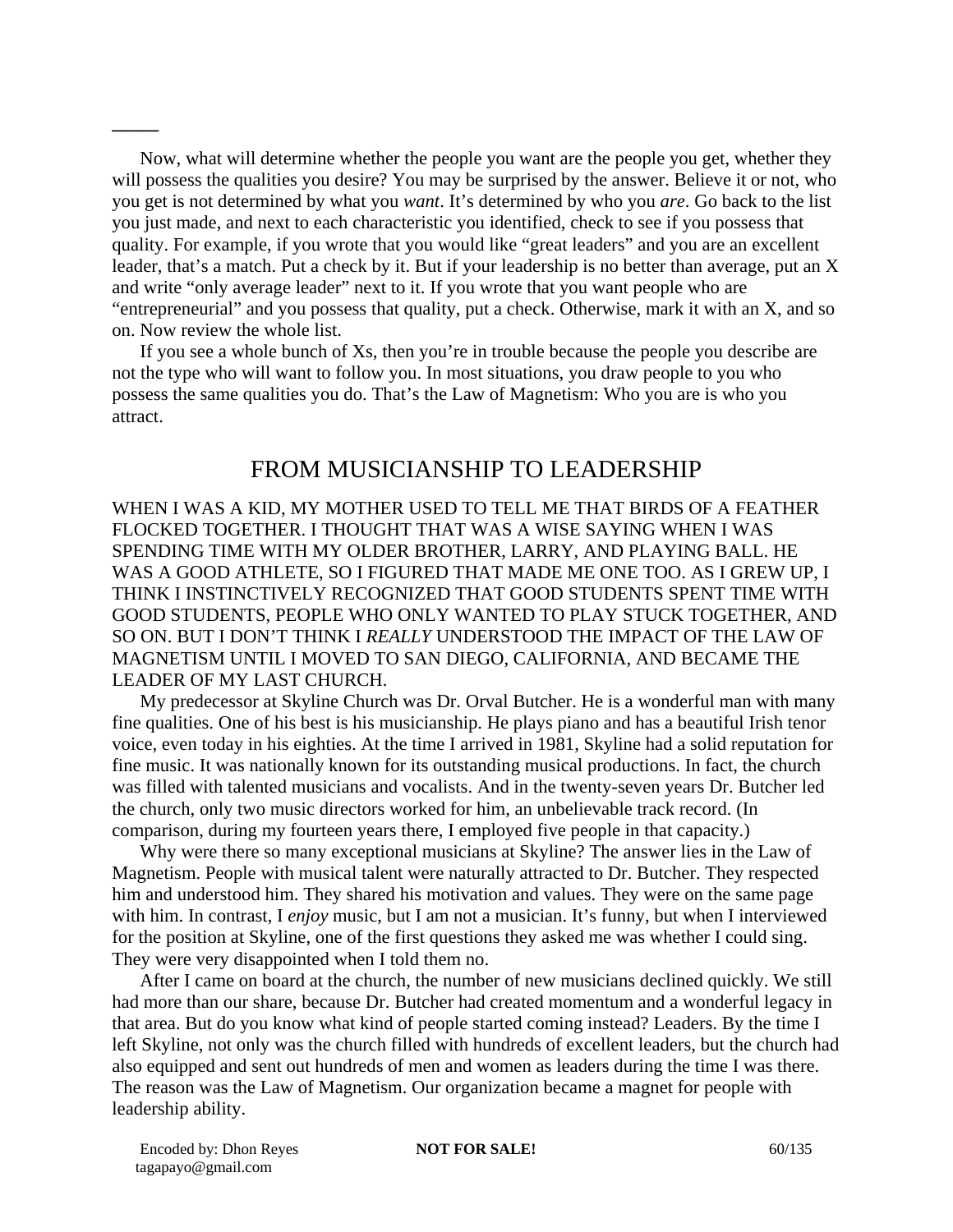---

Now, what will determine whether the people you want are the people you get, whether they will possess the qualities you desire? You may be surprised by the answer. Believe it or not, who you get is not determined by what you *want*. It's determined by who you *are*. Go back to the list you just made, and next to each characteristic you identified, check to see if you possess that quality. For example, if you wrote that you would like "great leaders" and you are an excellent leader, that's a match. Put a check by it. But if your leadership is no better than average, put an X and write "only average leader" next to it. If you wrote that you want people who are "entrepreneurial" and you possess that quality, put a check. Otherwise, mark it with an X, and so on. Now review the whole list.

If you see a whole bunch of Xs, then you're in trouble because the people you describe are not the type who will want to follow you. In most situations, you draw people to you who possess the same qualities you do. That's the Law of Magnetism: Who you are is who you attract.

## FROM MUSICIANSHIP TO LEADERSHIP

WHEN I WAS A KID, MY MOTHER USED TO TELL ME THAT BIRDS OF A FEATHER FLOCKED TOGETHER. I THOUGHT THAT WAS A WISE SAYING WHEN I WAS SPENDING TIME WITH MY OLDER BROTHER, LARRY, AND PLAYING BALL. HE WAS A GOOD ATHLETE, SO I FIGURED THAT MADE ME ONE TOO. AS I GREW UP, I THINK I INSTINCTIVELY RECOGNIZED THAT GOOD STUDENTS SPENT TIME WITH GOOD STUDENTS, PEOPLE WHO ONLY WANTED TO PLAY STUCK TOGETHER, AND SO ON. BUT I DON'T THINK I *REALLY* UNDERSTOOD THE IMPACT OF THE LAW OF MAGNETISM UNTIL I MOVED TO SAN DIEGO, CALIFORNIA, AND BECAME THE LEADER OF MY LAST CHURCH.

My predecessor at Skyline Church was Dr. Orval Butcher. He is a wonderful man with many fine qualities. One of his best is his musicianship. He plays piano and has a beautiful Irish tenor voice, even today in his eighties. At the time I arrived in 1981, Skyline had a solid reputation for fine music. It was nationally known for its outstanding musical productions. In fact, the church was filled with talented musicians and vocalists. And in the twenty-seven years Dr. Butcher led the church, only two music directors worked for him, an unbelievable track record. (In comparison, during my fourteen years there, I employed five people in that capacity.)

Why were there so many exceptional musicians at Skyline? The answer lies in the Law of Magnetism. People with musical talent were naturally attracted to Dr. Butcher. They respected him and understood him. They shared his motivation and values. They were on the same page with him. In contrast, I *enjoy* music, but I am not a musician. It's funny, but when I interviewed for the position at Skyline, one of the first questions they asked me was whether I could sing. They were very disappointed when I told them no.

After I came on board at the church, the number of new musicians declined quickly. We still had more than our share, because Dr. Butcher had created momentum and a wonderful legacy in that area. But do you know what kind of people started coming instead? Leaders. By the time I left Skyline, not only was the church filled with hundreds of excellent leaders, but the church had also equipped and sent out hundreds of men and women as leaders during the time I was there. The reason was the Law of Magnetism. Our organization became a magnet for people with leadership ability.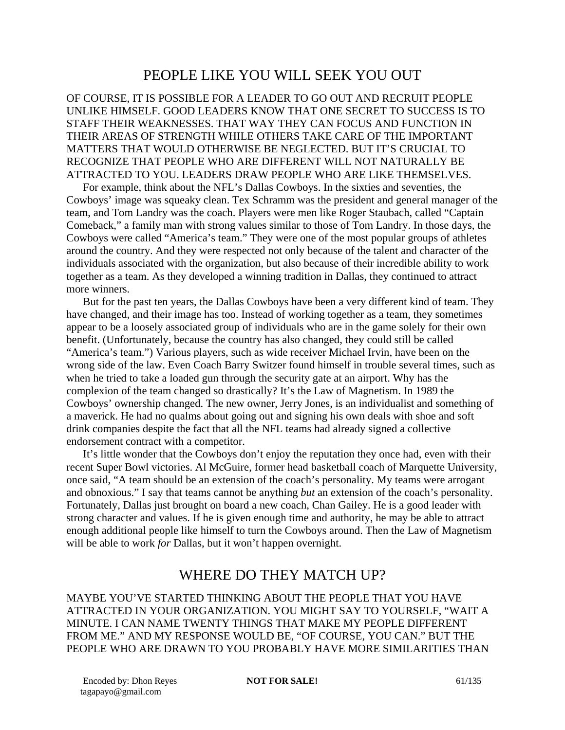## PEOPLE LIKE YOU WILL SEEK YOU OUT

OF COURSE, IT IS POSSIBLE FOR A LEADER TO GO OUT AND RECRUIT PEOPLE UNLIKE HIMSELF. GOOD LEADERS KNOW THAT ONE SECRET TO SUCCESS IS TO STAFF THEIR WEAKNESSES. THAT WAY THEY CAN FOCUS AND FUNCTION IN THEIR AREAS OF STRENGTH WHILE OTHERS TAKE CARE OF THE IMPORTANT MATTERS THAT WOULD OTHERWISE BE NEGLECTED. BUT IT'S CRUCIAL TO RECOGNIZE THAT PEOPLE WHO ARE DIFFERENT WILL NOT NATURALLY BE ATTRACTED TO YOU. LEADERS DRAW PEOPLE WHO ARE LIKE THEMSELVES.

For example, think about the NFL's Dallas Cowboys. In the sixties and seventies, the Cowboys' image was squeaky clean. Tex Schramm was the president and general manager of the team, and Tom Landry was the coach. Players were men like Roger Staubach, called "Captain Comeback," a family man with strong values similar to those of Tom Landry. In those days, the Cowboys were called "America's team." They were one of the most popular groups of athletes around the country. And they were respected not only because of the talent and character of the individuals associated with the organization, but also because of their incredible ability to work together as a team. As they developed a winning tradition in Dallas, they continued to attract more winners.

But for the past ten years, the Dallas Cowboys have been a very different kind of team. They have changed, and their image has too. Instead of working together as a team, they sometimes appear to be a loosely associated group of individuals who are in the game solely for their own benefit. (Unfortunately, because the country has also changed, they could still be called "America's team.") Various players, such as wide receiver Michael Irvin, have been on the wrong side of the law. Even Coach Barry Switzer found himself in trouble several times, such as when he tried to take a loaded gun through the security gate at an airport. Why has the complexion of the team changed so drastically? It's the Law of Magnetism. In 1989 the Cowboys' ownership changed. The new owner, Jerry Jones, is an individualist and something of a maverick. He had no qualms about going out and signing his own deals with shoe and soft drink companies despite the fact that all the NFL teams had already signed a collective endorsement contract with a competitor.

It's little wonder that the Cowboys don't enjoy the reputation they once had, even with their recent Super Bowl victories. Al McGuire, former head basketball coach of Marquette University, once said, "A team should be an extension of the coach's personality. My teams were arrogant and obnoxious." I say that teams cannot be anything *but* an extension of the coach's personality. Fortunately, Dallas just brought on board a new coach, Chan Gailey. He is a good leader with strong character and values. If he is given enough time and authority, he may be able to attract enough additional people like himself to turn the Cowboys around. Then the Law of Magnetism will be able to work *for* Dallas, but it won't happen overnight.

## WHERE DO THEY MATCH UP?

MAYBE YOU'VE STARTED THINKING ABOUT THE PEOPLE THAT YOU HAVE ATTRACTED IN YOUR ORGANIZATION. YOU MIGHT SAY TO YOURSELF, "WAIT A MINUTE. I CAN NAME TWENTY THINGS THAT MAKE MY PEOPLE DIFFERENT FROM ME." AND MY RESPONSE WOULD BE, "OF COURSE, YOU CAN." BUT THE PEOPLE WHO ARE DRAWN TO YOU PROBABLY HAVE MORE SIMILARITIES THAN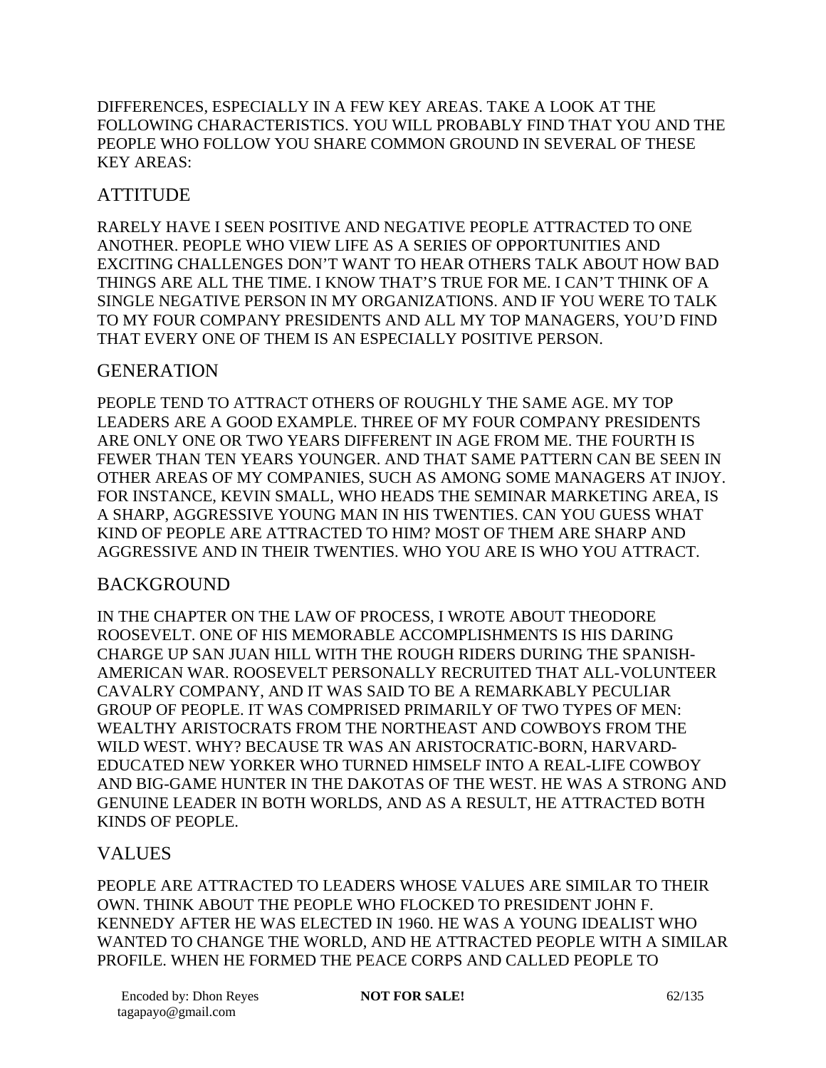DIFFERENCES, ESPECIALLY IN A FEW KEY AREAS. TAKE A LOOK AT THE FOLLOWING CHARACTERISTICS. YOU WILL PROBABLY FIND THAT YOU AND THE PEOPLE WHO FOLLOW YOU SHARE COMMON GROUND IN SEVERAL OF THESE KEY AREAS:

## ATTITUDE

RARELY HAVE I SEEN POSITIVE AND NEGATIVE PEOPLE ATTRACTED TO ONE ANOTHER. PEOPLE WHO VIEW LIFE AS A SERIES OF OPPORTUNITIES AND EXCITING CHALLENGES DON'T WANT TO HEAR OTHERS TALK ABOUT HOW BAD THINGS ARE ALL THE TIME. I KNOW THAT'S TRUE FOR ME. I CAN'T THINK OF A SINGLE NEGATIVE PERSON IN MY ORGANIZATIONS. AND IF YOU WERE TO TALK TO MY FOUR COMPANY PRESIDENTS AND ALL MY TOP MANAGERS, YOU'D FIND THAT EVERY ONE OF THEM IS AN ESPECIALLY POSITIVE PERSON.

## GENERATION

PEOPLE TEND TO ATTRACT OTHERS OF ROUGHLY THE SAME AGE. MY TOP LEADERS ARE A GOOD EXAMPLE. THREE OF MY FOUR COMPANY PRESIDENTS ARE ONLY ONE OR TWO YEARS DIFFERENT IN AGE FROM ME. THE FOURTH IS FEWER THAN TEN YEARS YOUNGER. AND THAT SAME PATTERN CAN BE SEEN IN OTHER AREAS OF MY COMPANIES, SUCH AS AMONG SOME MANAGERS AT INJOY. FOR INSTANCE, KEVIN SMALL, WHO HEADS THE SEMINAR MARKETING AREA, IS A SHARP, AGGRESSIVE YOUNG MAN IN HIS TWENTIES. CAN YOU GUESS WHAT KIND OF PEOPLE ARE ATTRACTED TO HIM? MOST OF THEM ARE SHARP AND AGGRESSIVE AND IN THEIR TWENTIES. WHO YOU ARE IS WHO YOU ATTRACT.

## BACKGROUND

IN THE CHAPTER ON THE LAW OF PROCESS, I WROTE ABOUT THEODORE ROOSEVELT. ONE OF HIS MEMORABLE ACCOMPLISHMENTS IS HIS DARING CHARGE UP SAN JUAN HILL WITH THE ROUGH RIDERS DURING THE SPANISH-AMERICAN WAR. ROOSEVELT PERSONALLY RECRUITED THAT ALL-VOLUNTEER CAVALRY COMPANY, AND IT WAS SAID TO BE A REMARKABLY PECULIAR GROUP OF PEOPLE. IT WAS COMPRISED PRIMARILY OF TWO TYPES OF MEN: WEALTHY ARISTOCRATS FROM THE NORTHEAST AND COWBOYS FROM THE WILD WEST. WHY? BECAUSE TR WAS AN ARISTOCRATIC-BORN, HARVARD-EDUCATED NEW YORKER WHO TURNED HIMSELF INTO A REAL-LIFE COWBOY AND BIG-GAME HUNTER IN THE DAKOTAS OF THE WEST. HE WAS A STRONG AND GENUINE LEADER IN BOTH WORLDS, AND AS A RESULT, HE ATTRACTED BOTH KINDS OF PEOPLE.

## VALUES

PEOPLE ARE ATTRACTED TO LEADERS WHOSE VALUES ARE SIMILAR TO THEIR OWN. THINK ABOUT THE PEOPLE WHO FLOCKED TO PRESIDENT JOHN F. KENNEDY AFTER HE WAS ELECTED IN 1960. HE WAS A YOUNG IDEALIST WHO WANTED TO CHANGE THE WORLD, AND HE ATTRACTED PEOPLE WITH A SIMILAR PROFILE. WHEN HE FORMED THE PEACE CORPS AND CALLED PEOPLE TO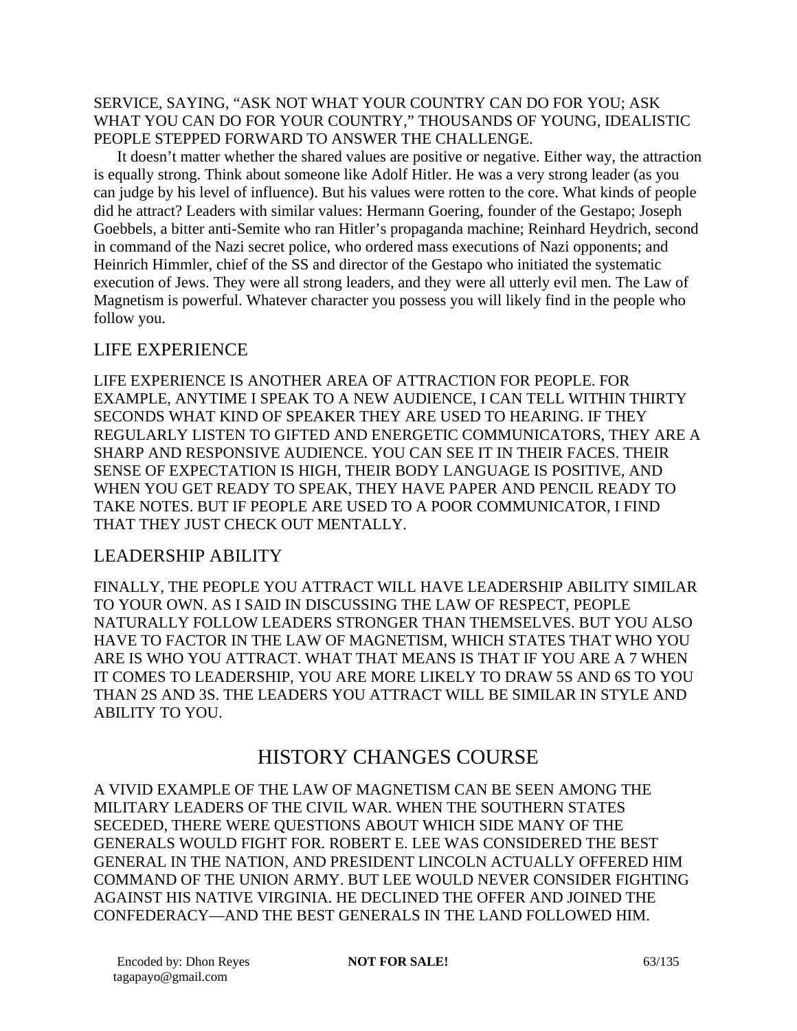SERVICE, SAYING, "ASK NOT WHAT YOUR COUNTRY CAN DO FOR YOU; ASK WHAT YOU CAN DO FOR YOUR COUNTRY," THOUSANDS OF YOUNG, IDEALISTIC PEOPLE STEPPED FORWARD TO ANSWER THE CHALLENGE.

It doesn't matter whether the shared values are positive or negative. Either way, the attraction is equally strong. Think about someone like Adolf Hitler. He was a very strong leader (as you can judge by his level of influence). But his values were rotten to the core. What kinds of people did he attract? Leaders with similar values: Hermann Goering, founder of the Gestapo; Joseph Goebbels, a bitter anti-Semite who ran Hitler's propaganda machine; Reinhard Heydrich, second in command of the Nazi secret police, who ordered mass executions of Nazi opponents; and Heinrich Himmler, chief of the SS and director of the Gestapo who initiated the systematic execution of Jews. They were all strong leaders, and they were all utterly evil men. The Law of Magnetism is powerful. Whatever character you possess you will likely find in the people who follow you.

### LIFE EXPERIENCE

LIFE EXPERIENCE IS ANOTHER AREA OF ATTRACTION FOR PEOPLE. FOR EXAMPLE, ANYTIME I SPEAK TO A NEW AUDIENCE, I CAN TELL WITHIN THIRTY SECONDS WHAT KIND OF SPEAKER THEY ARE USED TO HEARING. IF THEY REGULARLY LISTEN TO GIFTED AND ENERGETIC COMMUNICATORS, THEY ARE A SHARP AND RESPONSIVE AUDIENCE. YOU CAN SEE IT IN THEIR FACES. THEIR SENSE OF EXPECTATION IS HIGH, THEIR BODY LANGUAGE IS POSITIVE, AND WHEN YOU GET READY TO SPEAK, THEY HAVE PAPER AND PENCIL READY TO TAKE NOTES. BUT IF PEOPLE ARE USED TO A POOR COMMUNICATOR, I FIND THAT THEY JUST CHECK OUT MENTALLY.

### LEADERSHIP ABILITY

FINALLY, THE PEOPLE YOU ATTRACT WILL HAVE LEADERSHIP ABILITY SIMILAR TO YOUR OWN. AS I SAID IN DISCUSSING THE LAW OF RESPECT, PEOPLE NATURALLY FOLLOW LEADERS STRONGER THAN THEMSELVES. BUT YOU ALSO HAVE TO FACTOR IN THE LAW OF MAGNETISM, WHICH STATES THAT WHO YOU ARE IS WHO YOU ATTRACT. WHAT THAT MEANS IS THAT IF YOU ARE A 7 WHEN IT COMES TO LEADERSHIP, YOU ARE MORE LIKELY TO DRAW 5S AND 6S TO YOU THAN 2S AND 3S. THE LEADERS YOU ATTRACT WILL BE SIMILAR IN STYLE AND ABILITY TO YOU.

## HISTORY CHANGES COURSE

A VIVID EXAMPLE OF THE LAW OF MAGNETISM CAN BE SEEN AMONG THE MILITARY LEADERS OF THE CIVIL WAR. WHEN THE SOUTHERN STATES SECEDED, THERE WERE QUESTIONS ABOUT WHICH SIDE MANY OF THE GENERALS WOULD FIGHT FOR. ROBERT E. LEE WAS CONSIDERED THE BEST GENERAL IN THE NATION, AND PRESIDENT LINCOLN ACTUALLY OFFERED HIM COMMAND OF THE UNION ARMY. BUT LEE WOULD NEVER CONSIDER FIGHTING AGAINST HIS NATIVE VIRGINIA. HE DECLINED THE OFFER AND JOINED THE CONFEDERACY—AND THE BEST GENERALS IN THE LAND FOLLOWED HIM.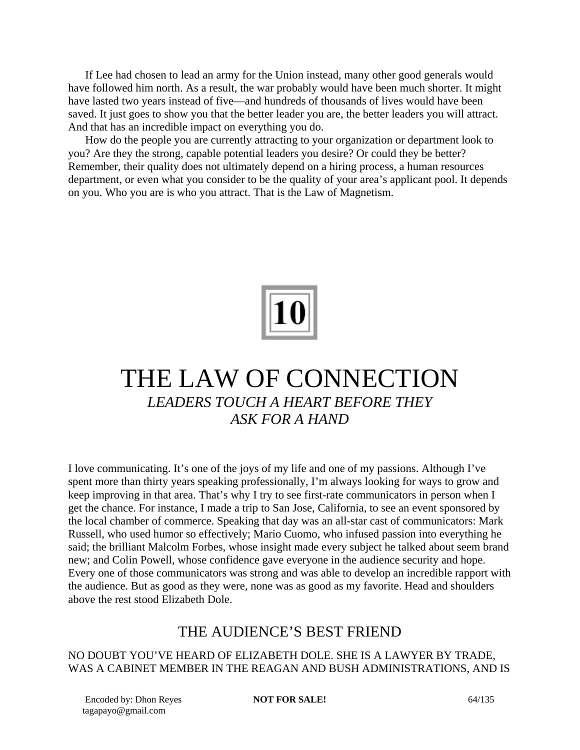If Lee had chosen to lead an army for the Union instead, many other good generals would have followed him north. As a result, the war probably would have been much shorter. It might have lasted two years instead of five—and hundreds of thousands of lives would have been saved. It just goes to show you that the better leader you are, the better leaders you will attract. And that has an incredible impact on everything you do.

How do the people you are currently attracting to your organization or department look to you? Are they the strong, capable potential leaders you desire? Or could they be better? Remember, their quality does not ultimately depend on a hiring process, a human resources department, or even what you consider to be the quality of your area's applicant pool. It depends on you. Who you are is who you attract. That is the Law of Magnetism.

# 10

# THE LAW OF CONNECTION

*LEADERS TOUCH A HEART BEFORE THEY ASK FOR A HAND*

I love communicating. It's one of the joys of my life and one of my passions. Although I've spent more than thirty years speaking professionally, I'm always looking for ways to grow and keep improving in that area. That's why I try to see first-rate communicators in person when I get the chance. For instance, I made a trip to San Jose, California, to see an event sponsored by the local chamber of commerce. Speaking that day was an all-star cast of communicators: Mark Russell, who used humor so effectively; Mario Cuomo, who infused passion into everything he said; the brilliant Malcolm Forbes, whose insight made every subject he talked about seem brand new; and Colin Powell, whose confidence gave everyone in the audience security and hope. Every one of those communicators was strong and was able to develop an incredible rapport with the audience. But as good as they were, none was as good as my favorite. Head and shoulders above the rest stood Elizabeth Dole.

## THE AUDIENCE'S BEST FRIEND

NO DOUBT YOU'VE HEARD OF ELIZABETH DOLE. SHE IS A LAWYER BY TRADE, WAS A CABINET MEMBER IN THE REAGAN AND BUSH ADMINISTRATIONS, AND IS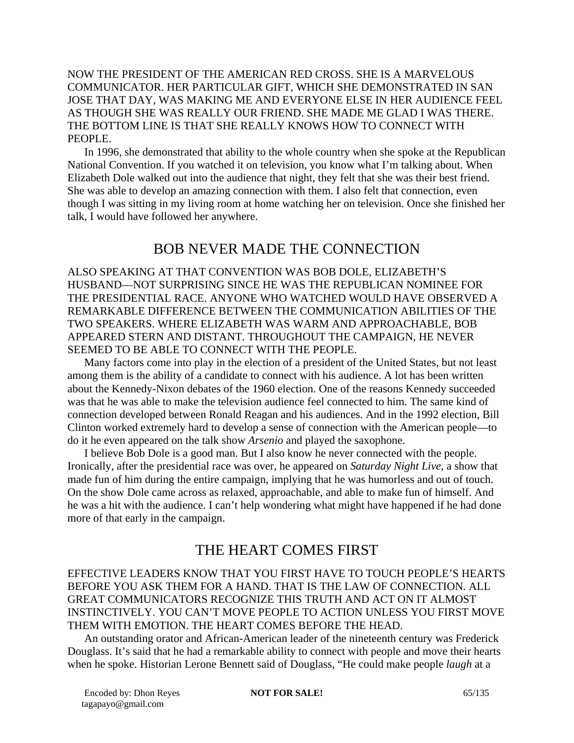NOW THE PRESIDENT OF THE AMERICAN RED CROSS. SHE IS A MARVELOUS COMMUNICATOR. HER PARTICULAR GIFT, WHICH SHE DEMONSTRATED IN SAN JOSE THAT DAY, WAS MAKING ME AND EVERYONE ELSE IN HER AUDIENCE FEEL AS THOUGH SHE WAS REALLY OUR FRIEND. SHE MADE ME GLAD I WAS THERE. THE BOTTOM LINE IS THAT SHE REALLY KNOWS HOW TO CONNECT WITH PEOPLE.

In 1996, she demonstrated that ability to the whole country when she spoke at the Republican National Convention. If you watched it on television, you know what I'm talking about. When Elizabeth Dole walked out into the audience that night, they felt that she was their best friend. She was able to develop an amazing connection with them. I also felt that connection, even though I was sitting in my living room at home watching her on television. Once she finished her talk, I would have followed her anywhere.

## BOB NEVER MADE THE CONNECTION

ALSO SPEAKING AT THAT CONVENTION WAS BOB DOLE, ELIZABETH'S HUSBAND—NOT SURPRISING SINCE HE WAS THE REPUBLICAN NOMINEE FOR THE PRESIDENTIAL RACE. ANYONE WHO WATCHED WOULD HAVE OBSERVED A REMARKABLE DIFFERENCE BETWEEN THE COMMUNICATION ABILITIES OF THE TWO SPEAKERS. WHERE ELIZABETH WAS WARM AND APPROACHABLE, BOB APPEARED STERN AND DISTANT. THROUGHOUT THE CAMPAIGN, HE NEVER SEEMED TO BE ABLE TO CONNECT WITH THE PEOPLE.

Many factors come into play in the election of a president of the United States, but not least among them is the ability of a candidate to connect with his audience. A lot has been written about the Kennedy-Nixon debates of the 1960 election. One of the reasons Kennedy succeeded was that he was able to make the television audience feel connected to him. The same kind of connection developed between Ronald Reagan and his audiences. And in the 1992 election, Bill Clinton worked extremely hard to develop a sense of connection with the American people—to do it he even appeared on the talk show *Arsenio* and played the saxophone.

I believe Bob Dole is a good man. But I also know he never connected with the people. Ironically, after the presidential race was over, he appeared on *Saturday Night Live*, a show that made fun of him during the entire campaign, implying that he was humorless and out of touch. On the show Dole came across as relaxed, approachable, and able to make fun of himself. And he was a hit with the audience. I can't help wondering what might have happened if he had done more of that early in the campaign.

## THE HEART COMES FIRST

EFFECTIVE LEADERS KNOW THAT YOU FIRST HAVE TO TOUCH PEOPLE'S HEARTS BEFORE YOU ASK THEM FOR A HAND. THAT IS THE LAW OF CONNECTION. ALL GREAT COMMUNICATORS RECOGNIZE THIS TRUTH AND ACT ON IT ALMOST INSTINCTIVELY. YOU CAN'T MOVE PEOPLE TO ACTION UNLESS YOU FIRST MOVE THEM WITH EMOTION. THE HEART COMES BEFORE THE HEAD.

An outstanding orator and African-American leader of the nineteenth century was Frederick Douglass. It's said that he had a remarkable ability to connect with people and move their hearts when he spoke. Historian Lerone Bennett said of Douglass, "He could make people *laugh* at a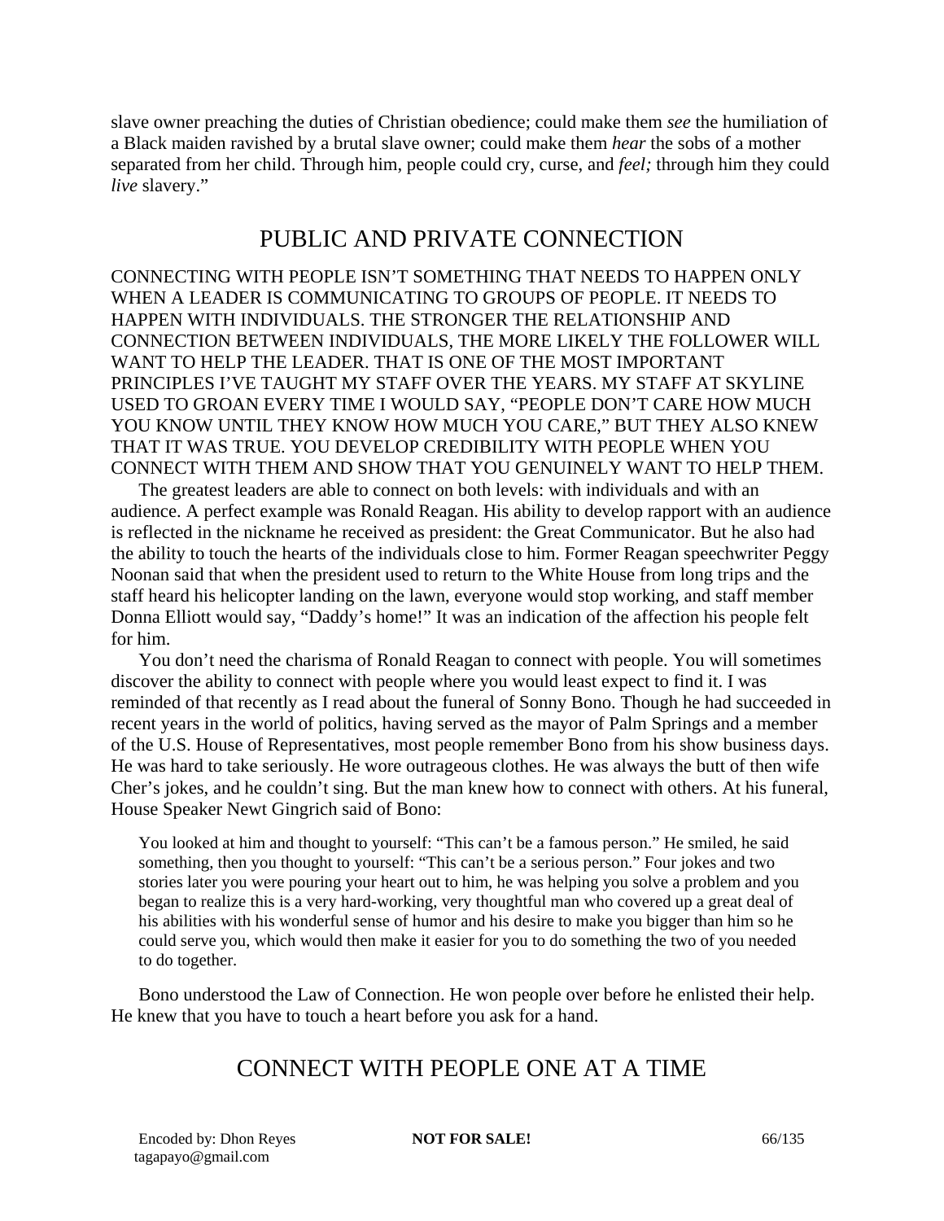slave owner preaching the duties of Christian obedience; could make them *see* the humiliation of a Black maiden ravished by a brutal slave owner; could make them *hear* the sobs of a mother separated from her child. Through him, people could cry, curse, and *feel;* through him they could *live* slavery."

## PUBLIC AND PRIVATE CONNECTION

CONNECTING WITH PEOPLE ISN'T SOMETHING THAT NEEDS TO HAPPEN ONLY WHEN A LEADER IS COMMUNICATING TO GROUPS OF PEOPLE. IT NEEDS TO HAPPEN WITH INDIVIDUALS. THE STRONGER THE RELATIONSHIP AND CONNECTION BETWEEN INDIVIDUALS, THE MORE LIKELY THE FOLLOWER WILL WANT TO HELP THE LEADER. THAT IS ONE OF THE MOST IMPORTANT PRINCIPLES I'VE TAUGHT MY STAFF OVER THE YEARS. MY STAFF AT SKYLINE USED TO GROAN EVERY TIME I WOULD SAY, "PEOPLE DON'T CARE HOW MUCH YOU KNOW UNTIL THEY KNOW HOW MUCH YOU CARE," BUT THEY ALSO KNEW THAT IT WAS TRUE. YOU DEVELOP CREDIBILITY WITH PEOPLE WHEN YOU CONNECT WITH THEM AND SHOW THAT YOU GENUINELY WANT TO HELP THEM.

The greatest leaders are able to connect on both levels: with individuals and with an audience. A perfect example was Ronald Reagan. His ability to develop rapport with an audience is reflected in the nickname he received as president: the Great Communicator. But he also had the ability to touch the hearts of the individuals close to him. Former Reagan speechwriter Peggy Noonan said that when the president used to return to the White House from long trips and the staff heard his helicopter landing on the lawn, everyone would stop working, and staff member Donna Elliott would say, "Daddy's home!" It was an indication of the affection his people felt for him.

You don't need the charisma of Ronald Reagan to connect with people. You will sometimes discover the ability to connect with people where you would least expect to find it. I was reminded of that recently as I read about the funeral of Sonny Bono. Though he had succeeded in recent years in the world of politics, having served as the mayor of Palm Springs and a member of the U.S. House of Representatives, most people remember Bono from his show business days. He was hard to take seriously. He wore outrageous clothes. He was always the butt of then wife Cher's jokes, and he couldn't sing. But the man knew how to connect with others. At his funeral, House Speaker Newt Gingrich said of Bono:

> You looked at him and thought to yourself: "This can't be a famous person." He smiled, he said something, then you thought to yourself: "This can't be a serious person." Four jokes and two stories later you were pouring your heart out to him, he was helping you solve a problem and you began to realize this is a very hard-working, very thoughtful man who covered up a great deal of his abilities with his wonderful sense of humor and his desire to make you bigger than him so he could serve you, which would then make it easier for you to do something the two of you needed to do together.

Bono understood the Law of Connection. He won people over before he enlisted their help. He knew that you have to touch a heart before you ask for a hand.

## CONNECT WITH PEOPLE ONE AT A TIME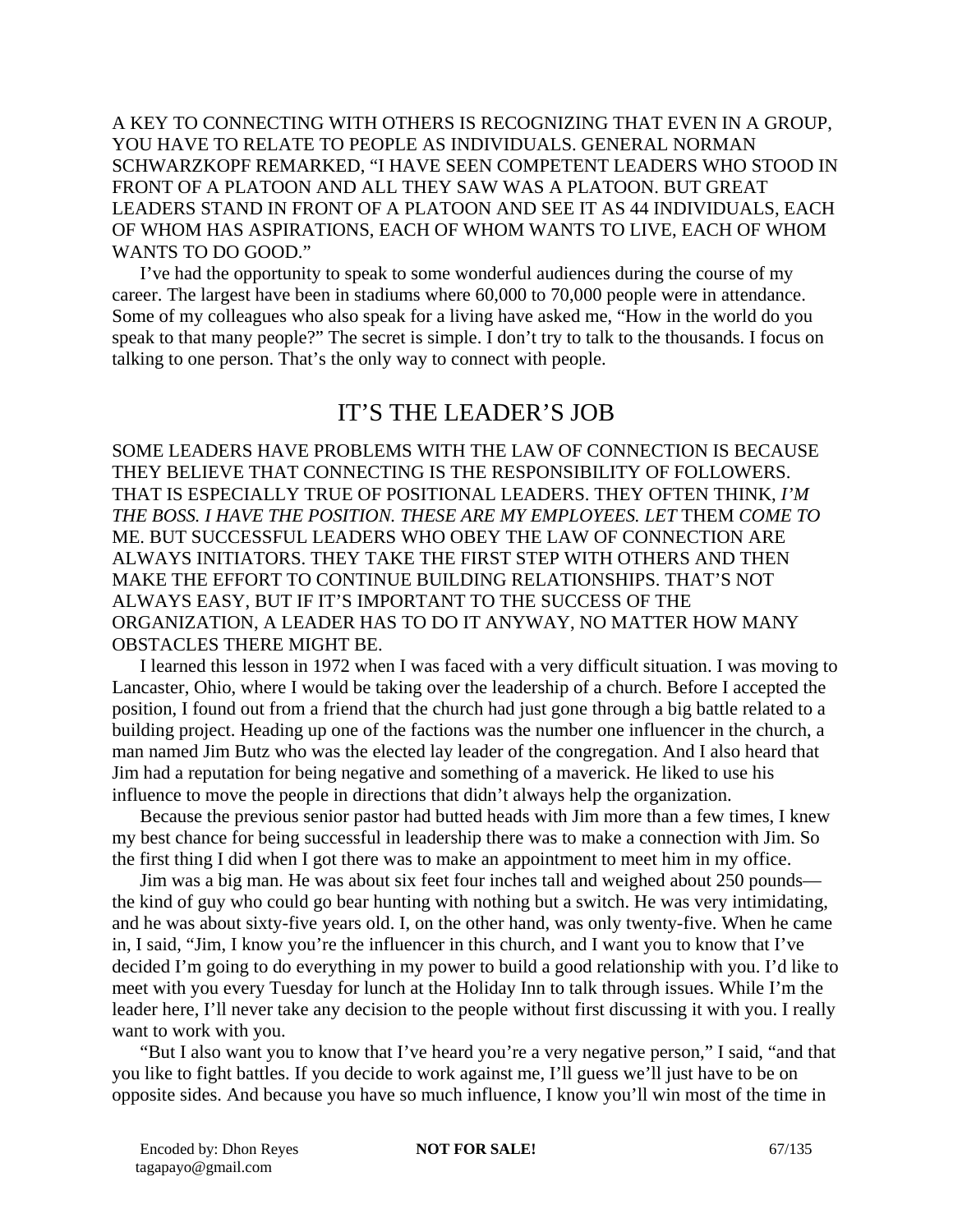A KEY TO CONNECTING WITH OTHERS IS RECOGNIZING THAT EVEN IN A GROUP, YOU HAVE TO RELATE TO PEOPLE AS INDIVIDUALS. GENERAL NORMAN SCHWARZKOPF REMARKED, "I HAVE SEEN COMPETENT LEADERS WHO STOOD IN FRONT OF A PLATOON AND ALL THEY SAW WAS A PLATOON. BUT GREAT LEADERS STAND IN FRONT OF A PLATOON AND SEE IT AS 44 INDIVIDUALS, EACH OF WHOM HAS ASPIRATIONS, EACH OF WHOM WANTS TO LIVE, EACH OF WHOM WANTS TO DO GOOD."

I've had the opportunity to speak to some wonderful audiences during the course of my career. The largest have been in stadiums where 60,000 to 70,000 people were in attendance. Some of my colleagues who also speak for a living have asked me, "How in the world do you speak to that many people?" The secret is simple. I don't try to talk to the thousands. I focus on talking to one person. That's the only way to connect with people.

## IT'S THE LEADER'S JOB

SOME LEADERS HAVE PROBLEMS WITH THE LAW OF CONNECTION IS BECAUSE THEY BELIEVE THAT CONNECTING IS THE RESPONSIBILITY OF FOLLOWERS. THAT IS ESPECIALLY TRUE OF POSITIONAL LEADERS. THEY OFTEN THINK, *I'M THE BOSS. I HAVE THE POSITION. THESE ARE MY EMPLOYEES. LET* THEM *COME TO* ME. BUT SUCCESSFUL LEADERS WHO OBEY THE LAW OF CONNECTION ARE ALWAYS INITIATORS. THEY TAKE THE FIRST STEP WITH OTHERS AND THEN MAKE THE EFFORT TO CONTINUE BUILDING RELATIONSHIPS. THAT'S NOT ALWAYS EASY, BUT IF IT'S IMPORTANT TO THE SUCCESS OF THE ORGANIZATION, A LEADER HAS TO DO IT ANYWAY, NO MATTER HOW MANY OBSTACLES THERE MIGHT BE.

I learned this lesson in 1972 when I was faced with a very difficult situation. I was moving to Lancaster, Ohio, where I would be taking over the leadership of a church. Before I accepted the position, I found out from a friend that the church had just gone through a big battle related to a building project. Heading up one of the factions was the number one influencer in the church, a man named Jim Butz who was the elected lay leader of the congregation. And I also heard that Jim had a reputation for being negative and something of a maverick. He liked to use his influence to move the people in directions that didn't always help the organization.

Because the previous senior pastor had butted heads with Jim more than a few times, I knew my best chance for being successful in leadership there was to make a connection with Jim. So the first thing I did when I got there was to make an appointment to meet him in my office.

Jim was a big man. He was about six feet four inches tall and weighed about 250 pounds—the kind of guy who could go bear hunting with nothing but a switch. He was very intimidating, and he was about sixty-five years old. I, on the other hand, was only twenty-five. When he came in, I said, "Jim, I know you're the influencer in this church, and I want you to know that I've decided I'm going to do everything in my power to build a good relationship with you. I'd like to meet with you every Tuesday for lunch at the Holiday Inn to talk through issues. While I'm the leader here, I'll never take any decision to the people without first discussing it with you. I really want to work with you.

"But I also want you to know that I've heard you're a very negative person," I said, "and that you like to fight battles. If you decide to work against me, I'll guess we'll just have to be on opposite sides. And because you have so much influence, I know you'll win most of the time in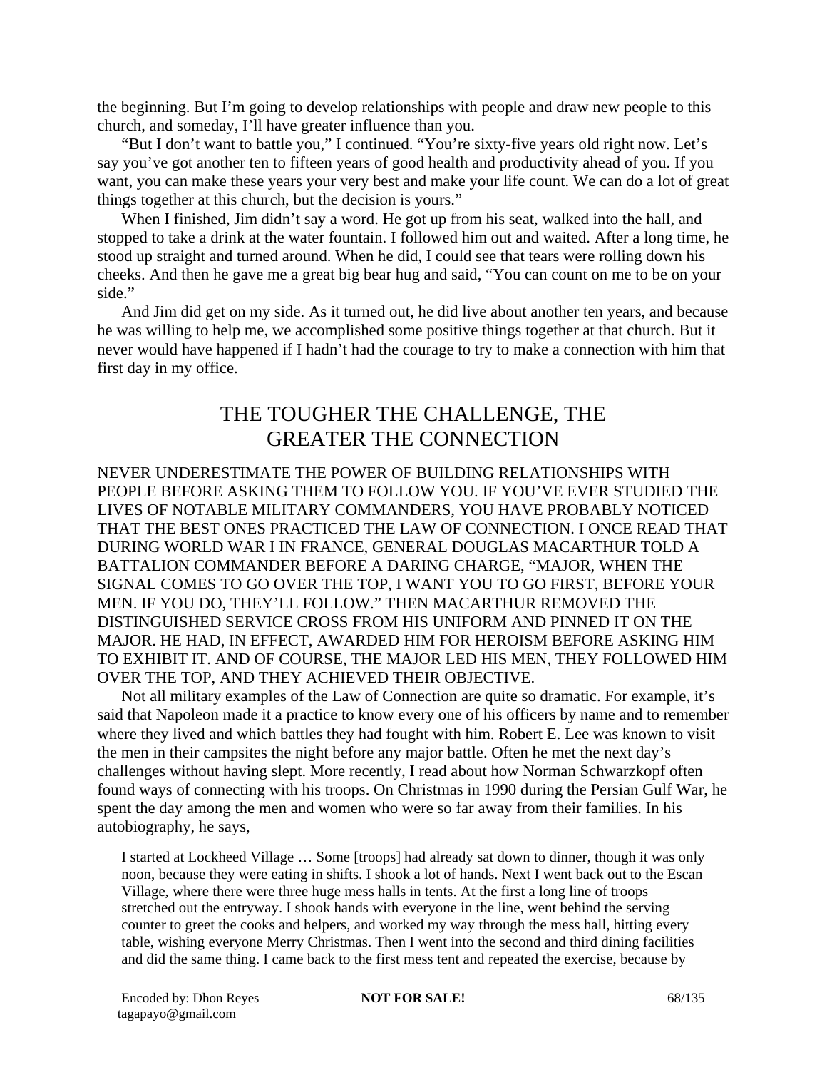the beginning. But I'm going to develop relationships with people and draw new people to this church, and someday, I'll have greater influence than you.

"But I don't want to battle you," I continued. "You're sixty-five years old right now. Let's say you've got another ten to fifteen years of good health and productivity ahead of you. If you want, you can make these years your very best and make your life count. We can do a lot of great things together at this church, but the decision is yours."

When I finished, Jim didn't say a word. He got up from his seat, walked into the hall, and stopped to take a drink at the water fountain. I followed him out and waited. After a long time, he stood up straight and turned around. When he did, I could see that tears were rolling down his cheeks. And then he gave me a great big bear hug and said, "You can count on me to be on your side."

And Jim did get on my side. As it turned out, he did live about another ten years, and because he was willing to help me, we accomplished some positive things together at that church. But it never would have happened if I hadn't had the courage to try to make a connection with him that first day in my office.

## THE TOUGHER THE CHALLENGE, THE GREATER THE CONNECTION

NEVER UNDERESTIMATE THE POWER OF BUILDING RELATIONSHIPS WITH PEOPLE BEFORE ASKING THEM TO FOLLOW YOU. IF YOU'VE EVER STUDIED THE LIVES OF NOTABLE MILITARY COMMANDERS, YOU HAVE PROBABLY NOTICED THAT THE BEST ONES PRACTICED THE LAW OF CONNECTION. I ONCE READ THAT DURING WORLD WAR I IN FRANCE, GENERAL DOUGLAS MACARTHUR TOLD A BATTALION COMMANDER BEFORE A DARING CHARGE, "MAJOR, WHEN THE SIGNAL COMES TO GO OVER THE TOP, I WANT YOU TO GO FIRST, BEFORE YOUR MEN. IF YOU DO, THEY'LL FOLLOW." THEN MACARTHUR REMOVED THE DISTINGUISHED SERVICE CROSS FROM HIS UNIFORM AND PINNED IT ON THE MAJOR. HE HAD, IN EFFECT, AWARDED HIM FOR HEROISM BEFORE ASKING HIM TO EXHIBIT IT. AND OF COURSE, THE MAJOR LED HIS MEN, THEY FOLLOWED HIM OVER THE TOP, AND THEY ACHIEVED THEIR OBJECTIVE.

Not all military examples of the Law of Connection are quite so dramatic. For example, it's said that Napoleon made it a practice to know every one of his officers by name and to remember where they lived and which battles they had fought with him. Robert E. Lee was known to visit the men in their campsites the night before any major battle. Often he met the next day's challenges without having slept. More recently, I read about how Norman Schwarzkopf often found ways of connecting with his troops. On Christmas in 1990 during the Persian Gulf War, he spent the day among the men and women who were so far away from their families. In his autobiography, he says,

> I started at Lockheed Village … Some [troops] had already sat down to dinner, though it was only noon, because they were eating in shifts. I shook a lot of hands. Next I went back out to the Escan Village, where there were three huge mess halls in tents. At the first a long line of troops stretched out the entryway. I shook hands with everyone in the line, went behind the serving counter to greet the cooks and helpers, and worked my way through the mess hall, hitting every table, wishing everyone Merry Christmas. Then I went into the second and third dining facilities and did the same thing. I came back to the first mess tent and repeated the exercise, because by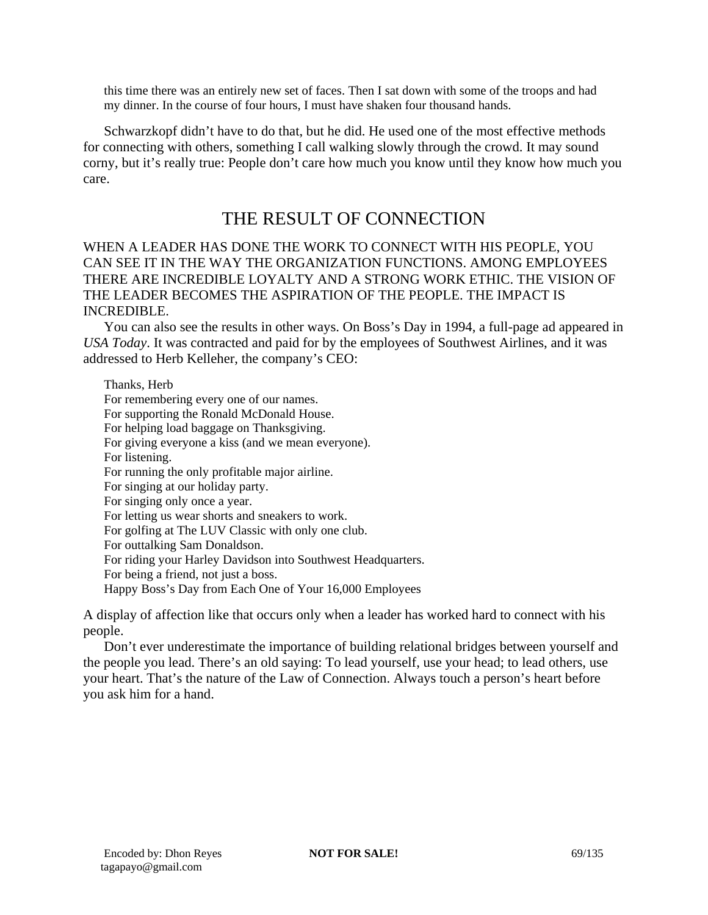this time there was an entirely new set of faces. Then I sat down with some of the troops and had my dinner. In the course of four hours, I must have shaken four thousand hands.

Schwarzkopf didn't have to do that, but he did. He used one of the most effective methods for connecting with others, something I call walking slowly through the crowd. It may sound corny, but it's really true: People don't care how much you know until they know how much you care.

## THE RESULT OF CONNECTION

WHEN A LEADER HAS DONE THE WORK TO CONNECT WITH HIS PEOPLE, YOU CAN SEE IT IN THE WAY THE ORGANIZATION FUNCTIONS. AMONG EMPLOYEES THERE ARE INCREDIBLE LOYALTY AND A STRONG WORK ETHIC. THE VISION OF THE LEADER BECOMES THE ASPIRATION OF THE PEOPLE. THE IMPACT IS INCREDIBLE.

You can also see the results in other ways. On Boss's Day in 1994, a full-page ad appeared in *USA Today*. It was contracted and paid for by the employees of Southwest Airlines, and it was addressed to Herb Kelleher, the company's CEO:

> Thanks, Herb
> For remembering every one of our names.
> For supporting the Ronald McDonald House.
> For helping load baggage on Thanksgiving.
> For giving everyone a kiss (and we mean everyone).
> For listening.
> For running the only profitable major airline.
> For singing at our holiday party.
> For singing only once a year.
> For letting us wear shorts and sneakers to work.
> For golfing at The LUV Classic with only one club.
> For outtalking Sam Donaldson.
> For riding your Harley Davidson into Southwest Headquarters.
> For being a friend, not just a boss.
> Happy Boss's Day from Each One of Your 16,000 Employees

A display of affection like that occurs only when a leader has worked hard to connect with his people.

Don't ever underestimate the importance of building relational bridges between yourself and the people you lead. There's an old saying: To lead yourself, use your head; to lead others, use your heart. That's the nature of the Law of Connection. Always touch a person's heart before you ask him for a hand.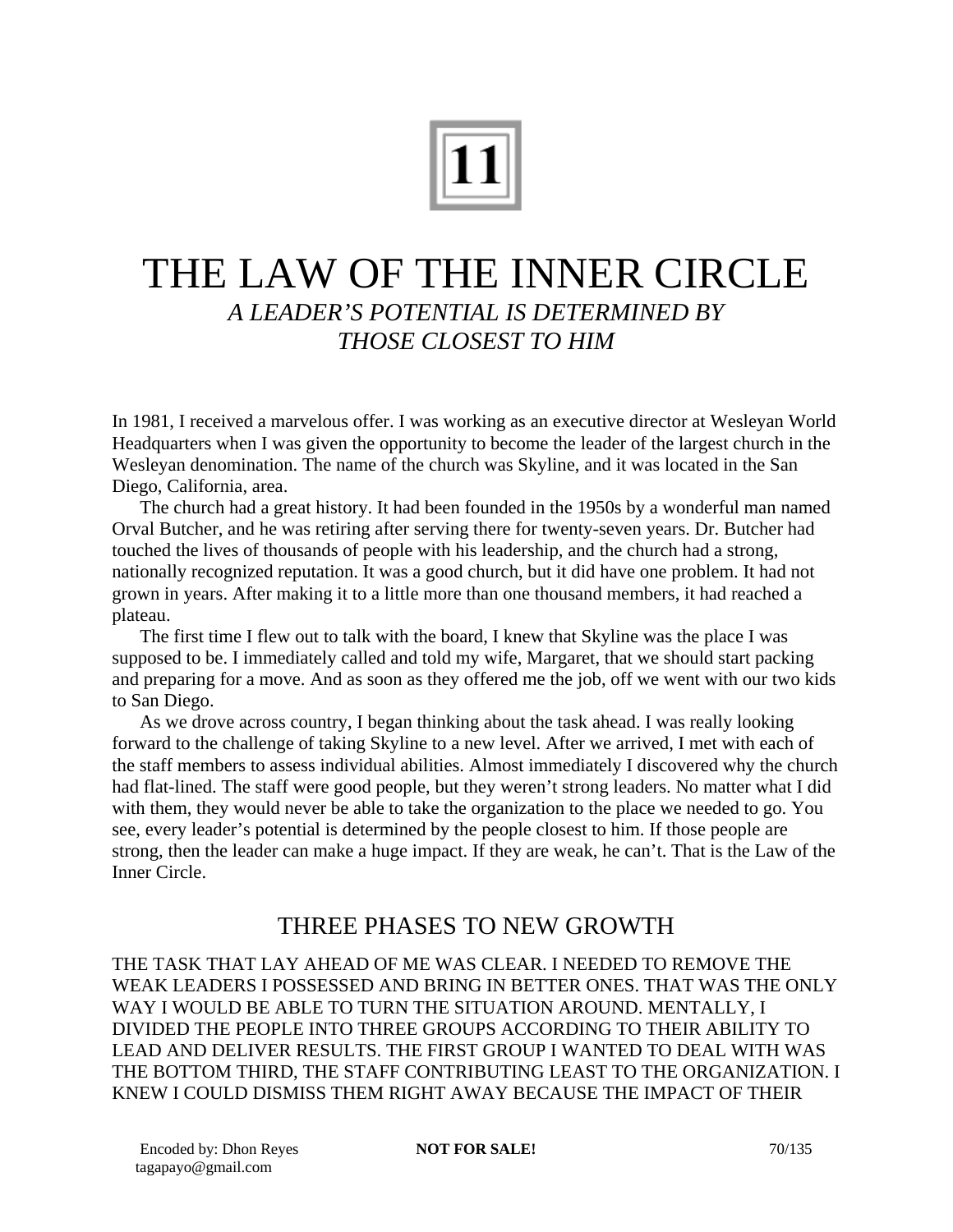# 11

# THE LAW OF THE INNER CIRCLE

*A LEADER'S POTENTIAL IS DETERMINED BY THOSE CLOSEST TO HIM*

In 1981, I received a marvelous offer. I was working as an executive director at Wesleyan World Headquarters when I was given the opportunity to become the leader of the largest church in the Wesleyan denomination. The name of the church was Skyline, and it was located in the San Diego, California, area.

The church had a great history. It had been founded in the 1950s by a wonderful man named Orval Butcher, and he was retiring after serving there for twenty-seven years. Dr. Butcher had touched the lives of thousands of people with his leadership, and the church had a strong, nationally recognized reputation. It was a good church, but it did have one problem. It had not grown in years. After making it to a little more than one thousand members, it had reached a plateau.

The first time I flew out to talk with the board, I knew that Skyline was the place I was supposed to be. I immediately called and told my wife, Margaret, that we should start packing and preparing for a move. And as soon as they offered me the job, off we went with our two kids to San Diego.

As we drove across country, I began thinking about the task ahead. I was really looking forward to the challenge of taking Skyline to a new level. After we arrived, I met with each of the staff members to assess individual abilities. Almost immediately I discovered why the church had flat-lined. The staff were good people, but they weren't strong leaders. No matter what I did with them, they would never be able to take the organization to the place we needed to go. You see, every leader's potential is determined by the people closest to him. If those people are strong, then the leader can make a huge impact. If they are weak, he can't. That is the Law of the Inner Circle.

## THREE PHASES TO NEW GROWTH

THE TASK THAT LAY AHEAD OF ME WAS CLEAR. I NEEDED TO REMOVE THE WEAK LEADERS I POSSESSED AND BRING IN BETTER ONES. THAT WAS THE ONLY WAY I WOULD BE ABLE TO TURN THE SITUATION AROUND. MENTALLY, I DIVIDED THE PEOPLE INTO THREE GROUPS ACCORDING TO THEIR ABILITY TO LEAD AND DELIVER RESULTS. THE FIRST GROUP I WANTED TO DEAL WITH WAS THE BOTTOM THIRD, THE STAFF CONTRIBUTING LEAST TO THE ORGANIZATION. I KNEW I COULD DISMISS THEM RIGHT AWAY BECAUSE THE IMPACT OF THEIR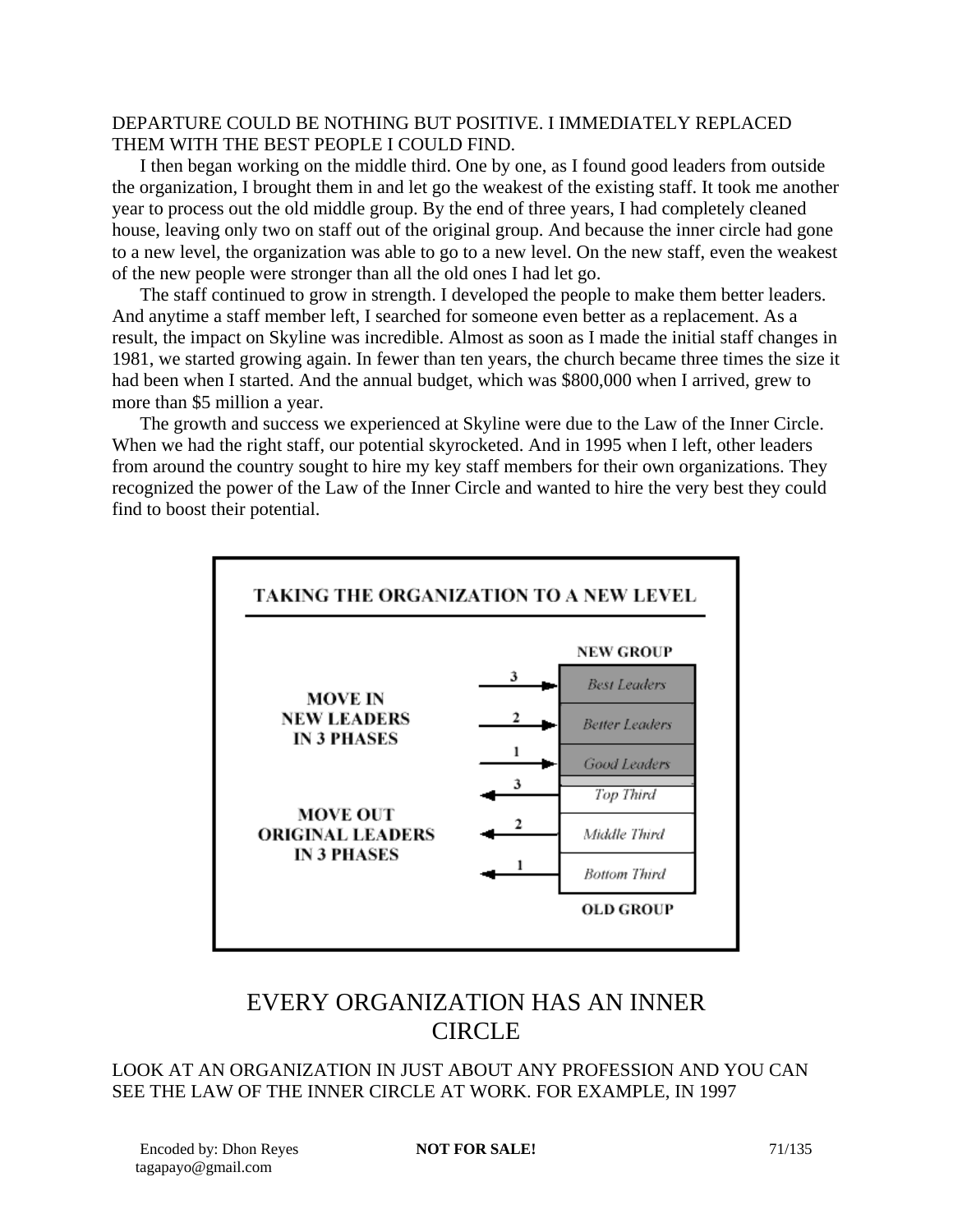DEPARTURE COULD BE NOTHING BUT POSITIVE. I IMMEDIATELY REPLACED THEM WITH THE BEST PEOPLE I COULD FIND.

I then began working on the middle third. One by one, as I found good leaders from outside the organization, I brought them in and let go the weakest of the existing staff. It took me another year to process out the old middle group. By the end of three years, I had completely cleaned house, leaving only two on staff out of the original group. And because the inner circle had gone to a new level, the organization was able to go to a new level. On the new staff, even the weakest of the new people were stronger than all the old ones I had let go.

The staff continued to grow in strength. I developed the people to make them better leaders. And anytime a staff member left, I searched for someone even better as a replacement. As a result, the impact on Skyline was incredible. Almost as soon as I made the initial staff changes in 1981, we started growing again. In fewer than ten years, the church became three times the size it had been when I started. And the annual budget, which was $800,000 when I arrived, grew to more than $5 million a year.

The growth and success we experienced at Skyline were due to the Law of the Inner Circle. When we had the right staff, our potential skyrocketed. And in 1995 when I left, other leaders from around the country sought to hire my key staff members for their own organizations. They recognized the power of the Law of the Inner Circle and wanted to hire the very best they could find to boost their potential.

**TAKING THE ORGANIZATION TO A NEW LEVEL**

**MOVE IN NEW LEADERS IN 3 PHASES**

**MOVE OUT ORIGINAL LEADERS IN 3 PHASES**

**NEW GROUP**

- 3 → *Best Leaders*
- 2 → *Better Leaders*
- 1 → *Good Leaders*
- 3 ← *Top Third*
- 2 ← *Middle Third*
- 1 ← *Bottom Third*

**OLD GROUP**

## EVERY ORGANIZATION HAS AN INNER CIRCLE

LOOK AT AN ORGANIZATION IN JUST ABOUT ANY PROFESSION AND YOU CAN SEE THE LAW OF THE INNER CIRCLE AT WORK. FOR EXAMPLE, IN 1997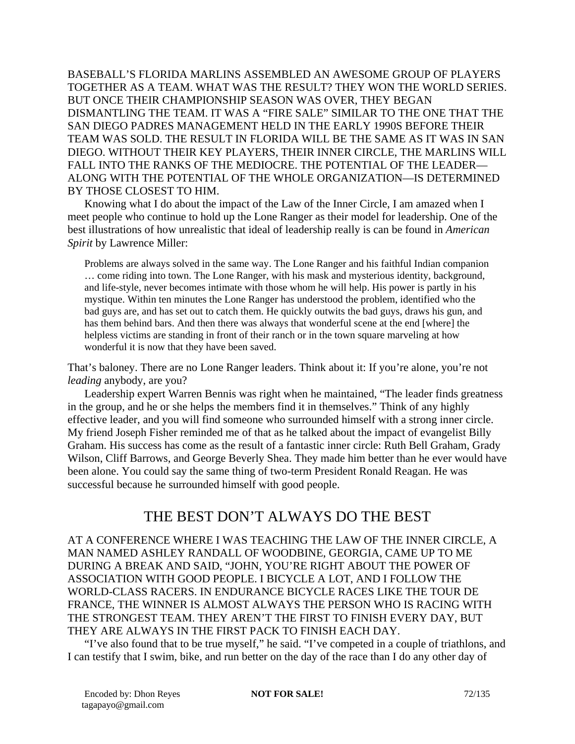BASEBALL'S FLORIDA MARLINS ASSEMBLED AN AWESOME GROUP OF PLAYERS TOGETHER AS A TEAM. WHAT WAS THE RESULT? THEY WON THE WORLD SERIES. BUT ONCE THEIR CHAMPIONSHIP SEASON WAS OVER, THEY BEGAN DISMANTLING THE TEAM. IT WAS A "FIRE SALE" SIMILAR TO THE ONE THAT THE SAN DIEGO PADRES MANAGEMENT HELD IN THE EARLY 1990S BEFORE THEIR TEAM WAS SOLD. THE RESULT IN FLORIDA WILL BE THE SAME AS IT WAS IN SAN DIEGO. WITHOUT THEIR KEY PLAYERS, THEIR INNER CIRCLE, THE MARLINS WILL FALL INTO THE RANKS OF THE MEDIOCRE. THE POTENTIAL OF THE LEADER—ALONG WITH THE POTENTIAL OF THE WHOLE ORGANIZATION—IS DETERMINED BY THOSE CLOSEST TO HIM.

Knowing what I do about the impact of the Law of the Inner Circle, I am amazed when I meet people who continue to hold up the Lone Ranger as their model for leadership. One of the best illustrations of how unrealistic that ideal of leadership really is can be found in *American Spirit* by Lawrence Miller:

> Problems are always solved in the same way. The Lone Ranger and his faithful Indian companion … come riding into town. The Lone Ranger, with his mask and mysterious identity, background, and life-style, never becomes intimate with those whom he will help. His power is partly in his mystique. Within ten minutes the Lone Ranger has understood the problem, identified who the bad guys are, and has set out to catch them. He quickly outwits the bad guys, draws his gun, and has them behind bars. And then there was always that wonderful scene at the end [where] the helpless victims are standing in front of their ranch or in the town square marveling at how wonderful it is now that they have been saved.

That's baloney. There are no Lone Ranger leaders. Think about it: If you're alone, you're not *leading* anybody, are you?

Leadership expert Warren Bennis was right when he maintained, "The leader finds greatness in the group, and he or she helps the members find it in themselves." Think of any highly effective leader, and you will find someone who surrounded himself with a strong inner circle. My friend Joseph Fisher reminded me of that as he talked about the impact of evangelist Billy Graham. His success has come as the result of a fantastic inner circle: Ruth Bell Graham, Grady Wilson, Cliff Barrows, and George Beverly Shea. They made him better than he ever would have been alone. You could say the same thing of two-term President Ronald Reagan. He was successful because he surrounded himself with good people.

## THE BEST DON'T ALWAYS DO THE BEST

AT A CONFERENCE WHERE I WAS TEACHING THE LAW OF THE INNER CIRCLE, A MAN NAMED ASHLEY RANDALL OF WOODBINE, GEORGIA, CAME UP TO ME DURING A BREAK AND SAID, "JOHN, YOU'RE RIGHT ABOUT THE POWER OF ASSOCIATION WITH GOOD PEOPLE. I BICYCLE A LOT, AND I FOLLOW THE WORLD-CLASS RACERS. IN ENDURANCE BICYCLE RACES LIKE THE TOUR DE FRANCE, THE WINNER IS ALMOST ALWAYS THE PERSON WHO IS RACING WITH THE STRONGEST TEAM. THEY AREN'T THE FIRST TO FINISH EVERY DAY, BUT THEY ARE ALWAYS IN THE FIRST PACK TO FINISH EACH DAY.

"I've also found that to be true myself," he said. "I've competed in a couple of triathlons, and I can testify that I swim, bike, and run better on the day of the race than I do any other day of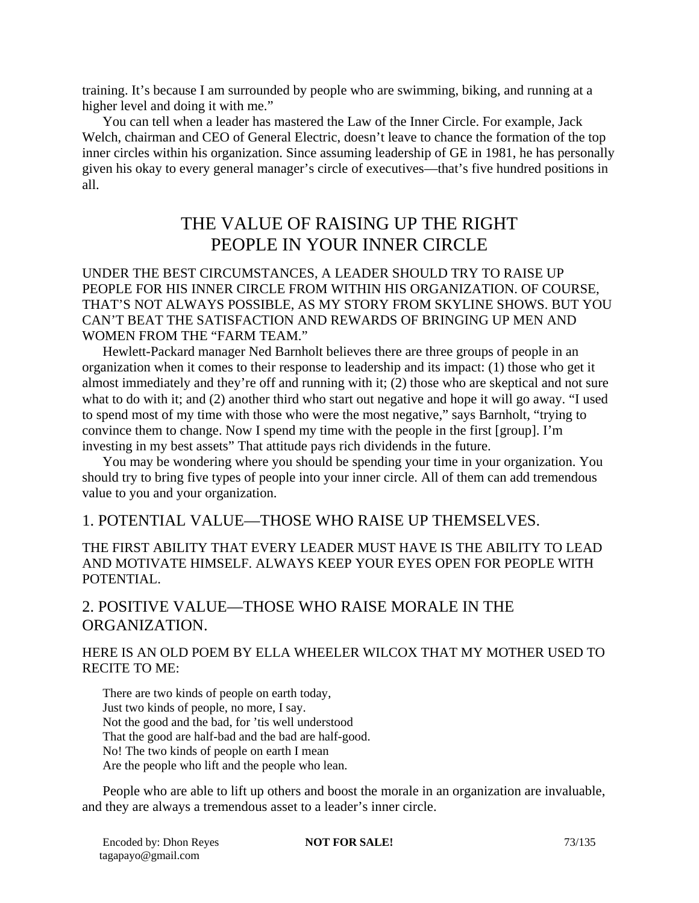training. It's because I am surrounded by people who are swimming, biking, and running at a higher level and doing it with me."

You can tell when a leader has mastered the Law of the Inner Circle. For example, Jack Welch, chairman and CEO of General Electric, doesn't leave to chance the formation of the top inner circles within his organization. Since assuming leadership of GE in 1981, he has personally given his okay to every general manager's circle of executives—that's five hundred positions in all.

## THE VALUE OF RAISING UP THE RIGHT PEOPLE IN YOUR INNER CIRCLE

UNDER THE BEST CIRCUMSTANCES, A LEADER SHOULD TRY TO RAISE UP PEOPLE FOR HIS INNER CIRCLE FROM WITHIN HIS ORGANIZATION. OF COURSE, THAT'S NOT ALWAYS POSSIBLE, AS MY STORY FROM SKYLINE SHOWS. BUT YOU CAN'T BEAT THE SATISFACTION AND REWARDS OF BRINGING UP MEN AND WOMEN FROM THE "FARM TEAM."

Hewlett-Packard manager Ned Barnholt believes there are three groups of people in an organization when it comes to their response to leadership and its impact: (1) those who get it almost immediately and they're off and running with it; (2) those who are skeptical and not sure what to do with it; and (2) another third who start out negative and hope it will go away. "I used to spend most of my time with those who were the most negative," says Barnholt, "trying to convince them to change. Now I spend my time with the people in the first [group]. I'm investing in my best assets" That attitude pays rich dividends in the future.

You may be wondering where you should be spending your time in your organization. You should try to bring five types of people into your inner circle. All of them can add tremendous value to you and your organization.

### 1. POTENTIAL VALUE—THOSE WHO RAISE UP THEMSELVES.

THE FIRST ABILITY THAT EVERY LEADER MUST HAVE IS THE ABILITY TO LEAD AND MOTIVATE HIMSELF. ALWAYS KEEP YOUR EYES OPEN FOR PEOPLE WITH POTENTIAL.

### 2. POSITIVE VALUE—THOSE WHO RAISE MORALE IN THE ORGANIZATION.

HERE IS AN OLD POEM BY ELLA WHEELER WILCOX THAT MY MOTHER USED TO RECITE TO ME:

> There are two kinds of people on earth today,
> Just two kinds of people, no more, I say.
> Not the good and the bad, for 'tis well understood
> That the good are half-bad and the bad are half-good.
> No! The two kinds of people on earth I mean
> Are the people who lift and the people who lean.

People who are able to lift up others and boost the morale in an organization are invaluable, and they are always a tremendous asset to a leader's inner circle.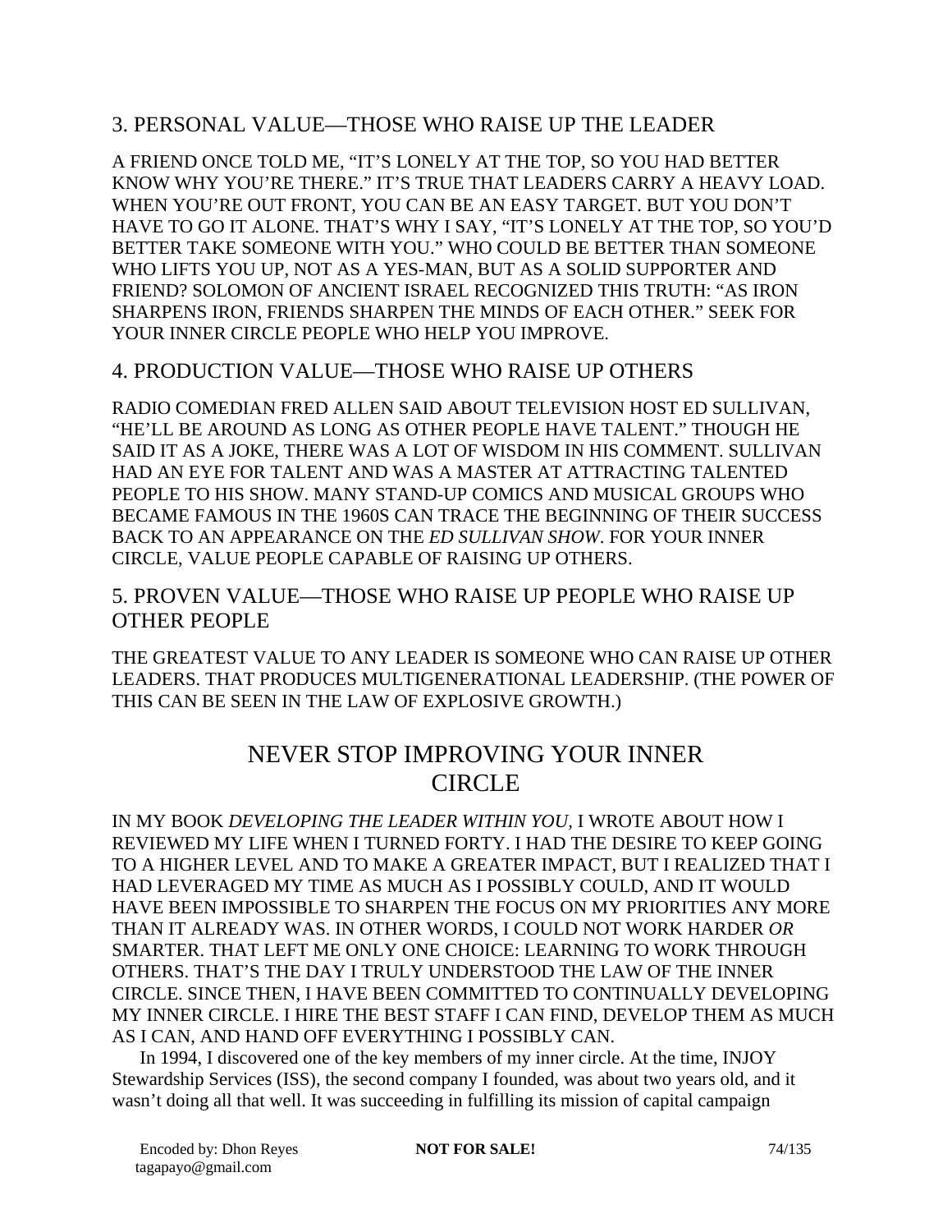### 3. PERSONAL VALUE—THOSE WHO RAISE UP THE LEADER

A FRIEND ONCE TOLD ME, "IT'S LONELY AT THE TOP, SO YOU HAD BETTER KNOW WHY YOU'RE THERE." IT'S TRUE THAT LEADERS CARRY A HEAVY LOAD. WHEN YOU'RE OUT FRONT, YOU CAN BE AN EASY TARGET. BUT YOU DON'T HAVE TO GO IT ALONE. THAT'S WHY I SAY, "IT'S LONELY AT THE TOP, SO YOU'D BETTER TAKE SOMEONE WITH YOU." WHO COULD BE BETTER THAN SOMEONE WHO LIFTS YOU UP, NOT AS A YES-MAN, BUT AS A SOLID SUPPORTER AND FRIEND? SOLOMON OF ANCIENT ISRAEL RECOGNIZED THIS TRUTH: "AS IRON SHARPENS IRON, FRIENDS SHARPEN THE MINDS OF EACH OTHER." SEEK FOR YOUR INNER CIRCLE PEOPLE WHO HELP YOU IMPROVE.

### 4. PRODUCTION VALUE—THOSE WHO RAISE UP OTHERS

RADIO COMEDIAN FRED ALLEN SAID ABOUT TELEVISION HOST ED SULLIVAN, "HE'LL BE AROUND AS LONG AS OTHER PEOPLE HAVE TALENT." THOUGH HE SAID IT AS A JOKE, THERE WAS A LOT OF WISDOM IN HIS COMMENT. SULLIVAN HAD AN EYE FOR TALENT AND WAS A MASTER AT ATTRACTING TALENTED PEOPLE TO HIS SHOW. MANY STAND-UP COMICS AND MUSICAL GROUPS WHO BECAME FAMOUS IN THE 1960S CAN TRACE THE BEGINNING OF THEIR SUCCESS BACK TO AN APPEARANCE ON THE *ED SULLIVAN SHOW*. FOR YOUR INNER CIRCLE, VALUE PEOPLE CAPABLE OF RAISING UP OTHERS.

### 5. PROVEN VALUE—THOSE WHO RAISE UP PEOPLE WHO RAISE UP OTHER PEOPLE

THE GREATEST VALUE TO ANY LEADER IS SOMEONE WHO CAN RAISE UP OTHER LEADERS. THAT PRODUCES MULTIGENERATIONAL LEADERSHIP. (THE POWER OF THIS CAN BE SEEN IN THE LAW OF EXPLOSIVE GROWTH.)

## NEVER STOP IMPROVING YOUR INNER CIRCLE

IN MY BOOK *DEVELOPING THE LEADER WITHIN YOU*, I WROTE ABOUT HOW I REVIEWED MY LIFE WHEN I TURNED FORTY. I HAD THE DESIRE TO KEEP GOING TO A HIGHER LEVEL AND TO MAKE A GREATER IMPACT, BUT I REALIZED THAT I HAD LEVERAGED MY TIME AS MUCH AS I POSSIBLY COULD, AND IT WOULD HAVE BEEN IMPOSSIBLE TO SHARPEN THE FOCUS ON MY PRIORITIES ANY MORE THAN IT ALREADY WAS. IN OTHER WORDS, I COULD NOT WORK HARDER *OR* SMARTER. THAT LEFT ME ONLY ONE CHOICE: LEARNING TO WORK THROUGH OTHERS. THAT'S THE DAY I TRULY UNDERSTOOD THE LAW OF THE INNER CIRCLE. SINCE THEN, I HAVE BEEN COMMITTED TO CONTINUALLY DEVELOPING MY INNER CIRCLE. I HIRE THE BEST STAFF I CAN FIND, DEVELOP THEM AS MUCH AS I CAN, AND HAND OFF EVERYTHING I POSSIBLY CAN.

In 1994, I discovered one of the key members of my inner circle. At the time, INJOY Stewardship Services (ISS), the second company I founded, was about two years old, and it wasn't doing all that well. It was succeeding in fulfilling its mission of capital campaign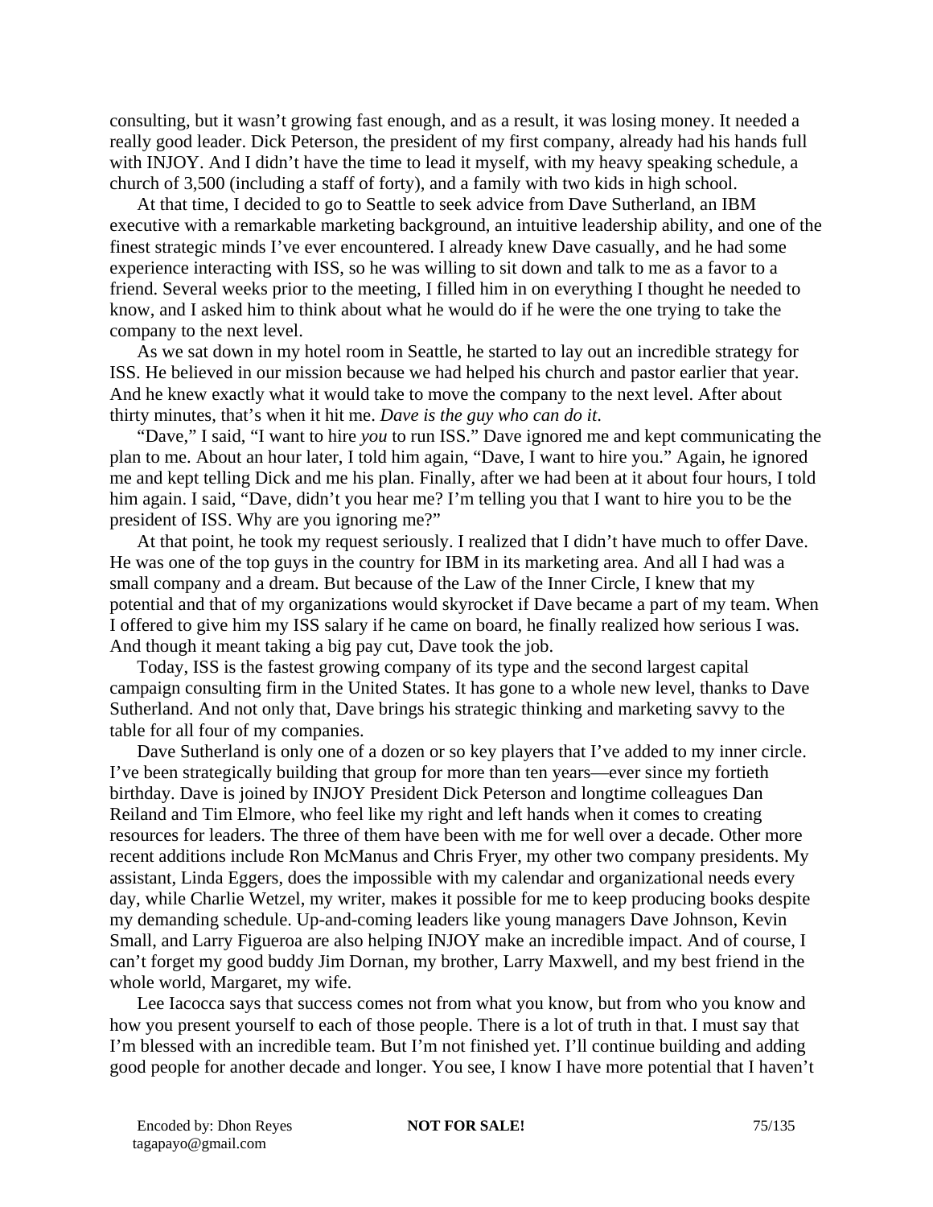consulting, but it wasn't growing fast enough, and as a result, it was losing money. It needed a really good leader. Dick Peterson, the president of my first company, already had his hands full with INJOY. And I didn't have the time to lead it myself, with my heavy speaking schedule, a church of 3,500 (including a staff of forty), and a family with two kids in high school.

At that time, I decided to go to Seattle to seek advice from Dave Sutherland, an IBM executive with a remarkable marketing background, an intuitive leadership ability, and one of the finest strategic minds I've ever encountered. I already knew Dave casually, and he had some experience interacting with ISS, so he was willing to sit down and talk to me as a favor to a friend. Several weeks prior to the meeting, I filled him in on everything I thought he needed to know, and I asked him to think about what he would do if he were the one trying to take the company to the next level.

As we sat down in my hotel room in Seattle, he started to lay out an incredible strategy for ISS. He believed in our mission because we had helped his church and pastor earlier that year. And he knew exactly what it would take to move the company to the next level. After about thirty minutes, that's when it hit me. *Dave is the guy who can do it*.

"Dave," I said, "I want to hire *you* to run ISS." Dave ignored me and kept communicating the plan to me. About an hour later, I told him again, "Dave, I want to hire you." Again, he ignored me and kept telling Dick and me his plan. Finally, after we had been at it about four hours, I told him again. I said, "Dave, didn't you hear me? I'm telling you that I want to hire you to be the president of ISS. Why are you ignoring me?"

At that point, he took my request seriously. I realized that I didn't have much to offer Dave. He was one of the top guys in the country for IBM in its marketing area. And all I had was a small company and a dream. But because of the Law of the Inner Circle, I knew that my potential and that of my organizations would skyrocket if Dave became a part of my team. When I offered to give him my ISS salary if he came on board, he finally realized how serious I was. And though it meant taking a big pay cut, Dave took the job.

Today, ISS is the fastest growing company of its type and the second largest capital campaign consulting firm in the United States. It has gone to a whole new level, thanks to Dave Sutherland. And not only that, Dave brings his strategic thinking and marketing savvy to the table for all four of my companies.

Dave Sutherland is only one of a dozen or so key players that I've added to my inner circle. I've been strategically building that group for more than ten years—ever since my fortieth birthday. Dave is joined by INJOY President Dick Peterson and longtime colleagues Dan Reiland and Tim Elmore, who feel like my right and left hands when it comes to creating resources for leaders. The three of them have been with me for well over a decade. Other more recent additions include Ron McManus and Chris Fryer, my other two company presidents. My assistant, Linda Eggers, does the impossible with my calendar and organizational needs every day, while Charlie Wetzel, my writer, makes it possible for me to keep producing books despite my demanding schedule. Up-and-coming leaders like young managers Dave Johnson, Kevin Small, and Larry Figueroa are also helping INJOY make an incredible impact. And of course, I can't forget my good buddy Jim Dornan, my brother, Larry Maxwell, and my best friend in the whole world, Margaret, my wife.

Lee Iacocca says that success comes not from what you know, but from who you know and how you present yourself to each of those people. There is a lot of truth in that. I must say that I'm blessed with an incredible team. But I'm not finished yet. I'll continue building and adding good people for another decade and longer. You see, I know I have more potential that I haven't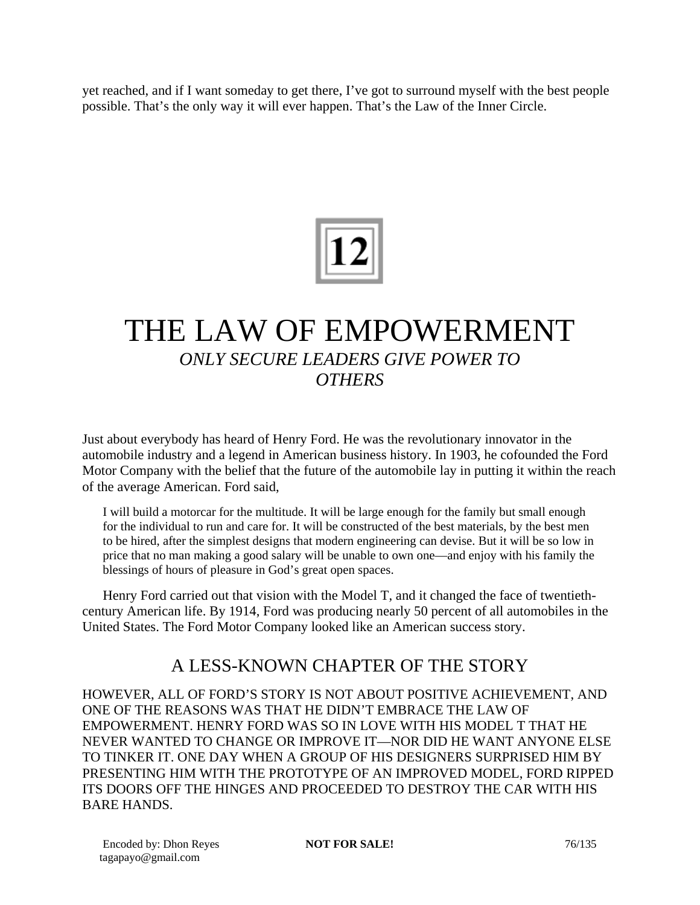yet reached, and if I want someday to get there, I've got to surround myself with the best people possible. That's the only way it will ever happen. That's the Law of the Inner Circle.

# 12

# THE LAW OF EMPOWERMENT

*ONLY SECURE LEADERS GIVE POWER TO OTHERS*

Just about everybody has heard of Henry Ford. He was the revolutionary innovator in the automobile industry and a legend in American business history. In 1903, he cofounded the Ford Motor Company with the belief that the future of the automobile lay in putting it within the reach of the average American. Ford said,

> I will build a motorcar for the multitude. It will be large enough for the family but small enough for the individual to run and care for. It will be constructed of the best materials, by the best men to be hired, after the simplest designs that modern engineering can devise. But it will be so low in price that no man making a good salary will be unable to own one—and enjoy with his family the blessings of hours of pleasure in God's great open spaces.

Henry Ford carried out that vision with the Model T, and it changed the face of twentieth-century American life. By 1914, Ford was producing nearly 50 percent of all automobiles in the United States. The Ford Motor Company looked like an American success story.

## A LESS-KNOWN CHAPTER OF THE STORY

HOWEVER, ALL OF FORD'S STORY IS NOT ABOUT POSITIVE ACHIEVEMENT, AND ONE OF THE REASONS WAS THAT HE DIDN'T EMBRACE THE LAW OF EMPOWERMENT. HENRY FORD WAS SO IN LOVE WITH HIS MODEL T THAT HE NEVER WANTED TO CHANGE OR IMPROVE IT—NOR DID HE WANT ANYONE ELSE TO TINKER IT. ONE DAY WHEN A GROUP OF HIS DESIGNERS SURPRISED HIM BY PRESENTING HIM WITH THE PROTOTYPE OF AN IMPROVED MODEL, FORD RIPPED ITS DOORS OFF THE HINGES AND PROCEEDED TO DESTROY THE CAR WITH HIS BARE HANDS.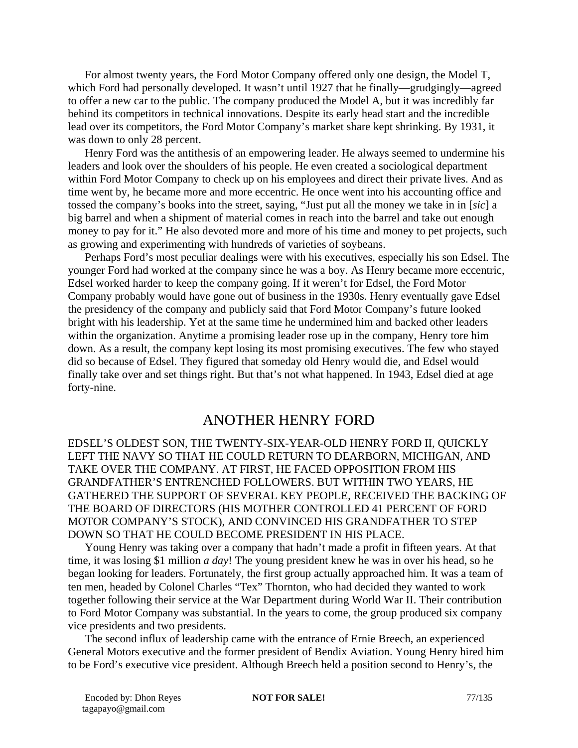For almost twenty years, the Ford Motor Company offered only one design, the Model T, which Ford had personally developed. It wasn't until 1927 that he finally—grudgingly—agreed to offer a new car to the public. The company produced the Model A, but it was incredibly far behind its competitors in technical innovations. Despite its early head start and the incredible lead over its competitors, the Ford Motor Company's market share kept shrinking. By 1931, it was down to only 28 percent.

Henry Ford was the antithesis of an empowering leader. He always seemed to undermine his leaders and look over the shoulders of his people. He even created a sociological department within Ford Motor Company to check up on his employees and direct their private lives. And as time went by, he became more and more eccentric. He once went into his accounting office and tossed the company's books into the street, saying, "Just put all the money we take in in [*sic*] a big barrel and when a shipment of material comes in reach into the barrel and take out enough money to pay for it." He also devoted more and more of his time and money to pet projects, such as growing and experimenting with hundreds of varieties of soybeans.

Perhaps Ford's most peculiar dealings were with his executives, especially his son Edsel. The younger Ford had worked at the company since he was a boy. As Henry became more eccentric, Edsel worked harder to keep the company going. If it weren't for Edsel, the Ford Motor Company probably would have gone out of business in the 1930s. Henry eventually gave Edsel the presidency of the company and publicly said that Ford Motor Company's future looked bright with his leadership. Yet at the same time he undermined him and backed other leaders within the organization. Anytime a promising leader rose up in the company, Henry tore him down. As a result, the company kept losing its most promising executives. The few who stayed did so because of Edsel. They figured that someday old Henry would die, and Edsel would finally take over and set things right. But that's not what happened. In 1943, Edsel died at age forty-nine.

## ANOTHER HENRY FORD

EDSEL'S OLDEST SON, THE TWENTY-SIX-YEAR-OLD HENRY FORD II, QUICKLY LEFT THE NAVY SO THAT HE COULD RETURN TO DEARBORN, MICHIGAN, AND TAKE OVER THE COMPANY. AT FIRST, HE FACED OPPOSITION FROM HIS GRANDFATHER'S ENTRENCHED FOLLOWERS. BUT WITHIN TWO YEARS, HE GATHERED THE SUPPORT OF SEVERAL KEY PEOPLE, RECEIVED THE BACKING OF THE BOARD OF DIRECTORS (HIS MOTHER CONTROLLED 41 PERCENT OF FORD MOTOR COMPANY'S STOCK), AND CONVINCED HIS GRANDFATHER TO STEP DOWN SO THAT HE COULD BECOME PRESIDENT IN HIS PLACE.

Young Henry was taking over a company that hadn't made a profit in fifteen years. At that time, it was losing $1 million *a day*! The young president knew he was in over his head, so he began looking for leaders. Fortunately, the first group actually approached him. It was a team of ten men, headed by Colonel Charles "Tex" Thornton, who had decided they wanted to work together following their service at the War Department during World War II. Their contribution to Ford Motor Company was substantial. In the years to come, the group produced six company vice presidents and two presidents.

The second influx of leadership came with the entrance of Ernie Breech, an experienced General Motors executive and the former president of Bendix Aviation. Young Henry hired him to be Ford's executive vice president. Although Breech held a position second to Henry's, the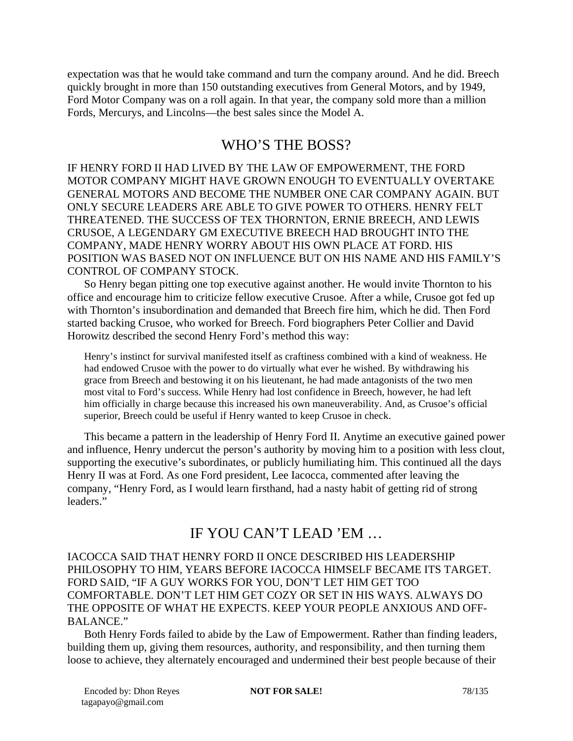expectation was that he would take command and turn the company around. And he did. Breech quickly brought in more than 150 outstanding executives from General Motors, and by 1949, Ford Motor Company was on a roll again. In that year, the company sold more than a million Fords, Mercurys, and Lincolns—the best sales since the Model A.

## WHO'S THE BOSS?

IF HENRY FORD II HAD LIVED BY THE LAW OF EMPOWERMENT, THE FORD MOTOR COMPANY MIGHT HAVE GROWN ENOUGH TO EVENTUALLY OVERTAKE GENERAL MOTORS AND BECOME THE NUMBER ONE CAR COMPANY AGAIN. BUT ONLY SECURE LEADERS ARE ABLE TO GIVE POWER TO OTHERS. HENRY FELT THREATENED. THE SUCCESS OF TEX THORNTON, ERNIE BREECH, AND LEWIS CRUSOE, A LEGENDARY GM EXECUTIVE BREECH HAD BROUGHT INTO THE COMPANY, MADE HENRY WORRY ABOUT HIS OWN PLACE AT FORD. HIS POSITION WAS BASED NOT ON INFLUENCE BUT ON HIS NAME AND HIS FAMILY'S CONTROL OF COMPANY STOCK.

So Henry began pitting one top executive against another. He would invite Thornton to his office and encourage him to criticize fellow executive Crusoe. After a while, Crusoe got fed up with Thornton's insubordination and demanded that Breech fire him, which he did. Then Ford started backing Crusoe, who worked for Breech. Ford biographers Peter Collier and David Horowitz described the second Henry Ford's method this way:

> Henry's instinct for survival manifested itself as craftiness combined with a kind of weakness. He had endowed Crusoe with the power to do virtually what ever he wished. By withdrawing his grace from Breech and bestowing it on his lieutenant, he had made antagonists of the two men most vital to Ford's success. While Henry had lost confidence in Breech, however, he had left him officially in charge because this increased his own maneuverability. And, as Crusoe's official superior, Breech could be useful if Henry wanted to keep Crusoe in check.

This became a pattern in the leadership of Henry Ford II. Anytime an executive gained power and influence, Henry undercut the person's authority by moving him to a position with less clout, supporting the executive's subordinates, or publicly humiliating him. This continued all the days Henry II was at Ford. As one Ford president, Lee Iacocca, commented after leaving the company, "Henry Ford, as I would learn firsthand, had a nasty habit of getting rid of strong leaders."

## IF YOU CAN'T LEAD 'EM …

IACOCCA SAID THAT HENRY FORD II ONCE DESCRIBED HIS LEADERSHIP PHILOSOPHY TO HIM, YEARS BEFORE IACOCCA HIMSELF BECAME ITS TARGET. FORD SAID, "IF A GUY WORKS FOR YOU, DON'T LET HIM GET TOO COMFORTABLE. DON'T LET HIM GET COZY OR SET IN HIS WAYS. ALWAYS DO THE OPPOSITE OF WHAT HE EXPECTS. KEEP YOUR PEOPLE ANXIOUS AND OFF-BALANCE."

Both Henry Fords failed to abide by the Law of Empowerment. Rather than finding leaders, building them up, giving them resources, authority, and responsibility, and then turning them loose to achieve, they alternately encouraged and undermined their best people because of their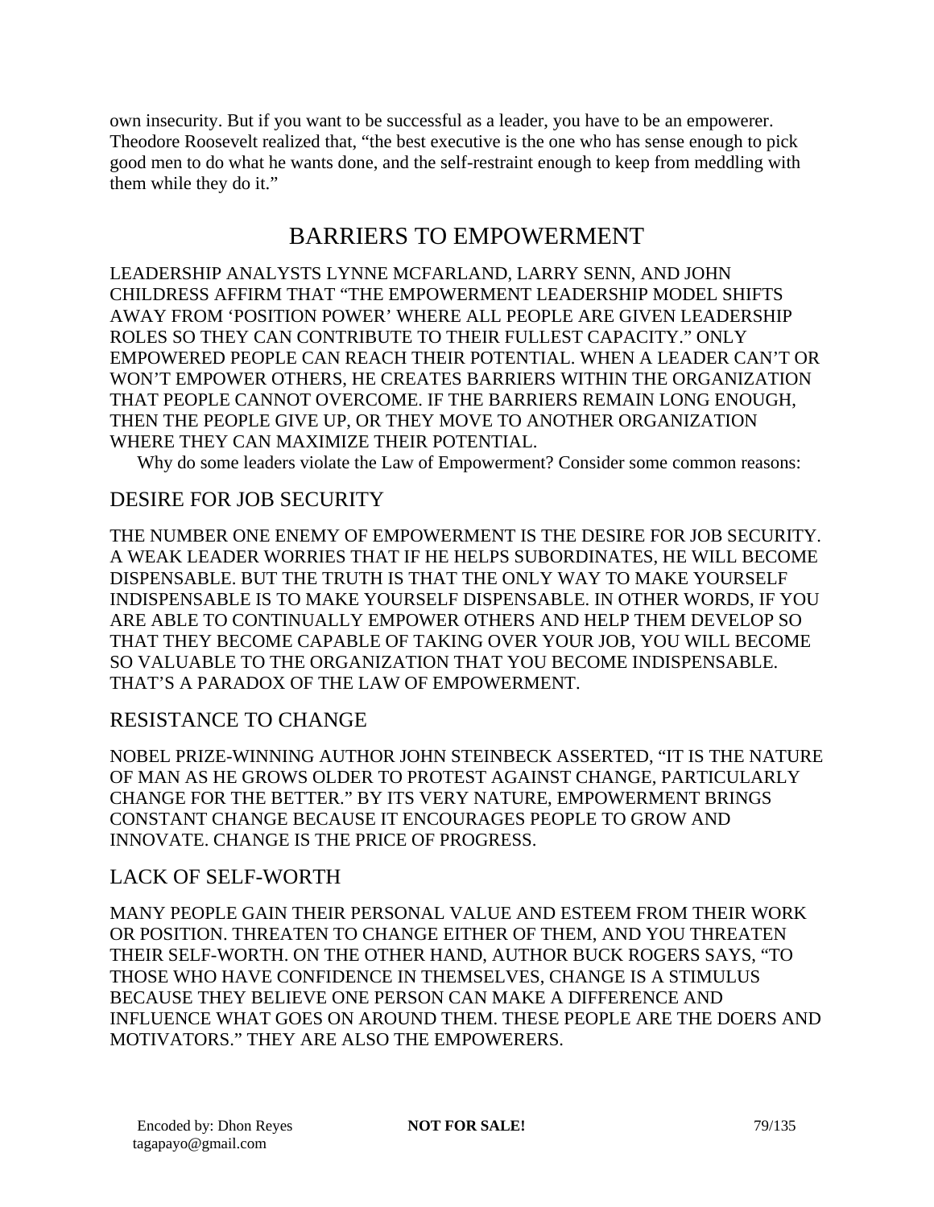own insecurity. But if you want to be successful as a leader, you have to be an empowerer. Theodore Roosevelt realized that, "the best executive is the one who has sense enough to pick good men to do what he wants done, and the self-restraint enough to keep from meddling with them while they do it."

## BARRIERS TO EMPOWERMENT

LEADERSHIP ANALYSTS LYNNE MCFARLAND, LARRY SENN, AND JOHN CHILDRESS AFFIRM THAT "THE EMPOWERMENT LEADERSHIP MODEL SHIFTS AWAY FROM 'POSITION POWER' WHERE ALL PEOPLE ARE GIVEN LEADERSHIP ROLES SO THEY CAN CONTRIBUTE TO THEIR FULLEST CAPACITY." ONLY EMPOWERED PEOPLE CAN REACH THEIR POTENTIAL. WHEN A LEADER CAN'T OR WON'T EMPOWER OTHERS, HE CREATES BARRIERS WITHIN THE ORGANIZATION THAT PEOPLE CANNOT OVERCOME. IF THE BARRIERS REMAIN LONG ENOUGH, THEN THE PEOPLE GIVE UP, OR THEY MOVE TO ANOTHER ORGANIZATION WHERE THEY CAN MAXIMIZE THEIR POTENTIAL.

Why do some leaders violate the Law of Empowerment? Consider some common reasons:

### DESIRE FOR JOB SECURITY

THE NUMBER ONE ENEMY OF EMPOWERMENT IS THE DESIRE FOR JOB SECURITY. A WEAK LEADER WORRIES THAT IF HE HELPS SUBORDINATES, HE WILL BECOME DISPENSABLE. BUT THE TRUTH IS THAT THE ONLY WAY TO MAKE YOURSELF INDISPENSABLE IS TO MAKE YOURSELF DISPENSABLE. IN OTHER WORDS, IF YOU ARE ABLE TO CONTINUALLY EMPOWER OTHERS AND HELP THEM DEVELOP SO THAT THEY BECOME CAPABLE OF TAKING OVER YOUR JOB, YOU WILL BECOME SO VALUABLE TO THE ORGANIZATION THAT YOU BECOME INDISPENSABLE. THAT'S A PARADOX OF THE LAW OF EMPOWERMENT.

### RESISTANCE TO CHANGE

NOBEL PRIZE-WINNING AUTHOR JOHN STEINBECK ASSERTED, "IT IS THE NATURE OF MAN AS HE GROWS OLDER TO PROTEST AGAINST CHANGE, PARTICULARLY CHANGE FOR THE BETTER." BY ITS VERY NATURE, EMPOWERMENT BRINGS CONSTANT CHANGE BECAUSE IT ENCOURAGES PEOPLE TO GROW AND INNOVATE. CHANGE IS THE PRICE OF PROGRESS.

### LACK OF SELF-WORTH

MANY PEOPLE GAIN THEIR PERSONAL VALUE AND ESTEEM FROM THEIR WORK OR POSITION. THREATEN TO CHANGE EITHER OF THEM, AND YOU THREATEN THEIR SELF-WORTH. ON THE OTHER HAND, AUTHOR BUCK ROGERS SAYS, "TO THOSE WHO HAVE CONFIDENCE IN THEMSELVES, CHANGE IS A STIMULUS BECAUSE THEY BELIEVE ONE PERSON CAN MAKE A DIFFERENCE AND INFLUENCE WHAT GOES ON AROUND THEM. THESE PEOPLE ARE THE DOERS AND MOTIVATORS." THEY ARE ALSO THE EMPOWERERS.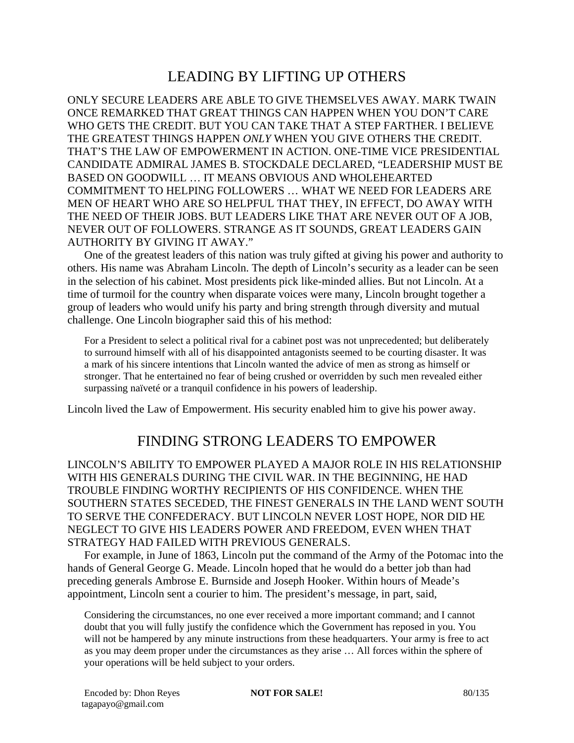## LEADING BY LIFTING UP OTHERS

ONLY SECURE LEADERS ARE ABLE TO GIVE THEMSELVES AWAY. MARK TWAIN ONCE REMARKED THAT GREAT THINGS CAN HAPPEN WHEN YOU DON'T CARE WHO GETS THE CREDIT. BUT YOU CAN TAKE THAT A STEP FARTHER. I BELIEVE THE GREATEST THINGS HAPPEN *ONLY* WHEN YOU GIVE OTHERS THE CREDIT. THAT'S THE LAW OF EMPOWERMENT IN ACTION. ONE-TIME VICE PRESIDENTIAL CANDIDATE ADMIRAL JAMES B. STOCKDALE DECLARED, "LEADERSHIP MUST BE BASED ON GOODWILL … IT MEANS OBVIOUS AND WHOLEHEARTED COMMITMENT TO HELPING FOLLOWERS … WHAT WE NEED FOR LEADERS ARE MEN OF HEART WHO ARE SO HELPFUL THAT THEY, IN EFFECT, DO AWAY WITH THE NEED OF THEIR JOBS. BUT LEADERS LIKE THAT ARE NEVER OUT OF A JOB, NEVER OUT OF FOLLOWERS. STRANGE AS IT SOUNDS, GREAT LEADERS GAIN AUTHORITY BY GIVING IT AWAY."

One of the greatest leaders of this nation was truly gifted at giving his power and authority to others. His name was Abraham Lincoln. The depth of Lincoln's security as a leader can be seen in the selection of his cabinet. Most presidents pick like-minded allies. But not Lincoln. At a time of turmoil for the country when disparate voices were many, Lincoln brought together a group of leaders who would unify his party and bring strength through diversity and mutual challenge. One Lincoln biographer said this of his method:

> For a President to select a political rival for a cabinet post was not unprecedented; but deliberately to surround himself with all of his disappointed antagonists seemed to be courting disaster. It was a mark of his sincere intentions that Lincoln wanted the advice of men as strong as himself or stronger. That he entertained no fear of being crushed or overridden by such men revealed either surpassing naïveté or a tranquil confidence in his powers of leadership.

Lincoln lived the Law of Empowerment. His security enabled him to give his power away.

## FINDING STRONG LEADERS TO EMPOWER

LINCOLN'S ABILITY TO EMPOWER PLAYED A MAJOR ROLE IN HIS RELATIONSHIP WITH HIS GENERALS DURING THE CIVIL WAR. IN THE BEGINNING, HE HAD TROUBLE FINDING WORTHY RECIPIENTS OF HIS CONFIDENCE. WHEN THE SOUTHERN STATES SECEDED, THE FINEST GENERALS IN THE LAND WENT SOUTH TO SERVE THE CONFEDERACY. BUT LINCOLN NEVER LOST HOPE, NOR DID HE NEGLECT TO GIVE HIS LEADERS POWER AND FREEDOM, EVEN WHEN THAT STRATEGY HAD FAILED WITH PREVIOUS GENERALS.

For example, in June of 1863, Lincoln put the command of the Army of the Potomac into the hands of General George G. Meade. Lincoln hoped that he would do a better job than had preceding generals Ambrose E. Burnside and Joseph Hooker. Within hours of Meade's appointment, Lincoln sent a courier to him. The president's message, in part, said,

> Considering the circumstances, no one ever received a more important command; and I cannot doubt that you will fully justify the confidence which the Government has reposed in you. You will not be hampered by any minute instructions from these headquarters. Your army is free to act as you may deem proper under the circumstances as they arise … All forces within the sphere of your operations will be held subject to your orders.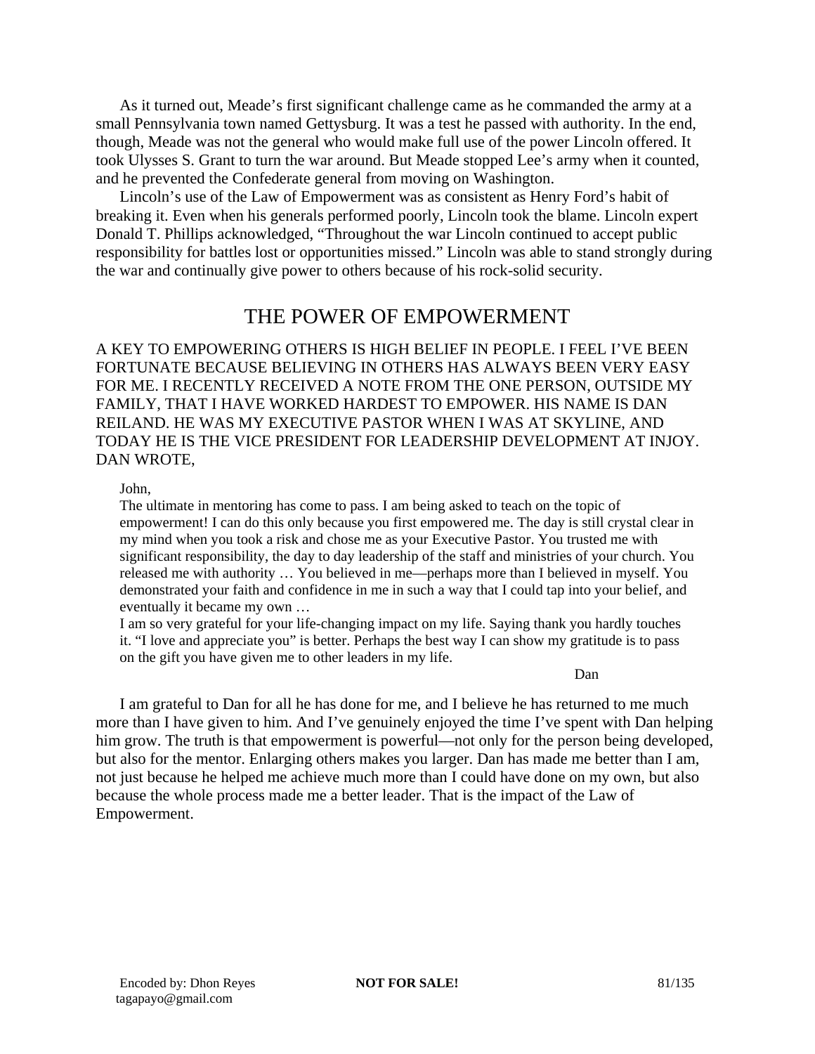As it turned out, Meade's first significant challenge came as he commanded the army at a small Pennsylvania town named Gettysburg. It was a test he passed with authority. In the end, though, Meade was not the general who would make full use of the power Lincoln offered. It took Ulysses S. Grant to turn the war around. But Meade stopped Lee's army when it counted, and he prevented the Confederate general from moving on Washington.

Lincoln's use of the Law of Empowerment was as consistent as Henry Ford's habit of breaking it. Even when his generals performed poorly, Lincoln took the blame. Lincoln expert Donald T. Phillips acknowledged, "Throughout the war Lincoln continued to accept public responsibility for battles lost or opportunities missed." Lincoln was able to stand strongly during the war and continually give power to others because of his rock-solid security.

## THE POWER OF EMPOWERMENT

A KEY TO EMPOWERING OTHERS IS HIGH BELIEF IN PEOPLE. I FEEL I'VE BEEN FORTUNATE BECAUSE BELIEVING IN OTHERS HAS ALWAYS BEEN VERY EASY FOR ME. I RECENTLY RECEIVED A NOTE FROM THE ONE PERSON, OUTSIDE MY FAMILY, THAT I HAVE WORKED HARDEST TO EMPOWER. HIS NAME IS DAN REILAND. HE WAS MY EXECUTIVE PASTOR WHEN I WAS AT SKYLINE, AND TODAY HE IS THE VICE PRESIDENT FOR LEADERSHIP DEVELOPMENT AT INJOY. DAN WROTE,

> John,
>
> The ultimate in mentoring has come to pass. I am being asked to teach on the topic of empowerment! I can do this only because you first empowered me. The day is still crystal clear in my mind when you took a risk and chose me as your Executive Pastor. You trusted me with significant responsibility, the day to day leadership of the staff and ministries of your church. You released me with authority … You believed in me—perhaps more than I believed in myself. You demonstrated your faith and confidence in me in such a way that I could tap into your belief, and eventually it became my own …
>
> I am so very grateful for your life-changing impact on my life. Saying thank you hardly touches it. "I love and appreciate you" is better. Perhaps the best way I can show my gratitude is to pass on the gift you have given me to other leaders in my life.
>
> Dan

I am grateful to Dan for all he has done for me, and I believe he has returned to me much more than I have given to him. And I've genuinely enjoyed the time I've spent with Dan helping him grow. The truth is that empowerment is powerful—not only for the person being developed, but also for the mentor. Enlarging others makes you larger. Dan has made me better than I am, not just because he helped me achieve much more than I could have done on my own, but also because the whole process made me a better leader. That is the impact of the Law of Empowerment.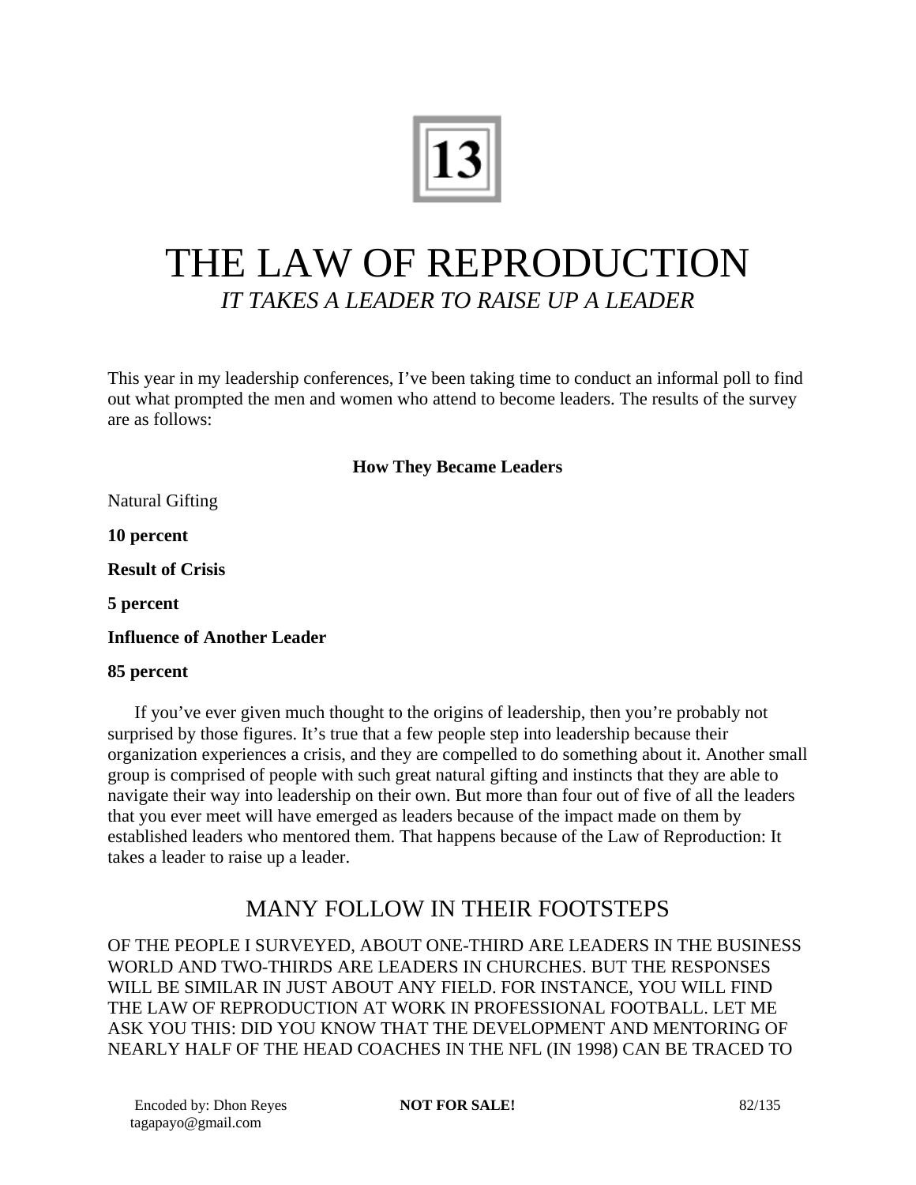# 13

# THE LAW OF REPRODUCTION

*IT TAKES A LEADER TO RAISE UP A LEADER*

This year in my leadership conferences, I've been taking time to conduct an informal poll to find out what prompted the men and women who attend to become leaders. The results of the survey are as follows:

**How They Became Leaders**

Natural Gifting

**10 percent**

**Result of Crisis**

**5 percent**

**Influence of Another Leader**

**85 percent**

If you've ever given much thought to the origins of leadership, then you're probably not surprised by those figures. It's true that a few people step into leadership because their organization experiences a crisis, and they are compelled to do something about it. Another small group is comprised of people with such great natural gifting and instincts that they are able to navigate their way into leadership on their own. But more than four out of five of all the leaders that you ever meet will have emerged as leaders because of the impact made on them by established leaders who mentored them. That happens because of the Law of Reproduction: It takes a leader to raise up a leader.

## MANY FOLLOW IN THEIR FOOTSTEPS

OF THE PEOPLE I SURVEYED, ABOUT ONE-THIRD ARE LEADERS IN THE BUSINESS WORLD AND TWO-THIRDS ARE LEADERS IN CHURCHES. BUT THE RESPONSES WILL BE SIMILAR IN JUST ABOUT ANY FIELD. FOR INSTANCE, YOU WILL FIND THE LAW OF REPRODUCTION AT WORK IN PROFESSIONAL FOOTBALL. LET ME ASK YOU THIS: DID YOU KNOW THAT THE DEVELOPMENT AND MENTORING OF NEARLY HALF OF THE HEAD COACHES IN THE NFL (IN 1998) CAN BE TRACED TO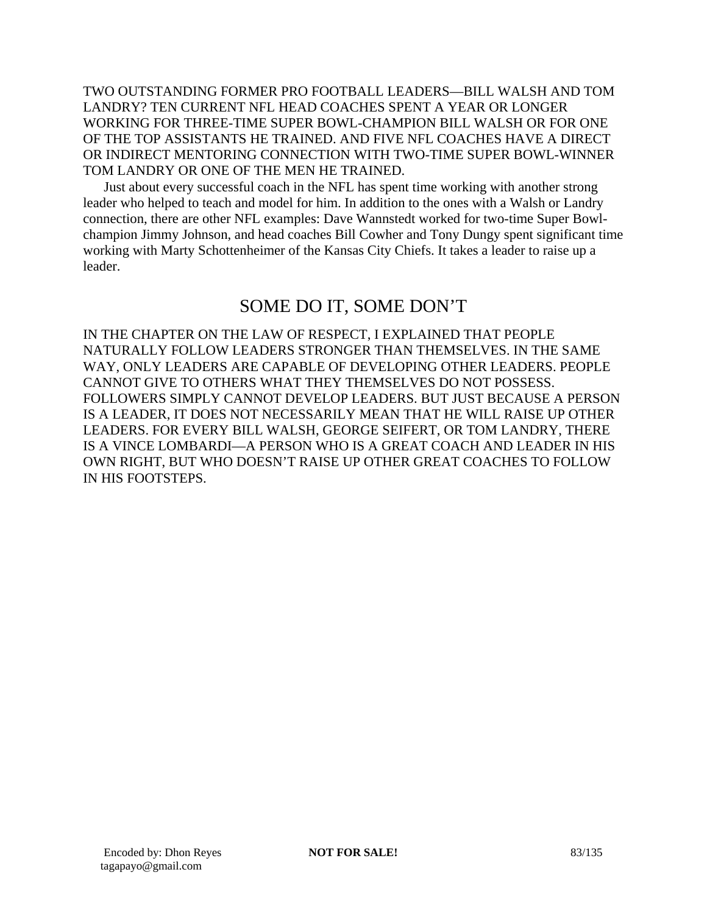TWO OUTSTANDING FORMER PRO FOOTBALL LEADERS—BILL WALSH AND TOM LANDRY? TEN CURRENT NFL HEAD COACHES SPENT A YEAR OR LONGER WORKING FOR THREE-TIME SUPER BOWL-CHAMPION BILL WALSH OR FOR ONE OF THE TOP ASSISTANTS HE TRAINED. AND FIVE NFL COACHES HAVE A DIRECT OR INDIRECT MENTORING CONNECTION WITH TWO-TIME SUPER BOWL-WINNER TOM LANDRY OR ONE OF THE MEN HE TRAINED.

Just about every successful coach in the NFL has spent time working with another strong leader who helped to teach and model for him. In addition to the ones with a Walsh or Landry connection, there are other NFL examples: Dave Wannstedt worked for two-time Super Bowl-champion Jimmy Johnson, and head coaches Bill Cowher and Tony Dungy spent significant time working with Marty Schottenheimer of the Kansas City Chiefs. It takes a leader to raise up a leader.

## SOME DO IT, SOME DON'T

IN THE CHAPTER ON THE LAW OF RESPECT, I EXPLAINED THAT PEOPLE NATURALLY FOLLOW LEADERS STRONGER THAN THEMSELVES. IN THE SAME WAY, ONLY LEADERS ARE CAPABLE OF DEVELOPING OTHER LEADERS. PEOPLE CANNOT GIVE TO OTHERS WHAT THEY THEMSELVES DO NOT POSSESS. FOLLOWERS SIMPLY CANNOT DEVELOP LEADERS. BUT JUST BECAUSE A PERSON IS A LEADER, IT DOES NOT NECESSARILY MEAN THAT HE WILL RAISE UP OTHER LEADERS. FOR EVERY BILL WALSH, GEORGE SEIFERT, OR TOM LANDRY, THERE IS A VINCE LOMBARDI—A PERSON WHO IS A GREAT COACH AND LEADER IN HIS OWN RIGHT, BUT WHO DOESN'T RAISE UP OTHER GREAT COACHES TO FOLLOW IN HIS FOOTSTEPS.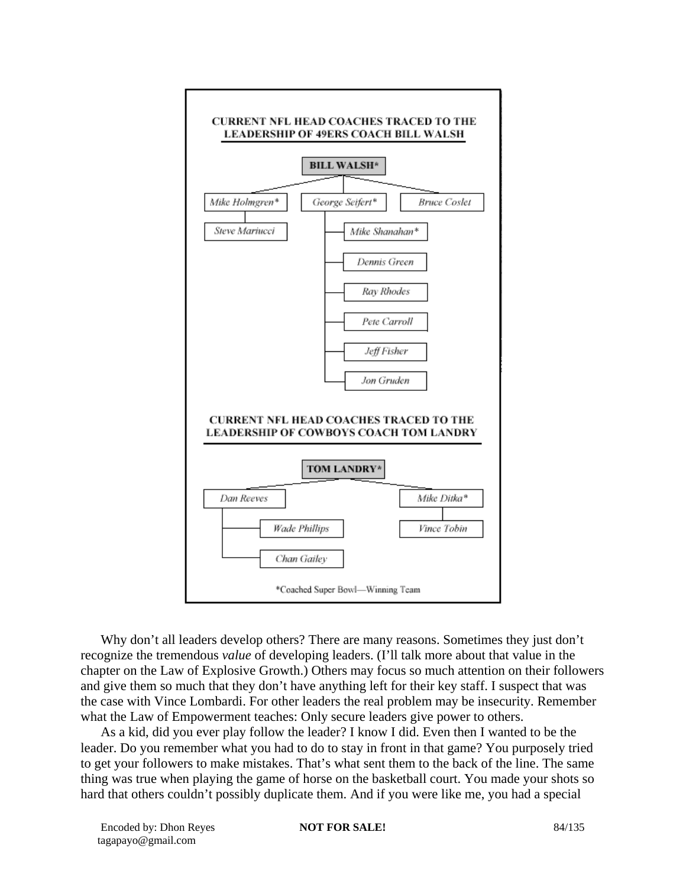**CURRENT NFL HEAD COACHES TRACED TO THE LEADERSHIP OF 49ERS COACH BILL WALSH**

- **BILL WALSH***
  - *Mike Holmgren**
    - *Steve Mariucci*
  - *George Seifert**
    - *Mike Shanahan**
    - *Dennis Green*
    - *Ray Rhodes*
    - *Pete Carroll*
    - *Jeff Fisher*
    - *Jon Gruden*
  - *Bruce Coslet*

**CURRENT NFL HEAD COACHES TRACED TO THE LEADERSHIP OF COWBOYS COACH TOM LANDRY**

- **TOM LANDRY***
  - *Dan Reeves*
    - *Wade Phillips*
    - *Chan Gailey*
  - *Mike Ditka**
    - *Vince Tobin*

*Coached Super Bowl—Winning Team

Why don't all leaders develop others? There are many reasons. Sometimes they just don't recognize the tremendous *value* of developing leaders. (I'll talk more about that value in the chapter on the Law of Explosive Growth.) Others may focus so much attention on their followers and give them so much that they don't have anything left for their key staff. I suspect that was the case with Vince Lombardi. For other leaders the real problem may be insecurity. Remember what the Law of Empowerment teaches: Only secure leaders give power to others.

As a kid, did you ever play follow the leader? I know I did. Even then I wanted to be the leader. Do you remember what you had to do to stay in front in that game? You purposely tried to get your followers to make mistakes. That's what sent them to the back of the line. The same thing was true when playing the game of horse on the basketball court. You made your shots so hard that others couldn't possibly duplicate them. And if you were like me, you had a special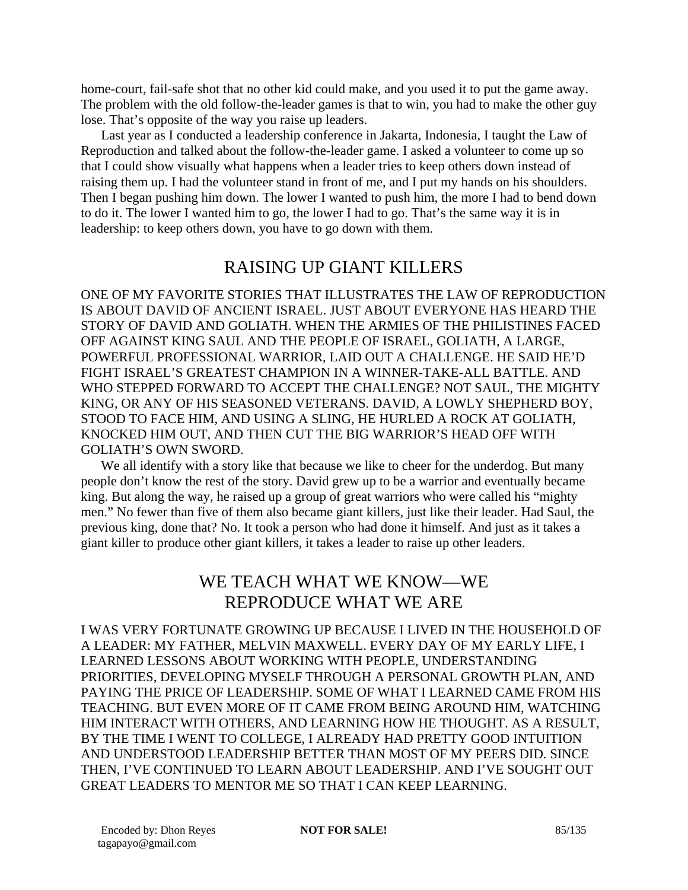home-court, fail-safe shot that no other kid could make, and you used it to put the game away. The problem with the old follow-the-leader games is that to win, you had to make the other guy lose. That's opposite of the way you raise up leaders.

Last year as I conducted a leadership conference in Jakarta, Indonesia, I taught the Law of Reproduction and talked about the follow-the-leader game. I asked a volunteer to come up so that I could show visually what happens when a leader tries to keep others down instead of raising them up. I had the volunteer stand in front of me, and I put my hands on his shoulders. Then I began pushing him down. The lower I wanted to push him, the more I had to bend down to do it. The lower I wanted him to go, the lower I had to go. That's the same way it is in leadership: to keep others down, you have to go down with them.

## RAISING UP GIANT KILLERS

ONE OF MY FAVORITE STORIES THAT ILLUSTRATES THE LAW OF REPRODUCTION IS ABOUT DAVID OF ANCIENT ISRAEL. JUST ABOUT EVERYONE HAS HEARD THE STORY OF DAVID AND GOLIATH. WHEN THE ARMIES OF THE PHILISTINES FACED OFF AGAINST KING SAUL AND THE PEOPLE OF ISRAEL, GOLIATH, A LARGE, POWERFUL PROFESSIONAL WARRIOR, LAID OUT A CHALLENGE. HE SAID HE'D FIGHT ISRAEL'S GREATEST CHAMPION IN A WINNER-TAKE-ALL BATTLE. AND WHO STEPPED FORWARD TO ACCEPT THE CHALLENGE? NOT SAUL, THE MIGHTY KING, OR ANY OF HIS SEASONED VETERANS. DAVID, A LOWLY SHEPHERD BOY, STOOD TO FACE HIM, AND USING A SLING, HE HURLED A ROCK AT GOLIATH, KNOCKED HIM OUT, AND THEN CUT THE BIG WARRIOR'S HEAD OFF WITH GOLIATH'S OWN SWORD.

We all identify with a story like that because we like to cheer for the underdog. But many people don't know the rest of the story. David grew up to be a warrior and eventually became king. But along the way, he raised up a group of great warriors who were called his "mighty men." No fewer than five of them also became giant killers, just like their leader. Had Saul, the previous king, done that? No. It took a person who had done it himself. And just as it takes a giant killer to produce other giant killers, it takes a leader to raise up other leaders.

## WE TEACH WHAT WE KNOW—WE REPRODUCE WHAT WE ARE

I WAS VERY FORTUNATE GROWING UP BECAUSE I LIVED IN THE HOUSEHOLD OF A LEADER: MY FATHER, MELVIN MAXWELL. EVERY DAY OF MY EARLY LIFE, I LEARNED LESSONS ABOUT WORKING WITH PEOPLE, UNDERSTANDING PRIORITIES, DEVELOPING MYSELF THROUGH A PERSONAL GROWTH PLAN, AND PAYING THE PRICE OF LEADERSHIP. SOME OF WHAT I LEARNED CAME FROM HIS TEACHING. BUT EVEN MORE OF IT CAME FROM BEING AROUND HIM, WATCHING HIM INTERACT WITH OTHERS, AND LEARNING HOW HE THOUGHT. AS A RESULT, BY THE TIME I WENT TO COLLEGE, I ALREADY HAD PRETTY GOOD INTUITION AND UNDERSTOOD LEADERSHIP BETTER THAN MOST OF MY PEERS DID. SINCE THEN, I'VE CONTINUED TO LEARN ABOUT LEADERSHIP. AND I'VE SOUGHT OUT GREAT LEADERS TO MENTOR ME SO THAT I CAN KEEP LEARNING.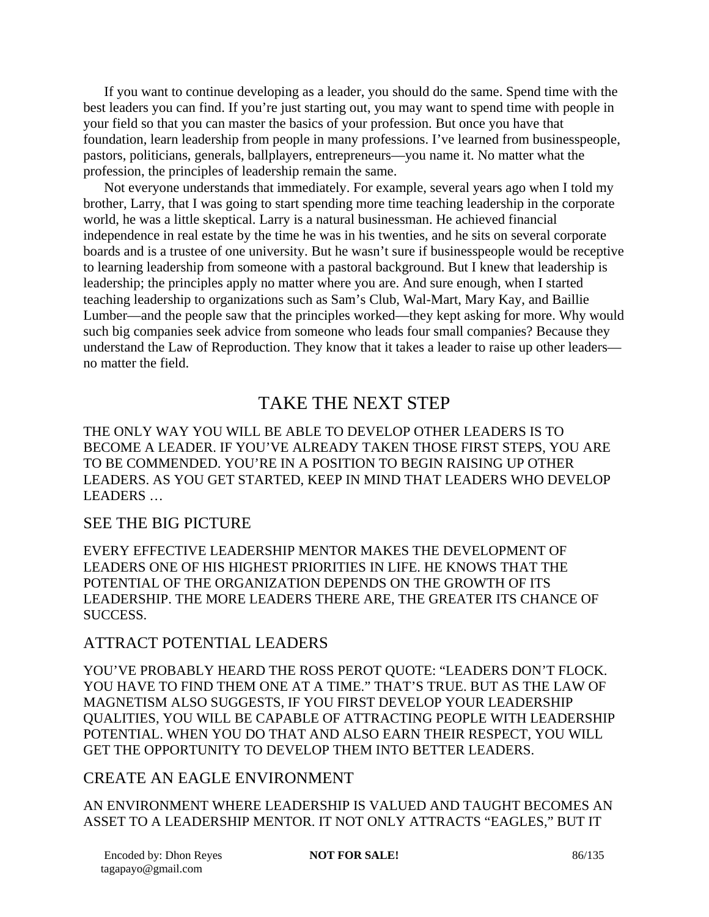If you want to continue developing as a leader, you should do the same. Spend time with the best leaders you can find. If you're just starting out, you may want to spend time with people in your field so that you can master the basics of your profession. But once you have that foundation, learn leadership from people in many professions. I've learned from businesspeople, pastors, politicians, generals, ballplayers, entrepreneurs—you name it. No matter what the profession, the principles of leadership remain the same.

Not everyone understands that immediately. For example, several years ago when I told my brother, Larry, that I was going to start spending more time teaching leadership in the corporate world, he was a little skeptical. Larry is a natural businessman. He achieved financial independence in real estate by the time he was in his twenties, and he sits on several corporate boards and is a trustee of one university. But he wasn't sure if businesspeople would be receptive to learning leadership from someone with a pastoral background. But I knew that leadership is leadership; the principles apply no matter where you are. And sure enough, when I started teaching leadership to organizations such as Sam's Club, Wal-Mart, Mary Kay, and Baillie Lumber—and the people saw that the principles worked—they kept asking for more. Why would such big companies seek advice from someone who leads four small companies? Because they understand the Law of Reproduction. They know that it takes a leader to raise up other leaders—no matter the field.

## TAKE THE NEXT STEP

THE ONLY WAY YOU WILL BE ABLE TO DEVELOP OTHER LEADERS IS TO BECOME A LEADER. IF YOU'VE ALREADY TAKEN THOSE FIRST STEPS, YOU ARE TO BE COMMENDED. YOU'RE IN A POSITION TO BEGIN RAISING UP OTHER LEADERS. AS YOU GET STARTED, KEEP IN MIND THAT LEADERS WHO DEVELOP LEADERS …

### SEE THE BIG PICTURE

EVERY EFFECTIVE LEADERSHIP MENTOR MAKES THE DEVELOPMENT OF LEADERS ONE OF HIS HIGHEST PRIORITIES IN LIFE. HE KNOWS THAT THE POTENTIAL OF THE ORGANIZATION DEPENDS ON THE GROWTH OF ITS LEADERSHIP. THE MORE LEADERS THERE ARE, THE GREATER ITS CHANCE OF SUCCESS.

### ATTRACT POTENTIAL LEADERS

YOU'VE PROBABLY HEARD THE ROSS PEROT QUOTE: "LEADERS DON'T FLOCK. YOU HAVE TO FIND THEM ONE AT A TIME." THAT'S TRUE. BUT AS THE LAW OF MAGNETISM ALSO SUGGESTS, IF YOU FIRST DEVELOP YOUR LEADERSHIP QUALITIES, YOU WILL BE CAPABLE OF ATTRACTING PEOPLE WITH LEADERSHIP POTENTIAL. WHEN YOU DO THAT AND ALSO EARN THEIR RESPECT, YOU WILL GET THE OPPORTUNITY TO DEVELOP THEM INTO BETTER LEADERS.

### CREATE AN EAGLE ENVIRONMENT

AN ENVIRONMENT WHERE LEADERSHIP IS VALUED AND TAUGHT BECOMES AN ASSET TO A LEADERSHIP MENTOR. IT NOT ONLY ATTRACTS "EAGLES," BUT IT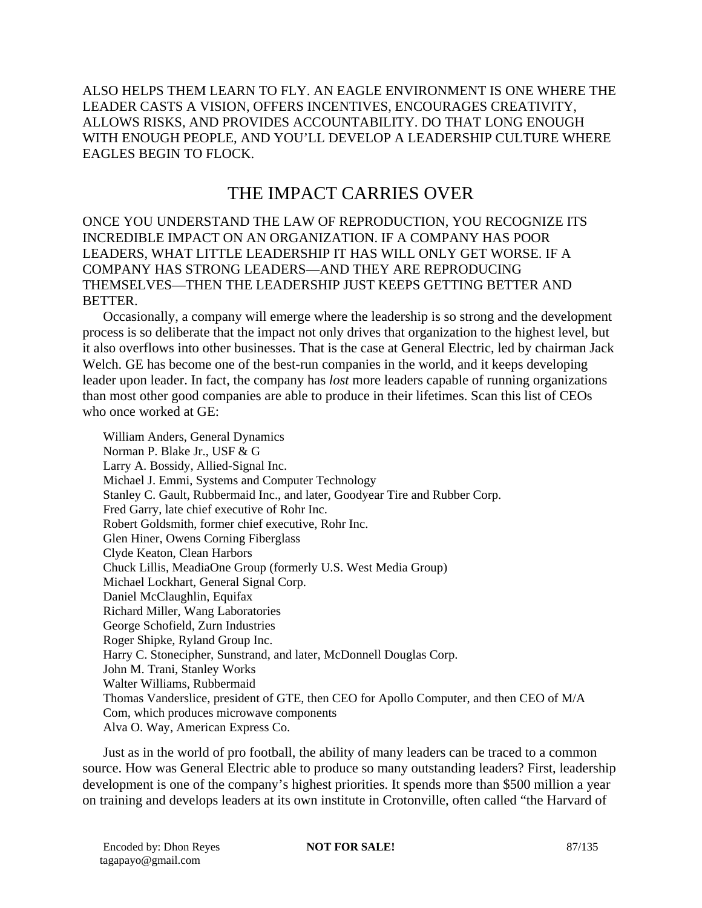ALSO HELPS THEM LEARN TO FLY. AN EAGLE ENVIRONMENT IS ONE WHERE THE LEADER CASTS A VISION, OFFERS INCENTIVES, ENCOURAGES CREATIVITY, ALLOWS RISKS, AND PROVIDES ACCOUNTABILITY. DO THAT LONG ENOUGH WITH ENOUGH PEOPLE, AND YOU'LL DEVELOP A LEADERSHIP CULTURE WHERE EAGLES BEGIN TO FLOCK.

## THE IMPACT CARRIES OVER

ONCE YOU UNDERSTAND THE LAW OF REPRODUCTION, YOU RECOGNIZE ITS INCREDIBLE IMPACT ON AN ORGANIZATION. IF A COMPANY HAS POOR LEADERS, WHAT LITTLE LEADERSHIP IT HAS WILL ONLY GET WORSE. IF A COMPANY HAS STRONG LEADERS—AND THEY ARE REPRODUCING THEMSELVES—THEN THE LEADERSHIP JUST KEEPS GETTING BETTER AND BETTER.

Occasionally, a company will emerge where the leadership is so strong and the development process is so deliberate that the impact not only drives that organization to the highest level, but it also overflows into other businesses. That is the case at General Electric, led by chairman Jack Welch. GE has become one of the best-run companies in the world, and it keeps developing leader upon leader. In fact, the company has *lost* more leaders capable of running organizations than most other good companies are able to produce in their lifetimes. Scan this list of CEOs who once worked at GE:

William Anders, General Dynamics
Norman P. Blake Jr., USF & G
Larry A. Bossidy, Allied-Signal Inc.
Michael J. Emmi, Systems and Computer Technology
Stanley C. Gault, Rubbermaid Inc., and later, Goodyear Tire and Rubber Corp.
Fred Garry, late chief executive of Rohr Inc.
Robert Goldsmith, former chief executive, Rohr Inc.
Glen Hiner, Owens Corning Fiberglass
Clyde Keaton, Clean Harbors
Chuck Lillis, MeadiaOne Group (formerly U.S. West Media Group)
Michael Lockhart, General Signal Corp.
Daniel McClaughlin, Equifax
Richard Miller, Wang Laboratories
George Schofield, Zurn Industries
Roger Shipke, Ryland Group Inc.
Harry C. Stonecipher, Sunstrand, and later, McDonnell Douglas Corp.
John M. Trani, Stanley Works
Walter Williams, Rubbermaid
Thomas Vanderslice, president of GTE, then CEO for Apollo Computer, and then CEO of M/A Com, which produces microwave components
Alva O. Way, American Express Co.

Just as in the world of pro football, the ability of many leaders can be traced to a common source. How was General Electric able to produce so many outstanding leaders? First, leadership development is one of the company's highest priorities. It spends more than $500 million a year on training and develops leaders at its own institute in Crotonville, often called "the Harvard of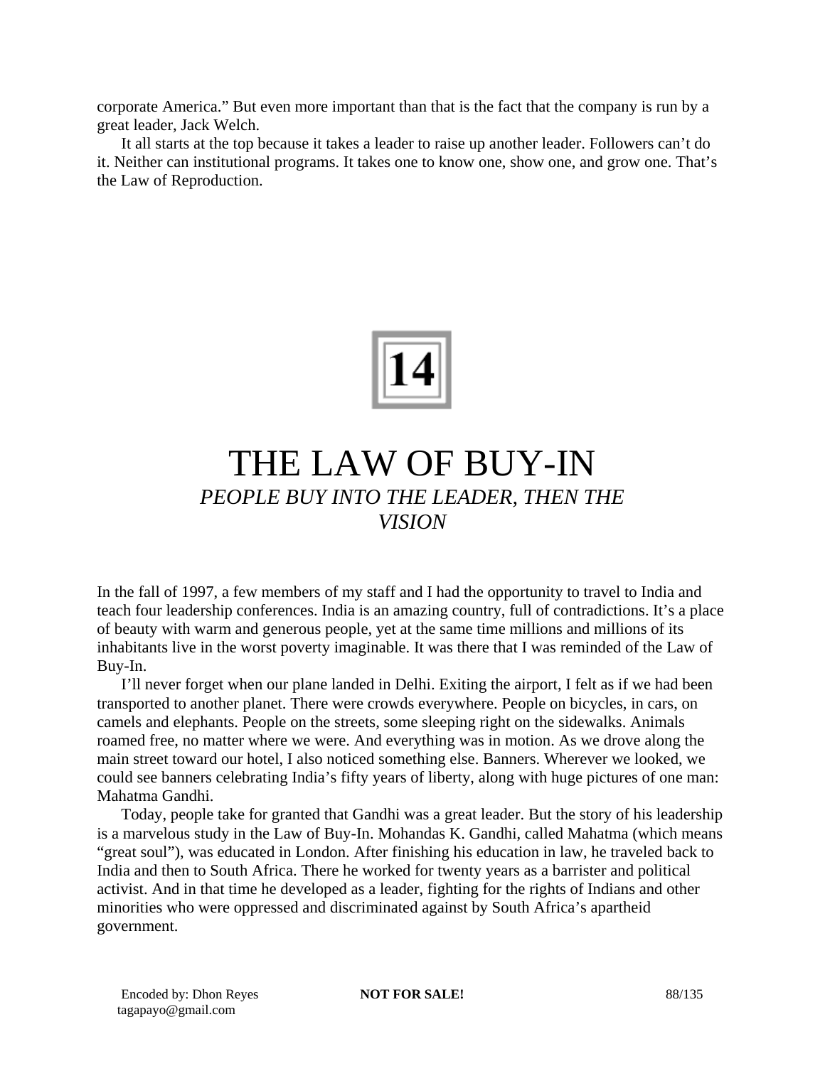corporate America." But even more important than that is the fact that the company is run by a great leader, Jack Welch.

It all starts at the top because it takes a leader to raise up another leader. Followers can't do it. Neither can institutional programs. It takes one to know one, show one, and grow one. That's the Law of Reproduction.

# 14

# THE LAW OF BUY-IN

## *PEOPLE BUY INTO THE LEADER, THEN THE VISION*

In the fall of 1997, a few members of my staff and I had the opportunity to travel to India and teach four leadership conferences. India is an amazing country, full of contradictions. It's a place of beauty with warm and generous people, yet at the same time millions and millions of its inhabitants live in the worst poverty imaginable. It was there that I was reminded of the Law of Buy-In.

I'll never forget when our plane landed in Delhi. Exiting the airport, I felt as if we had been transported to another planet. There were crowds everywhere. People on bicycles, in cars, on camels and elephants. People on the streets, some sleeping right on the sidewalks. Animals roamed free, no matter where we were. And everything was in motion. As we drove along the main street toward our hotel, I also noticed something else. Banners. Wherever we looked, we could see banners celebrating India's fifty years of liberty, along with huge pictures of one man: Mahatma Gandhi.

Today, people take for granted that Gandhi was a great leader. But the story of his leadership is a marvelous study in the Law of Buy-In. Mohandas K. Gandhi, called Mahatma (which means "great soul"), was educated in London. After finishing his education in law, he traveled back to India and then to South Africa. There he worked for twenty years as a barrister and political activist. And in that time he developed as a leader, fighting for the rights of Indians and other minorities who were oppressed and discriminated against by South Africa's apartheid government.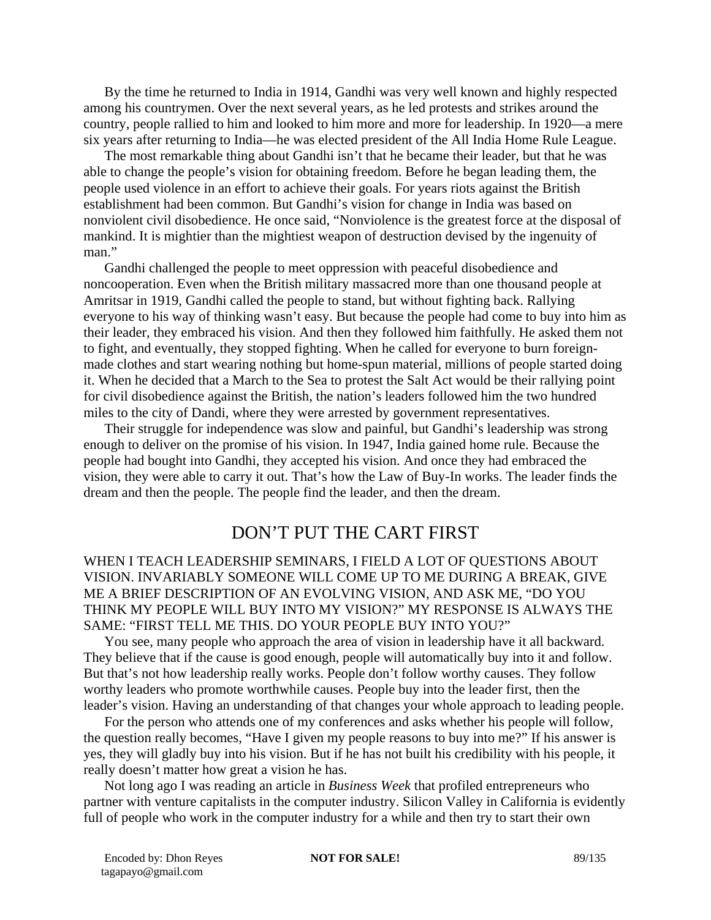By the time he returned to India in 1914, Gandhi was very well known and highly respected among his countrymen. Over the next several years, as he led protests and strikes around the country, people rallied to him and looked to him more and more for leadership. In 1920—a mere six years after returning to India—he was elected president of the All India Home Rule League.

The most remarkable thing about Gandhi isn't that he became their leader, but that he was able to change the people's vision for obtaining freedom. Before he began leading them, the people used violence in an effort to achieve their goals. For years riots against the British establishment had been common. But Gandhi's vision for change in India was based on nonviolent civil disobedience. He once said, "Nonviolence is the greatest force at the disposal of mankind. It is mightier than the mightiest weapon of destruction devised by the ingenuity of man."

Gandhi challenged the people to meet oppression with peaceful disobedience and noncooperation. Even when the British military massacred more than one thousand people at Amritsar in 1919, Gandhi called the people to stand, but without fighting back. Rallying everyone to his way of thinking wasn't easy. But because the people had come to buy into him as their leader, they embraced his vision. And then they followed him faithfully. He asked them not to fight, and eventually, they stopped fighting. When he called for everyone to burn foreign-made clothes and start wearing nothing but home-spun material, millions of people started doing it. When he decided that a March to the Sea to protest the Salt Act would be their rallying point for civil disobedience against the British, the nation's leaders followed him the two hundred miles to the city of Dandi, where they were arrested by government representatives.

Their struggle for independence was slow and painful, but Gandhi's leadership was strong enough to deliver on the promise of his vision. In 1947, India gained home rule. Because the people had bought into Gandhi, they accepted his vision. And once they had embraced the vision, they were able to carry it out. That's how the Law of Buy-In works. The leader finds the dream and then the people. The people find the leader, and then the dream.

## DON'T PUT THE CART FIRST

WHEN I TEACH LEADERSHIP SEMINARS, I FIELD A LOT OF QUESTIONS ABOUT VISION. INVARIABLY SOMEONE WILL COME UP TO ME DURING A BREAK, GIVE ME A BRIEF DESCRIPTION OF AN EVOLVING VISION, AND ASK ME, "DO YOU THINK MY PEOPLE WILL BUY INTO MY VISION?" MY RESPONSE IS ALWAYS THE SAME: "FIRST TELL ME THIS. DO YOUR PEOPLE BUY INTO YOU?"

You see, many people who approach the area of vision in leadership have it all backward. They believe that if the cause is good enough, people will automatically buy into it and follow. But that's not how leadership really works. People don't follow worthy causes. They follow worthy leaders who promote worthwhile causes. People buy into the leader first, then the leader's vision. Having an understanding of that changes your whole approach to leading people.

For the person who attends one of my conferences and asks whether his people will follow, the question really becomes, "Have I given my people reasons to buy into me?" If his answer is yes, they will gladly buy into his vision. But if he has not built his credibility with his people, it really doesn't matter how great a vision he has.

Not long ago I was reading an article in *Business Week* that profiled entrepreneurs who partner with venture capitalists in the computer industry. Silicon Valley in California is evidently full of people who work in the computer industry for a while and then try to start their own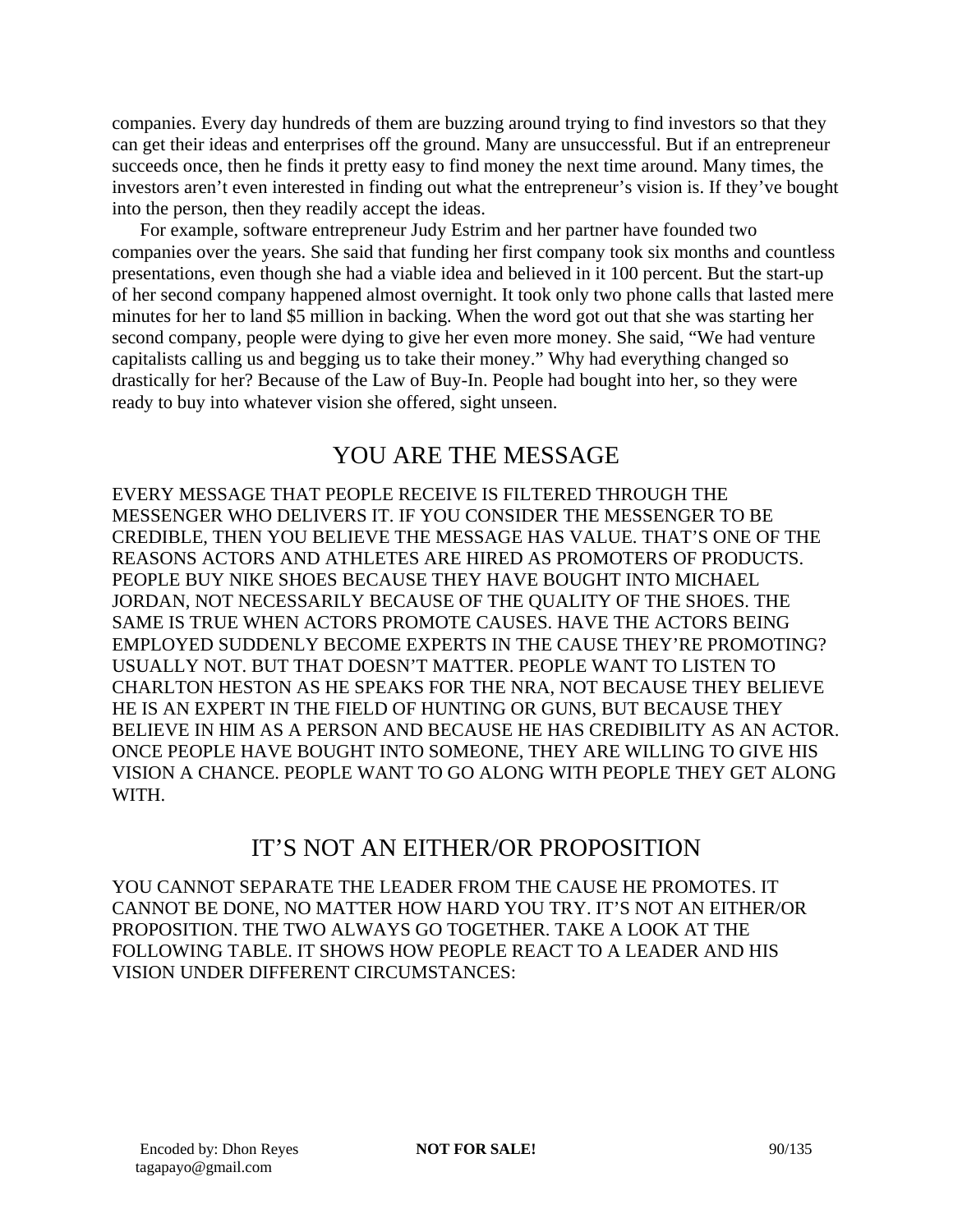companies. Every day hundreds of them are buzzing around trying to find investors so that they can get their ideas and enterprises off the ground. Many are unsuccessful. But if an entrepreneur succeeds once, then he finds it pretty easy to find money the next time around. Many times, the investors aren't even interested in finding out what the entrepreneur's vision is. If they've bought into the person, then they readily accept the ideas.

For example, software entrepreneur Judy Estrim and her partner have founded two companies over the years. She said that funding her first company took six months and countless presentations, even though she had a viable idea and believed in it 100 percent. But the start-up of her second company happened almost overnight. It took only two phone calls that lasted mere minutes for her to land $5 million in backing. When the word got out that she was starting her second company, people were dying to give her even more money. She said, "We had venture capitalists calling us and begging us to take their money." Why had everything changed so drastically for her? Because of the Law of Buy-In. People had bought into her, so they were ready to buy into whatever vision she offered, sight unseen.

## YOU ARE THE MESSAGE

EVERY MESSAGE THAT PEOPLE RECEIVE IS FILTERED THROUGH THE MESSENGER WHO DELIVERS IT. IF YOU CONSIDER THE MESSENGER TO BE CREDIBLE, THEN YOU BELIEVE THE MESSAGE HAS VALUE. THAT'S ONE OF THE REASONS ACTORS AND ATHLETES ARE HIRED AS PROMOTERS OF PRODUCTS. PEOPLE BUY NIKE SHOES BECAUSE THEY HAVE BOUGHT INTO MICHAEL JORDAN, NOT NECESSARILY BECAUSE OF THE QUALITY OF THE SHOES. THE SAME IS TRUE WHEN ACTORS PROMOTE CAUSES. HAVE THE ACTORS BEING EMPLOYED SUDDENLY BECOME EXPERTS IN THE CAUSE THEY'RE PROMOTING? USUALLY NOT. BUT THAT DOESN'T MATTER. PEOPLE WANT TO LISTEN TO CHARLTON HESTON AS HE SPEAKS FOR THE NRA, NOT BECAUSE THEY BELIEVE HE IS AN EXPERT IN THE FIELD OF HUNTING OR GUNS, BUT BECAUSE THEY BELIEVE IN HIM AS A PERSON AND BECAUSE HE HAS CREDIBILITY AS AN ACTOR. ONCE PEOPLE HAVE BOUGHT INTO SOMEONE, THEY ARE WILLING TO GIVE HIS VISION A CHANCE. PEOPLE WANT TO GO ALONG WITH PEOPLE THEY GET ALONG WITH.

## IT'S NOT AN EITHER/OR PROPOSITION

YOU CANNOT SEPARATE THE LEADER FROM THE CAUSE HE PROMOTES. IT CANNOT BE DONE, NO MATTER HOW HARD YOU TRY. IT'S NOT AN EITHER/OR PROPOSITION. THE TWO ALWAYS GO TOGETHER. TAKE A LOOK AT THE FOLLOWING TABLE. IT SHOWS HOW PEOPLE REACT TO A LEADER AND HIS VISION UNDER DIFFERENT CIRCUMSTANCES: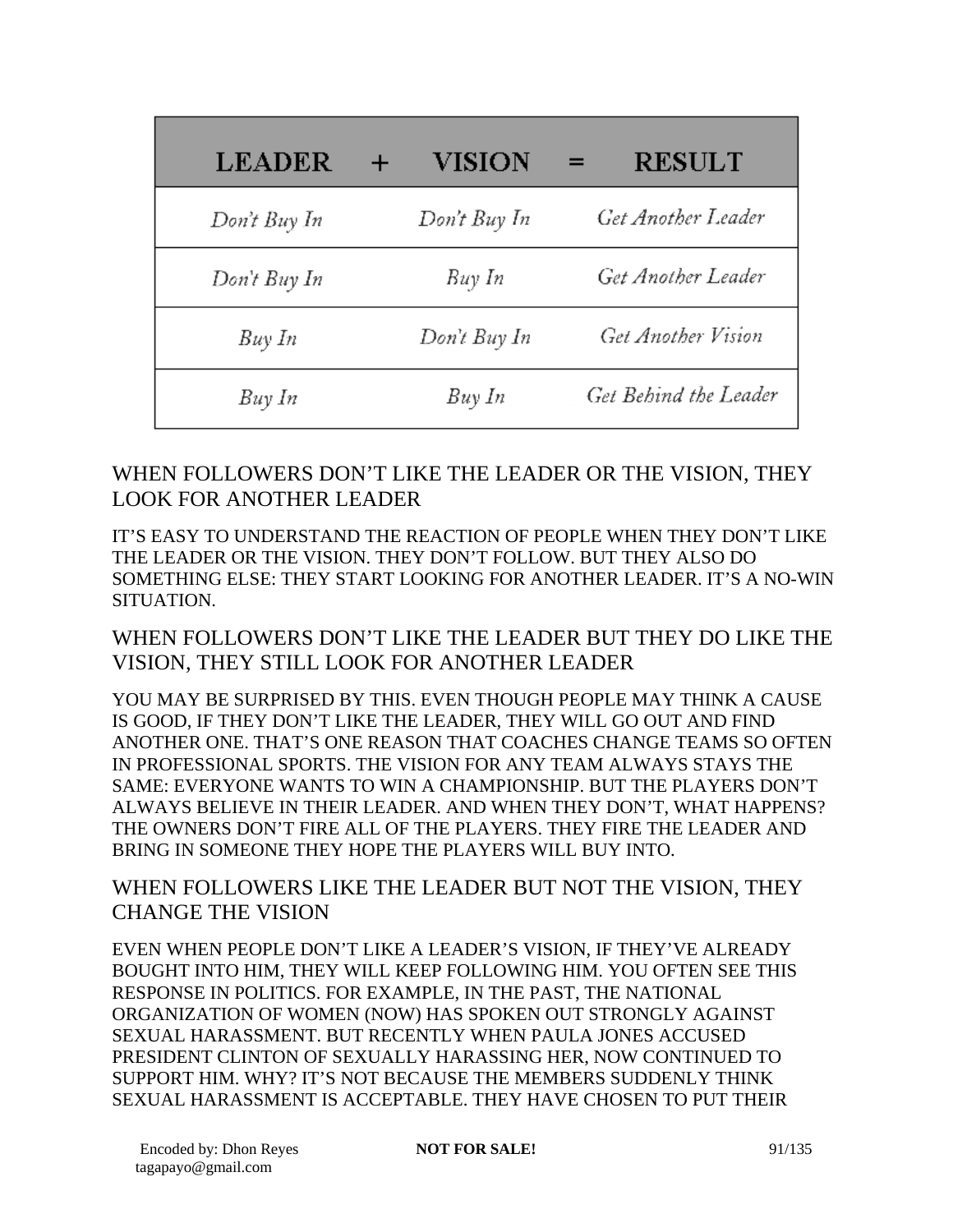| LEADER + | VISION = | RESULT |
|---|---|---|
| *Don't Buy In* | *Don't Buy In* | *Get Another Leader* |
| *Don't Buy In* | *Buy In* | *Get Another Leader* |
| *Buy In* | *Don't Buy In* | *Get Another Vision* |
| *Buy In* | *Buy In* | *Get Behind the Leader* |

## WHEN FOLLOWERS DON'T LIKE THE LEADER OR THE VISION, THEY LOOK FOR ANOTHER LEADER

IT'S EASY TO UNDERSTAND THE REACTION OF PEOPLE WHEN THEY DON'T LIKE THE LEADER OR THE VISION. THEY DON'T FOLLOW. BUT THEY ALSO DO SOMETHING ELSE: THEY START LOOKING FOR ANOTHER LEADER. IT'S A NO-WIN SITUATION.

## WHEN FOLLOWERS DON'T LIKE THE LEADER BUT THEY DO LIKE THE VISION, THEY STILL LOOK FOR ANOTHER LEADER

YOU MAY BE SURPRISED BY THIS. EVEN THOUGH PEOPLE MAY THINK A CAUSE IS GOOD, IF THEY DON'T LIKE THE LEADER, THEY WILL GO OUT AND FIND ANOTHER ONE. THAT'S ONE REASON THAT COACHES CHANGE TEAMS SO OFTEN IN PROFESSIONAL SPORTS. THE VISION FOR ANY TEAM ALWAYS STAYS THE SAME: EVERYONE WANTS TO WIN A CHAMPIONSHIP. BUT THE PLAYERS DON'T ALWAYS BELIEVE IN THEIR LEADER. AND WHEN THEY DON'T, WHAT HAPPENS? THE OWNERS DON'T FIRE ALL OF THE PLAYERS. THEY FIRE THE LEADER AND BRING IN SOMEONE THEY HOPE THE PLAYERS WILL BUY INTO.

## WHEN FOLLOWERS LIKE THE LEADER BUT NOT THE VISION, THEY CHANGE THE VISION

EVEN WHEN PEOPLE DON'T LIKE A LEADER'S VISION, IF THEY'VE ALREADY BOUGHT INTO HIM, THEY WILL KEEP FOLLOWING HIM. YOU OFTEN SEE THIS RESPONSE IN POLITICS. FOR EXAMPLE, IN THE PAST, THE NATIONAL ORGANIZATION OF WOMEN (NOW) HAS SPOKEN OUT STRONGLY AGAINST SEXUAL HARASSMENT. BUT RECENTLY WHEN PAULA JONES ACCUSED PRESIDENT CLINTON OF SEXUALLY HARASSING HER, NOW CONTINUED TO SUPPORT HIM. WHY? IT'S NOT BECAUSE THE MEMBERS SUDDENLY THINK SEXUAL HARASSMENT IS ACCEPTABLE. THEY HAVE CHOSEN TO PUT THEIR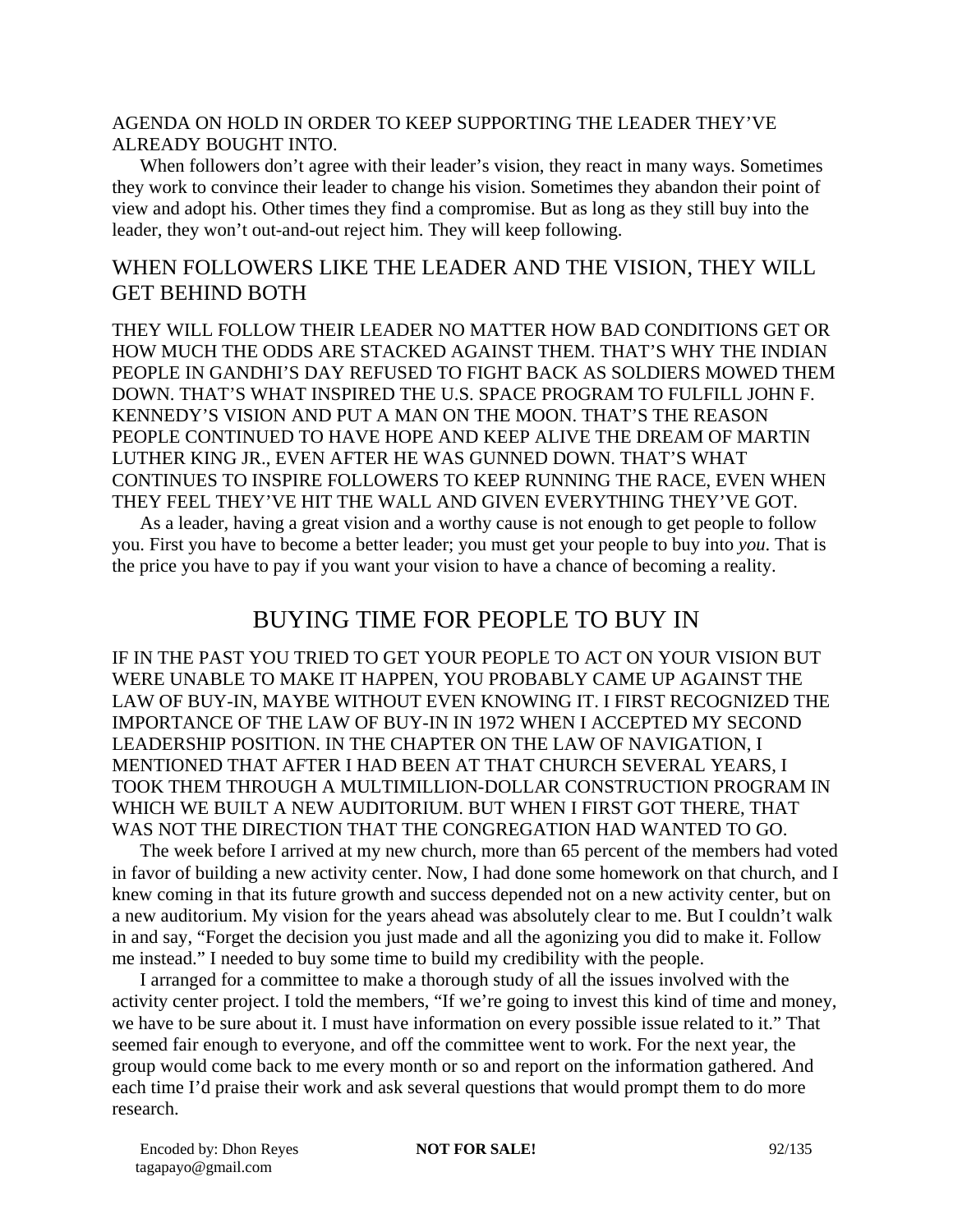AGENDA ON HOLD IN ORDER TO KEEP SUPPORTING THE LEADER THEY'VE ALREADY BOUGHT INTO.

When followers don't agree with their leader's vision, they react in many ways. Sometimes they work to convince their leader to change his vision. Sometimes they abandon their point of view and adopt his. Other times they find a compromise. But as long as they still buy into the leader, they won't out-and-out reject him. They will keep following.

## WHEN FOLLOWERS LIKE THE LEADER AND THE VISION, THEY WILL GET BEHIND BOTH

THEY WILL FOLLOW THEIR LEADER NO MATTER HOW BAD CONDITIONS GET OR HOW MUCH THE ODDS ARE STACKED AGAINST THEM. THAT'S WHY THE INDIAN PEOPLE IN GANDHI'S DAY REFUSED TO FIGHT BACK AS SOLDIERS MOWED THEM DOWN. THAT'S WHAT INSPIRED THE U.S. SPACE PROGRAM TO FULFILL JOHN F. KENNEDY'S VISION AND PUT A MAN ON THE MOON. THAT'S THE REASON PEOPLE CONTINUED TO HAVE HOPE AND KEEP ALIVE THE DREAM OF MARTIN LUTHER KING JR., EVEN AFTER HE WAS GUNNED DOWN. THAT'S WHAT CONTINUES TO INSPIRE FOLLOWERS TO KEEP RUNNING THE RACE, EVEN WHEN THEY FEEL THEY'VE HIT THE WALL AND GIVEN EVERYTHING THEY'VE GOT.

As a leader, having a great vision and a worthy cause is not enough to get people to follow you. First you have to become a better leader; you must get your people to buy into *you*. That is the price you have to pay if you want your vision to have a chance of becoming a reality.

# BUYING TIME FOR PEOPLE TO BUY IN

IF IN THE PAST YOU TRIED TO GET YOUR PEOPLE TO ACT ON YOUR VISION BUT WERE UNABLE TO MAKE IT HAPPEN, YOU PROBABLY CAME UP AGAINST THE LAW OF BUY-IN, MAYBE WITHOUT EVEN KNOWING IT. I FIRST RECOGNIZED THE IMPORTANCE OF THE LAW OF BUY-IN IN 1972 WHEN I ACCEPTED MY SECOND LEADERSHIP POSITION. IN THE CHAPTER ON THE LAW OF NAVIGATION, I MENTIONED THAT AFTER I HAD BEEN AT THAT CHURCH SEVERAL YEARS, I TOOK THEM THROUGH A MULTIMILLION-DOLLAR CONSTRUCTION PROGRAM IN WHICH WE BUILT A NEW AUDITORIUM. BUT WHEN I FIRST GOT THERE, THAT WAS NOT THE DIRECTION THAT THE CONGREGATION HAD WANTED TO GO.

The week before I arrived at my new church, more than 65 percent of the members had voted in favor of building a new activity center. Now, I had done some homework on that church, and I knew coming in that its future growth and success depended not on a new activity center, but on a new auditorium. My vision for the years ahead was absolutely clear to me. But I couldn't walk in and say, "Forget the decision you just made and all the agonizing you did to make it. Follow me instead." I needed to buy some time to build my credibility with the people.

I arranged for a committee to make a thorough study of all the issues involved with the activity center project. I told the members, "If we're going to invest this kind of time and money, we have to be sure about it. I must have information on every possible issue related to it." That seemed fair enough to everyone, and off the committee went to work. For the next year, the group would come back to me every month or so and report on the information gathered. And each time I'd praise their work and ask several questions that would prompt them to do more research.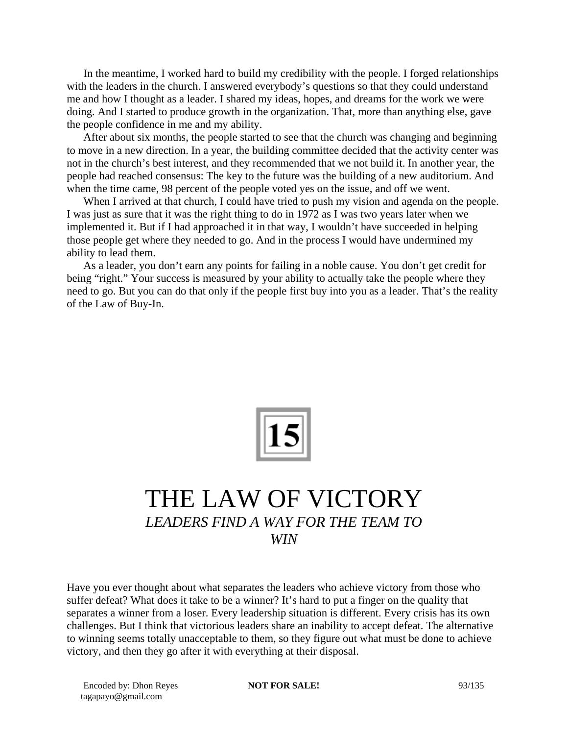In the meantime, I worked hard to build my credibility with the people. I forged relationships with the leaders in the church. I answered everybody's questions so that they could understand me and how I thought as a leader. I shared my ideas, hopes, and dreams for the work we were doing. And I started to produce growth in the organization. That, more than anything else, gave the people confidence in me and my ability.

After about six months, the people started to see that the church was changing and beginning to move in a new direction. In a year, the building committee decided that the activity center was not in the church's best interest, and they recommended that we not build it. In another year, the people had reached consensus: The key to the future was the building of a new auditorium. And when the time came, 98 percent of the people voted yes on the issue, and off we went.

When I arrived at that church, I could have tried to push my vision and agenda on the people. I was just as sure that it was the right thing to do in 1972 as I was two years later when we implemented it. But if I had approached it in that way, I wouldn't have succeeded in helping those people get where they needed to go. And in the process I would have undermined my ability to lead them.

As a leader, you don't earn any points for failing in a noble cause. You don't get credit for being "right." Your success is measured by your ability to actually take the people where they need to go. But you can do that only if the people first buy into you as a leader. That's the reality of the Law of Buy-In.

**15**

# THE LAW OF VICTORY

*LEADERS FIND A WAY FOR THE TEAM TO WIN*

Have you ever thought about what separates the leaders who achieve victory from those who suffer defeat? What does it take to be a winner? It's hard to put a finger on the quality that separates a winner from a loser. Every leadership situation is different. Every crisis has its own challenges. But I think that victorious leaders share an inability to accept defeat. The alternative to winning seems totally unacceptable to them, so they figure out what must be done to achieve victory, and then they go after it with everything at their disposal.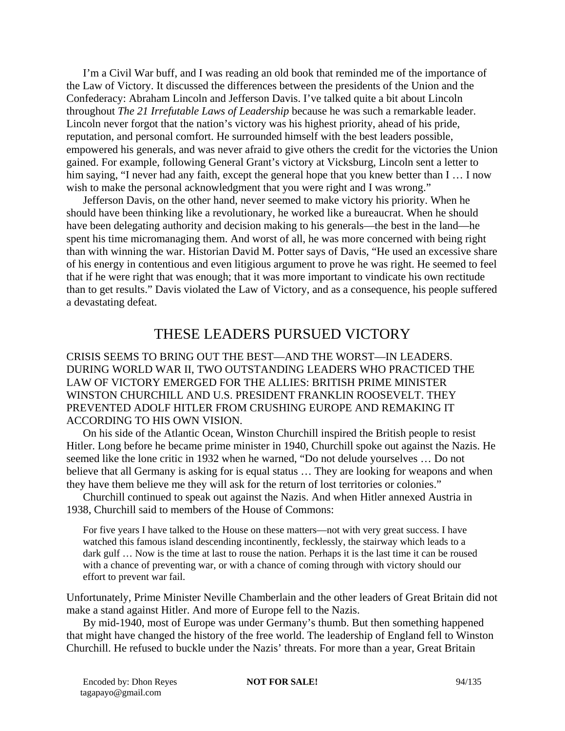I'm a Civil War buff, and I was reading an old book that reminded me of the importance of the Law of Victory. It discussed the differences between the presidents of the Union and the Confederacy: Abraham Lincoln and Jefferson Davis. I've talked quite a bit about Lincoln throughout *The 21 Irrefutable Laws of Leadership* because he was such a remarkable leader. Lincoln never forgot that the nation's victory was his highest priority, ahead of his pride, reputation, and personal comfort. He surrounded himself with the best leaders possible, empowered his generals, and was never afraid to give others the credit for the victories the Union gained. For example, following General Grant's victory at Vicksburg, Lincoln sent a letter to him saying, "I never had any faith, except the general hope that you knew better than I … I now wish to make the personal acknowledgment that you were right and I was wrong."

Jefferson Davis, on the other hand, never seemed to make victory his priority. When he should have been thinking like a revolutionary, he worked like a bureaucrat. When he should have been delegating authority and decision making to his generals—the best in the land—he spent his time micromanaging them. And worst of all, he was more concerned with being right than with winning the war. Historian David M. Potter says of Davis, "He used an excessive share of his energy in contentious and even litigious argument to prove he was right. He seemed to feel that if he were right that was enough; that it was more important to vindicate his own rectitude than to get results." Davis violated the Law of Victory, and as a consequence, his people suffered a devastating defeat.

## THESE LEADERS PURSUED VICTORY

CRISIS SEEMS TO BRING OUT THE BEST—AND THE WORST—IN LEADERS. DURING WORLD WAR II, TWO OUTSTANDING LEADERS WHO PRACTICED THE LAW OF VICTORY EMERGED FOR THE ALLIES: BRITISH PRIME MINISTER WINSTON CHURCHILL AND U.S. PRESIDENT FRANKLIN ROOSEVELT. THEY PREVENTED ADOLF HITLER FROM CRUSHING EUROPE AND REMAKING IT ACCORDING TO HIS OWN VISION.

On his side of the Atlantic Ocean, Winston Churchill inspired the British people to resist Hitler. Long before he became prime minister in 1940, Churchill spoke out against the Nazis. He seemed like the lone critic in 1932 when he warned, "Do not delude yourselves … Do not believe that all Germany is asking for is equal status … They are looking for weapons and when they have them believe me they will ask for the return of lost territories or colonies."

Churchill continued to speak out against the Nazis. And when Hitler annexed Austria in 1938, Churchill said to members of the House of Commons:

> For five years I have talked to the House on these matters—not with very great success. I have watched this famous island descending incontinently, fecklessly, the stairway which leads to a dark gulf … Now is the time at last to rouse the nation. Perhaps it is the last time it can be roused with a chance of preventing war, or with a chance of coming through with victory should our effort to prevent war fail.

Unfortunately, Prime Minister Neville Chamberlain and the other leaders of Great Britain did not make a stand against Hitler. And more of Europe fell to the Nazis.

By mid-1940, most of Europe was under Germany's thumb. But then something happened that might have changed the history of the free world. The leadership of England fell to Winston Churchill. He refused to buckle under the Nazis' threats. For more than a year, Great Britain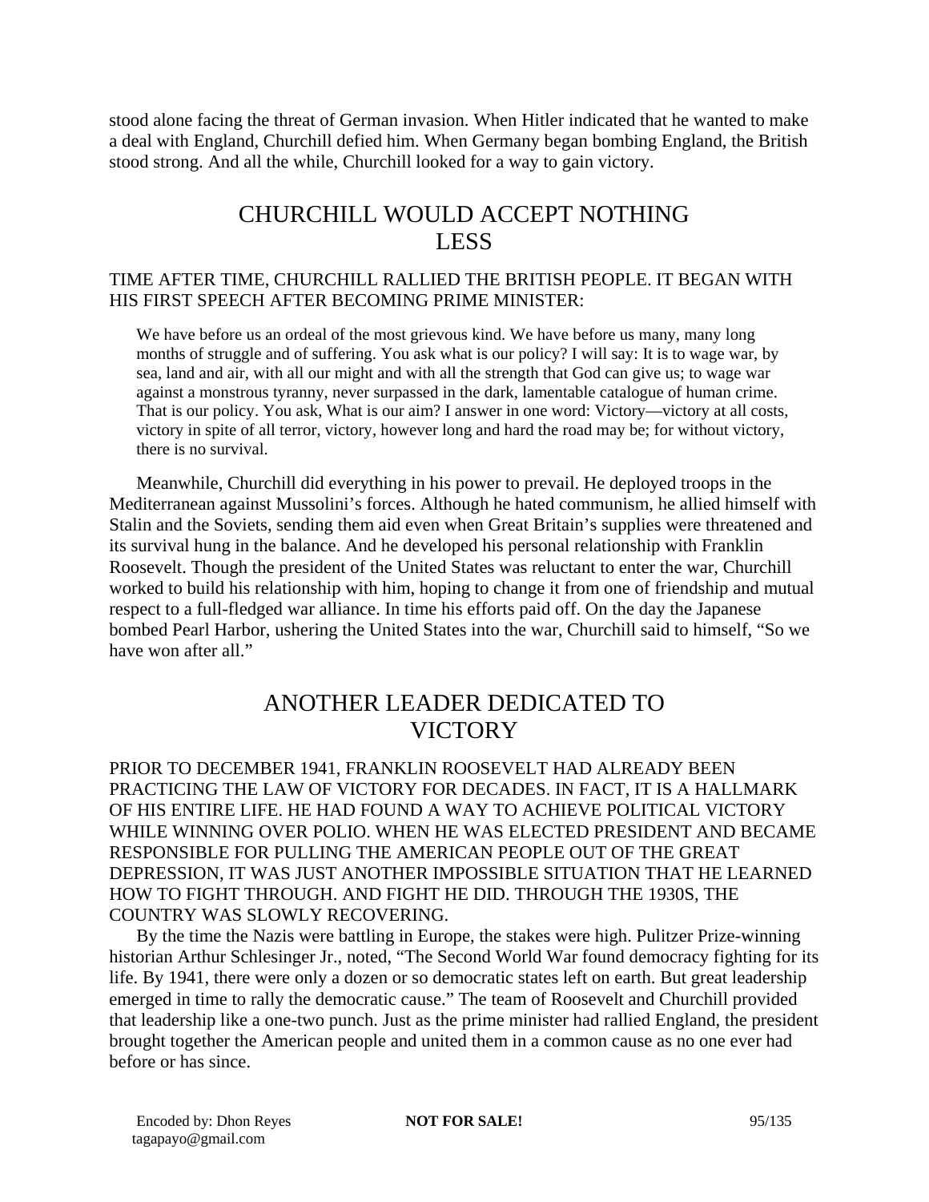stood alone facing the threat of German invasion. When Hitler indicated that he wanted to make a deal with England, Churchill defied him. When Germany began bombing England, the British stood strong. And all the while, Churchill looked for a way to gain victory.

## CHURCHILL WOULD ACCEPT NOTHING LESS

TIME AFTER TIME, CHURCHILL RALLIED THE BRITISH PEOPLE. IT BEGAN WITH HIS FIRST SPEECH AFTER BECOMING PRIME MINISTER:

> We have before us an ordeal of the most grievous kind. We have before us many, many long months of struggle and of suffering. You ask what is our policy? I will say: It is to wage war, by sea, land and air, with all our might and with all the strength that God can give us; to wage war against a monstrous tyranny, never surpassed in the dark, lamentable catalogue of human crime. That is our policy. You ask, What is our aim? I answer in one word: Victory—victory at all costs, victory in spite of all terror, victory, however long and hard the road may be; for without victory, there is no survival.

Meanwhile, Churchill did everything in his power to prevail. He deployed troops in the Mediterranean against Mussolini's forces. Although he hated communism, he allied himself with Stalin and the Soviets, sending them aid even when Great Britain's supplies were threatened and its survival hung in the balance. And he developed his personal relationship with Franklin Roosevelt. Though the president of the United States was reluctant to enter the war, Churchill worked to build his relationship with him, hoping to change it from one of friendship and mutual respect to a full-fledged war alliance. In time his efforts paid off. On the day the Japanese bombed Pearl Harbor, ushering the United States into the war, Churchill said to himself, "So we have won after all."

## ANOTHER LEADER DEDICATED TO VICTORY

PRIOR TO DECEMBER 1941, FRANKLIN ROOSEVELT HAD ALREADY BEEN PRACTICING THE LAW OF VICTORY FOR DECADES. IN FACT, IT IS A HALLMARK OF HIS ENTIRE LIFE. HE HAD FOUND A WAY TO ACHIEVE POLITICAL VICTORY WHILE WINNING OVER POLIO. WHEN HE WAS ELECTED PRESIDENT AND BECAME RESPONSIBLE FOR PULLING THE AMERICAN PEOPLE OUT OF THE GREAT DEPRESSION, IT WAS JUST ANOTHER IMPOSSIBLE SITUATION THAT HE LEARNED HOW TO FIGHT THROUGH. AND FIGHT HE DID. THROUGH THE 1930S, THE COUNTRY WAS SLOWLY RECOVERING.

By the time the Nazis were battling in Europe, the stakes were high. Pulitzer Prize-winning historian Arthur Schlesinger Jr., noted, "The Second World War found democracy fighting for its life. By 1941, there were only a dozen or so democratic states left on earth. But great leadership emerged in time to rally the democratic cause." The team of Roosevelt and Churchill provided that leadership like a one-two punch. Just as the prime minister had rallied England, the president brought together the American people and united them in a common cause as no one ever had before or has since.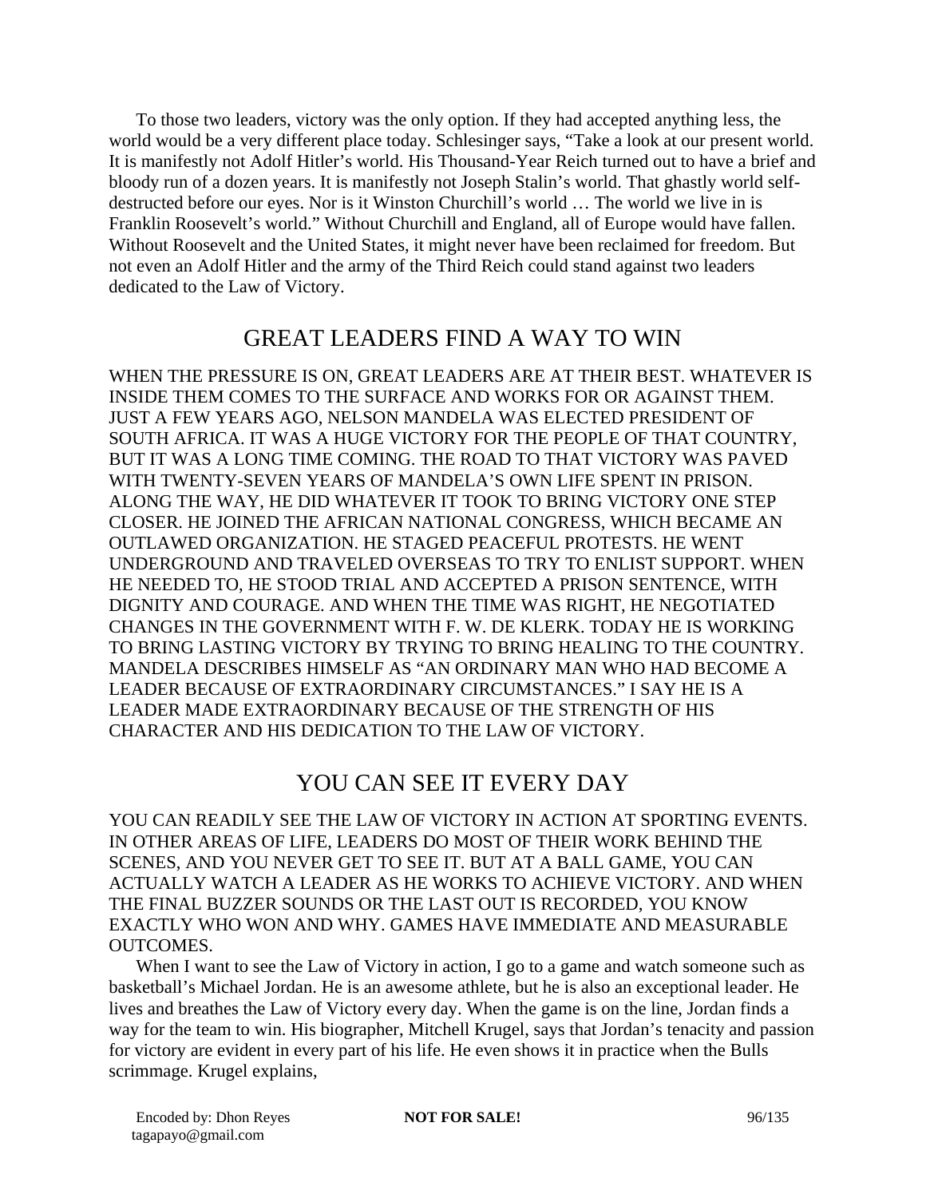To those two leaders, victory was the only option. If they had accepted anything less, the world would be a very different place today. Schlesinger says, "Take a look at our present world. It is manifestly not Adolf Hitler's world. His Thousand-Year Reich turned out to have a brief and bloody run of a dozen years. It is manifestly not Joseph Stalin's world. That ghastly world self-destructed before our eyes. Nor is it Winston Churchill's world … The world we live in is Franklin Roosevelt's world." Without Churchill and England, all of Europe would have fallen. Without Roosevelt and the United States, it might never have been reclaimed for freedom. But not even an Adolf Hitler and the army of the Third Reich could stand against two leaders dedicated to the Law of Victory.

## GREAT LEADERS FIND A WAY TO WIN

WHEN THE PRESSURE IS ON, GREAT LEADERS ARE AT THEIR BEST. WHATEVER IS INSIDE THEM COMES TO THE SURFACE AND WORKS FOR OR AGAINST THEM. JUST A FEW YEARS AGO, NELSON MANDELA WAS ELECTED PRESIDENT OF SOUTH AFRICA. IT WAS A HUGE VICTORY FOR THE PEOPLE OF THAT COUNTRY, BUT IT WAS A LONG TIME COMING. THE ROAD TO THAT VICTORY WAS PAVED WITH TWENTY-SEVEN YEARS OF MANDELA'S OWN LIFE SPENT IN PRISON. ALONG THE WAY, HE DID WHATEVER IT TOOK TO BRING VICTORY ONE STEP CLOSER. HE JOINED THE AFRICAN NATIONAL CONGRESS, WHICH BECAME AN OUTLAWED ORGANIZATION. HE STAGED PEACEFUL PROTESTS. HE WENT UNDERGROUND AND TRAVELED OVERSEAS TO TRY TO ENLIST SUPPORT. WHEN HE NEEDED TO, HE STOOD TRIAL AND ACCEPTED A PRISON SENTENCE, WITH DIGNITY AND COURAGE. AND WHEN THE TIME WAS RIGHT, HE NEGOTIATED CHANGES IN THE GOVERNMENT WITH F. W. DE KLERK. TODAY HE IS WORKING TO BRING LASTING VICTORY BY TRYING TO BRING HEALING TO THE COUNTRY. MANDELA DESCRIBES HIMSELF AS "AN ORDINARY MAN WHO HAD BECOME A LEADER BECAUSE OF EXTRAORDINARY CIRCUMSTANCES." I SAY HE IS A LEADER MADE EXTRAORDINARY BECAUSE OF THE STRENGTH OF HIS CHARACTER AND HIS DEDICATION TO THE LAW OF VICTORY.

## YOU CAN SEE IT EVERY DAY

YOU CAN READILY SEE THE LAW OF VICTORY IN ACTION AT SPORTING EVENTS. IN OTHER AREAS OF LIFE, LEADERS DO MOST OF THEIR WORK BEHIND THE SCENES, AND YOU NEVER GET TO SEE IT. BUT AT A BALL GAME, YOU CAN ACTUALLY WATCH A LEADER AS HE WORKS TO ACHIEVE VICTORY. AND WHEN THE FINAL BUZZER SOUNDS OR THE LAST OUT IS RECORDED, YOU KNOW EXACTLY WHO WON AND WHY. GAMES HAVE IMMEDIATE AND MEASURABLE OUTCOMES.

When I want to see the Law of Victory in action, I go to a game and watch someone such as basketball's Michael Jordan. He is an awesome athlete, but he is also an exceptional leader. He lives and breathes the Law of Victory every day. When the game is on the line, Jordan finds a way for the team to win. His biographer, Mitchell Krugel, says that Jordan's tenacity and passion for victory are evident in every part of his life. He even shows it in practice when the Bulls scrimmage. Krugel explains,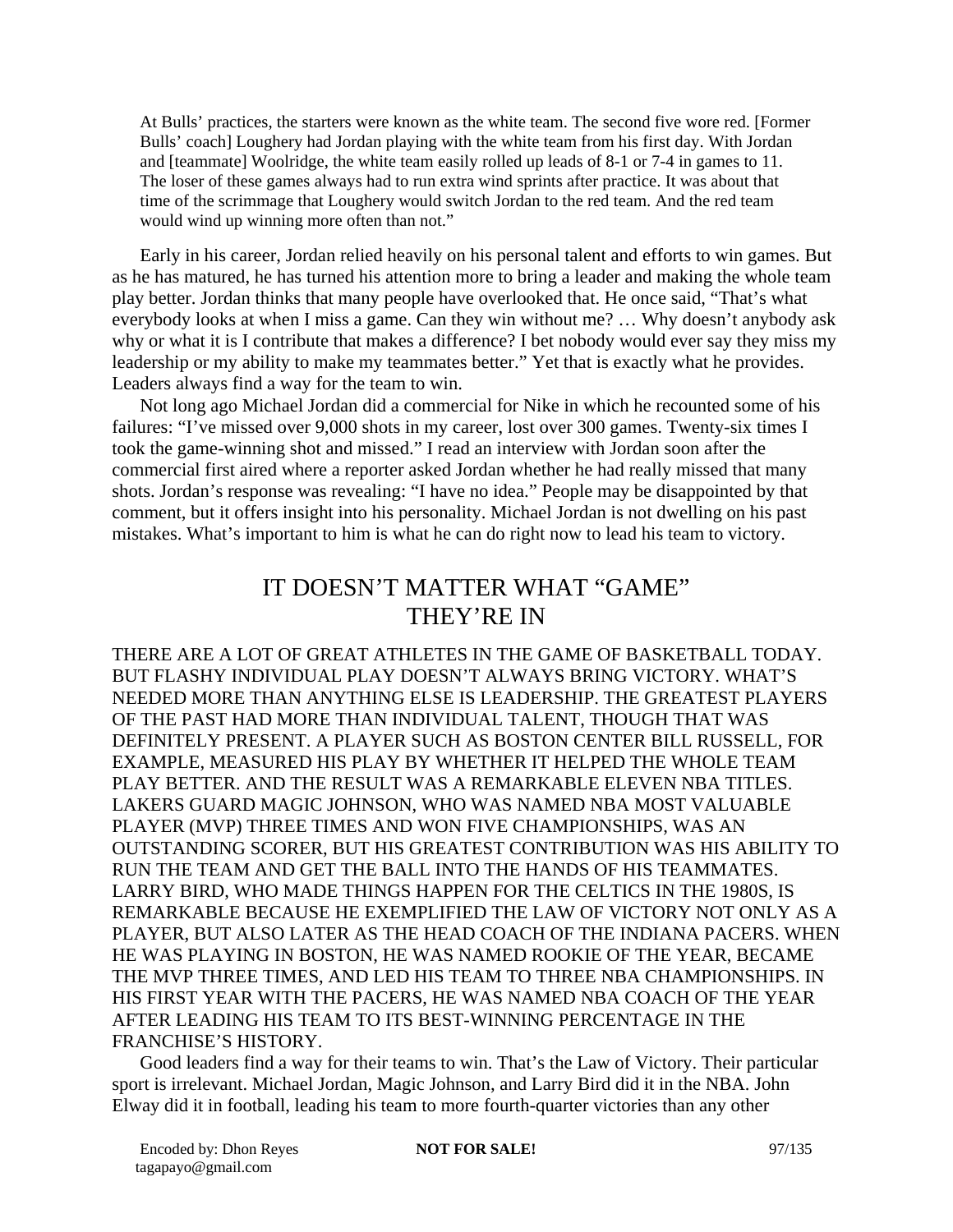> At Bulls' practices, the starters were known as the white team. The second five wore red. [Former Bulls' coach] Loughery had Jordan playing with the white team from his first day. With Jordan and [teammate] Woolridge, the white team easily rolled up leads of 8-1 or 7-4 in games to 11. The loser of these games always had to run extra wind sprints after practice. It was about that time of the scrimmage that Loughery would switch Jordan to the red team. And the red team would wind up winning more often than not."

Early in his career, Jordan relied heavily on his personal talent and efforts to win games. But as he has matured, he has turned his attention more to bring a leader and making the whole team play better. Jordan thinks that many people have overlooked that. He once said, "That's what everybody looks at when I miss a game. Can they win without me? … Why doesn't anybody ask why or what it is I contribute that makes a difference? I bet nobody would ever say they miss my leadership or my ability to make my teammates better." Yet that is exactly what he provides. Leaders always find a way for the team to win.

Not long ago Michael Jordan did a commercial for Nike in which he recounted some of his failures: "I've missed over 9,000 shots in my career, lost over 300 games. Twenty-six times I took the game-winning shot and missed." I read an interview with Jordan soon after the commercial first aired where a reporter asked Jordan whether he had really missed that many shots. Jordan's response was revealing: "I have no idea." People may be disappointed by that comment, but it offers insight into his personality. Michael Jordan is not dwelling on his past mistakes. What's important to him is what he can do right now to lead his team to victory.

## IT DOESN'T MATTER WHAT "GAME" THEY'RE IN

THERE ARE A LOT OF GREAT ATHLETES IN THE GAME OF BASKETBALL TODAY. BUT FLASHY INDIVIDUAL PLAY DOESN'T ALWAYS BRING VICTORY. WHAT'S NEEDED MORE THAN ANYTHING ELSE IS LEADERSHIP. THE GREATEST PLAYERS OF THE PAST HAD MORE THAN INDIVIDUAL TALENT, THOUGH THAT WAS DEFINITELY PRESENT. A PLAYER SUCH AS BOSTON CENTER BILL RUSSELL, FOR EXAMPLE, MEASURED HIS PLAY BY WHETHER IT HELPED THE WHOLE TEAM PLAY BETTER. AND THE RESULT WAS A REMARKABLE ELEVEN NBA TITLES. LAKERS GUARD MAGIC JOHNSON, WHO WAS NAMED NBA MOST VALUABLE PLAYER (MVP) THREE TIMES AND WON FIVE CHAMPIONSHIPS, WAS AN OUTSTANDING SCORER, BUT HIS GREATEST CONTRIBUTION WAS HIS ABILITY TO RUN THE TEAM AND GET THE BALL INTO THE HANDS OF HIS TEAMMATES. LARRY BIRD, WHO MADE THINGS HAPPEN FOR THE CELTICS IN THE 1980S, IS REMARKABLE BECAUSE HE EXEMPLIFIED THE LAW OF VICTORY NOT ONLY AS A PLAYER, BUT ALSO LATER AS THE HEAD COACH OF THE INDIANA PACERS. WHEN HE WAS PLAYING IN BOSTON, HE WAS NAMED ROOKIE OF THE YEAR, BECAME THE MVP THREE TIMES, AND LED HIS TEAM TO THREE NBA CHAMPIONSHIPS. IN HIS FIRST YEAR WITH THE PACERS, HE WAS NAMED NBA COACH OF THE YEAR AFTER LEADING HIS TEAM TO ITS BEST-WINNING PERCENTAGE IN THE FRANCHISE'S HISTORY.

Good leaders find a way for their teams to win. That's the Law of Victory. Their particular sport is irrelevant. Michael Jordan, Magic Johnson, and Larry Bird did it in the NBA. John Elway did it in football, leading his team to more fourth-quarter victories than any other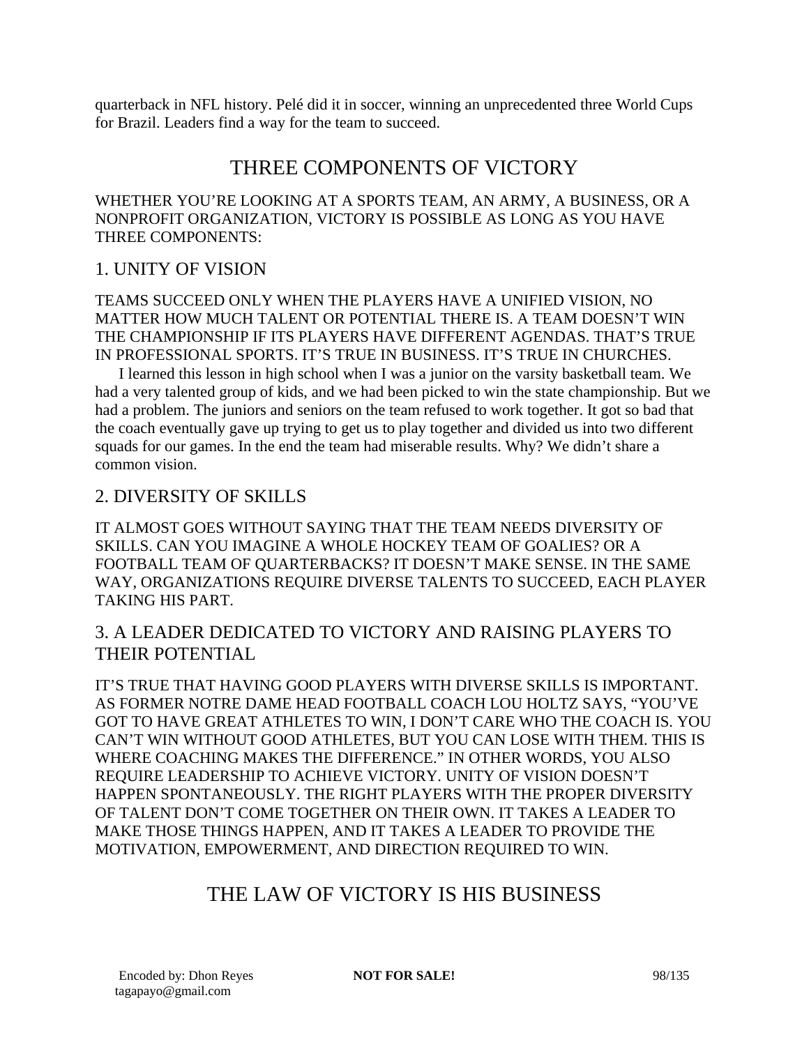quarterback in NFL history. Pelé did it in soccer, winning an unprecedented three World Cups for Brazil. Leaders find a way for the team to succeed.

## THREE COMPONENTS OF VICTORY

WHETHER YOU'RE LOOKING AT A SPORTS TEAM, AN ARMY, A BUSINESS, OR A NONPROFIT ORGANIZATION, VICTORY IS POSSIBLE AS LONG AS YOU HAVE THREE COMPONENTS:

### 1. UNITY OF VISION

TEAMS SUCCEED ONLY WHEN THE PLAYERS HAVE A UNIFIED VISION, NO MATTER HOW MUCH TALENT OR POTENTIAL THERE IS. A TEAM DOESN'T WIN THE CHAMPIONSHIP IF ITS PLAYERS HAVE DIFFERENT AGENDAS. THAT'S TRUE IN PROFESSIONAL SPORTS. IT'S TRUE IN BUSINESS. IT'S TRUE IN CHURCHES.

I learned this lesson in high school when I was a junior on the varsity basketball team. We had a very talented group of kids, and we had been picked to win the state championship. But we had a problem. The juniors and seniors on the team refused to work together. It got so bad that the coach eventually gave up trying to get us to play together and divided us into two different squads for our games. In the end the team had miserable results. Why? We didn't share a common vision.

### 2. DIVERSITY OF SKILLS

IT ALMOST GOES WITHOUT SAYING THAT THE TEAM NEEDS DIVERSITY OF SKILLS. CAN YOU IMAGINE A WHOLE HOCKEY TEAM OF GOALIES? OR A FOOTBALL TEAM OF QUARTERBACKS? IT DOESN'T MAKE SENSE. IN THE SAME WAY, ORGANIZATIONS REQUIRE DIVERSE TALENTS TO SUCCEED, EACH PLAYER TAKING HIS PART.

### 3. A LEADER DEDICATED TO VICTORY AND RAISING PLAYERS TO THEIR POTENTIAL

IT'S TRUE THAT HAVING GOOD PLAYERS WITH DIVERSE SKILLS IS IMPORTANT. AS FORMER NOTRE DAME HEAD FOOTBALL COACH LOU HOLTZ SAYS, "YOU'VE GOT TO HAVE GREAT ATHLETES TO WIN, I DON'T CARE WHO THE COACH IS. YOU CAN'T WIN WITHOUT GOOD ATHLETES, BUT YOU CAN LOSE WITH THEM. THIS IS WHERE COACHING MAKES THE DIFFERENCE." IN OTHER WORDS, YOU ALSO REQUIRE LEADERSHIP TO ACHIEVE VICTORY. UNITY OF VISION DOESN'T HAPPEN SPONTANEOUSLY. THE RIGHT PLAYERS WITH THE PROPER DIVERSITY OF TALENT DON'T COME TOGETHER ON THEIR OWN. IT TAKES A LEADER TO MAKE THOSE THINGS HAPPEN, AND IT TAKES A LEADER TO PROVIDE THE MOTIVATION, EMPOWERMENT, AND DIRECTION REQUIRED TO WIN.

## THE LAW OF VICTORY IS HIS BUSINESS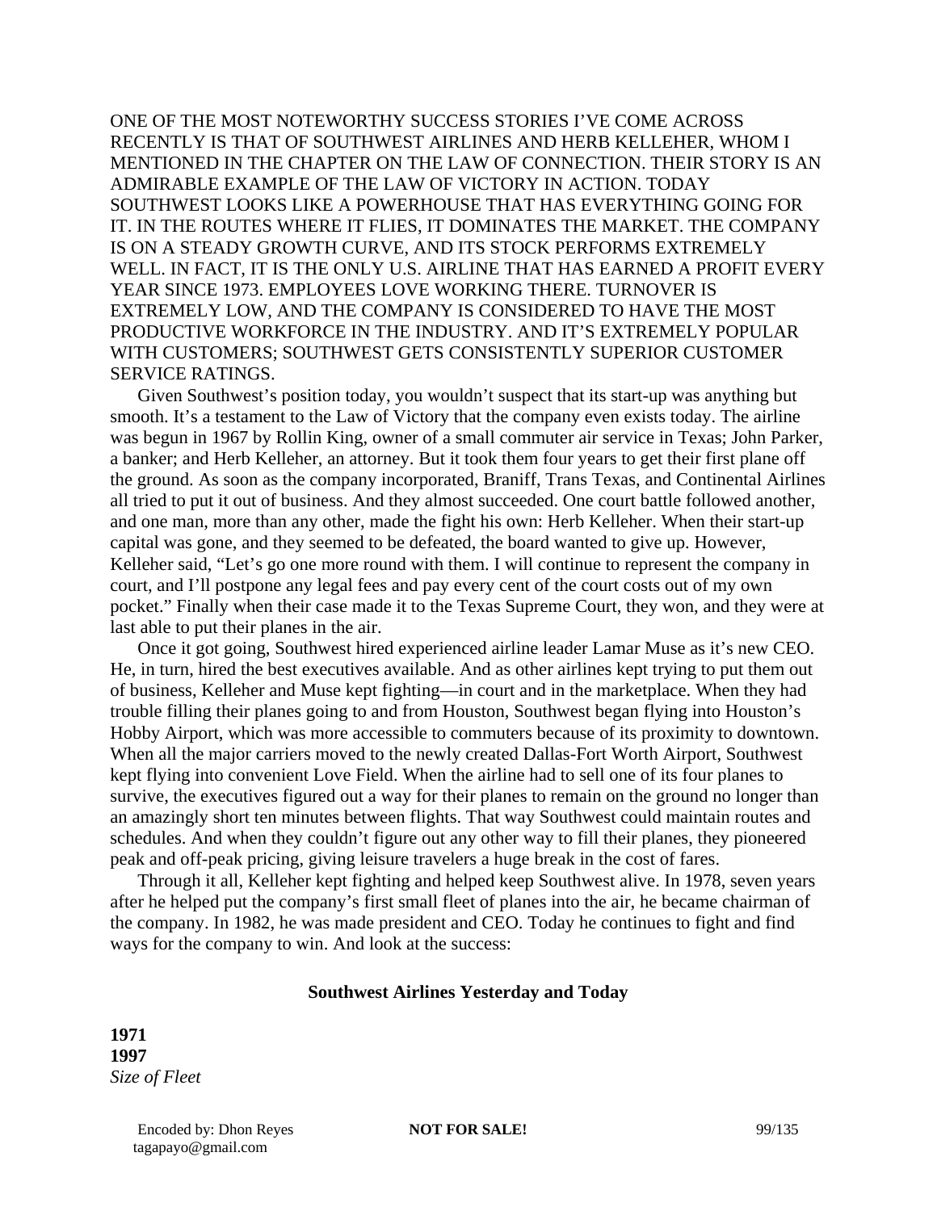ONE OF THE MOST NOTEWORTHY SUCCESS STORIES I'VE COME ACROSS RECENTLY IS THAT OF SOUTHWEST AIRLINES AND HERB KELLEHER, WHOM I MENTIONED IN THE CHAPTER ON THE LAW OF CONNECTION. THEIR STORY IS AN ADMIRABLE EXAMPLE OF THE LAW OF VICTORY IN ACTION. TODAY SOUTHWEST LOOKS LIKE A POWERHOUSE THAT HAS EVERYTHING GOING FOR IT. IN THE ROUTES WHERE IT FLIES, IT DOMINATES THE MARKET. THE COMPANY IS ON A STEADY GROWTH CURVE, AND ITS STOCK PERFORMS EXTREMELY WELL. IN FACT, IT IS THE ONLY U.S. AIRLINE THAT HAS EARNED A PROFIT EVERY YEAR SINCE 1973. EMPLOYEES LOVE WORKING THERE. TURNOVER IS EXTREMELY LOW, AND THE COMPANY IS CONSIDERED TO HAVE THE MOST PRODUCTIVE WORKFORCE IN THE INDUSTRY. AND IT'S EXTREMELY POPULAR WITH CUSTOMERS; SOUTHWEST GETS CONSISTENTLY SUPERIOR CUSTOMER SERVICE RATINGS.

Given Southwest's position today, you wouldn't suspect that its start-up was anything but smooth. It's a testament to the Law of Victory that the company even exists today. The airline was begun in 1967 by Rollin King, owner of a small commuter air service in Texas; John Parker, a banker; and Herb Kelleher, an attorney. But it took them four years to get their first plane off the ground. As soon as the company incorporated, Braniff, Trans Texas, and Continental Airlines all tried to put it out of business. And they almost succeeded. One court battle followed another, and one man, more than any other, made the fight his own: Herb Kelleher. When their start-up capital was gone, and they seemed to be defeated, the board wanted to give up. However, Kelleher said, "Let's go one more round with them. I will continue to represent the company in court, and I'll postpone any legal fees and pay every cent of the court costs out of my own pocket." Finally when their case made it to the Texas Supreme Court, they won, and they were at last able to put their planes in the air.

Once it got going, Southwest hired experienced airline leader Lamar Muse as it's new CEO. He, in turn, hired the best executives available. And as other airlines kept trying to put them out of business, Kelleher and Muse kept fighting—in court and in the marketplace. When they had trouble filling their planes going to and from Houston, Southwest began flying into Houston's Hobby Airport, which was more accessible to commuters because of its proximity to downtown. When all the major carriers moved to the newly created Dallas-Fort Worth Airport, Southwest kept flying into convenient Love Field. When the airline had to sell one of its four planes to survive, the executives figured out a way for their planes to remain on the ground no longer than an amazingly short ten minutes between flights. That way Southwest could maintain routes and schedules. And when they couldn't figure out any other way to fill their planes, they pioneered peak and off-peak pricing, giving leisure travelers a huge break in the cost of fares.

Through it all, Kelleher kept fighting and helped keep Southwest alive. In 1978, seven years after he helped put the company's first small fleet of planes into the air, he became chairman of the company. In 1982, he was made president and CEO. Today he continues to fight and find ways for the company to win. And look at the success:

**Southwest Airlines Yesterday and Today**

**1971**
**1997**
*Size of Fleet*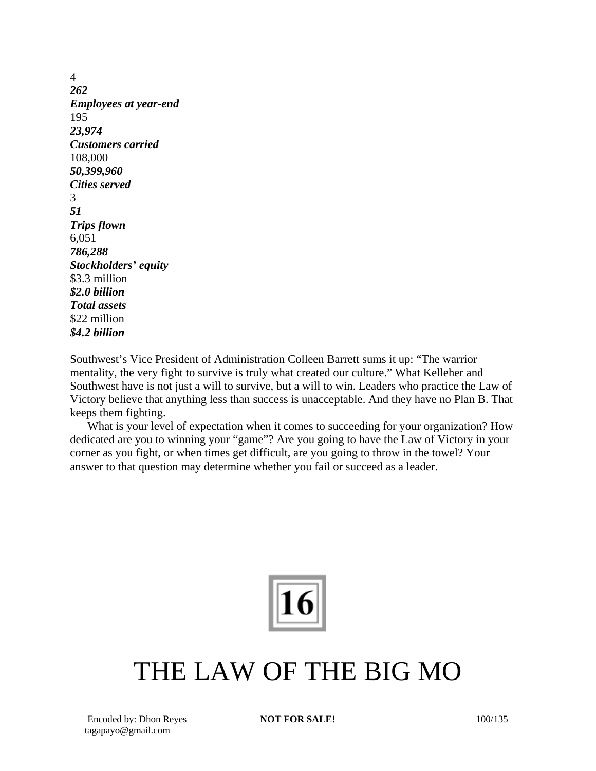4
***262***
***Employees at year-end***
195
***23,974***
***Customers carried***
108,000
***50,399,960***
***Cities served***
3
***51***
***Trips flown***
6,051
***786,288***
***Stockholders' equity***
$3.3 million
***$2.0 billion***
***Total assets***
$22 million
***$4.2 billion***

Southwest's Vice President of Administration Colleen Barrett sums it up: "The warrior mentality, the very fight to survive is truly what created our culture." What Kelleher and Southwest have is not just a will to survive, but a will to win. Leaders who practice the Law of Victory believe that anything less than success is unacceptable. And they have no Plan B. That keeps them fighting.

What is your level of expectation when it comes to succeeding for your organization? How dedicated are you to winning your "game"? Are you going to have the Law of Victory in your corner as you fight, or when times get difficult, are you going to throw in the towel? Your answer to that question may determine whether you fail or succeed as a leader.

# 16

# THE LAW OF THE BIG MO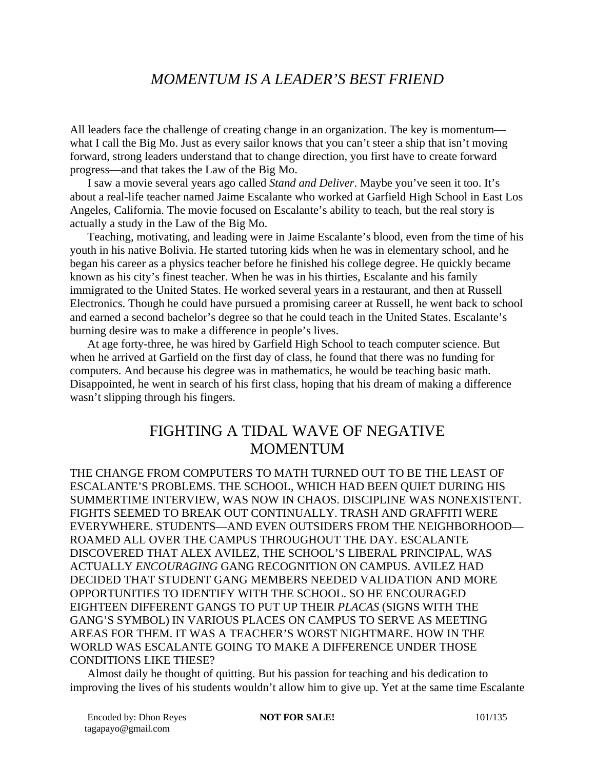# *MOMENTUM IS A LEADER'S BEST FRIEND*

All leaders face the challenge of creating change in an organization. The key is momentum—what I call the Big Mo. Just as every sailor knows that you can't steer a ship that isn't moving forward, strong leaders understand that to change direction, you first have to create forward progress—and that takes the Law of the Big Mo.

I saw a movie several years ago called *Stand and Deliver*. Maybe you've seen it too. It's about a real-life teacher named Jaime Escalante who worked at Garfield High School in East Los Angeles, California. The movie focused on Escalante's ability to teach, but the real story is actually a study in the Law of the Big Mo.

Teaching, motivating, and leading were in Jaime Escalante's blood, even from the time of his youth in his native Bolivia. He started tutoring kids when he was in elementary school, and he began his career as a physics teacher before he finished his college degree. He quickly became known as his city's finest teacher. When he was in his thirties, Escalante and his family immigrated to the United States. He worked several years in a restaurant, and then at Russell Electronics. Though he could have pursued a promising career at Russell, he went back to school and earned a second bachelor's degree so that he could teach in the United States. Escalante's burning desire was to make a difference in people's lives.

At age forty-three, he was hired by Garfield High School to teach computer science. But when he arrived at Garfield on the first day of class, he found that there was no funding for computers. And because his degree was in mathematics, he would be teaching basic math. Disappointed, he went in search of his first class, hoping that his dream of making a difference wasn't slipping through his fingers.

## FIGHTING A TIDAL WAVE OF NEGATIVE MOMENTUM

THE CHANGE FROM COMPUTERS TO MATH TURNED OUT TO BE THE LEAST OF ESCALANTE'S PROBLEMS. THE SCHOOL, WHICH HAD BEEN QUIET DURING HIS SUMMERTIME INTERVIEW, WAS NOW IN CHAOS. DISCIPLINE WAS NONEXISTENT. FIGHTS SEEMED TO BREAK OUT CONTINUALLY. TRASH AND GRAFFITI WERE EVERYWHERE. STUDENTS—AND EVEN OUTSIDERS FROM THE NEIGHBORHOOD—ROAMED ALL OVER THE CAMPUS THROUGHOUT THE DAY. ESCALANTE DISCOVERED THAT ALEX AVILEZ, THE SCHOOL'S LIBERAL PRINCIPAL, WAS ACTUALLY *ENCOURAGING* GANG RECOGNITION ON CAMPUS. AVILEZ HAD DECIDED THAT STUDENT GANG MEMBERS NEEDED VALIDATION AND MORE OPPORTUNITIES TO IDENTIFY WITH THE SCHOOL. SO HE ENCOURAGED EIGHTEEN DIFFERENT GANGS TO PUT UP THEIR *PLACAS* (SIGNS WITH THE GANG'S SYMBOL) IN VARIOUS PLACES ON CAMPUS TO SERVE AS MEETING AREAS FOR THEM. IT WAS A TEACHER'S WORST NIGHTMARE. HOW IN THE WORLD WAS ESCALANTE GOING TO MAKE A DIFFERENCE UNDER THOSE CONDITIONS LIKE THESE?

Almost daily he thought of quitting. But his passion for teaching and his dedication to improving the lives of his students wouldn't allow him to give up. Yet at the same time Escalante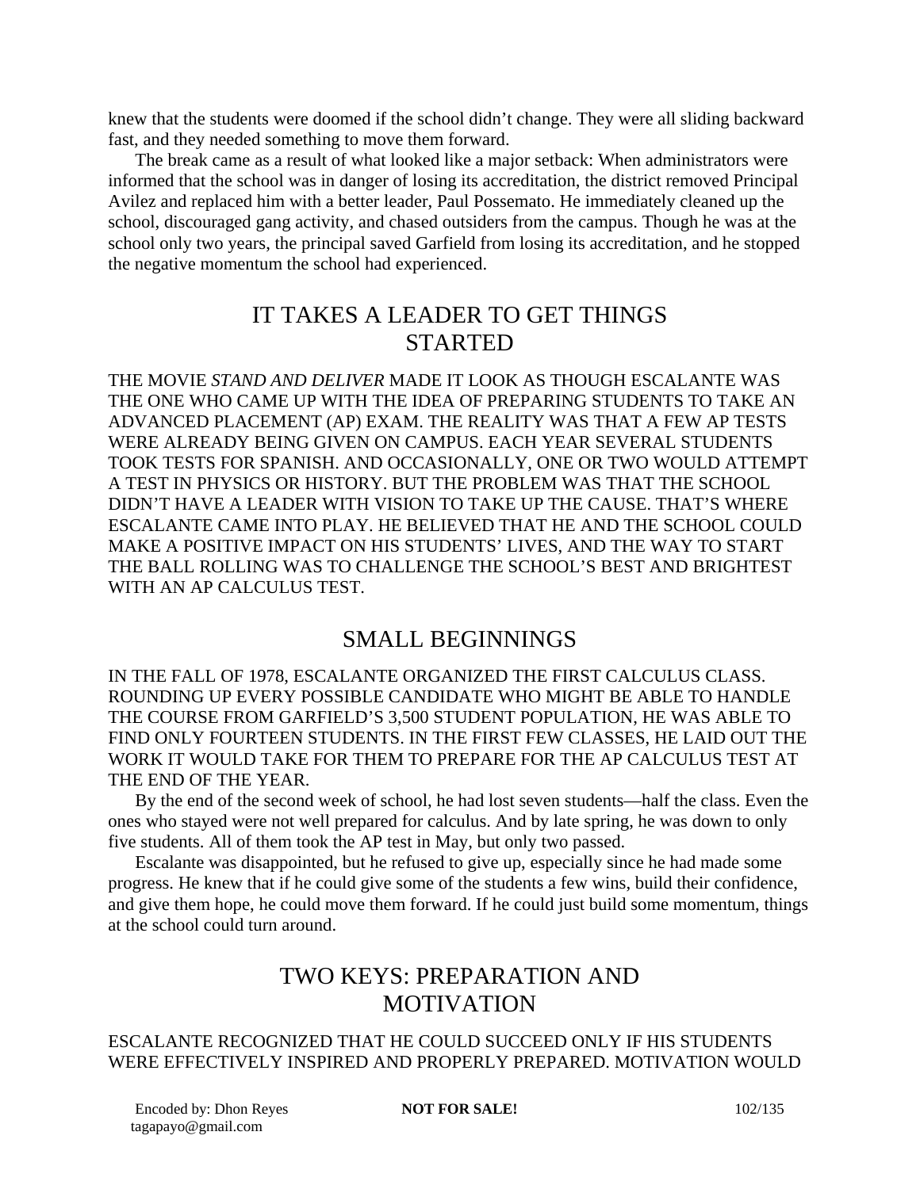knew that the students were doomed if the school didn't change. They were all sliding backward fast, and they needed something to move them forward.

The break came as a result of what looked like a major setback: When administrators were informed that the school was in danger of losing its accreditation, the district removed Principal Avilez and replaced him with a better leader, Paul Possemato. He immediately cleaned up the school, discouraged gang activity, and chased outsiders from the campus. Though he was at the school only two years, the principal saved Garfield from losing its accreditation, and he stopped the negative momentum the school had experienced.

## IT TAKES A LEADER TO GET THINGS STARTED

THE MOVIE *STAND AND DELIVER* MADE IT LOOK AS THOUGH ESCALANTE WAS THE ONE WHO CAME UP WITH THE IDEA OF PREPARING STUDENTS TO TAKE AN ADVANCED PLACEMENT (AP) EXAM. THE REALITY WAS THAT A FEW AP TESTS WERE ALREADY BEING GIVEN ON CAMPUS. EACH YEAR SEVERAL STUDENTS TOOK TESTS FOR SPANISH. AND OCCASIONALLY, ONE OR TWO WOULD ATTEMPT A TEST IN PHYSICS OR HISTORY. BUT THE PROBLEM WAS THAT THE SCHOOL DIDN'T HAVE A LEADER WITH VISION TO TAKE UP THE CAUSE. THAT'S WHERE ESCALANTE CAME INTO PLAY. HE BELIEVED THAT HE AND THE SCHOOL COULD MAKE A POSITIVE IMPACT ON HIS STUDENTS' LIVES, AND THE WAY TO START THE BALL ROLLING WAS TO CHALLENGE THE SCHOOL'S BEST AND BRIGHTEST WITH AN AP CALCULUS TEST.

## SMALL BEGINNINGS

IN THE FALL OF 1978, ESCALANTE ORGANIZED THE FIRST CALCULUS CLASS. ROUNDING UP EVERY POSSIBLE CANDIDATE WHO MIGHT BE ABLE TO HANDLE THE COURSE FROM GARFIELD'S 3,500 STUDENT POPULATION, HE WAS ABLE TO FIND ONLY FOURTEEN STUDENTS. IN THE FIRST FEW CLASSES, HE LAID OUT THE WORK IT WOULD TAKE FOR THEM TO PREPARE FOR THE AP CALCULUS TEST AT THE END OF THE YEAR.

By the end of the second week of school, he had lost seven students—half the class. Even the ones who stayed were not well prepared for calculus. And by late spring, he was down to only five students. All of them took the AP test in May, but only two passed.

Escalante was disappointed, but he refused to give up, especially since he had made some progress. He knew that if he could give some of the students a few wins, build their confidence, and give them hope, he could move them forward. If he could just build some momentum, things at the school could turn around.

## TWO KEYS: PREPARATION AND MOTIVATION

ESCALANTE RECOGNIZED THAT HE COULD SUCCEED ONLY IF HIS STUDENTS WERE EFFECTIVELY INSPIRED AND PROPERLY PREPARED. MOTIVATION WOULD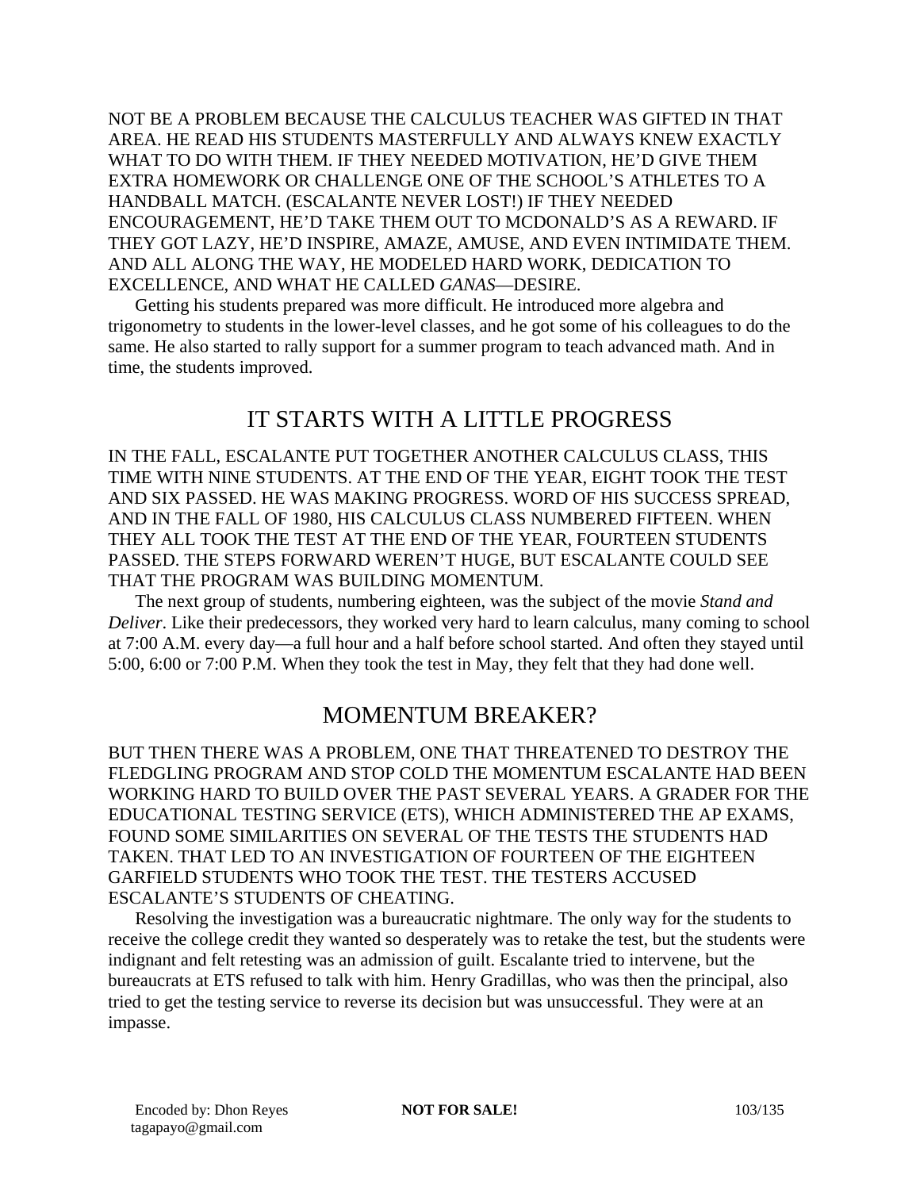NOT BE A PROBLEM BECAUSE THE CALCULUS TEACHER WAS GIFTED IN THAT AREA. HE READ HIS STUDENTS MASTERFULLY AND ALWAYS KNEW EXACTLY WHAT TO DO WITH THEM. IF THEY NEEDED MOTIVATION, HE'D GIVE THEM EXTRA HOMEWORK OR CHALLENGE ONE OF THE SCHOOL'S ATHLETES TO A HANDBALL MATCH. (ESCALANTE NEVER LOST!) IF THEY NEEDED ENCOURAGEMENT, HE'D TAKE THEM OUT TO MCDONALD'S AS A REWARD. IF THEY GOT LAZY, HE'D INSPIRE, AMAZE, AMUSE, AND EVEN INTIMIDATE THEM. AND ALL ALONG THE WAY, HE MODELED HARD WORK, DEDICATION TO EXCELLENCE, AND WHAT HE CALLED *GANAS*—DESIRE.

Getting his students prepared was more difficult. He introduced more algebra and trigonometry to students in the lower-level classes, and he got some of his colleagues to do the same. He also started to rally support for a summer program to teach advanced math. And in time, the students improved.

## IT STARTS WITH A LITTLE PROGRESS

IN THE FALL, ESCALANTE PUT TOGETHER ANOTHER CALCULUS CLASS, THIS TIME WITH NINE STUDENTS. AT THE END OF THE YEAR, EIGHT TOOK THE TEST AND SIX PASSED. HE WAS MAKING PROGRESS. WORD OF HIS SUCCESS SPREAD, AND IN THE FALL OF 1980, HIS CALCULUS CLASS NUMBERED FIFTEEN. WHEN THEY ALL TOOK THE TEST AT THE END OF THE YEAR, FOURTEEN STUDENTS PASSED. THE STEPS FORWARD WEREN'T HUGE, BUT ESCALANTE COULD SEE THAT THE PROGRAM WAS BUILDING MOMENTUM.

The next group of students, numbering eighteen, was the subject of the movie *Stand and Deliver*. Like their predecessors, they worked very hard to learn calculus, many coming to school at 7:00 A.M. every day—a full hour and a half before school started. And often they stayed until 5:00, 6:00 or 7:00 P.M. When they took the test in May, they felt that they had done well.

## MOMENTUM BREAKER?

BUT THEN THERE WAS A PROBLEM, ONE THAT THREATENED TO DESTROY THE FLEDGLING PROGRAM AND STOP COLD THE MOMENTUM ESCALANTE HAD BEEN WORKING HARD TO BUILD OVER THE PAST SEVERAL YEARS. A GRADER FOR THE EDUCATIONAL TESTING SERVICE (ETS), WHICH ADMINISTERED THE AP EXAMS, FOUND SOME SIMILARITIES ON SEVERAL OF THE TESTS THE STUDENTS HAD TAKEN. THAT LED TO AN INVESTIGATION OF FOURTEEN OF THE EIGHTEEN GARFIELD STUDENTS WHO TOOK THE TEST. THE TESTERS ACCUSED ESCALANTE'S STUDENTS OF CHEATING.

Resolving the investigation was a bureaucratic nightmare. The only way for the students to receive the college credit they wanted so desperately was to retake the test, but the students were indignant and felt retesting was an admission of guilt. Escalante tried to intervene, but the bureaucrats at ETS refused to talk with him. Henry Gradillas, who was then the principal, also tried to get the testing service to reverse its decision but was unsuccessful. They were at an impasse.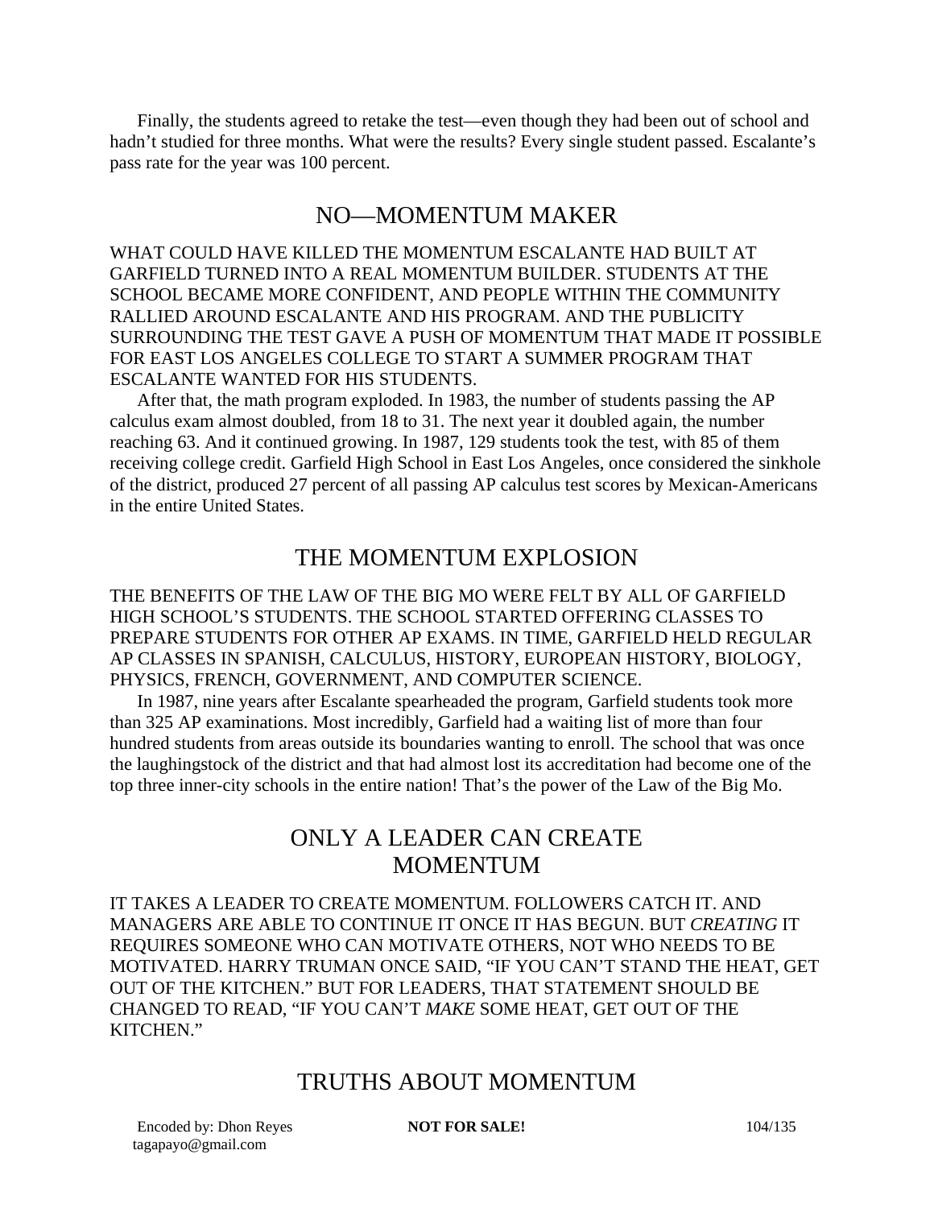Finally, the students agreed to retake the test—even though they had been out of school and hadn't studied for three months. What were the results? Every single student passed. Escalante's pass rate for the year was 100 percent.

## NO—MOMENTUM MAKER

WHAT COULD HAVE KILLED THE MOMENTUM ESCALANTE HAD BUILT AT GARFIELD TURNED INTO A REAL MOMENTUM BUILDER. STUDENTS AT THE SCHOOL BECAME MORE CONFIDENT, AND PEOPLE WITHIN THE COMMUNITY RALLIED AROUND ESCALANTE AND HIS PROGRAM. AND THE PUBLICITY SURROUNDING THE TEST GAVE A PUSH OF MOMENTUM THAT MADE IT POSSIBLE FOR EAST LOS ANGELES COLLEGE TO START A SUMMER PROGRAM THAT ESCALANTE WANTED FOR HIS STUDENTS.

After that, the math program exploded. In 1983, the number of students passing the AP calculus exam almost doubled, from 18 to 31. The next year it doubled again, the number reaching 63. And it continued growing. In 1987, 129 students took the test, with 85 of them receiving college credit. Garfield High School in East Los Angeles, once considered the sinkhole of the district, produced 27 percent of all passing AP calculus test scores by Mexican-Americans in the entire United States.

## THE MOMENTUM EXPLOSION

THE BENEFITS OF THE LAW OF THE BIG MO WERE FELT BY ALL OF GARFIELD HIGH SCHOOL'S STUDENTS. THE SCHOOL STARTED OFFERING CLASSES TO PREPARE STUDENTS FOR OTHER AP EXAMS. IN TIME, GARFIELD HELD REGULAR AP CLASSES IN SPANISH, CALCULUS, HISTORY, EUROPEAN HISTORY, BIOLOGY, PHYSICS, FRENCH, GOVERNMENT, AND COMPUTER SCIENCE.

In 1987, nine years after Escalante spearheaded the program, Garfield students took more than 325 AP examinations. Most incredibly, Garfield had a waiting list of more than four hundred students from areas outside its boundaries wanting to enroll. The school that was once the laughingstock of the district and that had almost lost its accreditation had become one of the top three inner-city schools in the entire nation! That's the power of the Law of the Big Mo.

## ONLY A LEADER CAN CREATE MOMENTUM

IT TAKES A LEADER TO CREATE MOMENTUM. FOLLOWERS CATCH IT. AND MANAGERS ARE ABLE TO CONTINUE IT ONCE IT HAS BEGUN. BUT *CREATING* IT REQUIRES SOMEONE WHO CAN MOTIVATE OTHERS, NOT WHO NEEDS TO BE MOTIVATED. HARRY TRUMAN ONCE SAID, "IF YOU CAN'T STAND THE HEAT, GET OUT OF THE KITCHEN." BUT FOR LEADERS, THAT STATEMENT SHOULD BE CHANGED TO READ, "IF YOU CAN'T *MAKE* SOME HEAT, GET OUT OF THE KITCHEN."

## TRUTHS ABOUT MOMENTUM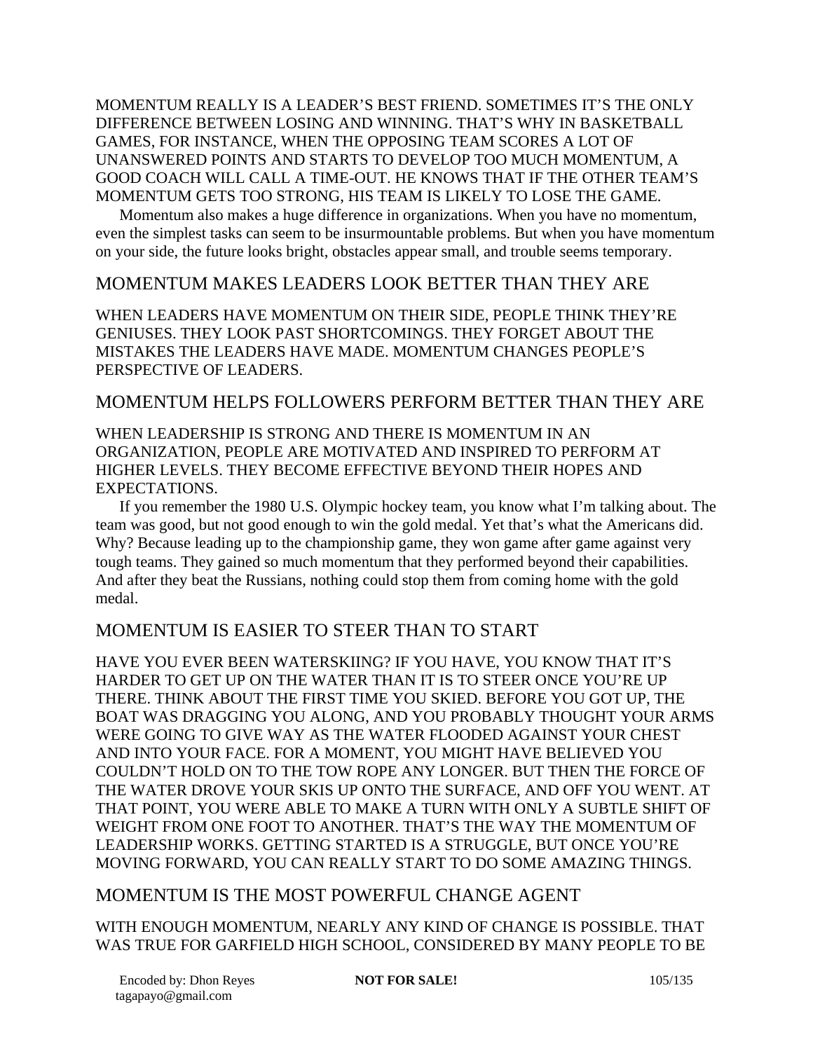MOMENTUM REALLY IS A LEADER'S BEST FRIEND. SOMETIMES IT'S THE ONLY DIFFERENCE BETWEEN LOSING AND WINNING. THAT'S WHY IN BASKETBALL GAMES, FOR INSTANCE, WHEN THE OPPOSING TEAM SCORES A LOT OF UNANSWERED POINTS AND STARTS TO DEVELOP TOO MUCH MOMENTUM, A GOOD COACH WILL CALL A TIME-OUT. HE KNOWS THAT IF THE OTHER TEAM'S MOMENTUM GETS TOO STRONG, HIS TEAM IS LIKELY TO LOSE THE GAME.

Momentum also makes a huge difference in organizations. When you have no momentum, even the simplest tasks can seem to be insurmountable problems. But when you have momentum on your side, the future looks bright, obstacles appear small, and trouble seems temporary.

## MOMENTUM MAKES LEADERS LOOK BETTER THAN THEY ARE

WHEN LEADERS HAVE MOMENTUM ON THEIR SIDE, PEOPLE THINK THEY'RE GENIUSES. THEY LOOK PAST SHORTCOMINGS. THEY FORGET ABOUT THE MISTAKES THE LEADERS HAVE MADE. MOMENTUM CHANGES PEOPLE'S PERSPECTIVE OF LEADERS.

## MOMENTUM HELPS FOLLOWERS PERFORM BETTER THAN THEY ARE

WHEN LEADERSHIP IS STRONG AND THERE IS MOMENTUM IN AN ORGANIZATION, PEOPLE ARE MOTIVATED AND INSPIRED TO PERFORM AT HIGHER LEVELS. THEY BECOME EFFECTIVE BEYOND THEIR HOPES AND EXPECTATIONS.

If you remember the 1980 U.S. Olympic hockey team, you know what I'm talking about. The team was good, but not good enough to win the gold medal. Yet that's what the Americans did. Why? Because leading up to the championship game, they won game after game against very tough teams. They gained so much momentum that they performed beyond their capabilities. And after they beat the Russians, nothing could stop them from coming home with the gold medal.

## MOMENTUM IS EASIER TO STEER THAN TO START

HAVE YOU EVER BEEN WATERSKIING? IF YOU HAVE, YOU KNOW THAT IT'S HARDER TO GET UP ON THE WATER THAN IT IS TO STEER ONCE YOU'RE UP THERE. THINK ABOUT THE FIRST TIME YOU SKIED. BEFORE YOU GOT UP, THE BOAT WAS DRAGGING YOU ALONG, AND YOU PROBABLY THOUGHT YOUR ARMS WERE GOING TO GIVE WAY AS THE WATER FLOODED AGAINST YOUR CHEST AND INTO YOUR FACE. FOR A MOMENT, YOU MIGHT HAVE BELIEVED YOU COULDN'T HOLD ON TO THE TOW ROPE ANY LONGER. BUT THEN THE FORCE OF THE WATER DROVE YOUR SKIS UP ONTO THE SURFACE, AND OFF YOU WENT. AT THAT POINT, YOU WERE ABLE TO MAKE A TURN WITH ONLY A SUBTLE SHIFT OF WEIGHT FROM ONE FOOT TO ANOTHER. THAT'S THE WAY THE MOMENTUM OF LEADERSHIP WORKS. GETTING STARTED IS A STRUGGLE, BUT ONCE YOU'RE MOVING FORWARD, YOU CAN REALLY START TO DO SOME AMAZING THINGS.

## MOMENTUM IS THE MOST POWERFUL CHANGE AGENT

WITH ENOUGH MOMENTUM, NEARLY ANY KIND OF CHANGE IS POSSIBLE. THAT WAS TRUE FOR GARFIELD HIGH SCHOOL, CONSIDERED BY MANY PEOPLE TO BE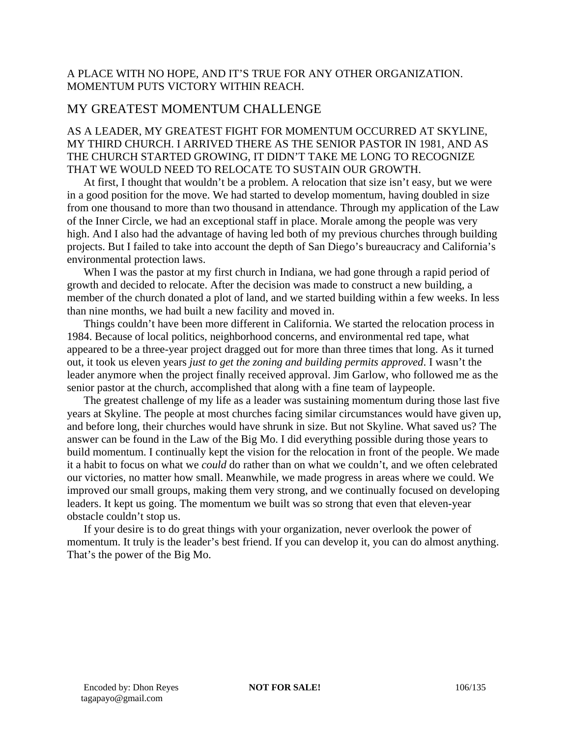A PLACE WITH NO HOPE, AND IT'S TRUE FOR ANY OTHER ORGANIZATION. MOMENTUM PUTS VICTORY WITHIN REACH.

## MY GREATEST MOMENTUM CHALLENGE

AS A LEADER, MY GREATEST FIGHT FOR MOMENTUM OCCURRED AT SKYLINE, MY THIRD CHURCH. I ARRIVED THERE AS THE SENIOR PASTOR IN 1981, AND AS THE CHURCH STARTED GROWING, IT DIDN'T TAKE ME LONG TO RECOGNIZE THAT WE WOULD NEED TO RELOCATE TO SUSTAIN OUR GROWTH.

At first, I thought that wouldn't be a problem. A relocation that size isn't easy, but we were in a good position for the move. We had started to develop momentum, having doubled in size from one thousand to more than two thousand in attendance. Through my application of the Law of the Inner Circle, we had an exceptional staff in place. Morale among the people was very high. And I also had the advantage of having led both of my previous churches through building projects. But I failed to take into account the depth of San Diego's bureaucracy and California's environmental protection laws.

When I was the pastor at my first church in Indiana, we had gone through a rapid period of growth and decided to relocate. After the decision was made to construct a new building, a member of the church donated a plot of land, and we started building within a few weeks. In less than nine months, we had built a new facility and moved in.

Things couldn't have been more different in California. We started the relocation process in 1984. Because of local politics, neighborhood concerns, and environmental red tape, what appeared to be a three-year project dragged out for more than three times that long. As it turned out, it took us eleven years *just to get the zoning and building permits approved*. I wasn't the leader anymore when the project finally received approval. Jim Garlow, who followed me as the senior pastor at the church, accomplished that along with a fine team of laypeople.

The greatest challenge of my life as a leader was sustaining momentum during those last five years at Skyline. The people at most churches facing similar circumstances would have given up, and before long, their churches would have shrunk in size. But not Skyline. What saved us? The answer can be found in the Law of the Big Mo. I did everything possible during those years to build momentum. I continually kept the vision for the relocation in front of the people. We made it a habit to focus on what we *could* do rather than on what we couldn't, and we often celebrated our victories, no matter how small. Meanwhile, we made progress in areas where we could. We improved our small groups, making them very strong, and we continually focused on developing leaders. It kept us going. The momentum we built was so strong that even that eleven-year obstacle couldn't stop us.

If your desire is to do great things with your organization, never overlook the power of momentum. It truly is the leader's best friend. If you can develop it, you can do almost anything. That's the power of the Big Mo.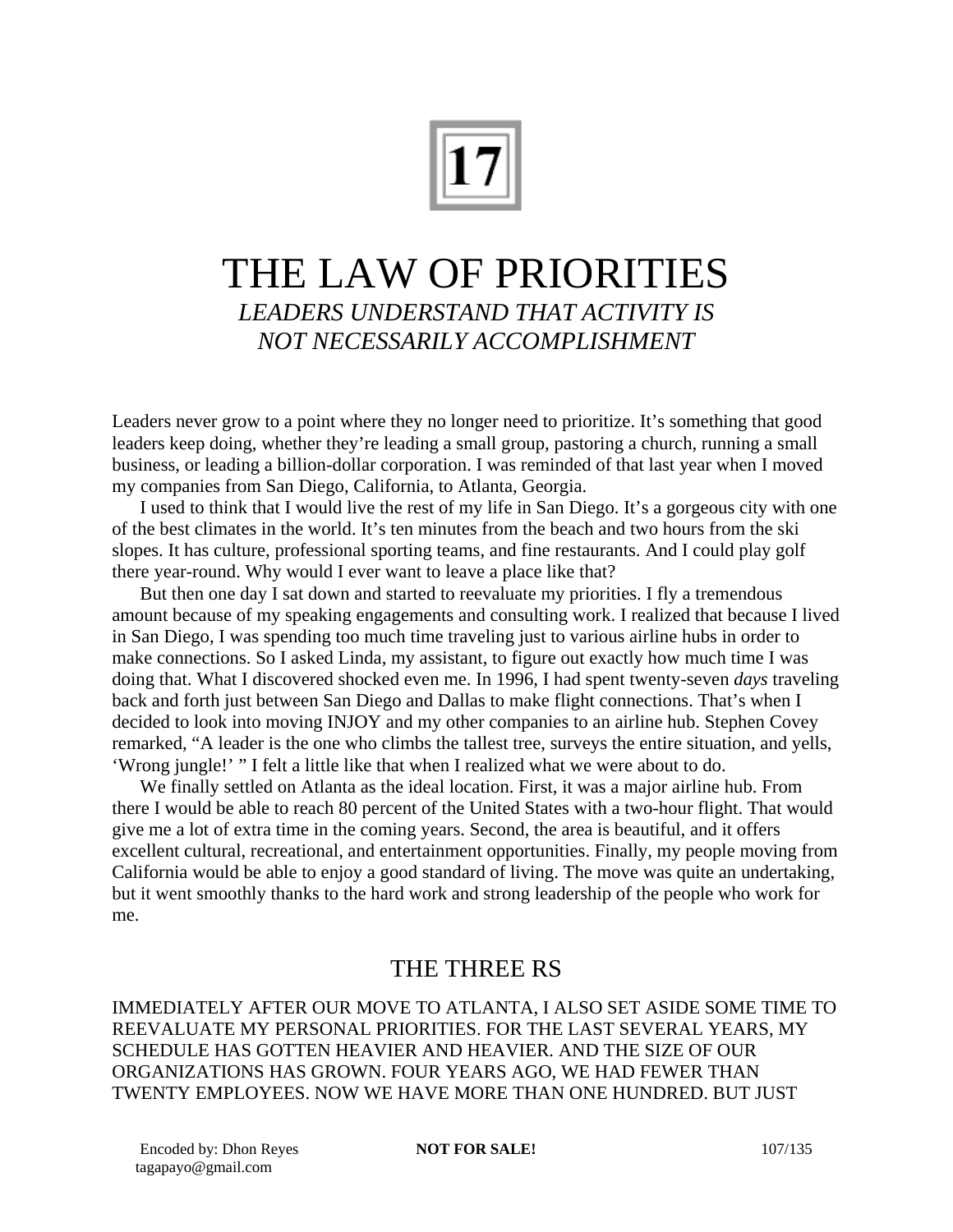# 17

# THE LAW OF PRIORITIES

## *LEADERS UNDERSTAND THAT ACTIVITY IS NOT NECESSARILY ACCOMPLISHMENT*

Leaders never grow to a point where they no longer need to prioritize. It's something that good leaders keep doing, whether they're leading a small group, pastoring a church, running a small business, or leading a billion-dollar corporation. I was reminded of that last year when I moved my companies from San Diego, California, to Atlanta, Georgia.

I used to think that I would live the rest of my life in San Diego. It's a gorgeous city with one of the best climates in the world. It's ten minutes from the beach and two hours from the ski slopes. It has culture, professional sporting teams, and fine restaurants. And I could play golf there year-round. Why would I ever want to leave a place like that?

But then one day I sat down and started to reevaluate my priorities. I fly a tremendous amount because of my speaking engagements and consulting work. I realized that because I lived in San Diego, I was spending too much time traveling just to various airline hubs in order to make connections. So I asked Linda, my assistant, to figure out exactly how much time I was doing that. What I discovered shocked even me. In 1996, I had spent twenty-seven *days* traveling back and forth just between San Diego and Dallas to make flight connections. That's when I decided to look into moving INJOY and my other companies to an airline hub. Stephen Covey remarked, "A leader is the one who climbs the tallest tree, surveys the entire situation, and yells, 'Wrong jungle!' " I felt a little like that when I realized what we were about to do.

We finally settled on Atlanta as the ideal location. First, it was a major airline hub. From there I would be able to reach 80 percent of the United States with a two-hour flight. That would give me a lot of extra time in the coming years. Second, the area is beautiful, and it offers excellent cultural, recreational, and entertainment opportunities. Finally, my people moving from California would be able to enjoy a good standard of living. The move was quite an undertaking, but it went smoothly thanks to the hard work and strong leadership of the people who work for me.

## THE THREE RS

IMMEDIATELY AFTER OUR MOVE TO ATLANTA, I ALSO SET ASIDE SOME TIME TO REEVALUATE MY PERSONAL PRIORITIES. FOR THE LAST SEVERAL YEARS, MY SCHEDULE HAS GOTTEN HEAVIER AND HEAVIER. AND THE SIZE OF OUR ORGANIZATIONS HAS GROWN. FOUR YEARS AGO, WE HAD FEWER THAN TWENTY EMPLOYEES. NOW WE HAVE MORE THAN ONE HUNDRED. BUT JUST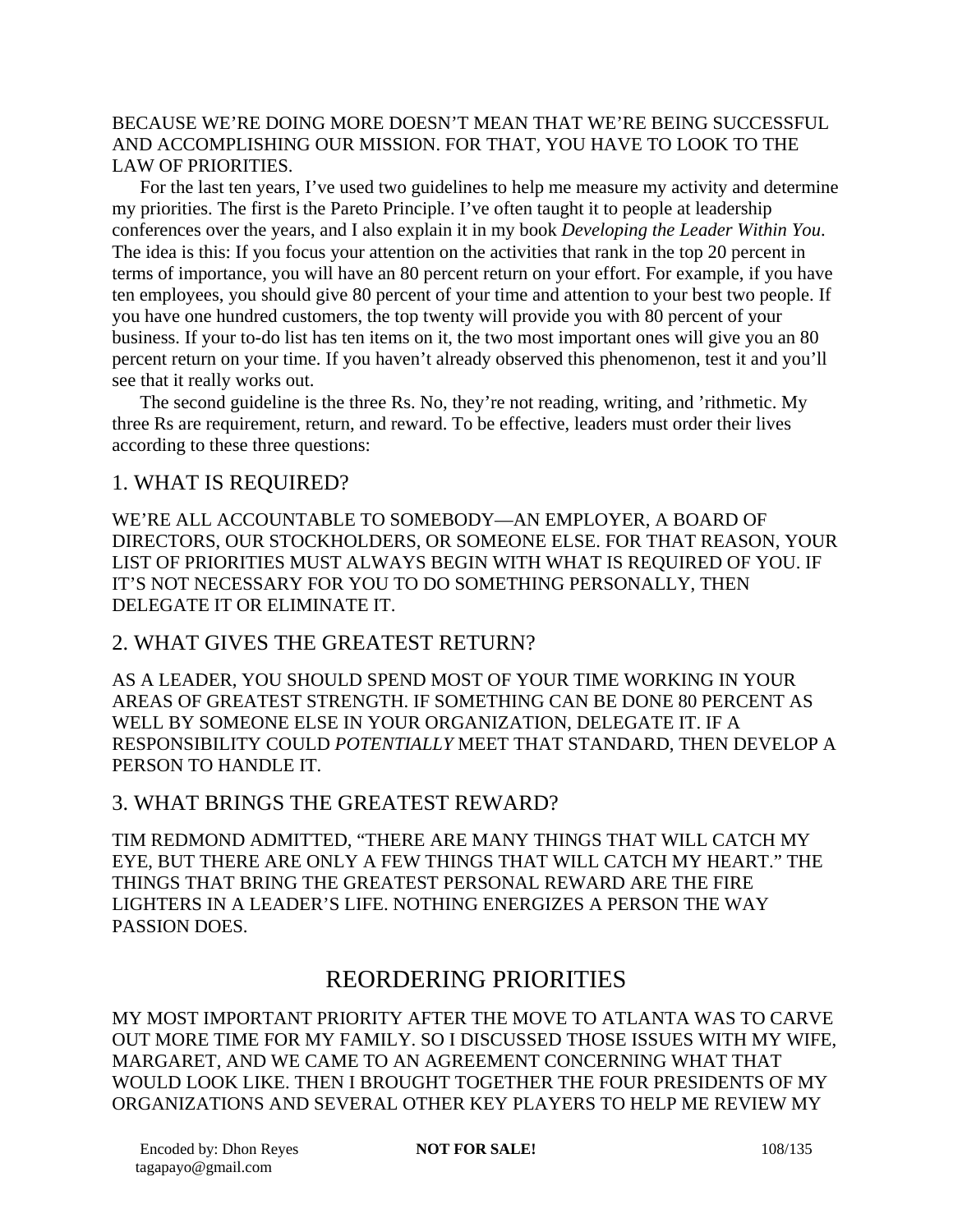BECAUSE WE'RE DOING MORE DOESN'T MEAN THAT WE'RE BEING SUCCESSFUL AND ACCOMPLISHING OUR MISSION. FOR THAT, YOU HAVE TO LOOK TO THE LAW OF PRIORITIES.

For the last ten years, I've used two guidelines to help me measure my activity and determine my priorities. The first is the Pareto Principle. I've often taught it to people at leadership conferences over the years, and I also explain it in my book *Developing the Leader Within You*. The idea is this: If you focus your attention on the activities that rank in the top 20 percent in terms of importance, you will have an 80 percent return on your effort. For example, if you have ten employees, you should give 80 percent of your time and attention to your best two people. If you have one hundred customers, the top twenty will provide you with 80 percent of your business. If your to-do list has ten items on it, the two most important ones will give you an 80 percent return on your time. If you haven't already observed this phenomenon, test it and you'll see that it really works out.

The second guideline is the three Rs. No, they're not reading, writing, and 'rithmetic. My three Rs are requirement, return, and reward. To be effective, leaders must order their lives according to these three questions:

### 1. WHAT IS REQUIRED?

WE'RE ALL ACCOUNTABLE TO SOMEBODY—AN EMPLOYER, A BOARD OF DIRECTORS, OUR STOCKHOLDERS, OR SOMEONE ELSE. FOR THAT REASON, YOUR LIST OF PRIORITIES MUST ALWAYS BEGIN WITH WHAT IS REQUIRED OF YOU. IF IT'S NOT NECESSARY FOR YOU TO DO SOMETHING PERSONALLY, THEN DELEGATE IT OR ELIMINATE IT.

### 2. WHAT GIVES THE GREATEST RETURN?

AS A LEADER, YOU SHOULD SPEND MOST OF YOUR TIME WORKING IN YOUR AREAS OF GREATEST STRENGTH. IF SOMETHING CAN BE DONE 80 PERCENT AS WELL BY SOMEONE ELSE IN YOUR ORGANIZATION, DELEGATE IT. IF A RESPONSIBILITY COULD *POTENTIALLY* MEET THAT STANDARD, THEN DEVELOP A PERSON TO HANDLE IT.

### 3. WHAT BRINGS THE GREATEST REWARD?

TIM REDMOND ADMITTED, "THERE ARE MANY THINGS THAT WILL CATCH MY EYE, BUT THERE ARE ONLY A FEW THINGS THAT WILL CATCH MY HEART." THE THINGS THAT BRING THE GREATEST PERSONAL REWARD ARE THE FIRE LIGHTERS IN A LEADER'S LIFE. NOTHING ENERGIZES A PERSON THE WAY PASSION DOES.

## REORDERING PRIORITIES

MY MOST IMPORTANT PRIORITY AFTER THE MOVE TO ATLANTA WAS TO CARVE OUT MORE TIME FOR MY FAMILY. SO I DISCUSSED THOSE ISSUES WITH MY WIFE, MARGARET, AND WE CAME TO AN AGREEMENT CONCERNING WHAT THAT WOULD LOOK LIKE. THEN I BROUGHT TOGETHER THE FOUR PRESIDENTS OF MY ORGANIZATIONS AND SEVERAL OTHER KEY PLAYERS TO HELP ME REVIEW MY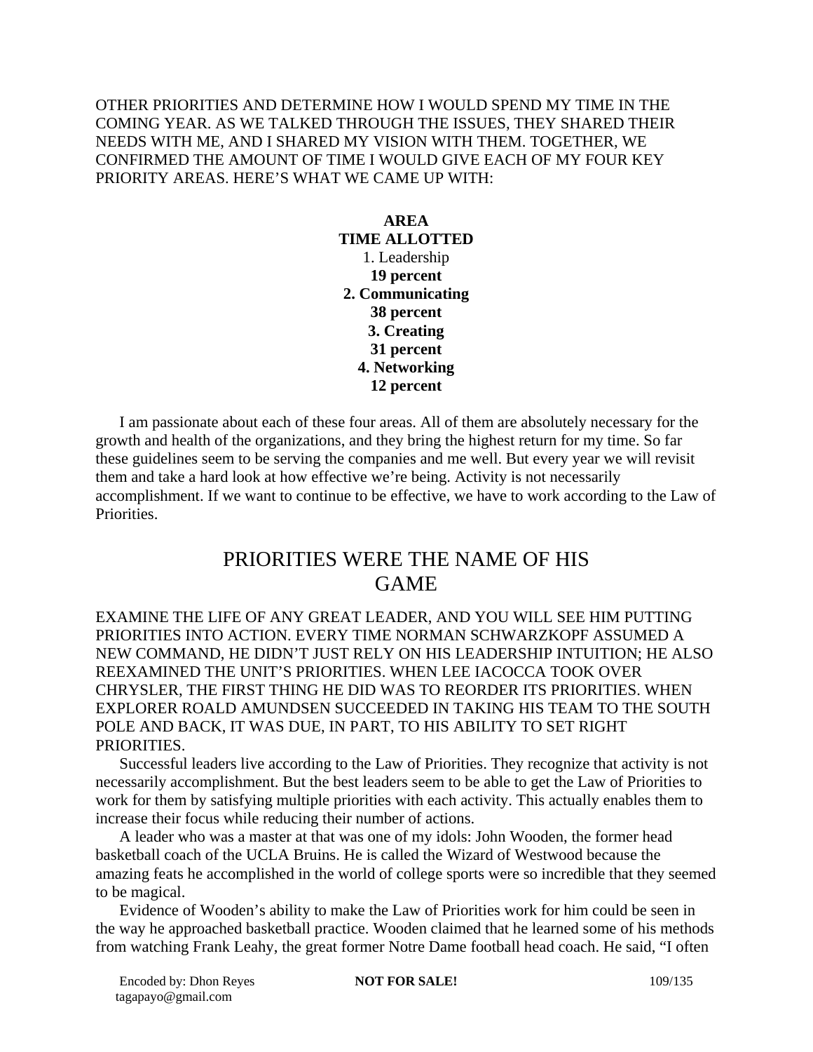OTHER PRIORITIES AND DETERMINE HOW I WOULD SPEND MY TIME IN THE COMING YEAR. AS WE TALKED THROUGH THE ISSUES, THEY SHARED THEIR NEEDS WITH ME, AND I SHARED MY VISION WITH THEM. TOGETHER, WE CONFIRMED THE AMOUNT OF TIME I WOULD GIVE EACH OF MY FOUR KEY PRIORITY AREAS. HERE'S WHAT WE CAME UP WITH:

| AREA | TIME ALLOTTED |
| --- | --- |
| 1. Leadership | 19 percent |
| 2. Communicating | 38 percent |
| 3. Creating | 31 percent |
| 4. Networking | 12 percent |

I am passionate about each of these four areas. All of them are absolutely necessary for the growth and health of the organizations, and they bring the highest return for my time. So far these guidelines seem to be serving the companies and me well. But every year we will revisit them and take a hard look at how effective we're being. Activity is not necessarily accomplishment. If we want to continue to be effective, we have to work according to the Law of Priorities.

## PRIORITIES WERE THE NAME OF HIS GAME

EXAMINE THE LIFE OF ANY GREAT LEADER, AND YOU WILL SEE HIM PUTTING PRIORITIES INTO ACTION. EVERY TIME NORMAN SCHWARZKOPF ASSUMED A NEW COMMAND, HE DIDN'T JUST RELY ON HIS LEADERSHIP INTUITION; HE ALSO REEXAMINED THE UNIT'S PRIORITIES. WHEN LEE IACOCCA TOOK OVER CHRYSLER, THE FIRST THING HE DID WAS TO REORDER ITS PRIORITIES. WHEN EXPLORER ROALD AMUNDSEN SUCCEEDED IN TAKING HIS TEAM TO THE SOUTH POLE AND BACK, IT WAS DUE, IN PART, TO HIS ABILITY TO SET RIGHT PRIORITIES.

Successful leaders live according to the Law of Priorities. They recognize that activity is not necessarily accomplishment. But the best leaders seem to be able to get the Law of Priorities to work for them by satisfying multiple priorities with each activity. This actually enables them to increase their focus while reducing their number of actions.

A leader who was a master at that was one of my idols: John Wooden, the former head basketball coach of the UCLA Bruins. He is called the Wizard of Westwood because the amazing feats he accomplished in the world of college sports were so incredible that they seemed to be magical.

Evidence of Wooden's ability to make the Law of Priorities work for him could be seen in the way he approached basketball practice. Wooden claimed that he learned some of his methods from watching Frank Leahy, the great former Notre Dame football head coach. He said, "I often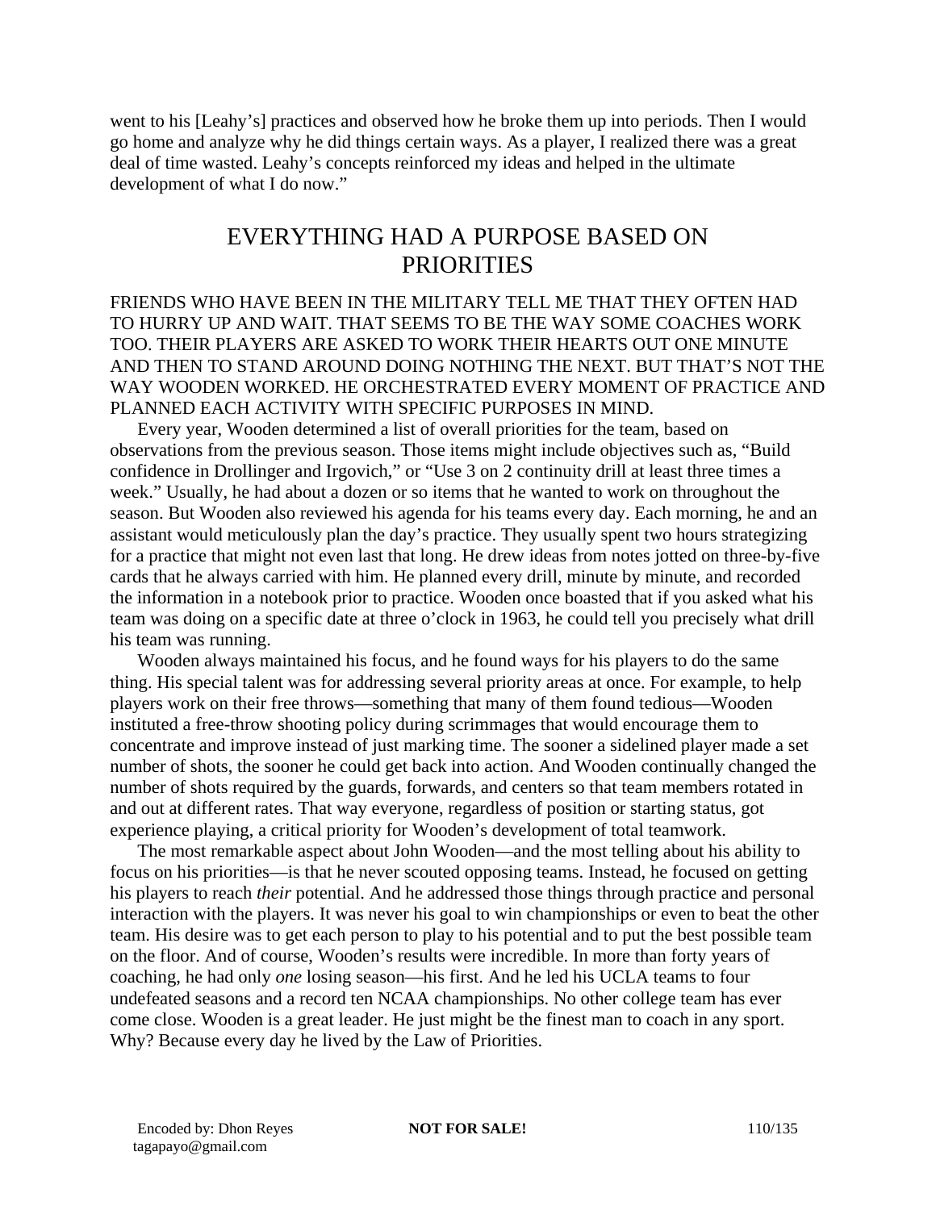went to his [Leahy's] practices and observed how he broke them up into periods. Then I would go home and analyze why he did things certain ways. As a player, I realized there was a great deal of time wasted. Leahy's concepts reinforced my ideas and helped in the ultimate development of what I do now."

## EVERYTHING HAD A PURPOSE BASED ON PRIORITIES

FRIENDS WHO HAVE BEEN IN THE MILITARY TELL ME THAT THEY OFTEN HAD TO HURRY UP AND WAIT. THAT SEEMS TO BE THE WAY SOME COACHES WORK TOO. THEIR PLAYERS ARE ASKED TO WORK THEIR HEARTS OUT ONE MINUTE AND THEN TO STAND AROUND DOING NOTHING THE NEXT. BUT THAT'S NOT THE WAY WOODEN WORKED. HE ORCHESTRATED EVERY MOMENT OF PRACTICE AND PLANNED EACH ACTIVITY WITH SPECIFIC PURPOSES IN MIND.

Every year, Wooden determined a list of overall priorities for the team, based on observations from the previous season. Those items might include objectives such as, "Build confidence in Drollinger and Irgovich," or "Use 3 on 2 continuity drill at least three times a week." Usually, he had about a dozen or so items that he wanted to work on throughout the season. But Wooden also reviewed his agenda for his teams every day. Each morning, he and an assistant would meticulously plan the day's practice. They usually spent two hours strategizing for a practice that might not even last that long. He drew ideas from notes jotted on three-by-five cards that he always carried with him. He planned every drill, minute by minute, and recorded the information in a notebook prior to practice. Wooden once boasted that if you asked what his team was doing on a specific date at three o'clock in 1963, he could tell you precisely what drill his team was running.

Wooden always maintained his focus, and he found ways for his players to do the same thing. His special talent was for addressing several priority areas at once. For example, to help players work on their free throws—something that many of them found tedious—Wooden instituted a free-throw shooting policy during scrimmages that would encourage them to concentrate and improve instead of just marking time. The sooner a sidelined player made a set number of shots, the sooner he could get back into action. And Wooden continually changed the number of shots required by the guards, forwards, and centers so that team members rotated in and out at different rates. That way everyone, regardless of position or starting status, got experience playing, a critical priority for Wooden's development of total teamwork.

The most remarkable aspect about John Wooden—and the most telling about his ability to focus on his priorities—is that he never scouted opposing teams. Instead, he focused on getting his players to reach *their* potential. And he addressed those things through practice and personal interaction with the players. It was never his goal to win championships or even to beat the other team. His desire was to get each person to play to his potential and to put the best possible team on the floor. And of course, Wooden's results were incredible. In more than forty years of coaching, he had only *one* losing season—his first. And he led his UCLA teams to four undefeated seasons and a record ten NCAA championships. No other college team has ever come close. Wooden is a great leader. He just might be the finest man to coach in any sport. Why? Because every day he lived by the Law of Priorities.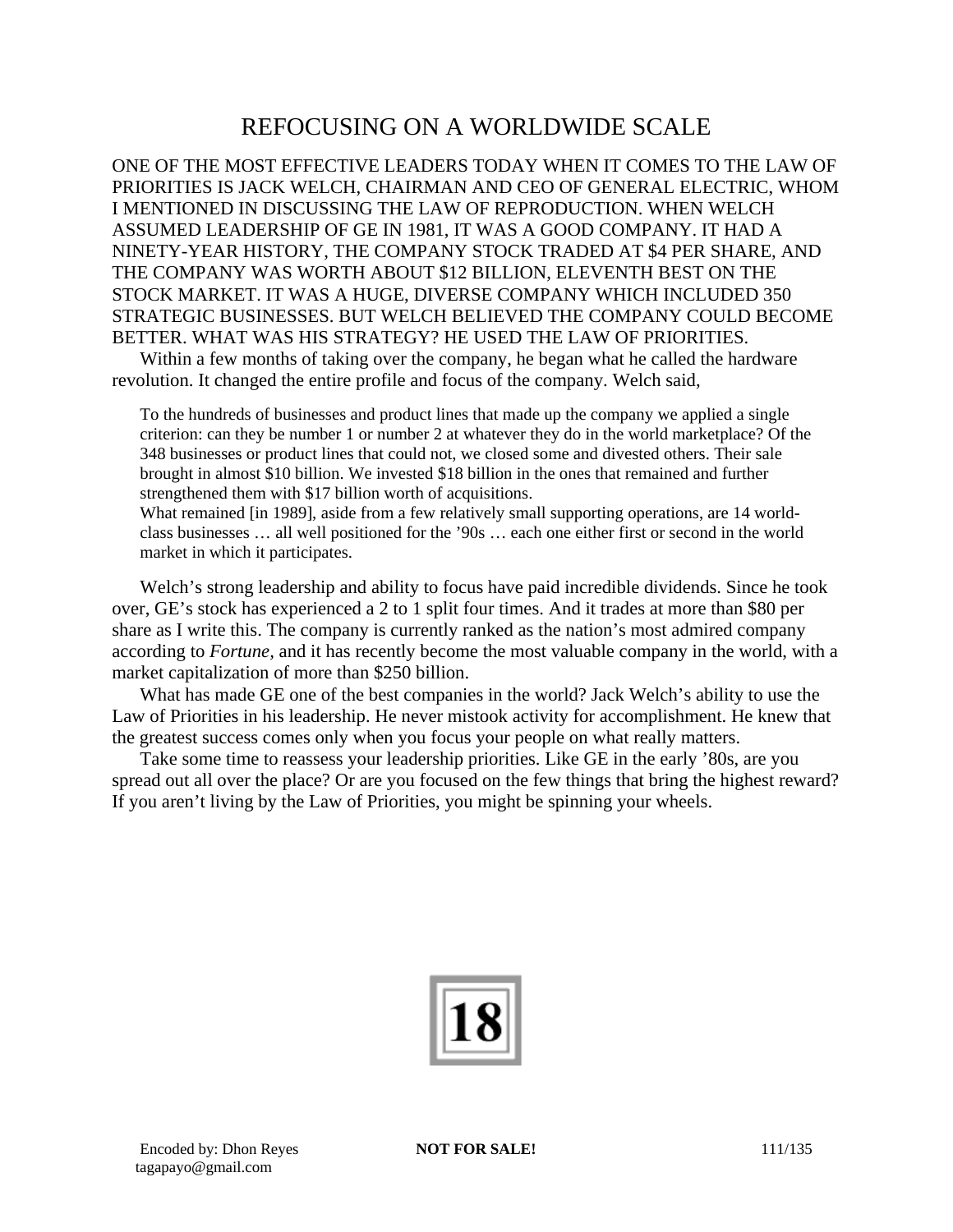## REFOCUSING ON A WORLDWIDE SCALE

ONE OF THE MOST EFFECTIVE LEADERS TODAY WHEN IT COMES TO THE LAW OF PRIORITIES IS JACK WELCH, CHAIRMAN AND CEO OF GENERAL ELECTRIC, WHOM I MENTIONED IN DISCUSSING THE LAW OF REPRODUCTION. WHEN WELCH ASSUMED LEADERSHIP OF GE IN 1981, IT WAS A GOOD COMPANY. IT HAD A NINETY-YEAR HISTORY, THE COMPANY STOCK TRADED AT $4 PER SHARE, AND THE COMPANY WAS WORTH ABOUT $12 BILLION, ELEVENTH BEST ON THE STOCK MARKET. IT WAS A HUGE, DIVERSE COMPANY WHICH INCLUDED 350 STRATEGIC BUSINESSES. BUT WELCH BELIEVED THE COMPANY COULD BECOME BETTER. WHAT WAS HIS STRATEGY? HE USED THE LAW OF PRIORITIES.

Within a few months of taking over the company, he began what he called the hardware revolution. It changed the entire profile and focus of the company. Welch said,

> To the hundreds of businesses and product lines that made up the company we applied a single criterion: can they be number 1 or number 2 at whatever they do in the world marketplace? Of the 348 businesses or product lines that could not, we closed some and divested others. Their sale brought in almost $10 billion. We invested $18 billion in the ones that remained and further strengthened them with $17 billion worth of acquisitions.
>
> What remained [in 1989], aside from a few relatively small supporting operations, are 14 world-class businesses … all well positioned for the ’90s … each one either first or second in the world market in which it participates.

Welch’s strong leadership and ability to focus have paid incredible dividends. Since he took over, GE’s stock has experienced a 2 to 1 split four times. And it trades at more than $80 per share as I write this. The company is currently ranked as the nation’s most admired company according to *Fortune,* and it has recently become the most valuable company in the world, with a market capitalization of more than $250 billion.

What has made GE one of the best companies in the world? Jack Welch’s ability to use the Law of Priorities in his leadership. He never mistook activity for accomplishment. He knew that the greatest success comes only when you focus your people on what really matters.

Take some time to reassess your leadership priorities. Like GE in the early ’80s, are you spread out all over the place? Or are you focused on the few things that bring the highest reward? If you aren’t living by the Law of Priorities, you might be spinning your wheels.

# 18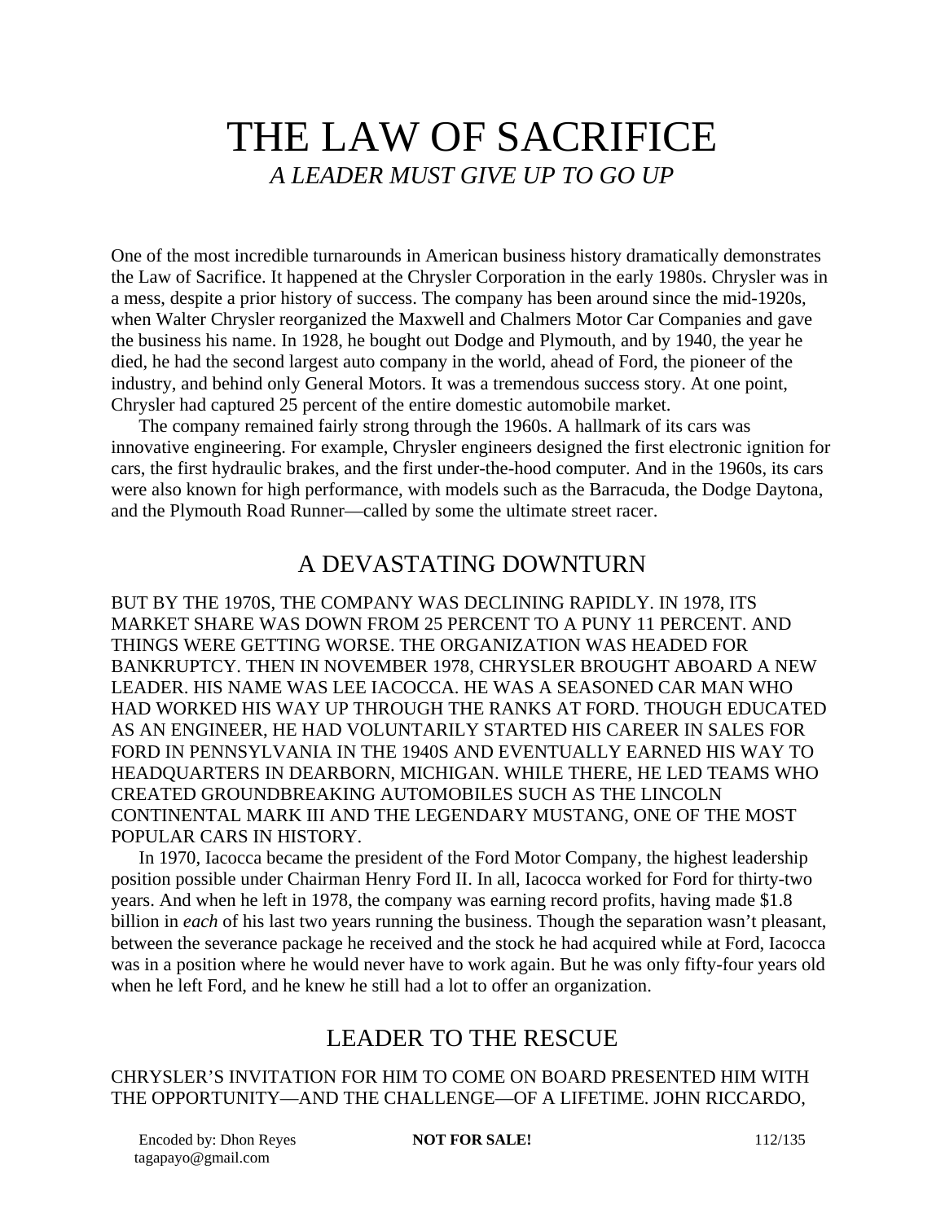# THE LAW OF SACRIFICE

*A LEADER MUST GIVE UP TO GO UP*

One of the most incredible turnarounds in American business history dramatically demonstrates the Law of Sacrifice. It happened at the Chrysler Corporation in the early 1980s. Chrysler was in a mess, despite a prior history of success. The company has been around since the mid-1920s, when Walter Chrysler reorganized the Maxwell and Chalmers Motor Car Companies and gave the business his name. In 1928, he bought out Dodge and Plymouth, and by 1940, the year he died, he had the second largest auto company in the world, ahead of Ford, the pioneer of the industry, and behind only General Motors. It was a tremendous success story. At one point, Chrysler had captured 25 percent of the entire domestic automobile market.

The company remained fairly strong through the 1960s. A hallmark of its cars was innovative engineering. For example, Chrysler engineers designed the first electronic ignition for cars, the first hydraulic brakes, and the first under-the-hood computer. And in the 1960s, its cars were also known for high performance, with models such as the Barracuda, the Dodge Daytona, and the Plymouth Road Runner—called by some the ultimate street racer.

## A DEVASTATING DOWNTURN

BUT BY THE 1970S, THE COMPANY WAS DECLINING RAPIDLY. IN 1978, ITS MARKET SHARE WAS DOWN FROM 25 PERCENT TO A PUNY 11 PERCENT. AND THINGS WERE GETTING WORSE. THE ORGANIZATION WAS HEADED FOR BANKRUPTCY. THEN IN NOVEMBER 1978, CHRYSLER BROUGHT ABOARD A NEW LEADER. HIS NAME WAS LEE IACOCCA. HE WAS A SEASONED CAR MAN WHO HAD WORKED HIS WAY UP THROUGH THE RANKS AT FORD. THOUGH EDUCATED AS AN ENGINEER, HE HAD VOLUNTARILY STARTED HIS CAREER IN SALES FOR FORD IN PENNSYLVANIA IN THE 1940S AND EVENTUALLY EARNED HIS WAY TO HEADQUARTERS IN DEARBORN, MICHIGAN. WHILE THERE, HE LED TEAMS WHO CREATED GROUNDBREAKING AUTOMOBILES SUCH AS THE LINCOLN CONTINENTAL MARK III AND THE LEGENDARY MUSTANG, ONE OF THE MOST POPULAR CARS IN HISTORY.

In 1970, Iacocca became the president of the Ford Motor Company, the highest leadership position possible under Chairman Henry Ford II. In all, Iacocca worked for Ford for thirty-two years. And when he left in 1978, the company was earning record profits, having made $1.8 billion in *each* of his last two years running the business. Though the separation wasn't pleasant, between the severance package he received and the stock he had acquired while at Ford, Iacocca was in a position where he would never have to work again. But he was only fifty-four years old when he left Ford, and he knew he still had a lot to offer an organization.

## LEADER TO THE RESCUE

CHRYSLER'S INVITATION FOR HIM TO COME ON BOARD PRESENTED HIM WITH THE OPPORTUNITY—AND THE CHALLENGE—OF A LIFETIME. JOHN RICCARDO,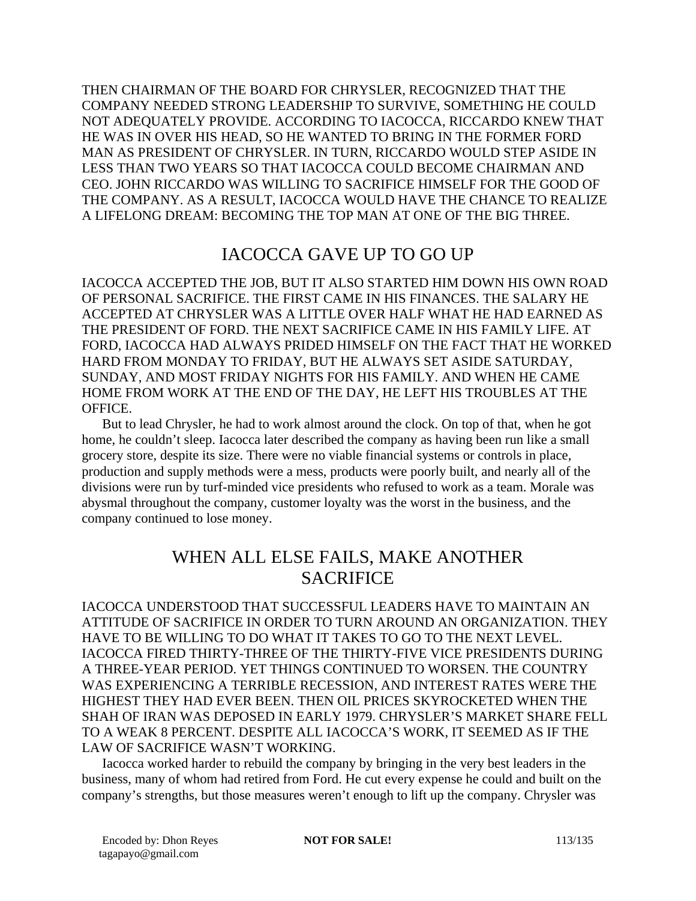THEN CHAIRMAN OF THE BOARD FOR CHRYSLER, RECOGNIZED THAT THE COMPANY NEEDED STRONG LEADERSHIP TO SURVIVE, SOMETHING HE COULD NOT ADEQUATELY PROVIDE. ACCORDING TO IACOCCA, RICCARDO KNEW THAT HE WAS IN OVER HIS HEAD, SO HE WANTED TO BRING IN THE FORMER FORD MAN AS PRESIDENT OF CHRYSLER. IN TURN, RICCARDO WOULD STEP ASIDE IN LESS THAN TWO YEARS SO THAT IACOCCA COULD BECOME CHAIRMAN AND CEO. JOHN RICCARDO WAS WILLING TO SACRIFICE HIMSELF FOR THE GOOD OF THE COMPANY. AS A RESULT, IACOCCA WOULD HAVE THE CHANCE TO REALIZE A LIFELONG DREAM: BECOMING THE TOP MAN AT ONE OF THE BIG THREE.

## IACOCCA GAVE UP TO GO UP

IACOCCA ACCEPTED THE JOB, BUT IT ALSO STARTED HIM DOWN HIS OWN ROAD OF PERSONAL SACRIFICE. THE FIRST CAME IN HIS FINANCES. THE SALARY HE ACCEPTED AT CHRYSLER WAS A LITTLE OVER HALF WHAT HE HAD EARNED AS THE PRESIDENT OF FORD. THE NEXT SACRIFICE CAME IN HIS FAMILY LIFE. AT FORD, IACOCCA HAD ALWAYS PRIDED HIMSELF ON THE FACT THAT HE WORKED HARD FROM MONDAY TO FRIDAY, BUT HE ALWAYS SET ASIDE SATURDAY, SUNDAY, AND MOST FRIDAY NIGHTS FOR HIS FAMILY. AND WHEN HE CAME HOME FROM WORK AT THE END OF THE DAY, HE LEFT HIS TROUBLES AT THE OFFICE.

But to lead Chrysler, he had to work almost around the clock. On top of that, when he got home, he couldn't sleep. Iacocca later described the company as having been run like a small grocery store, despite its size. There were no viable financial systems or controls in place, production and supply methods were a mess, products were poorly built, and nearly all of the divisions were run by turf-minded vice presidents who refused to work as a team. Morale was abysmal throughout the company, customer loyalty was the worst in the business, and the company continued to lose money.

## WHEN ALL ELSE FAILS, MAKE ANOTHER SACRIFICE

IACOCCA UNDERSTOOD THAT SUCCESSFUL LEADERS HAVE TO MAINTAIN AN ATTITUDE OF SACRIFICE IN ORDER TO TURN AROUND AN ORGANIZATION. THEY HAVE TO BE WILLING TO DO WHAT IT TAKES TO GO TO THE NEXT LEVEL. IACOCCA FIRED THIRTY-THREE OF THE THIRTY-FIVE VICE PRESIDENTS DURING A THREE-YEAR PERIOD. YET THINGS CONTINUED TO WORSEN. THE COUNTRY WAS EXPERIENCING A TERRIBLE RECESSION, AND INTEREST RATES WERE THE HIGHEST THEY HAD EVER BEEN. THEN OIL PRICES SKYROCKETED WHEN THE SHAH OF IRAN WAS DEPOSED IN EARLY 1979. CHRYSLER'S MARKET SHARE FELL TO A WEAK 8 PERCENT. DESPITE ALL IACOCCA'S WORK, IT SEEMED AS IF THE LAW OF SACRIFICE WASN'T WORKING.

Iacocca worked harder to rebuild the company by bringing in the very best leaders in the business, many of whom had retired from Ford. He cut every expense he could and built on the company's strengths, but those measures weren't enough to lift up the company. Chrysler was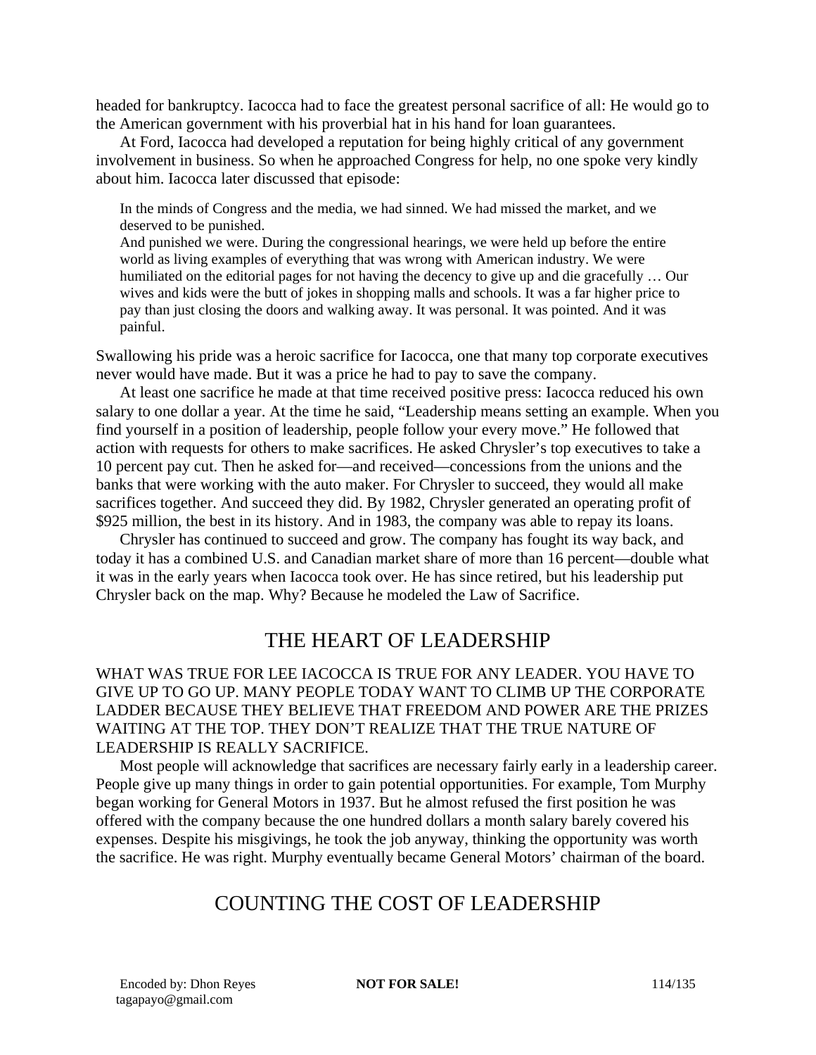headed for bankruptcy. Iacocca had to face the greatest personal sacrifice of all: He would go to the American government with his proverbial hat in his hand for loan guarantees.

At Ford, Iacocca had developed a reputation for being highly critical of any government involvement in business. So when he approached Congress for help, no one spoke very kindly about him. Iacocca later discussed that episode:

> In the minds of Congress and the media, we had sinned. We had missed the market, and we deserved to be punished.
> And punished we were. During the congressional hearings, we were held up before the entire world as living examples of everything that was wrong with American industry. We were humiliated on the editorial pages for not having the decency to give up and die gracefully … Our wives and kids were the butt of jokes in shopping malls and schools. It was a far higher price to pay than just closing the doors and walking away. It was personal. It was pointed. And it was painful.

Swallowing his pride was a heroic sacrifice for Iacocca, one that many top corporate executives never would have made. But it was a price he had to pay to save the company.

At least one sacrifice he made at that time received positive press: Iacocca reduced his own salary to one dollar a year. At the time he said, "Leadership means setting an example. When you find yourself in a position of leadership, people follow your every move." He followed that action with requests for others to make sacrifices. He asked Chrysler's top executives to take a 10 percent pay cut. Then he asked for—and received—concessions from the unions and the banks that were working with the auto maker. For Chrysler to succeed, they would all make sacrifices together. And succeed they did. By 1982, Chrysler generated an operating profit of $925 million, the best in its history. And in 1983, the company was able to repay its loans.

Chrysler has continued to succeed and grow. The company has fought its way back, and today it has a combined U.S. and Canadian market share of more than 16 percent—double what it was in the early years when Iacocca took over. He has since retired, but his leadership put Chrysler back on the map. Why? Because he modeled the Law of Sacrifice.

## THE HEART OF LEADERSHIP

WHAT WAS TRUE FOR LEE IACOCCA IS TRUE FOR ANY LEADER. YOU HAVE TO GIVE UP TO GO UP. MANY PEOPLE TODAY WANT TO CLIMB UP THE CORPORATE LADDER BECAUSE THEY BELIEVE THAT FREEDOM AND POWER ARE THE PRIZES WAITING AT THE TOP. THEY DON'T REALIZE THAT THE TRUE NATURE OF LEADERSHIP IS REALLY SACRIFICE.

Most people will acknowledge that sacrifices are necessary fairly early in a leadership career. People give up many things in order to gain potential opportunities. For example, Tom Murphy began working for General Motors in 1937. But he almost refused the first position he was offered with the company because the one hundred dollars a month salary barely covered his expenses. Despite his misgivings, he took the job anyway, thinking the opportunity was worth the sacrifice. He was right. Murphy eventually became General Motors' chairman of the board.

## COUNTING THE COST OF LEADERSHIP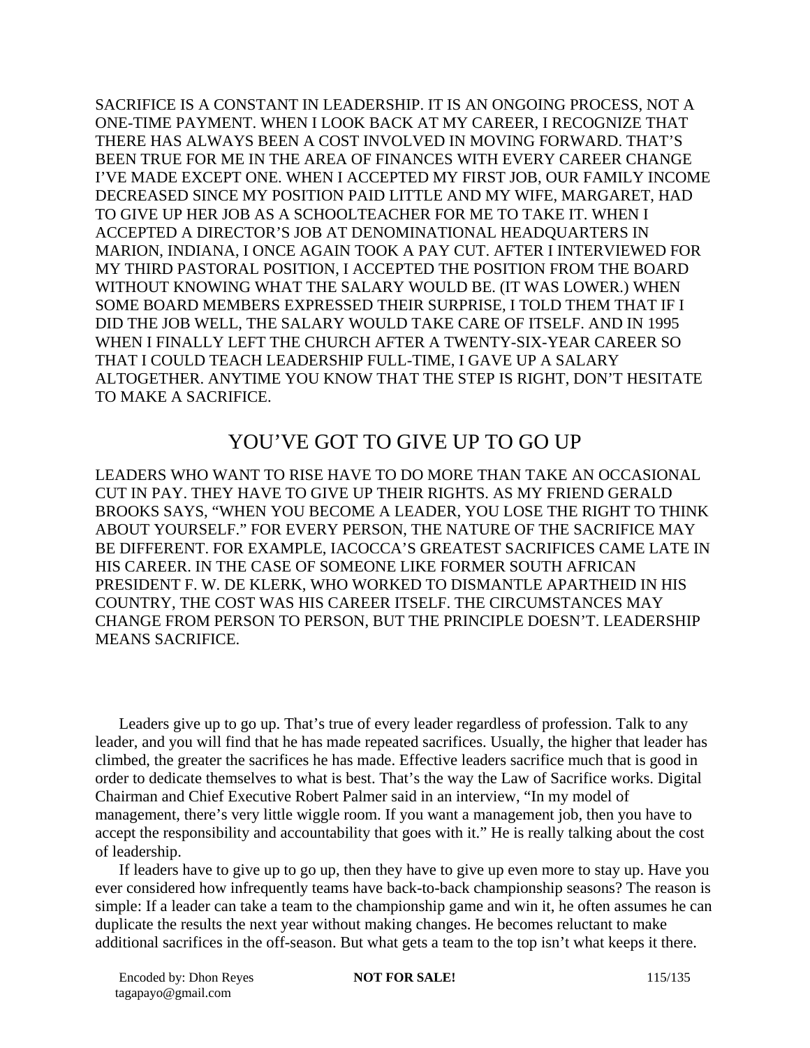SACRIFICE IS A CONSTANT IN LEADERSHIP. IT IS AN ONGOING PROCESS, NOT A ONE-TIME PAYMENT. WHEN I LOOK BACK AT MY CAREER, I RECOGNIZE THAT THERE HAS ALWAYS BEEN A COST INVOLVED IN MOVING FORWARD. THAT'S BEEN TRUE FOR ME IN THE AREA OF FINANCES WITH EVERY CAREER CHANGE I'VE MADE EXCEPT ONE. WHEN I ACCEPTED MY FIRST JOB, OUR FAMILY INCOME DECREASED SINCE MY POSITION PAID LITTLE AND MY WIFE, MARGARET, HAD TO GIVE UP HER JOB AS A SCHOOLTEACHER FOR ME TO TAKE IT. WHEN I ACCEPTED A DIRECTOR'S JOB AT DENOMINATIONAL HEADQUARTERS IN MARION, INDIANA, I ONCE AGAIN TOOK A PAY CUT. AFTER I INTERVIEWED FOR MY THIRD PASTORAL POSITION, I ACCEPTED THE POSITION FROM THE BOARD WITHOUT KNOWING WHAT THE SALARY WOULD BE. (IT WAS LOWER.) WHEN SOME BOARD MEMBERS EXPRESSED THEIR SURPRISE, I TOLD THEM THAT IF I DID THE JOB WELL, THE SALARY WOULD TAKE CARE OF ITSELF. AND IN 1995 WHEN I FINALLY LEFT THE CHURCH AFTER A TWENTY-SIX-YEAR CAREER SO THAT I COULD TEACH LEADERSHIP FULL-TIME, I GAVE UP A SALARY ALTOGETHER. ANYTIME YOU KNOW THAT THE STEP IS RIGHT, DON'T HESITATE TO MAKE A SACRIFICE.

## YOU'VE GOT TO GIVE UP TO GO UP

LEADERS WHO WANT TO RISE HAVE TO DO MORE THAN TAKE AN OCCASIONAL CUT IN PAY. THEY HAVE TO GIVE UP THEIR RIGHTS. AS MY FRIEND GERALD BROOKS SAYS, "WHEN YOU BECOME A LEADER, YOU LOSE THE RIGHT TO THINK ABOUT YOURSELF." FOR EVERY PERSON, THE NATURE OF THE SACRIFICE MAY BE DIFFERENT. FOR EXAMPLE, IACOCCA'S GREATEST SACRIFICES CAME LATE IN HIS CAREER. IN THE CASE OF SOMEONE LIKE FORMER SOUTH AFRICAN PRESIDENT F. W. DE KLERK, WHO WORKED TO DISMANTLE APARTHEID IN HIS COUNTRY, THE COST WAS HIS CAREER ITSELF. THE CIRCUMSTANCES MAY CHANGE FROM PERSON TO PERSON, BUT THE PRINCIPLE DOESN'T. LEADERSHIP MEANS SACRIFICE.

Leaders give up to go up. That's true of every leader regardless of profession. Talk to any leader, and you will find that he has made repeated sacrifices. Usually, the higher that leader has climbed, the greater the sacrifices he has made. Effective leaders sacrifice much that is good in order to dedicate themselves to what is best. That's the way the Law of Sacrifice works. Digital Chairman and Chief Executive Robert Palmer said in an interview, "In my model of management, there's very little wiggle room. If you want a management job, then you have to accept the responsibility and accountability that goes with it." He is really talking about the cost of leadership.

If leaders have to give up to go up, then they have to give up even more to stay up. Have you ever considered how infrequently teams have back-to-back championship seasons? The reason is simple: If a leader can take a team to the championship game and win it, he often assumes he can duplicate the results the next year without making changes. He becomes reluctant to make additional sacrifices in the off-season. But what gets a team to the top isn't what keeps it there.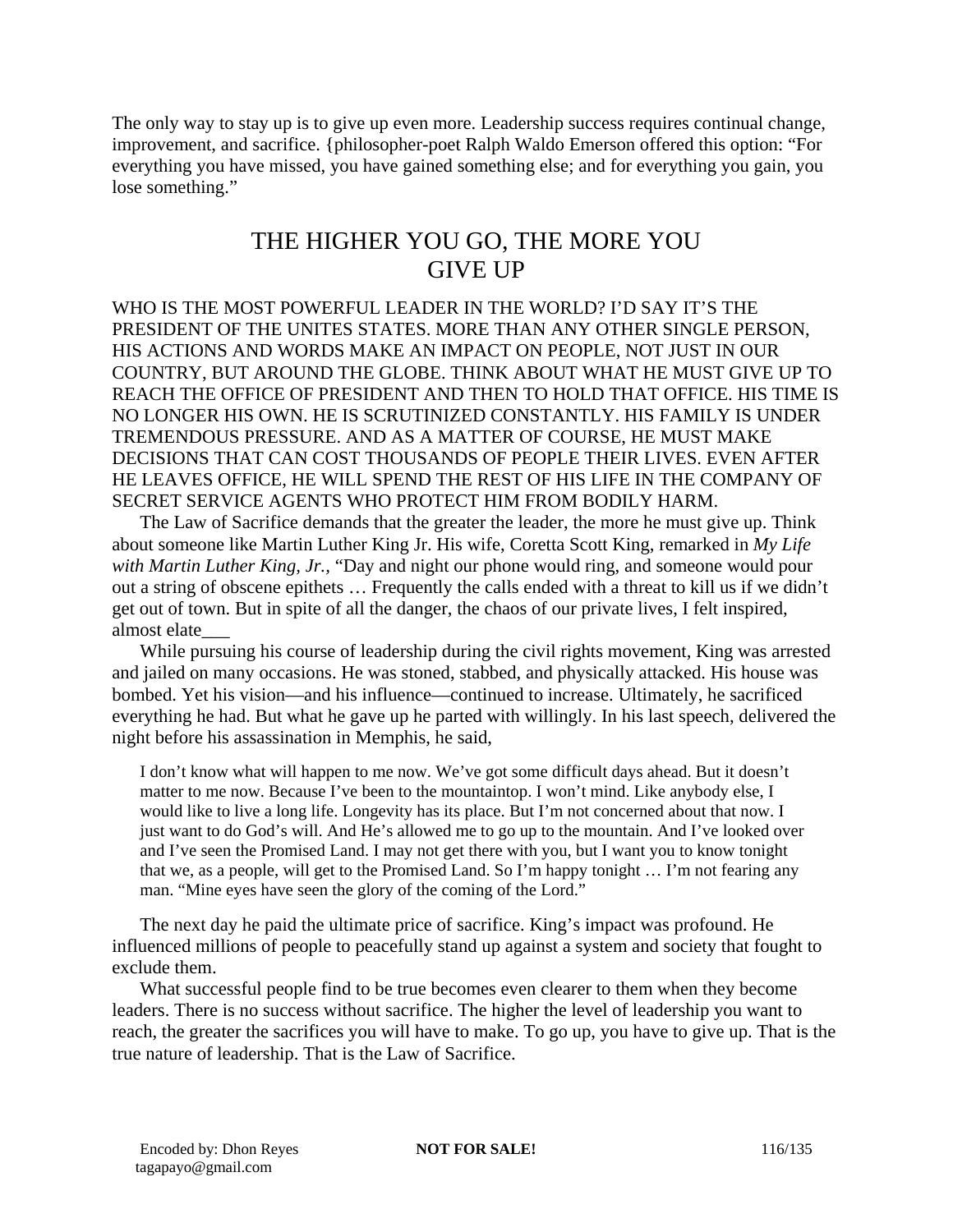The only way to stay up is to give up even more. Leadership success requires continual change, improvement, and sacrifice. {philosopher-poet Ralph Waldo Emerson offered this option: "For everything you have missed, you have gained something else; and for everything you gain, you lose something."

## THE HIGHER YOU GO, THE MORE YOU GIVE UP

WHO IS THE MOST POWERFUL LEADER IN THE WORLD? I'D SAY IT'S THE PRESIDENT OF THE UNITES STATES. MORE THAN ANY OTHER SINGLE PERSON, HIS ACTIONS AND WORDS MAKE AN IMPACT ON PEOPLE, NOT JUST IN OUR COUNTRY, BUT AROUND THE GLOBE. THINK ABOUT WHAT HE MUST GIVE UP TO REACH THE OFFICE OF PRESIDENT AND THEN TO HOLD THAT OFFICE. HIS TIME IS NO LONGER HIS OWN. HE IS SCRUTINIZED CONSTANTLY. HIS FAMILY IS UNDER TREMENDOUS PRESSURE. AND AS A MATTER OF COURSE, HE MUST MAKE DECISIONS THAT CAN COST THOUSANDS OF PEOPLE THEIR LIVES. EVEN AFTER HE LEAVES OFFICE, HE WILL SPEND THE REST OF HIS LIFE IN THE COMPANY OF SECRET SERVICE AGENTS WHO PROTECT HIM FROM BODILY HARM.

The Law of Sacrifice demands that the greater the leader, the more he must give up. Think about someone like Martin Luther King Jr. His wife, Coretta Scott King, remarked in *My Life with Martin Luther King, Jr.,* "Day and night our phone would ring, and someone would pour out a string of obscene epithets … Frequently the calls ended with a threat to kill us if we didn't get out of town. But in spite of all the danger, the chaos of our private lives, I felt inspired, almost elate___

While pursuing his course of leadership during the civil rights movement, King was arrested and jailed on many occasions. He was stoned, stabbed, and physically attacked. His house was bombed. Yet his vision—and his influence—continued to increase. Ultimately, he sacrificed everything he had. But what he gave up he parted with willingly. In his last speech, delivered the night before his assassination in Memphis, he said,

> I don't know what will happen to me now. We've got some difficult days ahead. But it doesn't matter to me now. Because I've been to the mountaintop. I won't mind. Like anybody else, I would like to live a long life. Longevity has its place. But I'm not concerned about that now. I just want to do God's will. And He's allowed me to go up to the mountain. And I've looked over and I've seen the Promised Land. I may not get there with you, but I want you to know tonight that we, as a people, will get to the Promised Land. So I'm happy tonight … I'm not fearing any man. "Mine eyes have seen the glory of the coming of the Lord."

The next day he paid the ultimate price of sacrifice. King's impact was profound. He influenced millions of people to peacefully stand up against a system and society that fought to exclude them.

What successful people find to be true becomes even clearer to them when they become leaders. There is no success without sacrifice. The higher the level of leadership you want to reach, the greater the sacrifices you will have to make. To go up, you have to give up. That is the true nature of leadership. That is the Law of Sacrifice.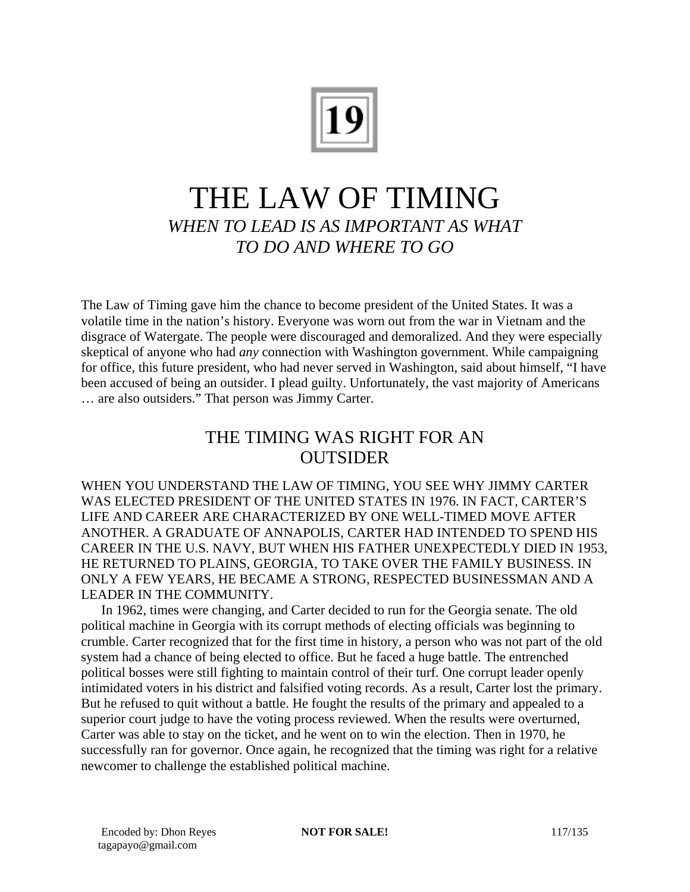# 19

# THE LAW OF TIMING

*WHEN TO LEAD IS AS IMPORTANT AS WHAT TO DO AND WHERE TO GO*

The Law of Timing gave him the chance to become president of the United States. It was a volatile time in the nation's history. Everyone was worn out from the war in Vietnam and the disgrace of Watergate. The people were discouraged and demoralized. And they were especially skeptical of anyone who had *any* connection with Washington government. While campaigning for office, this future president, who had never served in Washington, said about himself, "I have been accused of being an outsider. I plead guilty. Unfortunately, the vast majority of Americans … are also outsiders." That person was Jimmy Carter.

## THE TIMING WAS RIGHT FOR AN OUTSIDER

WHEN YOU UNDERSTAND THE LAW OF TIMING, YOU SEE WHY JIMMY CARTER WAS ELECTED PRESIDENT OF THE UNITED STATES IN 1976. IN FACT, CARTER'S LIFE AND CAREER ARE CHARACTERIZED BY ONE WELL-TIMED MOVE AFTER ANOTHER. A GRADUATE OF ANNAPOLIS, CARTER HAD INTENDED TO SPEND HIS CAREER IN THE U.S. NAVY, BUT WHEN HIS FATHER UNEXPECTEDLY DIED IN 1953, HE RETURNED TO PLAINS, GEORGIA, TO TAKE OVER THE FAMILY BUSINESS. IN ONLY A FEW YEARS, HE BECAME A STRONG, RESPECTED BUSINESSMAN AND A LEADER IN THE COMMUNITY.

In 1962, times were changing, and Carter decided to run for the Georgia senate. The old political machine in Georgia with its corrupt methods of electing officials was beginning to crumble. Carter recognized that for the first time in history, a person who was not part of the old system had a chance of being elected to office. But he faced a huge battle. The entrenched political bosses were still fighting to maintain control of their turf. One corrupt leader openly intimidated voters in his district and falsified voting records. As a result, Carter lost the primary. But he refused to quit without a battle. He fought the results of the primary and appealed to a superior court judge to have the voting process reviewed. When the results were overturned, Carter was able to stay on the ticket, and he went on to win the election. Then in 1970, he successfully ran for governor. Once again, he recognized that the timing was right for a relative newcomer to challenge the established political machine.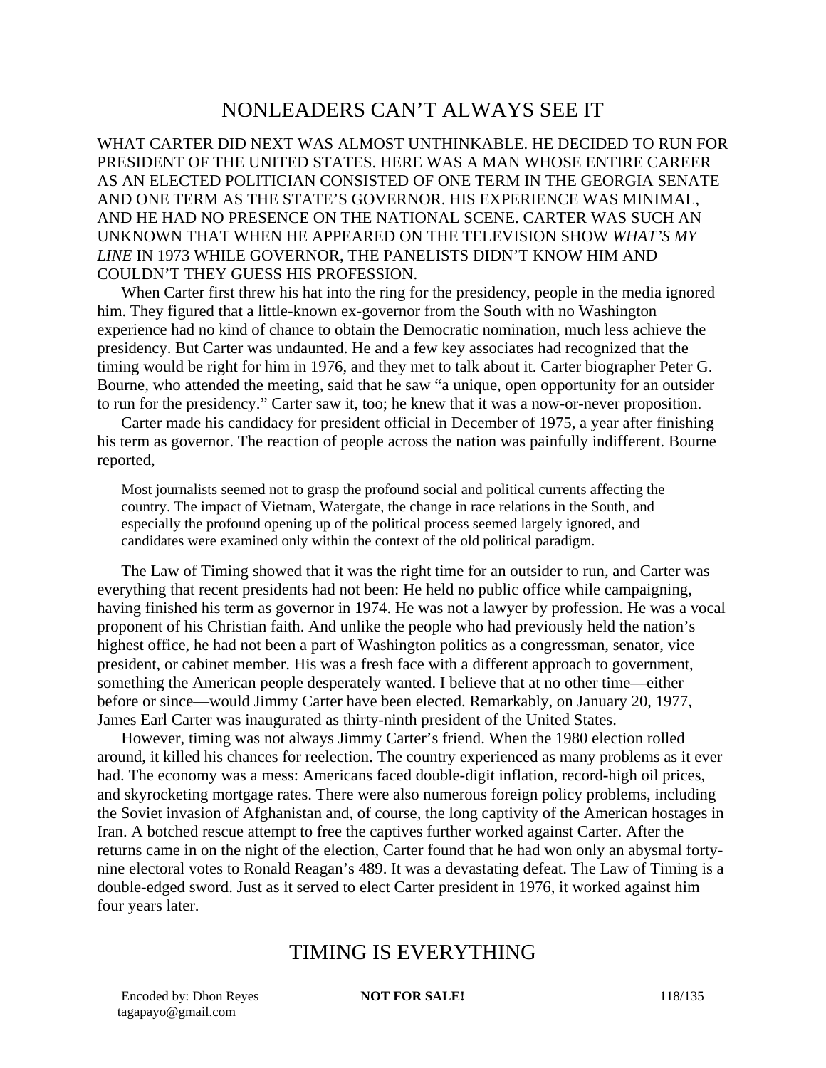## NONLEADERS CAN'T ALWAYS SEE IT

WHAT CARTER DID NEXT WAS ALMOST UNTHINKABLE. HE DECIDED TO RUN FOR PRESIDENT OF THE UNITED STATES. HERE WAS A MAN WHOSE ENTIRE CAREER AS AN ELECTED POLITICIAN CONSISTED OF ONE TERM IN THE GEORGIA SENATE AND ONE TERM AS THE STATE'S GOVERNOR. HIS EXPERIENCE WAS MINIMAL, AND HE HAD NO PRESENCE ON THE NATIONAL SCENE. CARTER WAS SUCH AN UNKNOWN THAT WHEN HE APPEARED ON THE TELEVISION SHOW *WHAT'S MY LINE* IN 1973 WHILE GOVERNOR, THE PANELISTS DIDN'T KNOW HIM AND COULDN'T THEY GUESS HIS PROFESSION.

When Carter first threw his hat into the ring for the presidency, people in the media ignored him. They figured that a little-known ex-governor from the South with no Washington experience had no kind of chance to obtain the Democratic nomination, much less achieve the presidency. But Carter was undaunted. He and a few key associates had recognized that the timing would be right for him in 1976, and they met to talk about it. Carter biographer Peter G. Bourne, who attended the meeting, said that he saw "a unique, open opportunity for an outsider to run for the presidency." Carter saw it, too; he knew that it was a now-or-never proposition.

Carter made his candidacy for president official in December of 1975, a year after finishing his term as governor. The reaction of people across the nation was painfully indifferent. Bourne reported,

> Most journalists seemed not to grasp the profound social and political currents affecting the country. The impact of Vietnam, Watergate, the change in race relations in the South, and especially the profound opening up of the political process seemed largely ignored, and candidates were examined only within the context of the old political paradigm.

The Law of Timing showed that it was the right time for an outsider to run, and Carter was everything that recent presidents had not been: He held no public office while campaigning, having finished his term as governor in 1974. He was not a lawyer by profession. He was a vocal proponent of his Christian faith. And unlike the people who had previously held the nation's highest office, he had not been a part of Washington politics as a congressman, senator, vice president, or cabinet member. His was a fresh face with a different approach to government, something the American people desperately wanted. I believe that at no other time—either before or since—would Jimmy Carter have been elected. Remarkably, on January 20, 1977, James Earl Carter was inaugurated as thirty-ninth president of the United States.

However, timing was not always Jimmy Carter's friend. When the 1980 election rolled around, it killed his chances for reelection. The country experienced as many problems as it ever had. The economy was a mess: Americans faced double-digit inflation, record-high oil prices, and skyrocketing mortgage rates. There were also numerous foreign policy problems, including the Soviet invasion of Afghanistan and, of course, the long captivity of the American hostages in Iran. A botched rescue attempt to free the captives further worked against Carter. After the returns came in on the night of the election, Carter found that he had won only an abysmal forty-nine electoral votes to Ronald Reagan's 489. It was a devastating defeat. The Law of Timing is a double-edged sword. Just as it served to elect Carter president in 1976, it worked against him four years later.

## TIMING IS EVERYTHING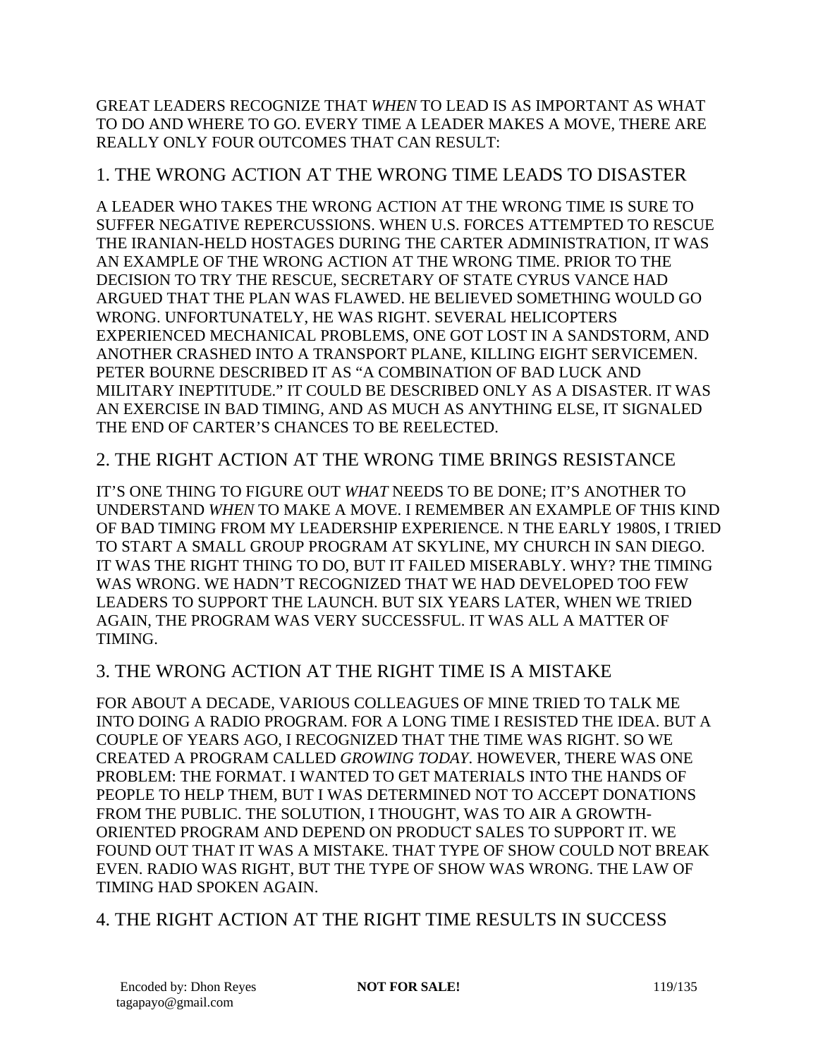GREAT LEADERS RECOGNIZE THAT *WHEN* TO LEAD IS AS IMPORTANT AS WHAT TO DO AND WHERE TO GO. EVERY TIME A LEADER MAKES A MOVE, THERE ARE REALLY ONLY FOUR OUTCOMES THAT CAN RESULT:

## 1. THE WRONG ACTION AT THE WRONG TIME LEADS TO DISASTER

A LEADER WHO TAKES THE WRONG ACTION AT THE WRONG TIME IS SURE TO SUFFER NEGATIVE REPERCUSSIONS. WHEN U.S. FORCES ATTEMPTED TO RESCUE THE IRANIAN-HELD HOSTAGES DURING THE CARTER ADMINISTRATION, IT WAS AN EXAMPLE OF THE WRONG ACTION AT THE WRONG TIME. PRIOR TO THE DECISION TO TRY THE RESCUE, SECRETARY OF STATE CYRUS VANCE HAD ARGUED THAT THE PLAN WAS FLAWED. HE BELIEVED SOMETHING WOULD GO WRONG. UNFORTUNATELY, HE WAS RIGHT. SEVERAL HELICOPTERS EXPERIENCED MECHANICAL PROBLEMS, ONE GOT LOST IN A SANDSTORM, AND ANOTHER CRASHED INTO A TRANSPORT PLANE, KILLING EIGHT SERVICEMEN. PETER BOURNE DESCRIBED IT AS “A COMBINATION OF BAD LUCK AND MILITARY INEPTITUDE.” IT COULD BE DESCRIBED ONLY AS A DISASTER. IT WAS AN EXERCISE IN BAD TIMING, AND AS MUCH AS ANYTHING ELSE, IT SIGNALED THE END OF CARTER’S CHANCES TO BE REELECTED.

## 2. THE RIGHT ACTION AT THE WRONG TIME BRINGS RESISTANCE

IT’S ONE THING TO FIGURE OUT *WHAT* NEEDS TO BE DONE; IT’S ANOTHER TO UNDERSTAND *WHEN* TO MAKE A MOVE. I REMEMBER AN EXAMPLE OF THIS KIND OF BAD TIMING FROM MY LEADERSHIP EXPERIENCE. N THE EARLY 1980S, I TRIED TO START A SMALL GROUP PROGRAM AT SKYLINE, MY CHURCH IN SAN DIEGO. IT WAS THE RIGHT THING TO DO, BUT IT FAILED MISERABLY. WHY? THE TIMING WAS WRONG. WE HADN’T RECOGNIZED THAT WE HAD DEVELOPED TOO FEW LEADERS TO SUPPORT THE LAUNCH. BUT SIX YEARS LATER, WHEN WE TRIED AGAIN, THE PROGRAM WAS VERY SUCCESSFUL. IT WAS ALL A MATTER OF TIMING.

## 3. THE WRONG ACTION AT THE RIGHT TIME IS A MISTAKE

FOR ABOUT A DECADE, VARIOUS COLLEAGUES OF MINE TRIED TO TALK ME INTO DOING A RADIO PROGRAM. FOR A LONG TIME I RESISTED THE IDEA. BUT A COUPLE OF YEARS AGO, I RECOGNIZED THAT THE TIME WAS RIGHT. SO WE CREATED A PROGRAM CALLED *GROWING TODAY*. HOWEVER, THERE WAS ONE PROBLEM: THE FORMAT. I WANTED TO GET MATERIALS INTO THE HANDS OF PEOPLE TO HELP THEM, BUT I WAS DETERMINED NOT TO ACCEPT DONATIONS FROM THE PUBLIC. THE SOLUTION, I THOUGHT, WAS TO AIR A GROWTH-ORIENTED PROGRAM AND DEPEND ON PRODUCT SALES TO SUPPORT IT. WE FOUND OUT THAT IT WAS A MISTAKE. THAT TYPE OF SHOW COULD NOT BREAK EVEN. RADIO WAS RIGHT, BUT THE TYPE OF SHOW WAS WRONG. THE LAW OF TIMING HAD SPOKEN AGAIN.

## 4. THE RIGHT ACTION AT THE RIGHT TIME RESULTS IN SUCCESS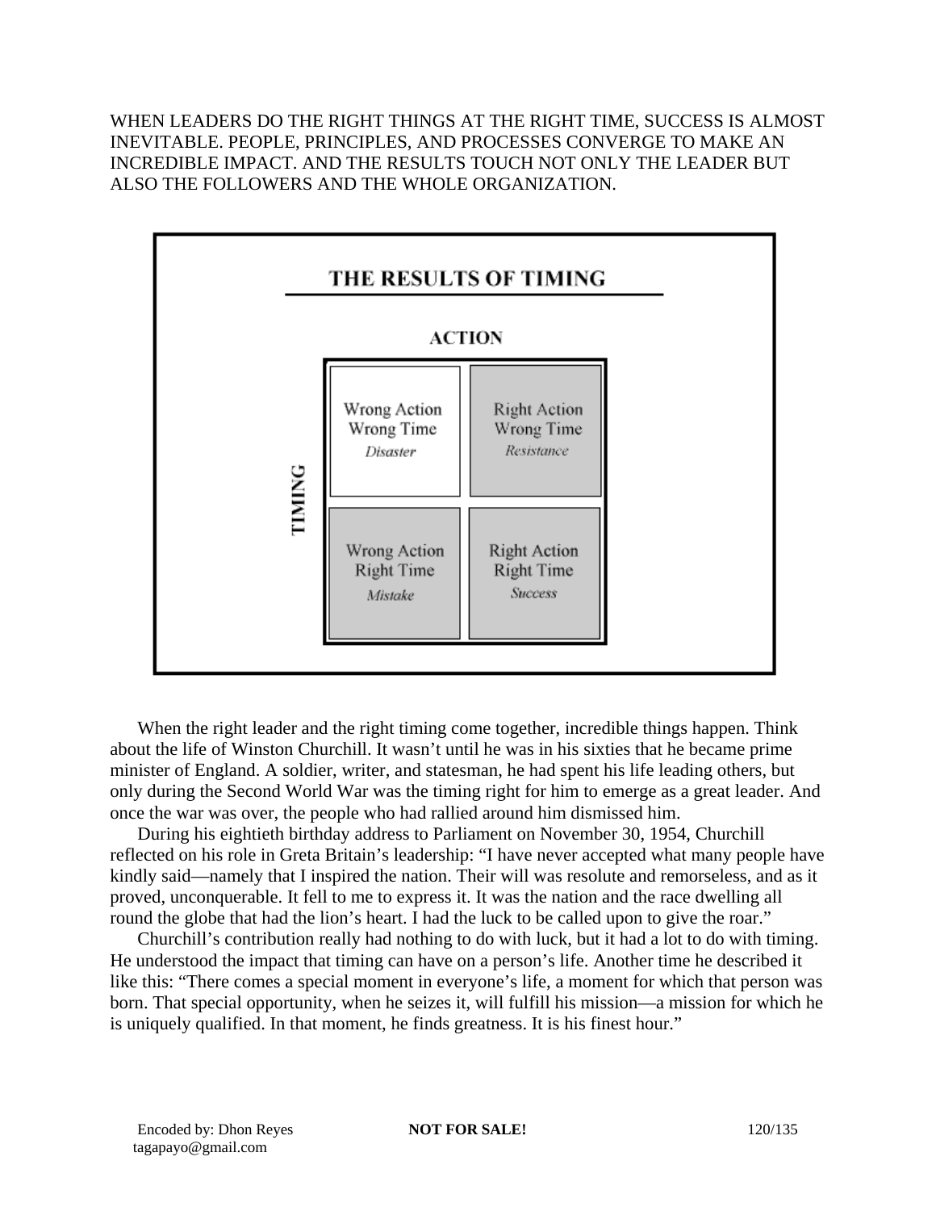WHEN LEADERS DO THE RIGHT THINGS AT THE RIGHT TIME, SUCCESS IS ALMOST INEVITABLE. PEOPLE, PRINCIPLES, AND PROCESSES CONVERGE TO MAKE AN INCREDIBLE IMPACT. AND THE RESULTS TOUCH NOT ONLY THE LEADER BUT ALSO THE FOLLOWERS AND THE WHOLE ORGANIZATION.

**THE RESULTS OF TIMING**

ACTION

TIMING

Wrong Action
Wrong Time
*Disaster*

Right Action
Wrong Time
*Resistance*

Wrong Action
Right Time
*Mistake*

Right Action
Right Time
*Success*

When the right leader and the right timing come together, incredible things happen. Think about the life of Winston Churchill. It wasn't until he was in his sixties that he became prime minister of England. A soldier, writer, and statesman, he had spent his life leading others, but only during the Second World War was the timing right for him to emerge as a great leader. And once the war was over, the people who had rallied around him dismissed him.

During his eightieth birthday address to Parliament on November 30, 1954, Churchill reflected on his role in Greta Britain's leadership: "I have never accepted what many people have kindly said—namely that I inspired the nation. Their will was resolute and remorseless, and as it proved, unconquerable. It fell to me to express it. It was the nation and the race dwelling all round the globe that had the lion's heart. I had the luck to be called upon to give the roar."

Churchill's contribution really had nothing to do with luck, but it had a lot to do with timing. He understood the impact that timing can have on a person's life. Another time he described it like this: "There comes a special moment in everyone's life, a moment for which that person was born. That special opportunity, when he seizes it, will fulfill his mission—a mission for which he is uniquely qualified. In that moment, he finds greatness. It is his finest hour."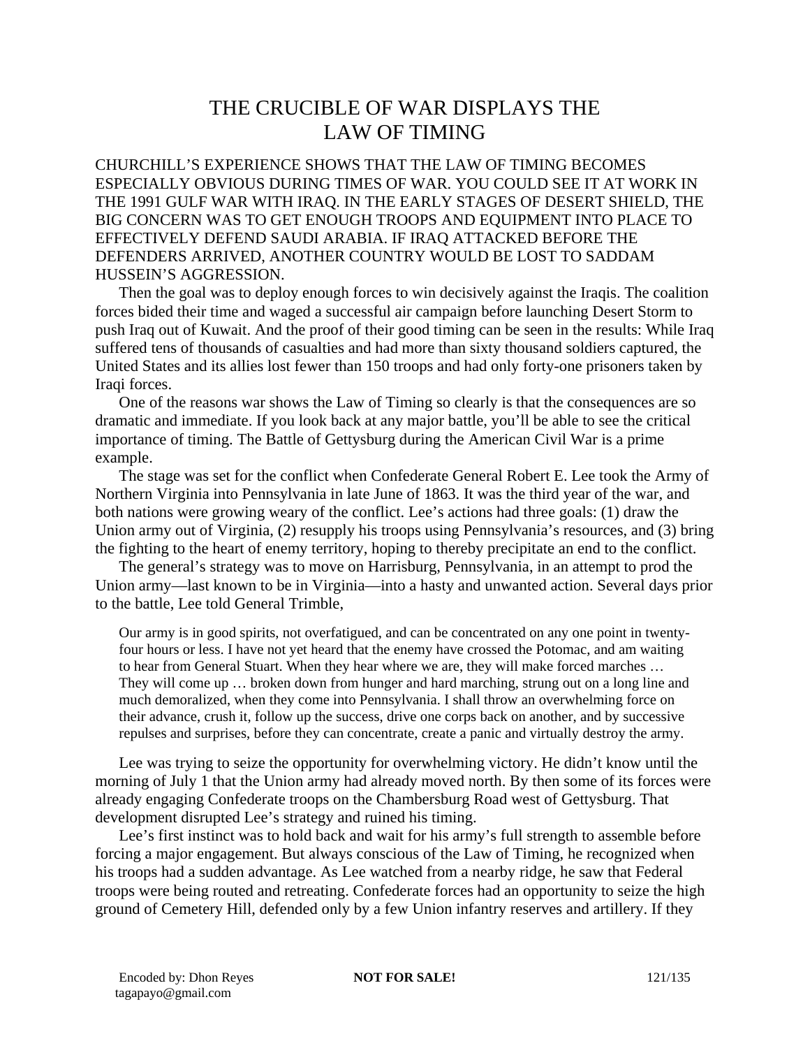# THE CRUCIBLE OF WAR DISPLAYS THE LAW OF TIMING

CHURCHILL'S EXPERIENCE SHOWS THAT THE LAW OF TIMING BECOMES ESPECIALLY OBVIOUS DURING TIMES OF WAR. YOU COULD SEE IT AT WORK IN THE 1991 GULF WAR WITH IRAQ. IN THE EARLY STAGES OF DESERT SHIELD, THE BIG CONCERN WAS TO GET ENOUGH TROOPS AND EQUIPMENT INTO PLACE TO EFFECTIVELY DEFEND SAUDI ARABIA. IF IRAQ ATTACKED BEFORE THE DEFENDERS ARRIVED, ANOTHER COUNTRY WOULD BE LOST TO SADDAM HUSSEIN'S AGGRESSION.

Then the goal was to deploy enough forces to win decisively against the Iraqis. The coalition forces bided their time and waged a successful air campaign before launching Desert Storm to push Iraq out of Kuwait. And the proof of their good timing can be seen in the results: While Iraq suffered tens of thousands of casualties and had more than sixty thousand soldiers captured, the United States and its allies lost fewer than 150 troops and had only forty-one prisoners taken by Iraqi forces.

One of the reasons war shows the Law of Timing so clearly is that the consequences are so dramatic and immediate. If you look back at any major battle, you'll be able to see the critical importance of timing. The Battle of Gettysburg during the American Civil War is a prime example.

The stage was set for the conflict when Confederate General Robert E. Lee took the Army of Northern Virginia into Pennsylvania in late June of 1863. It was the third year of the war, and both nations were growing weary of the conflict. Lee's actions had three goals: (1) draw the Union army out of Virginia, (2) resupply his troops using Pennsylvania's resources, and (3) bring the fighting to the heart of enemy territory, hoping to thereby precipitate an end to the conflict.

The general's strategy was to move on Harrisburg, Pennsylvania, in an attempt to prod the Union army—last known to be in Virginia—into a hasty and unwanted action. Several days prior to the battle, Lee told General Trimble,

> Our army is in good spirits, not overfatigued, and can be concentrated on any one point in twenty-four hours or less. I have not yet heard that the enemy have crossed the Potomac, and am waiting to hear from General Stuart. When they hear where we are, they will make forced marches … They will come up … broken down from hunger and hard marching, strung out on a long line and much demoralized, when they come into Pennsylvania. I shall throw an overwhelming force on their advance, crush it, follow up the success, drive one corps back on another, and by successive repulses and surprises, before they can concentrate, create a panic and virtually destroy the army.

Lee was trying to seize the opportunity for overwhelming victory. He didn't know until the morning of July 1 that the Union army had already moved north. By then some of its forces were already engaging Confederate troops on the Chambersburg Road west of Gettysburg. That development disrupted Lee's strategy and ruined his timing.

Lee's first instinct was to hold back and wait for his army's full strength to assemble before forcing a major engagement. But always conscious of the Law of Timing, he recognized when his troops had a sudden advantage. As Lee watched from a nearby ridge, he saw that Federal troops were being routed and retreating. Confederate forces had an opportunity to seize the high ground of Cemetery Hill, defended only by a few Union infantry reserves and artillery. If they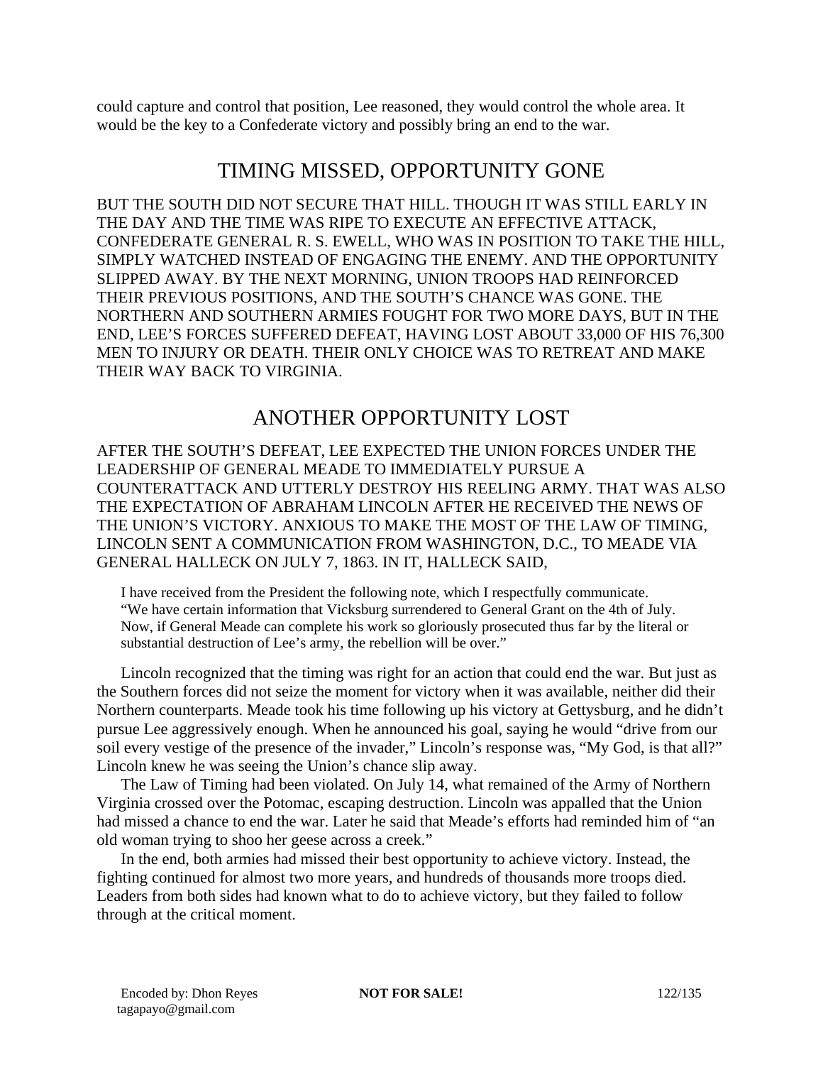could capture and control that position, Lee reasoned, they would control the whole area. It would be the key to a Confederate victory and possibly bring an end to the war.

## TIMING MISSED, OPPORTUNITY GONE

BUT THE SOUTH DID NOT SECURE THAT HILL. THOUGH IT WAS STILL EARLY IN THE DAY AND THE TIME WAS RIPE TO EXECUTE AN EFFECTIVE ATTACK, CONFEDERATE GENERAL R. S. EWELL, WHO WAS IN POSITION TO TAKE THE HILL, SIMPLY WATCHED INSTEAD OF ENGAGING THE ENEMY. AND THE OPPORTUNITY SLIPPED AWAY. BY THE NEXT MORNING, UNION TROOPS HAD REINFORCED THEIR PREVIOUS POSITIONS, AND THE SOUTH'S CHANCE WAS GONE. THE NORTHERN AND SOUTHERN ARMIES FOUGHT FOR TWO MORE DAYS, BUT IN THE END, LEE'S FORCES SUFFERED DEFEAT, HAVING LOST ABOUT 33,000 OF HIS 76,300 MEN TO INJURY OR DEATH. THEIR ONLY CHOICE WAS TO RETREAT AND MAKE THEIR WAY BACK TO VIRGINIA.

## ANOTHER OPPORTUNITY LOST

AFTER THE SOUTH'S DEFEAT, LEE EXPECTED THE UNION FORCES UNDER THE LEADERSHIP OF GENERAL MEADE TO IMMEDIATELY PURSUE A COUNTERATTACK AND UTTERLY DESTROY HIS REELING ARMY. THAT WAS ALSO THE EXPECTATION OF ABRAHAM LINCOLN AFTER HE RECEIVED THE NEWS OF THE UNION'S VICTORY. ANXIOUS TO MAKE THE MOST OF THE LAW OF TIMING, LINCOLN SENT A COMMUNICATION FROM WASHINGTON, D.C., TO MEADE VIA GENERAL HALLECK ON JULY 7, 1863. IN IT, HALLECK SAID,

> I have received from the President the following note, which I respectfully communicate. "We have certain information that Vicksburg surrendered to General Grant on the 4th of July. Now, if General Meade can complete his work so gloriously prosecuted thus far by the literal or substantial destruction of Lee's army, the rebellion will be over."

Lincoln recognized that the timing was right for an action that could end the war. But just as the Southern forces did not seize the moment for victory when it was available, neither did their Northern counterparts. Meade took his time following up his victory at Gettysburg, and he didn't pursue Lee aggressively enough. When he announced his goal, saying he would "drive from our soil every vestige of the presence of the invader," Lincoln's response was, "My God, is that all?" Lincoln knew he was seeing the Union's chance slip away.

The Law of Timing had been violated. On July 14, what remained of the Army of Northern Virginia crossed over the Potomac, escaping destruction. Lincoln was appalled that the Union had missed a chance to end the war. Later he said that Meade's efforts had reminded him of "an old woman trying to shoo her geese across a creek."

In the end, both armies had missed their best opportunity to achieve victory. Instead, the fighting continued for almost two more years, and hundreds of thousands more troops died. Leaders from both sides had known what to do to achieve victory, but they failed to follow through at the critical moment.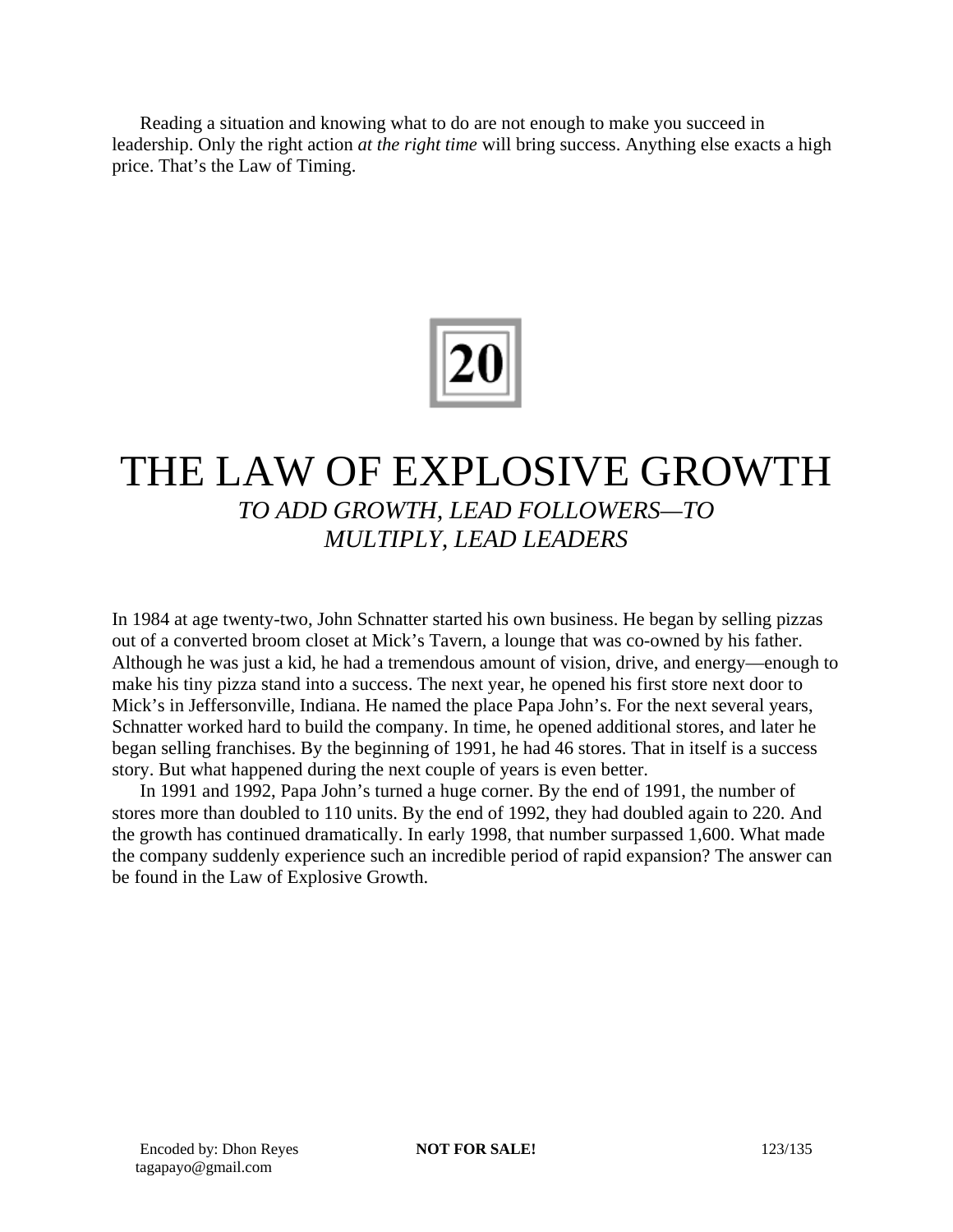Reading a situation and knowing what to do are not enough to make you succeed in leadership. Only the right action *at the right time* will bring success. Anything else exacts a high price. That's the Law of Timing.

# 20

# THE LAW OF EXPLOSIVE GROWTH

## *TO ADD GROWTH, LEAD FOLLOWERS—TO MULTIPLY, LEAD LEADERS*

In 1984 at age twenty-two, John Schnatter started his own business. He began by selling pizzas out of a converted broom closet at Mick's Tavern, a lounge that was co-owned by his father. Although he was just a kid, he had a tremendous amount of vision, drive, and energy—enough to make his tiny pizza stand into a success. The next year, he opened his first store next door to Mick's in Jeffersonville, Indiana. He named the place Papa John's. For the next several years, Schnatter worked hard to build the company. In time, he opened additional stores, and later he began selling franchises. By the beginning of 1991, he had 46 stores. That in itself is a success story. But what happened during the next couple of years is even better.

In 1991 and 1992, Papa John's turned a huge corner. By the end of 1991, the number of stores more than doubled to 110 units. By the end of 1992, they had doubled again to 220. And the growth has continued dramatically. In early 1998, that number surpassed 1,600. What made the company suddenly experience such an incredible period of rapid expansion? The answer can be found in the Law of Explosive Growth.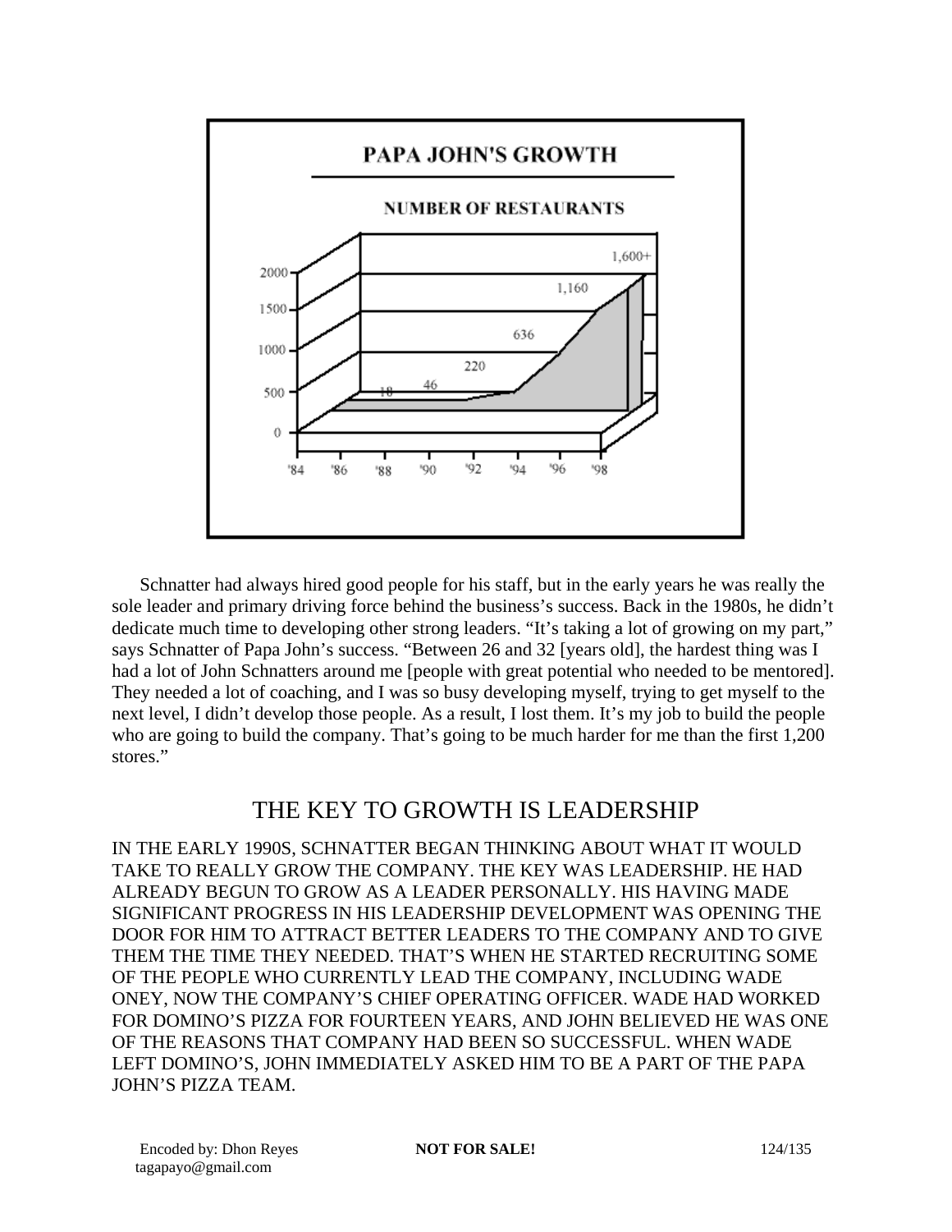**PAPA JOHN'S GROWTH**

**NUMBER OF RESTAURANTS**

| Year | '84 | '86 | '88 | '90 | '92 | '94 | '96 | '98 |
|---|---|---|---|---|---|---|---|---|
| Restaurants | | 18 | 46 | 220 | 636 | 1,160 | 1,600+ | |

Schnatter had always hired good people for his staff, but in the early years he was really the sole leader and primary driving force behind the business's success. Back in the 1980s, he didn't dedicate much time to developing other strong leaders. "It's taking a lot of growing on my part," says Schnatter of Papa John's success. "Between 26 and 32 [years old], the hardest thing was I had a lot of John Schnatters around me [people with great potential who needed to be mentored]. They needed a lot of coaching, and I was so busy developing myself, trying to get myself to the next level, I didn't develop those people. As a result, I lost them. It's my job to build the people who are going to build the company. That's going to be much harder for me than the first 1,200 stores."

## THE KEY TO GROWTH IS LEADERSHIP

IN THE EARLY 1990S, SCHNATTER BEGAN THINKING ABOUT WHAT IT WOULD TAKE TO REALLY GROW THE COMPANY. THE KEY WAS LEADERSHIP. HE HAD ALREADY BEGUN TO GROW AS A LEADER PERSONALLY. HIS HAVING MADE SIGNIFICANT PROGRESS IN HIS LEADERSHIP DEVELOPMENT WAS OPENING THE DOOR FOR HIM TO ATTRACT BETTER LEADERS TO THE COMPANY AND TO GIVE THEM THE TIME THEY NEEDED. THAT'S WHEN HE STARTED RECRUITING SOME OF THE PEOPLE WHO CURRENTLY LEAD THE COMPANY, INCLUDING WADE ONEY, NOW THE COMPANY'S CHIEF OPERATING OFFICER. WADE HAD WORKED FOR DOMINO'S PIZZA FOR FOURTEEN YEARS, AND JOHN BELIEVED HE WAS ONE OF THE REASONS THAT COMPANY HAD BEEN SO SUCCESSFUL. WHEN WADE LEFT DOMINO'S, JOHN IMMEDIATELY ASKED HIM TO BE A PART OF THE PAPA JOHN'S PIZZA TEAM.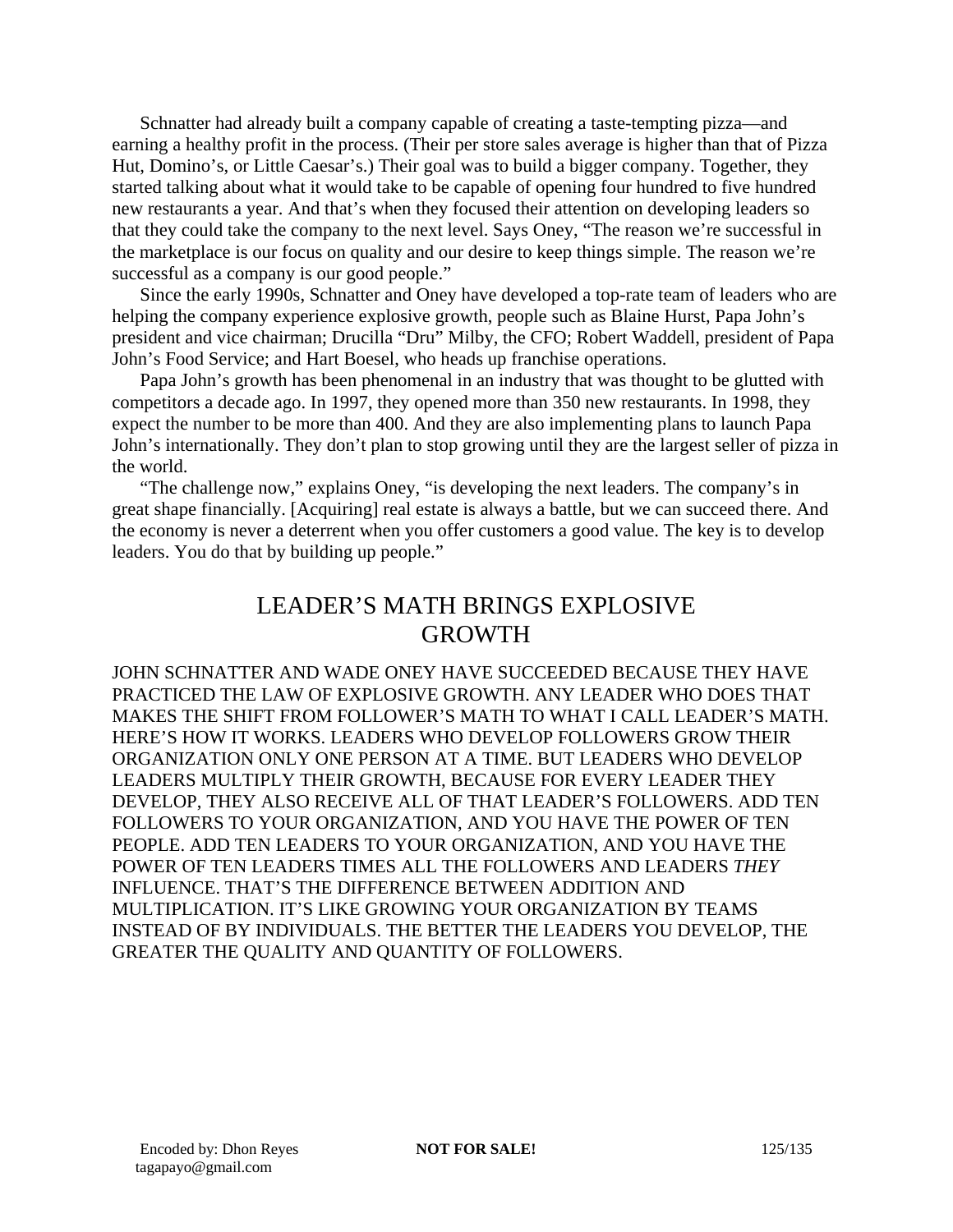Schnatter had already built a company capable of creating a taste-tempting pizza—and earning a healthy profit in the process. (Their per store sales average is higher than that of Pizza Hut, Domino's, or Little Caesar's.) Their goal was to build a bigger company. Together, they started talking about what it would take to be capable of opening four hundred to five hundred new restaurants a year. And that's when they focused their attention on developing leaders so that they could take the company to the next level. Says Oney, "The reason we're successful in the marketplace is our focus on quality and our desire to keep things simple. The reason we're successful as a company is our good people."

Since the early 1990s, Schnatter and Oney have developed a top-rate team of leaders who are helping the company experience explosive growth, people such as Blaine Hurst, Papa John's president and vice chairman; Drucilla "Dru" Milby, the CFO; Robert Waddell, president of Papa John's Food Service; and Hart Boesel, who heads up franchise operations.

Papa John's growth has been phenomenal in an industry that was thought to be glutted with competitors a decade ago. In 1997, they opened more than 350 new restaurants. In 1998, they expect the number to be more than 400. And they are also implementing plans to launch Papa John's internationally. They don't plan to stop growing until they are the largest seller of pizza in the world.

"The challenge now," explains Oney, "is developing the next leaders. The company's in great shape financially. [Acquiring] real estate is always a battle, but we can succeed there. And the economy is never a deterrent when you offer customers a good value. The key is to develop leaders. You do that by building up people."

## LEADER'S MATH BRINGS EXPLOSIVE GROWTH

JOHN SCHNATTER AND WADE ONEY HAVE SUCCEEDED BECAUSE THEY HAVE PRACTICED THE LAW OF EXPLOSIVE GROWTH. ANY LEADER WHO DOES THAT MAKES THE SHIFT FROM FOLLOWER'S MATH TO WHAT I CALL LEADER'S MATH. HERE'S HOW IT WORKS. LEADERS WHO DEVELOP FOLLOWERS GROW THEIR ORGANIZATION ONLY ONE PERSON AT A TIME. BUT LEADERS WHO DEVELOP LEADERS MULTIPLY THEIR GROWTH, BECAUSE FOR EVERY LEADER THEY DEVELOP, THEY ALSO RECEIVE ALL OF THAT LEADER'S FOLLOWERS. ADD TEN FOLLOWERS TO YOUR ORGANIZATION, AND YOU HAVE THE POWER OF TEN PEOPLE. ADD TEN LEADERS TO YOUR ORGANIZATION, AND YOU HAVE THE POWER OF TEN LEADERS TIMES ALL THE FOLLOWERS AND LEADERS *THEY* INFLUENCE. THAT'S THE DIFFERENCE BETWEEN ADDITION AND MULTIPLICATION. IT'S LIKE GROWING YOUR ORGANIZATION BY TEAMS INSTEAD OF BY INDIVIDUALS. THE BETTER THE LEADERS YOU DEVELOP, THE GREATER THE QUALITY AND QUANTITY OF FOLLOWERS.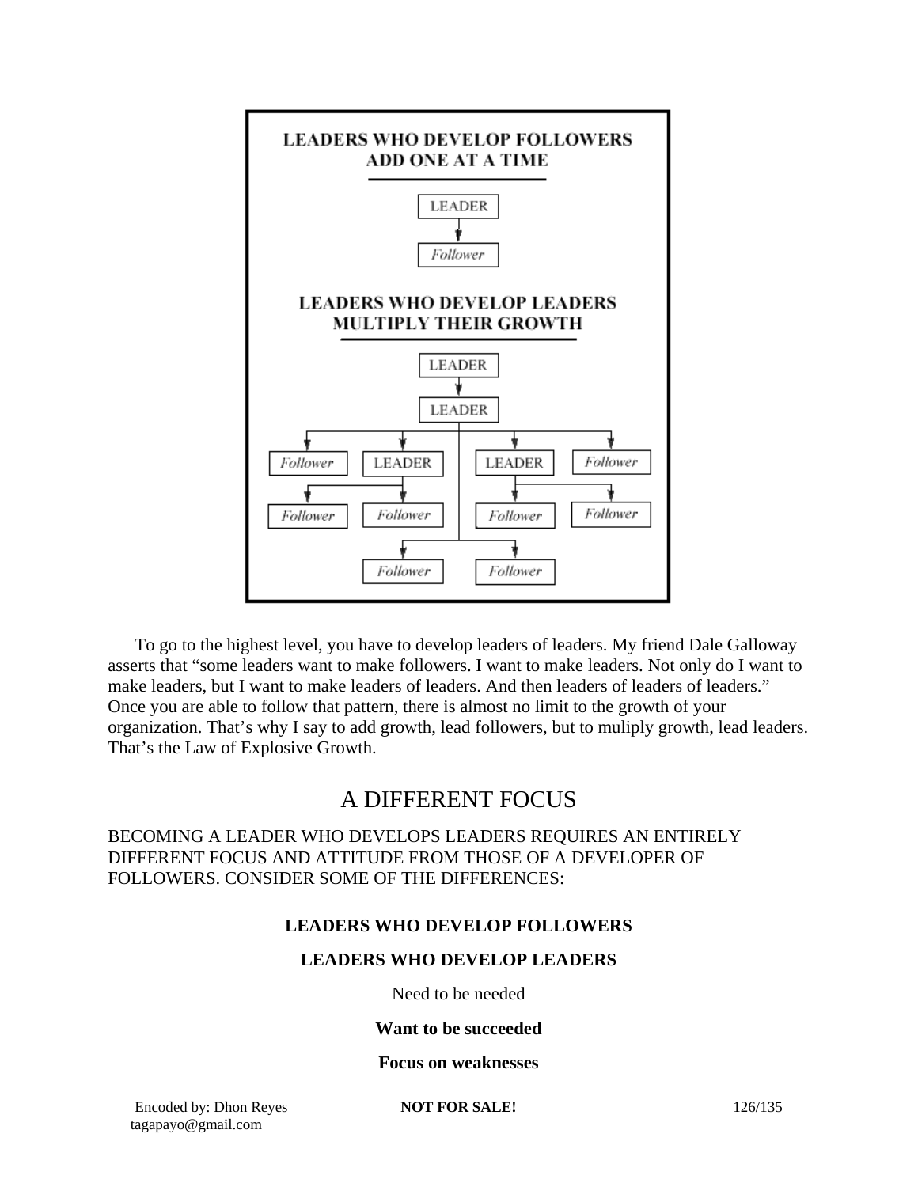**LEADERS WHO DEVELOP FOLLOWERS ADD ONE AT A TIME**

LEADER → *Follower*

**LEADERS WHO DEVELOP LEADERS MULTIPLY THEIR GROWTH**

LEADER → LEADER → *Follower*, LEADER, LEADER, *Follower*

LEADER → *Follower*, *Follower*

LEADER → *Follower*, *Follower*

LEADER → *Follower*, *Follower*

To go to the highest level, you have to develop leaders of leaders. My friend Dale Galloway asserts that "some leaders want to make followers. I want to make leaders. Not only do I want to make leaders, but I want to make leaders of leaders. And then leaders of leaders of leaders." Once you are able to follow that pattern, there is almost no limit to the growth of your organization. That's why I say to add growth, lead followers, but to muliply growth, lead leaders. That's the Law of Explosive Growth.

## A DIFFERENT FOCUS

BECOMING A LEADER WHO DEVELOPS LEADERS REQUIRES AN ENTIRELY DIFFERENT FOCUS AND ATTITUDE FROM THOSE OF A DEVELOPER OF FOLLOWERS. CONSIDER SOME OF THE DIFFERENCES:

**LEADERS WHO DEVELOP FOLLOWERS**

**LEADERS WHO DEVELOP LEADERS**

Need to be needed

**Want to be succeeded**

**Focus on weaknesses**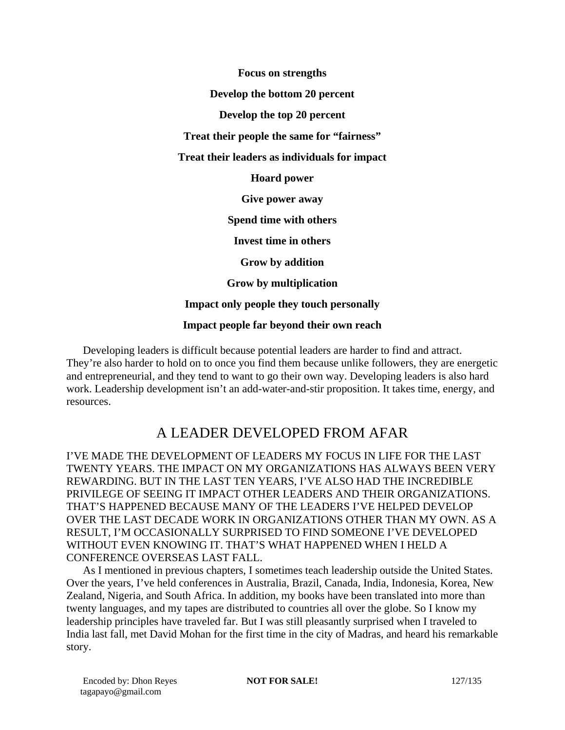**Focus on strengths**

**Develop the bottom 20 percent**

**Develop the top 20 percent**

**Treat their people the same for "fairness"**

**Treat their leaders as individuals for impact**

**Hoard power**

**Give power away**

**Spend time with others**

**Invest time in others**

**Grow by addition**

**Grow by multiplication**

**Impact only people they touch personally**

**Impact people far beyond their own reach**

Developing leaders is difficult because potential leaders are harder to find and attract. They're also harder to hold on to once you find them because unlike followers, they are energetic and entrepreneurial, and they tend to want to go their own way. Developing leaders is also hard work. Leadership development isn't an add-water-and-stir proposition. It takes time, energy, and resources.

## A LEADER DEVELOPED FROM AFAR

I'VE MADE THE DEVELOPMENT OF LEADERS MY FOCUS IN LIFE FOR THE LAST TWENTY YEARS. THE IMPACT ON MY ORGANIZATIONS HAS ALWAYS BEEN VERY REWARDING. BUT IN THE LAST TEN YEARS, I'VE ALSO HAD THE INCREDIBLE PRIVILEGE OF SEEING IT IMPACT OTHER LEADERS AND THEIR ORGANIZATIONS. THAT'S HAPPENED BECAUSE MANY OF THE LEADERS I'VE HELPED DEVELOP OVER THE LAST DECADE WORK IN ORGANIZATIONS OTHER THAN MY OWN. AS A RESULT, I'M OCCASIONALLY SURPRISED TO FIND SOMEONE I'VE DEVELOPED WITHOUT EVEN KNOWING IT. THAT'S WHAT HAPPENED WHEN I HELD A CONFERENCE OVERSEAS LAST FALL.

As I mentioned in previous chapters, I sometimes teach leadership outside the United States. Over the years, I've held conferences in Australia, Brazil, Canada, India, Indonesia, Korea, New Zealand, Nigeria, and South Africa. In addition, my books have been translated into more than twenty languages, and my tapes are distributed to countries all over the globe. So I know my leadership principles have traveled far. But I was still pleasantly surprised when I traveled to India last fall, met David Mohan for the first time in the city of Madras, and heard his remarkable story.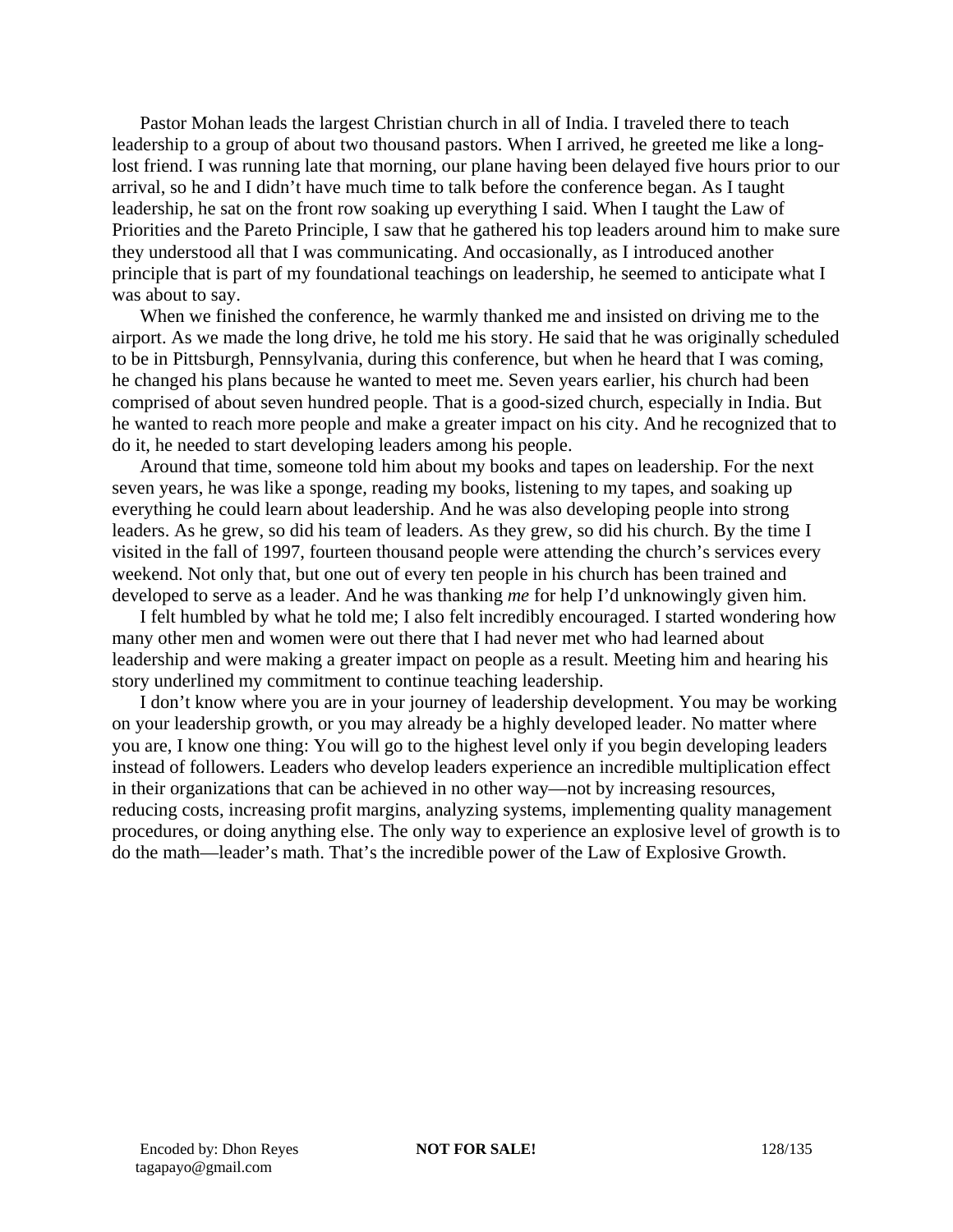Pastor Mohan leads the largest Christian church in all of India. I traveled there to teach leadership to a group of about two thousand pastors. When I arrived, he greeted me like a long-lost friend. I was running late that morning, our plane having been delayed five hours prior to our arrival, so he and I didn't have much time to talk before the conference began. As I taught leadership, he sat on the front row soaking up everything I said. When I taught the Law of Priorities and the Pareto Principle, I saw that he gathered his top leaders around him to make sure they understood all that I was communicating. And occasionally, as I introduced another principle that is part of my foundational teachings on leadership, he seemed to anticipate what I was about to say.

When we finished the conference, he warmly thanked me and insisted on driving me to the airport. As we made the long drive, he told me his story. He said that he was originally scheduled to be in Pittsburgh, Pennsylvania, during this conference, but when he heard that I was coming, he changed his plans because he wanted to meet me. Seven years earlier, his church had been comprised of about seven hundred people. That is a good-sized church, especially in India. But he wanted to reach more people and make a greater impact on his city. And he recognized that to do it, he needed to start developing leaders among his people.

Around that time, someone told him about my books and tapes on leadership. For the next seven years, he was like a sponge, reading my books, listening to my tapes, and soaking up everything he could learn about leadership. And he was also developing people into strong leaders. As he grew, so did his team of leaders. As they grew, so did his church. By the time I visited in the fall of 1997, fourteen thousand people were attending the church's services every weekend. Not only that, but one out of every ten people in his church has been trained and developed to serve as a leader. And he was thanking *me* for help I'd unknowingly given him.

I felt humbled by what he told me; I also felt incredibly encouraged. I started wondering how many other men and women were out there that I had never met who had learned about leadership and were making a greater impact on people as a result. Meeting him and hearing his story underlined my commitment to continue teaching leadership.

I don't know where you are in your journey of leadership development. You may be working on your leadership growth, or you may already be a highly developed leader. No matter where you are, I know one thing: You will go to the highest level only if you begin developing leaders instead of followers. Leaders who develop leaders experience an incredible multiplication effect in their organizations that can be achieved in no other way—not by increasing resources, reducing costs, increasing profit margins, analyzing systems, implementing quality management procedures, or doing anything else. The only way to experience an explosive level of growth is to do the math—leader's math. That's the incredible power of the Law of Explosive Growth.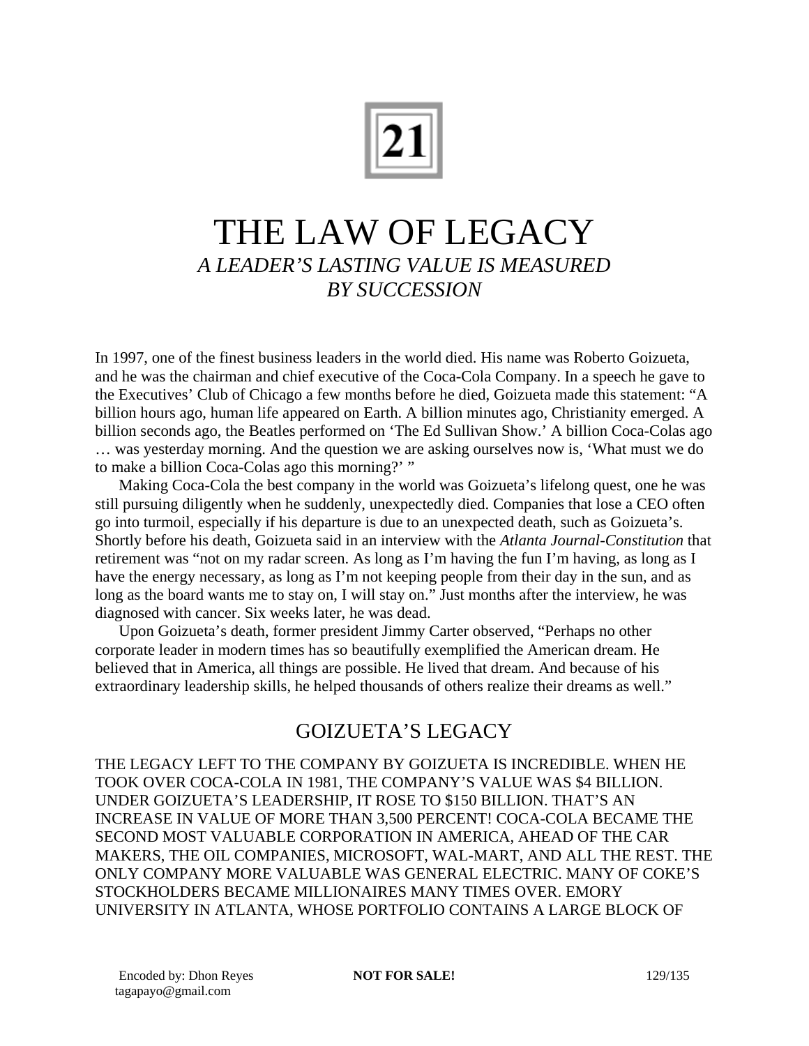# 21

# THE LAW OF LEGACY

*A LEADER'S LASTING VALUE IS MEASURED BY SUCCESSION*

In 1997, one of the finest business leaders in the world died. His name was Roberto Goizueta, and he was the chairman and chief executive of the Coca-Cola Company. In a speech he gave to the Executives' Club of Chicago a few months before he died, Goizueta made this statement: "A billion hours ago, human life appeared on Earth. A billion minutes ago, Christianity emerged. A billion seconds ago, the Beatles performed on 'The Ed Sullivan Show.' A billion Coca-Colas ago … was yesterday morning. And the question we are asking ourselves now is, 'What must we do to make a billion Coca-Colas ago this morning?' "

Making Coca-Cola the best company in the world was Goizueta's lifelong quest, one he was still pursuing diligently when he suddenly, unexpectedly died. Companies that lose a CEO often go into turmoil, especially if his departure is due to an unexpected death, such as Goizueta's. Shortly before his death, Goizueta said in an interview with the *Atlanta Journal-Constitution* that retirement was "not on my radar screen. As long as I'm having the fun I'm having, as long as I have the energy necessary, as long as I'm not keeping people from their day in the sun, and as long as the board wants me to stay on, I will stay on." Just months after the interview, he was diagnosed with cancer. Six weeks later, he was dead.

Upon Goizueta's death, former president Jimmy Carter observed, "Perhaps no other corporate leader in modern times has so beautifully exemplified the American dream. He believed that in America, all things are possible. He lived that dream. And because of his extraordinary leadership skills, he helped thousands of others realize their dreams as well."

## GOIZUETA'S LEGACY

THE LEGACY LEFT TO THE COMPANY BY GOIZUETA IS INCREDIBLE. WHEN HE TOOK OVER COCA-COLA IN 1981, THE COMPANY'S VALUE WAS $4 BILLION. UNDER GOIZUETA'S LEADERSHIP, IT ROSE TO $150 BILLION. THAT'S AN INCREASE IN VALUE OF MORE THAN 3,500 PERCENT! COCA-COLA BECAME THE SECOND MOST VALUABLE CORPORATION IN AMERICA, AHEAD OF THE CAR MAKERS, THE OIL COMPANIES, MICROSOFT, WAL-MART, AND ALL THE REST. THE ONLY COMPANY MORE VALUABLE WAS GENERAL ELECTRIC. MANY OF COKE'S STOCKHOLDERS BECAME MILLIONAIRES MANY TIMES OVER. EMORY UNIVERSITY IN ATLANTA, WHOSE PORTFOLIO CONTAINS A LARGE BLOCK OF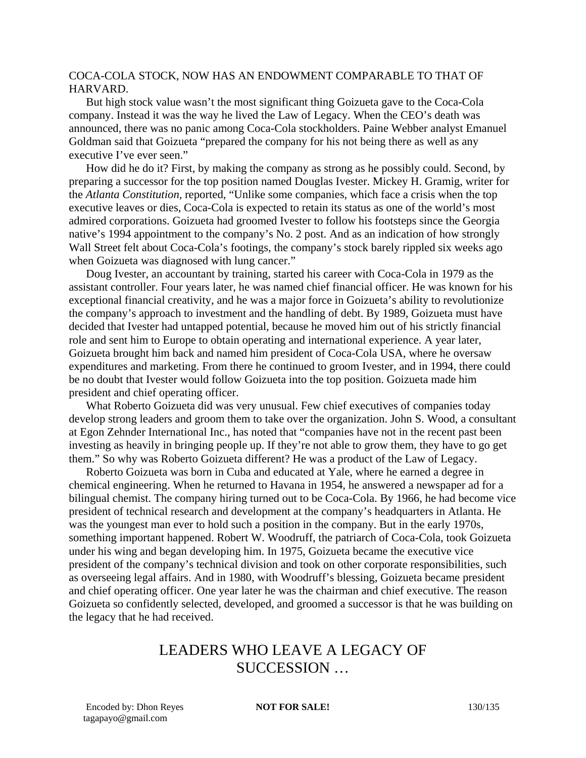COCA-COLA STOCK, NOW HAS AN ENDOWMENT COMPARABLE TO THAT OF HARVARD.

But high stock value wasn't the most significant thing Goizueta gave to the Coca-Cola company. Instead it was the way he lived the Law of Legacy. When the CEO's death was announced, there was no panic among Coca-Cola stockholders. Paine Webber analyst Emanuel Goldman said that Goizueta "prepared the company for his not being there as well as any executive I've ever seen."

How did he do it? First, by making the company as strong as he possibly could. Second, by preparing a successor for the top position named Douglas Ivester. Mickey H. Gramig, writer for the *Atlanta Constitution*, reported, "Unlike some companies, which face a crisis when the top executive leaves or dies, Coca-Cola is expected to retain its status as one of the world's most admired corporations. Goizueta had groomed Ivester to follow his footsteps since the Georgia native's 1994 appointment to the company's No. 2 post. And as an indication of how strongly Wall Street felt about Coca-Cola's footings, the company's stock barely rippled six weeks ago when Goizueta was diagnosed with lung cancer."

Doug Ivester, an accountant by training, started his career with Coca-Cola in 1979 as the assistant controller. Four years later, he was named chief financial officer. He was known for his exceptional financial creativity, and he was a major force in Goizueta's ability to revolutionize the company's approach to investment and the handling of debt. By 1989, Goizueta must have decided that Ivester had untapped potential, because he moved him out of his strictly financial role and sent him to Europe to obtain operating and international experience. A year later, Goizueta brought him back and named him president of Coca-Cola USA, where he oversaw expenditures and marketing. From there he continued to groom Ivester, and in 1994, there could be no doubt that Ivester would follow Goizueta into the top position. Goizueta made him president and chief operating officer.

What Roberto Goizueta did was very unusual. Few chief executives of companies today develop strong leaders and groom them to take over the organization. John S. Wood, a consultant at Egon Zehnder International Inc., has noted that "companies have not in the recent past been investing as heavily in bringing people up. If they're not able to grow them, they have to go get them." So why was Roberto Goizueta different? He was a product of the Law of Legacy.

Roberto Goizueta was born in Cuba and educated at Yale, where he earned a degree in chemical engineering. When he returned to Havana in 1954, he answered a newspaper ad for a bilingual chemist. The company hiring turned out to be Coca-Cola. By 1966, he had become vice president of technical research and development at the company's headquarters in Atlanta. He was the youngest man ever to hold such a position in the company. But in the early 1970s, something important happened. Robert W. Woodruff, the patriarch of Coca-Cola, took Goizueta under his wing and began developing him. In 1975, Goizueta became the executive vice president of the company's technical division and took on other corporate responsibilities, such as overseeing legal affairs. And in 1980, with Woodruff's blessing, Goizueta became president and chief operating officer. One year later he was the chairman and chief executive. The reason Goizueta so confidently selected, developed, and groomed a successor is that he was building on the legacy that he had received.

## LEADERS WHO LEAVE A LEGACY OF SUCCESSION …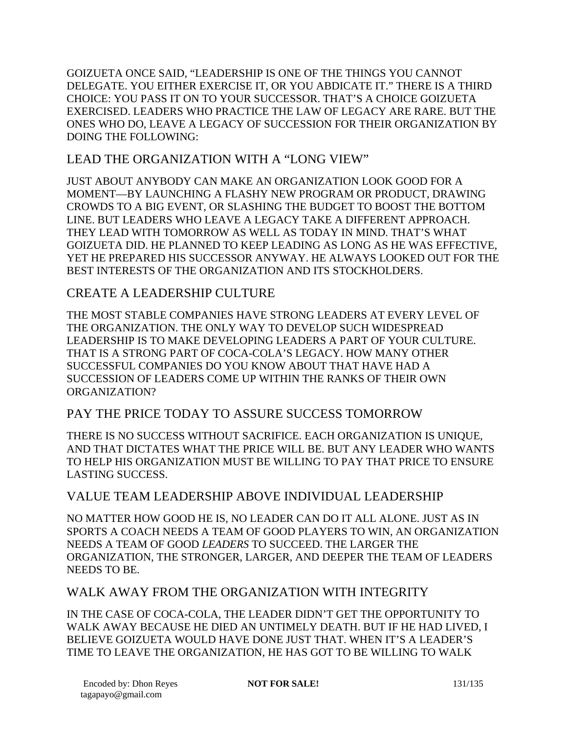GOIZUETA ONCE SAID, "LEADERSHIP IS ONE OF THE THINGS YOU CANNOT DELEGATE. YOU EITHER EXERCISE IT, OR YOU ABDICATE IT." THERE IS A THIRD CHOICE: YOU PASS IT ON TO YOUR SUCCESSOR. THAT'S A CHOICE GOIZUETA EXERCISED. LEADERS WHO PRACTICE THE LAW OF LEGACY ARE RARE. BUT THE ONES WHO DO, LEAVE A LEGACY OF SUCCESSION FOR THEIR ORGANIZATION BY DOING THE FOLLOWING:

## LEAD THE ORGANIZATION WITH A "LONG VIEW"

JUST ABOUT ANYBODY CAN MAKE AN ORGANIZATION LOOK GOOD FOR A MOMENT—BY LAUNCHING A FLASHY NEW PROGRAM OR PRODUCT, DRAWING CROWDS TO A BIG EVENT, OR SLASHING THE BUDGET TO BOOST THE BOTTOM LINE. BUT LEADERS WHO LEAVE A LEGACY TAKE A DIFFERENT APPROACH. THEY LEAD WITH TOMORROW AS WELL AS TODAY IN MIND. THAT'S WHAT GOIZUETA DID. HE PLANNED TO KEEP LEADING AS LONG AS HE WAS EFFECTIVE, YET HE PREPARED HIS SUCCESSOR ANYWAY. HE ALWAYS LOOKED OUT FOR THE BEST INTERESTS OF THE ORGANIZATION AND ITS STOCKHOLDERS.

## CREATE A LEADERSHIP CULTURE

THE MOST STABLE COMPANIES HAVE STRONG LEADERS AT EVERY LEVEL OF THE ORGANIZATION. THE ONLY WAY TO DEVELOP SUCH WIDESPREAD LEADERSHIP IS TO MAKE DEVELOPING LEADERS A PART OF YOUR CULTURE. THAT IS A STRONG PART OF COCA-COLA'S LEGACY. HOW MANY OTHER SUCCESSFUL COMPANIES DO YOU KNOW ABOUT THAT HAVE HAD A SUCCESSION OF LEADERS COME UP WITHIN THE RANKS OF THEIR OWN ORGANIZATION?

## PAY THE PRICE TODAY TO ASSURE SUCCESS TOMORROW

THERE IS NO SUCCESS WITHOUT SACRIFICE. EACH ORGANIZATION IS UNIQUE, AND THAT DICTATES WHAT THE PRICE WILL BE. BUT ANY LEADER WHO WANTS TO HELP HIS ORGANIZATION MUST BE WILLING TO PAY THAT PRICE TO ENSURE LASTING SUCCESS.

## VALUE TEAM LEADERSHIP ABOVE INDIVIDUAL LEADERSHIP

NO MATTER HOW GOOD HE IS, NO LEADER CAN DO IT ALL ALONE. JUST AS IN SPORTS A COACH NEEDS A TEAM OF GOOD PLAYERS TO WIN, AN ORGANIZATION NEEDS A TEAM OF GOOD *LEADERS* TO SUCCEED. THE LARGER THE ORGANIZATION, THE STRONGER, LARGER, AND DEEPER THE TEAM OF LEADERS NEEDS TO BE.

## WALK AWAY FROM THE ORGANIZATION WITH INTEGRITY

IN THE CASE OF COCA-COLA, THE LEADER DIDN'T GET THE OPPORTUNITY TO WALK AWAY BECAUSE HE DIED AN UNTIMELY DEATH. BUT IF HE HAD LIVED, I BELIEVE GOIZUETA WOULD HAVE DONE JUST THAT. WHEN IT'S A LEADER'S TIME TO LEAVE THE ORGANIZATION, HE HAS GOT TO BE WILLING TO WALK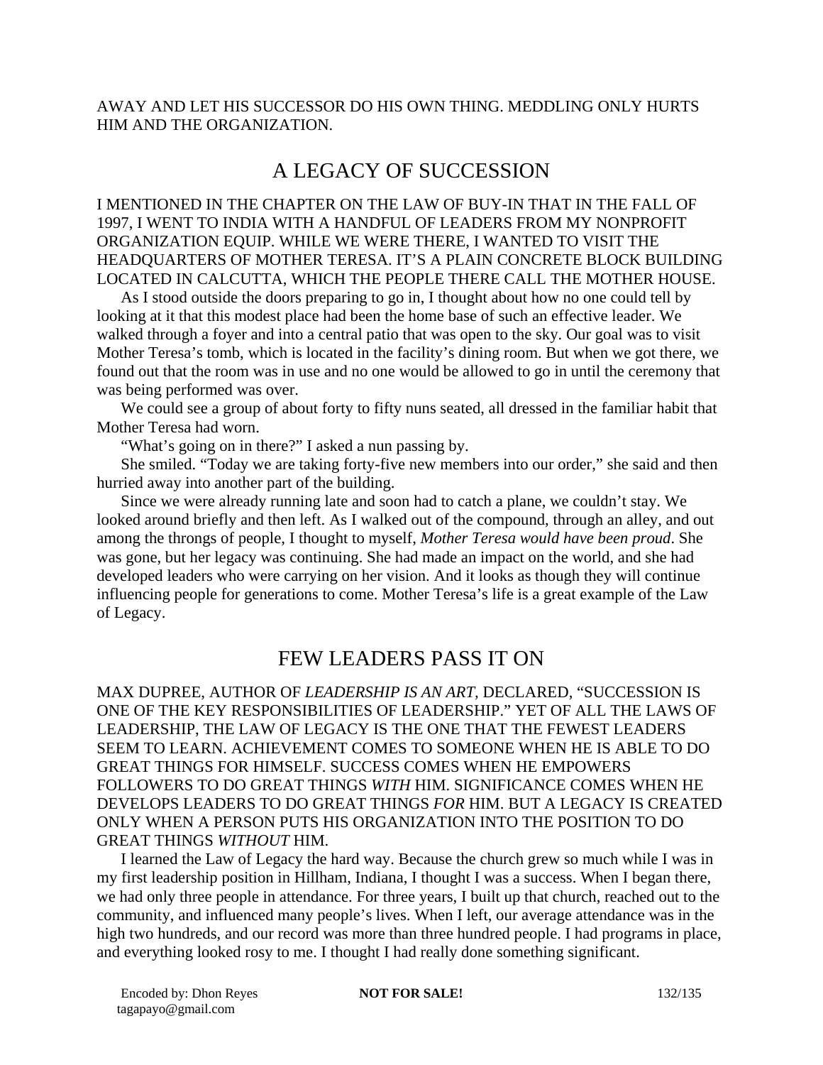AWAY AND LET HIS SUCCESSOR DO HIS OWN THING. MEDDLING ONLY HURTS HIM AND THE ORGANIZATION.

## A LEGACY OF SUCCESSION

I MENTIONED IN THE CHAPTER ON THE LAW OF BUY-IN THAT IN THE FALL OF 1997, I WENT TO INDIA WITH A HANDFUL OF LEADERS FROM MY NONPROFIT ORGANIZATION EQUIP. WHILE WE WERE THERE, I WANTED TO VISIT THE HEADQUARTERS OF MOTHER TERESA. IT'S A PLAIN CONCRETE BLOCK BUILDING LOCATED IN CALCUTTA, WHICH THE PEOPLE THERE CALL THE MOTHER HOUSE.

As I stood outside the doors preparing to go in, I thought about how no one could tell by looking at it that this modest place had been the home base of such an effective leader. We walked through a foyer and into a central patio that was open to the sky. Our goal was to visit Mother Teresa's tomb, which is located in the facility's dining room. But when we got there, we found out that the room was in use and no one would be allowed to go in until the ceremony that was being performed was over.

We could see a group of about forty to fifty nuns seated, all dressed in the familiar habit that Mother Teresa had worn.

"What's going on in there?" I asked a nun passing by.

She smiled. "Today we are taking forty-five new members into our order," she said and then hurried away into another part of the building.

Since we were already running late and soon had to catch a plane, we couldn't stay. We looked around briefly and then left. As I walked out of the compound, through an alley, and out among the throngs of people, I thought to myself, *Mother Teresa would have been proud*. She was gone, but her legacy was continuing. She had made an impact on the world, and she had developed leaders who were carrying on her vision. And it looks as though they will continue influencing people for generations to come. Mother Teresa's life is a great example of the Law of Legacy.

## FEW LEADERS PASS IT ON

MAX DUPREE, AUTHOR OF *LEADERSHIP IS AN ART*, DECLARED, "SUCCESSION IS ONE OF THE KEY RESPONSIBILITIES OF LEADERSHIP." YET OF ALL THE LAWS OF LEADERSHIP, THE LAW OF LEGACY IS THE ONE THAT THE FEWEST LEADERS SEEM TO LEARN. ACHIEVEMENT COMES TO SOMEONE WHEN HE IS ABLE TO DO GREAT THINGS FOR HIMSELF. SUCCESS COMES WHEN HE EMPOWERS FOLLOWERS TO DO GREAT THINGS *WITH* HIM. SIGNIFICANCE COMES WHEN HE DEVELOPS LEADERS TO DO GREAT THINGS *FOR* HIM. BUT A LEGACY IS CREATED ONLY WHEN A PERSON PUTS HIS ORGANIZATION INTO THE POSITION TO DO GREAT THINGS *WITHOUT* HIM.

I learned the Law of Legacy the hard way. Because the church grew so much while I was in my first leadership position in Hillham, Indiana, I thought I was a success. When I began there, we had only three people in attendance. For three years, I built up that church, reached out to the community, and influenced many people's lives. When I left, our average attendance was in the high two hundreds, and our record was more than three hundred people. I had programs in place, and everything looked rosy to me. I thought I had really done something significant.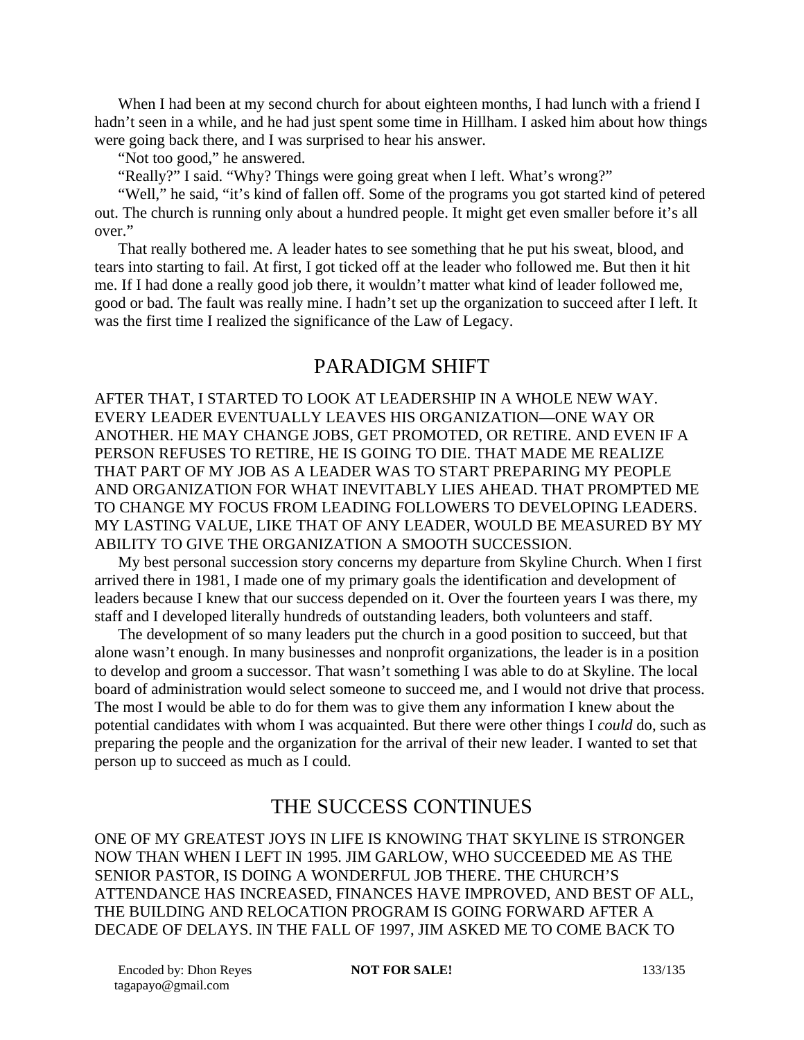When I had been at my second church for about eighteen months, I had lunch with a friend I hadn't seen in a while, and he had just spent some time in Hillham. I asked him about how things were going back there, and I was surprised to hear his answer.

"Not too good," he answered.

"Really?" I said. "Why? Things were going great when I left. What's wrong?"

"Well," he said, "it's kind of fallen off. Some of the programs you got started kind of petered out. The church is running only about a hundred people. It might get even smaller before it's all over."

That really bothered me. A leader hates to see something that he put his sweat, blood, and tears into starting to fail. At first, I got ticked off at the leader who followed me. But then it hit me. If I had done a really good job there, it wouldn't matter what kind of leader followed me, good or bad. The fault was really mine. I hadn't set up the organization to succeed after I left. It was the first time I realized the significance of the Law of Legacy.

## PARADIGM SHIFT

AFTER THAT, I STARTED TO LOOK AT LEADERSHIP IN A WHOLE NEW WAY. EVERY LEADER EVENTUALLY LEAVES HIS ORGANIZATION—ONE WAY OR ANOTHER. HE MAY CHANGE JOBS, GET PROMOTED, OR RETIRE. AND EVEN IF A PERSON REFUSES TO RETIRE, HE IS GOING TO DIE. THAT MADE ME REALIZE THAT PART OF MY JOB AS A LEADER WAS TO START PREPARING MY PEOPLE AND ORGANIZATION FOR WHAT INEVITABLY LIES AHEAD. THAT PROMPTED ME TO CHANGE MY FOCUS FROM LEADING FOLLOWERS TO DEVELOPING LEADERS. MY LASTING VALUE, LIKE THAT OF ANY LEADER, WOULD BE MEASURED BY MY ABILITY TO GIVE THE ORGANIZATION A SMOOTH SUCCESSION.

My best personal succession story concerns my departure from Skyline Church. When I first arrived there in 1981, I made one of my primary goals the identification and development of leaders because I knew that our success depended on it. Over the fourteen years I was there, my staff and I developed literally hundreds of outstanding leaders, both volunteers and staff.

The development of so many leaders put the church in a good position to succeed, but that alone wasn't enough. In many businesses and nonprofit organizations, the leader is in a position to develop and groom a successor. That wasn't something I was able to do at Skyline. The local board of administration would select someone to succeed me, and I would not drive that process. The most I would be able to do for them was to give them any information I knew about the potential candidates with whom I was acquainted. But there were other things I *could* do, such as preparing the people and the organization for the arrival of their new leader. I wanted to set that person up to succeed as much as I could.

## THE SUCCESS CONTINUES

ONE OF MY GREATEST JOYS IN LIFE IS KNOWING THAT SKYLINE IS STRONGER NOW THAN WHEN I LEFT IN 1995. JIM GARLOW, WHO SUCCEEDED ME AS THE SENIOR PASTOR, IS DOING A WONDERFUL JOB THERE. THE CHURCH'S ATTENDANCE HAS INCREASED, FINANCES HAVE IMPROVED, AND BEST OF ALL, THE BUILDING AND RELOCATION PROGRAM IS GOING FORWARD AFTER A DECADE OF DELAYS. IN THE FALL OF 1997, JIM ASKED ME TO COME BACK TO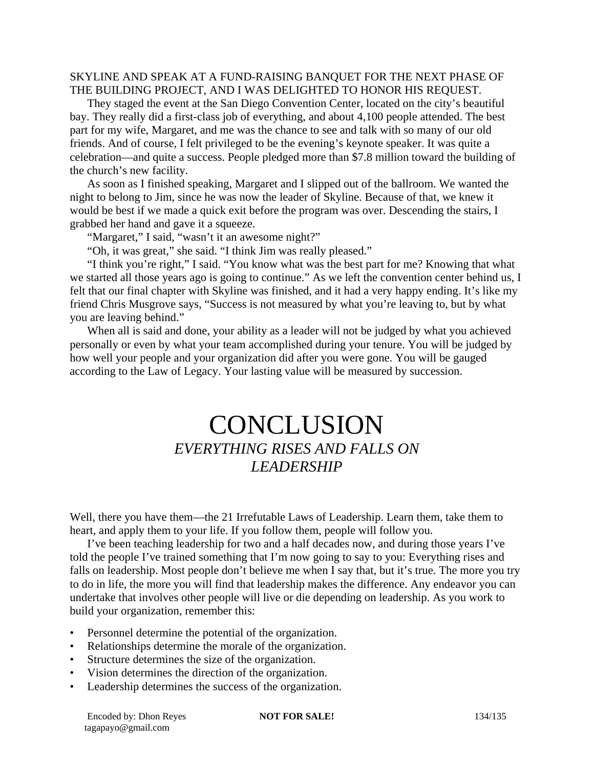SKYLINE AND SPEAK AT A FUND-RAISING BANQUET FOR THE NEXT PHASE OF THE BUILDING PROJECT, AND I WAS DELIGHTED TO HONOR HIS REQUEST.

They staged the event at the San Diego Convention Center, located on the city's beautiful bay. They really did a first-class job of everything, and about 4,100 people attended. The best part for my wife, Margaret, and me was the chance to see and talk with so many of our old friends. And of course, I felt privileged to be the evening's keynote speaker. It was quite a celebration—and quite a success. People pledged more than $7.8 million toward the building of the church's new facility.

As soon as I finished speaking, Margaret and I slipped out of the ballroom. We wanted the night to belong to Jim, since he was now the leader of Skyline. Because of that, we knew it would be best if we made a quick exit before the program was over. Descending the stairs, I grabbed her hand and gave it a squeeze.

"Margaret," I said, "wasn't it an awesome night?"

"Oh, it was great," she said. "I think Jim was really pleased."

"I think you're right," I said. "You know what was the best part for me? Knowing that what we started all those years ago is going to continue." As we left the convention center behind us, I felt that our final chapter with Skyline was finished, and it had a very happy ending. It's like my friend Chris Musgrove says, "Success is not measured by what you're leaving to, but by what you are leaving behind."

When all is said and done, your ability as a leader will not be judged by what you achieved personally or even by what your team accomplished during your tenure. You will be judged by how well your people and your organization did after you were gone. You will be gauged according to the Law of Legacy. Your lasting value will be measured by succession.

# CONCLUSION

## *EVERYTHING RISES AND FALLS ON LEADERSHIP*

Well, there you have them—the 21 Irrefutable Laws of Leadership. Learn them, take them to heart, and apply them to your life. If you follow them, people will follow you.

I've been teaching leadership for two and a half decades now, and during those years I've told the people I've trained something that I'm now going to say to you: Everything rises and falls on leadership. Most people don't believe me when I say that, but it's true. The more you try to do in life, the more you will find that leadership makes the difference. Any endeavor you can undertake that involves other people will live or die depending on leadership. As you work to build your organization, remember this:

- Personnel determine the potential of the organization.
- Relationships determine the morale of the organization.
- Structure determines the size of the organization.
- Vision determines the direction of the organization.
- Leadership determines the success of the organization.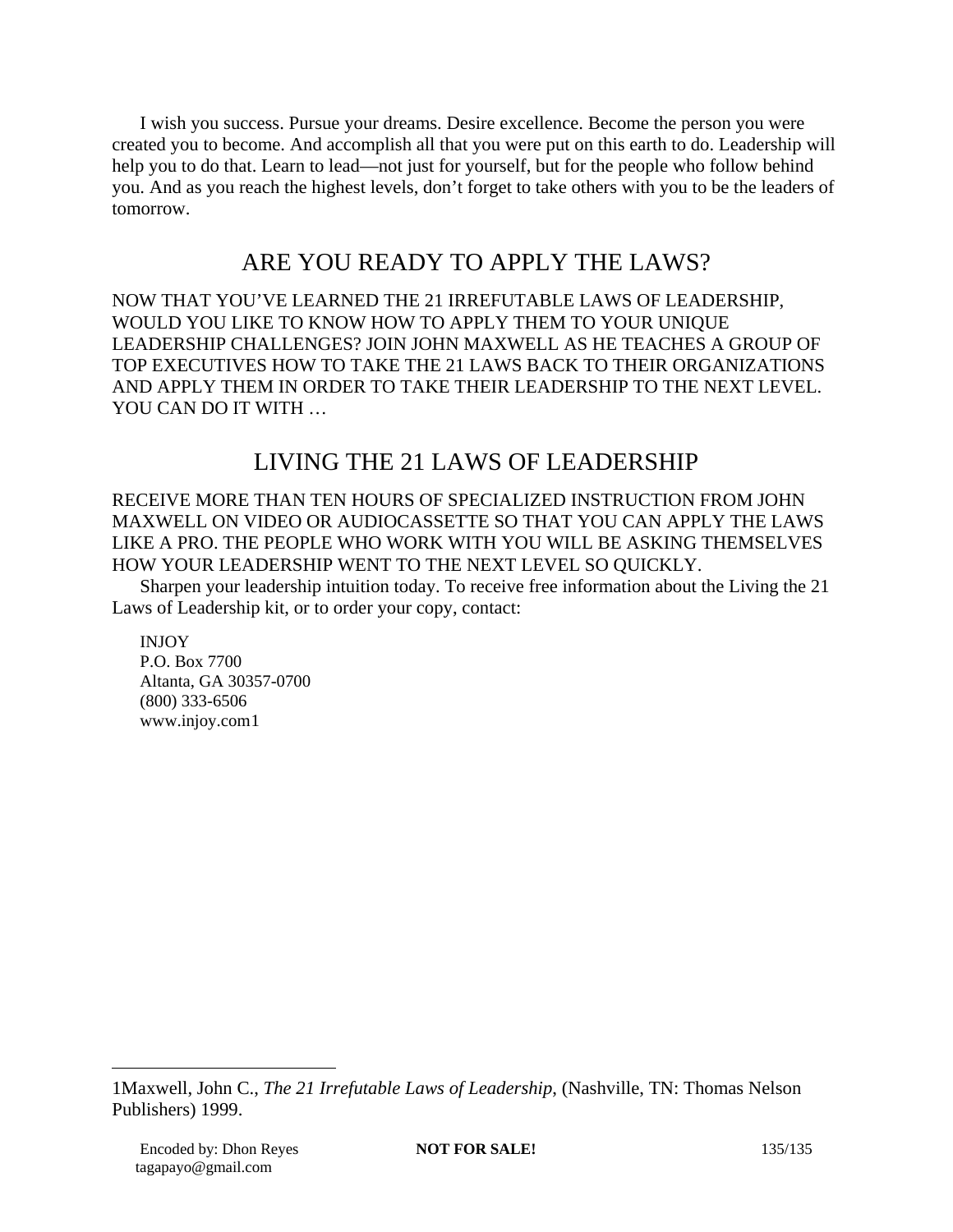I wish you success. Pursue your dreams. Desire excellence. Become the person you were created you to become. And accomplish all that you were put on this earth to do. Leadership will help you to do that. Learn to lead—not just for yourself, but for the people who follow behind you. And as you reach the highest levels, don't forget to take others with you to be the leaders of tomorrow.

## ARE YOU READY TO APPLY THE LAWS?

NOW THAT YOU'VE LEARNED THE 21 IRREFUTABLE LAWS OF LEADERSHIP, WOULD YOU LIKE TO KNOW HOW TO APPLY THEM TO YOUR UNIQUE LEADERSHIP CHALLENGES? JOIN JOHN MAXWELL AS HE TEACHES A GROUP OF TOP EXECUTIVES HOW TO TAKE THE 21 LAWS BACK TO THEIR ORGANIZATIONS AND APPLY THEM IN ORDER TO TAKE THEIR LEADERSHIP TO THE NEXT LEVEL. YOU CAN DO IT WITH …

## LIVING THE 21 LAWS OF LEADERSHIP

RECEIVE MORE THAN TEN HOURS OF SPECIALIZED INSTRUCTION FROM JOHN MAXWELL ON VIDEO OR AUDIOCASSETTE SO THAT YOU CAN APPLY THE LAWS LIKE A PRO. THE PEOPLE WHO WORK WITH YOU WILL BE ASKING THEMSELVES HOW YOUR LEADERSHIP WENT TO THE NEXT LEVEL SO QUICKLY.

Sharpen your leadership intuition today. To receive free information about the Living the 21 Laws of Leadership kit, or to order your copy, contact:

INJOY  
P.O. Box 7700  
Altanta, GA 30357-0700  
(800) 333-6506  
www.injoy.com[1]

---

[1] Maxwell, John C., *The 21 Irrefutable Laws of Leadership*, (Nashville, TN: Thomas Nelson Publishers) 1999.